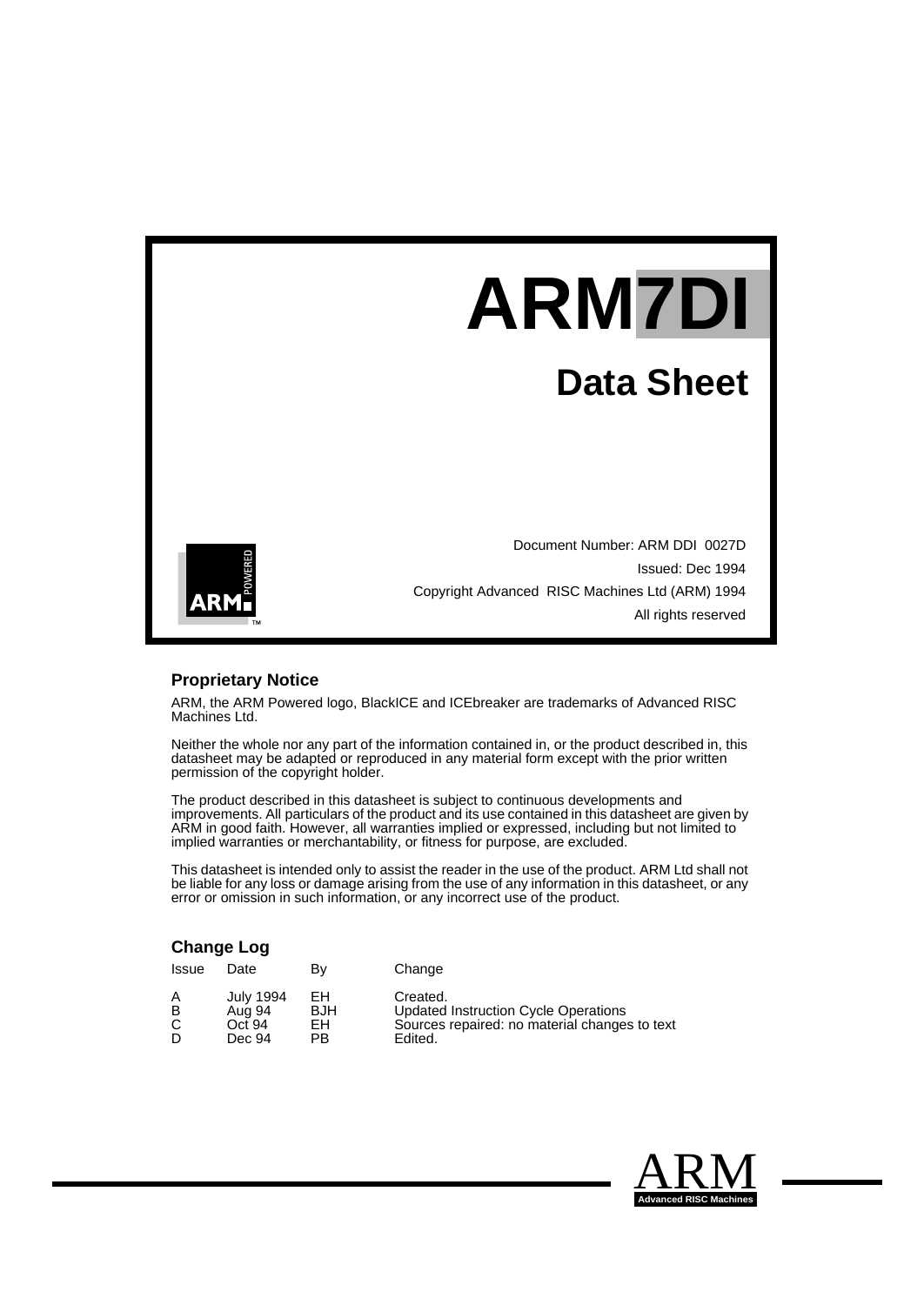# ARM7DI

## Data Sheet

Document Number: ARM DDI 0027D

Issued: Dec 1994

Copyright Advanced RISC Machines Ltd (ARM) 1994

All rights reserved

### Proprietary Notice

ARM, the ARM Powered logo, BlackICE and ICEbreaker are trademarks of Advanced RISC Machines Ltd.

Neither the whole nor any part of the information contained in, or the product described in, this datasheet may be adapted or reproduced in any material form except with the prior written permission of the copyright holder.

The product described in this datasheet is subject to continuous developments and improvements. All particulars of the product and its use contained in this datasheet are given by ARM in good faith. However, all warranties implied or expressed, including but not limited to implied warranties or merchantability, or fitness for purpose, are excluded.

This datasheet is intended only to assist the reader in the use of the product. ARM Ltd shall not be liable for any loss or damage arising from the use of any information in this datasheet, or any error or omission in such information, or any incorrect use of the product.

### Change Log

| Issue | Date | By | Change |
|---|---|---|---|
| A | July 1994 | EH | Created. |
| B | Aug 94 | BJH | Updated Instruction Cycle Operations |
| C | Oct 94 | EH | Sources repaired: no material changes to text |
| D | Dec 94 | PB | Edited. |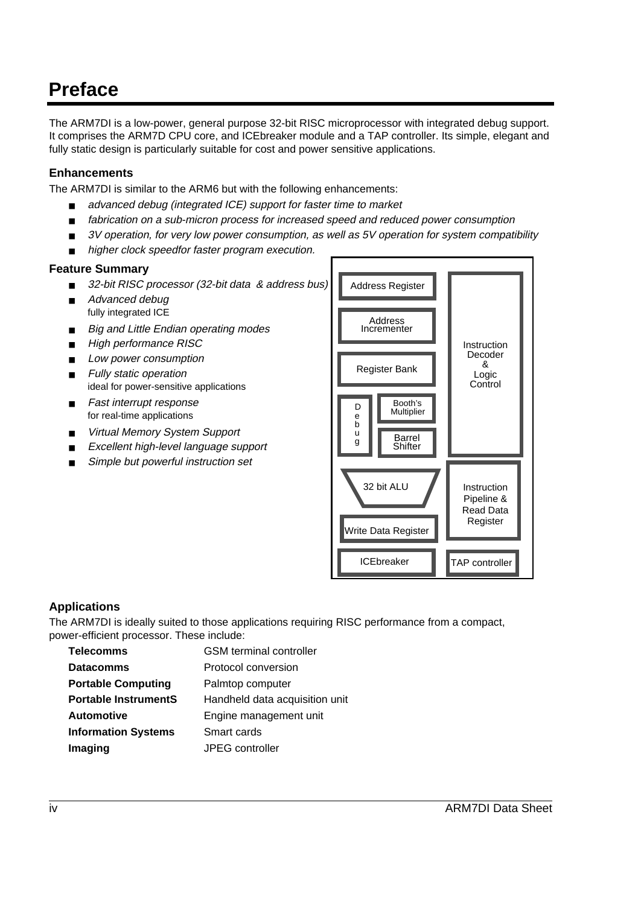# Preface

The ARM7DI is a low-power, general purpose 32-bit RISC microprocessor with integrated debug support. It comprises the ARM7D CPU core, and ICEbreaker module and a TAP controller. Its simple, elegant and fully static design is particularly suitable for cost and power sensitive applications.

### Enhancements

The ARM7DI is similar to the ARM6 but with the following enhancements:

- *advanced debug (integrated ICE) support for faster time to market*
- *fabrication on a sub-micron process for increased speed and reduced power consumption*
- *3V operation, for very low power consumption, as well as 5V operation for system compatibility*
- *higher clock speedfor faster program execution.*

### Feature Summary

- *32-bit RISC processor (32-bit data & address bus)*
- *Advanced debug*
  fully integrated ICE
- *Big and Little Endian operating modes*
- *High performance RISC*
- *Low power consumption*
- *Fully static operation*
  ideal for power-sensitive applications
- *Fast interrupt response*
  for real-time applications
- *Virtual Memory System Support*
- *Excellent high-level language support*
- *Simple but powerful instruction set*

Address Register
Address Incrementer
Register Bank
Debug
Booth's Multiplier
Barrel Shifter
32 bit ALU
Write Data Register
ICEbreaker
Instruction Decoder & Logic Control
Instruction Pipeline & Read Data Register
TAP controller

### Applications

The ARM7DI is ideally suited to those applications requiring RISC performance from a compact, power-efficient processor. These include:

| | |
|---|---|
| **Telecomms** | GSM terminal controller |
| **Datacomms** | Protocol conversion |
| **Portable Computing** | Palmtop computer |
| **Portable InstrumentS** | Handheld data acquisition unit |
| **Automotive** | Engine management unit |
| **Information Systems** | Smart cards |
| **Imaging** | JPEG controller |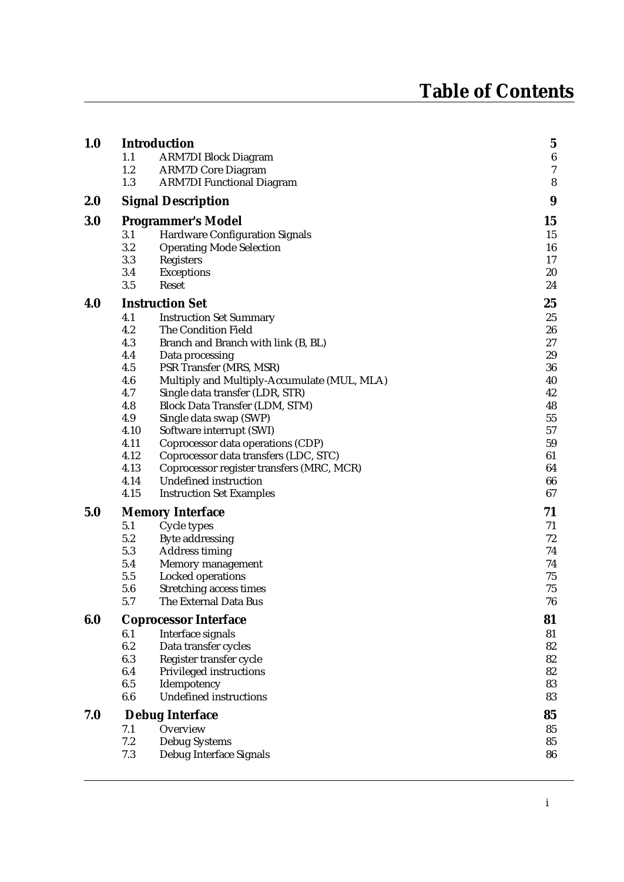# Table of Contents

| | | | |
|---|---|---|---|
| **1.0** | **Introduction** | | **5** |
| | 1.1 | ARM7DI Block Diagram | 6 |
| | 1.2 | ARM7D Core Diagram | 7 |
| | 1.3 | ARM7DI Functional Diagram | 8 |
| **2.0** | **Signal Description** | | **9** |
| **3.0** | **Programmer's Model** | | **15** |
| | 3.1 | Hardware Configuration Signals | 15 |
| | 3.2 | Operating Mode Selection | 16 |
| | 3.3 | Registers | 17 |
| | 3.4 | Exceptions | 20 |
| | 3.5 | Reset | 24 |
| **4.0** | **Instruction Set** | | **25** |
| | 4.1 | Instruction Set Summary | 25 |
| | 4.2 | The Condition Field | 26 |
| | 4.3 | Branch and Branch with link (B, BL) | 27 |
| | 4.4 | Data processing | 29 |
| | 4.5 | PSR Transfer (MRS, MSR) | 36 |
| | 4.6 | Multiply and Multiply-Accumulate (MUL, MLA) | 40 |
| | 4.7 | Single data transfer (LDR, STR) | 42 |
| | 4.8 | Block Data Transfer (LDM, STM) | 48 |
| | 4.9 | Single data swap (SWP) | 55 |
| | 4.10 | Software interrupt (SWI) | 57 |
| | 4.11 | Coprocessor data operations (CDP) | 59 |
| | 4.12 | Coprocessor data transfers (LDC, STC) | 61 |
| | 4.13 | Coprocessor register transfers (MRC, MCR) | 64 |
| | 4.14 | Undefined instruction | 66 |
| | 4.15 | Instruction Set Examples | 67 |
| **5.0** | **Memory Interface** | | **71** |
| | 5.1 | Cycle types | 71 |
| | 5.2 | Byte addressing | 72 |
| | 5.3 | Address timing | 74 |
| | 5.4 | Memory management | 74 |
| | 5.5 | Locked operations | 75 |
| | 5.6 | Stretching access times | 75 |
| | 5.7 | The External Data Bus | 76 |
| **6.0** | **Coprocessor Interface** | | **81** |
| | 6.1 | Interface signals | 81 |
| | 6.2 | Data transfer cycles | 82 |
| | 6.3 | Register transfer cycle | 82 |
| | 6.4 | Privileged instructions | 82 |
| | 6.5 | Idempotency | 83 |
| | 6.6 | Undefined instructions | 83 |
| **7.0** | **Debug Interface** | | **85** |
| | 7.1 | Overview | 85 |
| | 7.2 | Debug Systems | 85 |
| | 7.3 | Debug Interface Signals | 86 |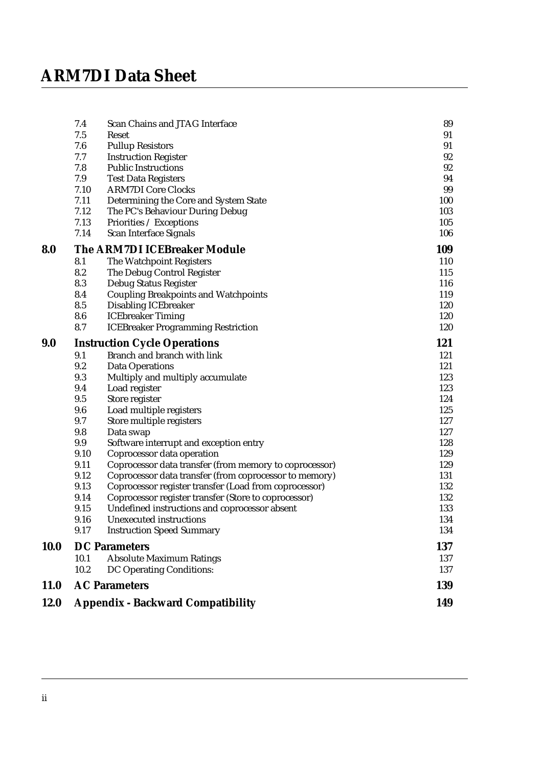| | | |
|---|---|---|
| 7.4 | Scan Chains and JTAG Interface | 89 |
| 7.5 | Reset | 91 |
| 7.6 | Pullup Resistors | 91 |
| 7.7 | Instruction Register | 92 |
| 7.8 | Public Instructions | 92 |
| 7.9 | Test Data Registers | 94 |
| 7.10 | ARM7DI Core Clocks | 99 |
| 7.11 | Determining the Core and System State | 100 |
| 7.12 | The PC's Behaviour During Debug | 103 |
| 7.13 | Priorities / Exceptions | 105 |
| 7.14 | Scan Interface Signals | 106 |
| **8.0** | **The ARM7DI ICEBreaker Module** | **109** |
| 8.1 | The Watchpoint Registers | 110 |
| 8.2 | The Debug Control Register | 115 |
| 8.3 | Debug Status Register | 116 |
| 8.4 | Coupling Breakpoints and Watchpoints | 119 |
| 8.5 | Disabling ICEbreaker | 120 |
| 8.6 | ICEbreaker Timing | 120 |
| 8.7 | ICEBreaker Programming Restriction | 120 |
| **9.0** | **Instruction Cycle Operations** | **121** |
| 9.1 | Branch and branch with link | 121 |
| 9.2 | Data Operations | 121 |
| 9.3 | Multiply and multiply accumulate | 123 |
| 9.4 | Load register | 123 |
| 9.5 | Store register | 124 |
| 9.6 | Load multiple registers | 125 |
| 9.7 | Store multiple registers | 127 |
| 9.8 | Data swap | 127 |
| 9.9 | Software interrupt and exception entry | 128 |
| 9.10 | Coprocessor data operation | 129 |
| 9.11 | Coprocessor data transfer (from memory to coprocessor) | 129 |
| 9.12 | Coprocessor data transfer (from coprocessor to memory) | 131 |
| 9.13 | Coprocessor register transfer (Load from coprocessor) | 132 |
| 9.14 | Coprocessor register transfer (Store to coprocessor) | 132 |
| 9.15 | Undefined instructions and coprocessor absent | 133 |
| 9.16 | Unexecuted instructions | 134 |
| 9.17 | Instruction Speed Summary | 134 |
| **10.0** | **DC Parameters** | **137** |
| 10.1 | Absolute Maximum Ratings | 137 |
| 10.2 | DC Operating Conditions: | 137 |
| **11.0** | **AC Parameters** | **139** |
| **12.0** | **Appendix - Backward Compatibility** | **149** |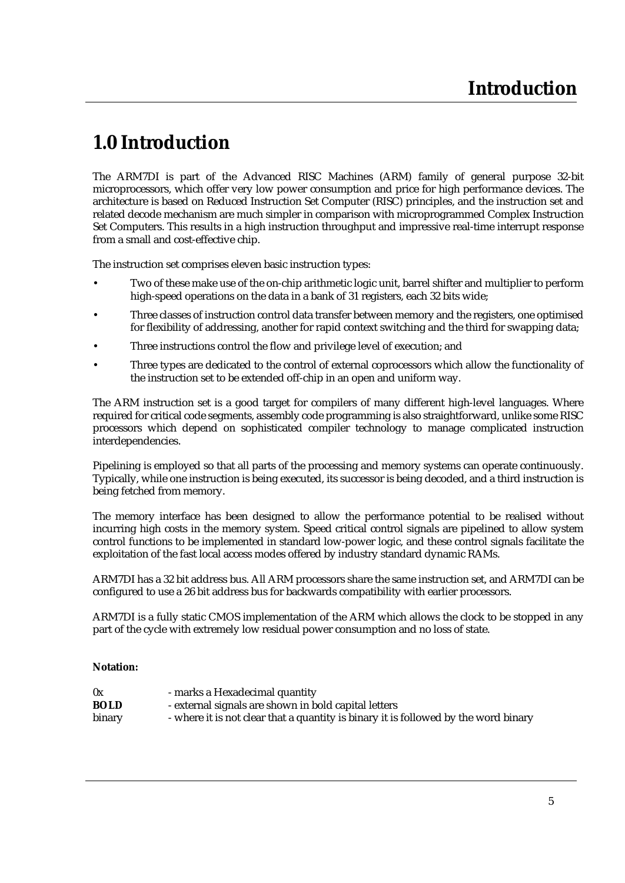# 1.0 Introduction

The ARM7DI is part of the Advanced RISC Machines (ARM) family of general purpose 32-bit microprocessors, which offer very low power consumption and price for high performance devices. The architecture is based on Reduced Instruction Set Computer (RISC) principles, and the instruction set and related decode mechanism are much simpler in comparison with microprogrammed Complex Instruction Set Computers. This results in a high instruction throughput and impressive real-time interrupt response from a small and cost-effective chip.

The instruction set comprises eleven basic instruction types:

- Two of these make use of the on-chip arithmetic logic unit, barrel shifter and multiplier to perform high-speed operations on the data in a bank of 31 registers, each 32 bits wide;
- Three classes of instruction control data transfer between memory and the registers, one optimised for flexibility of addressing, another for rapid context switching and the third for swapping data;
- Three instructions control the flow and privilege level of execution; and
- Three types are dedicated to the control of external coprocessors which allow the functionality of the instruction set to be extended off-chip in an open and uniform way.

The ARM instruction set is a good target for compilers of many different high-level languages. Where required for critical code segments, assembly code programming is also straightforward, unlike some RISC processors which depend on sophisticated compiler technology to manage complicated instruction interdependencies.

Pipelining is employed so that all parts of the processing and memory systems can operate continuously. Typically, while one instruction is being executed, its successor is being decoded, and a third instruction is being fetched from memory.

The memory interface has been designed to allow the performance potential to be realised without incurring high costs in the memory system. Speed critical control signals are pipelined to allow system control functions to be implemented in standard low-power logic, and these control signals facilitate the exploitation of the fast local access modes offered by industry standard dynamic RAMs.

ARM7DI has a 32 bit address bus. All ARM processors share the same instruction set, and ARM7DI can be configured to use a 26 bit address bus for backwards compatibility with earlier processors.

ARM7DI is a fully static CMOS implementation of the ARM which allows the clock to be stopped in any part of the cycle with extremely low residual power consumption and no loss of state.

**Notation:**

| | |
|---|---|
| 0x | - marks a Hexadecimal quantity |
| **BOLD** | - external signals are shown in bold capital letters |
| binary | - where it is not clear that a quantity is binary it is followed by the word binary |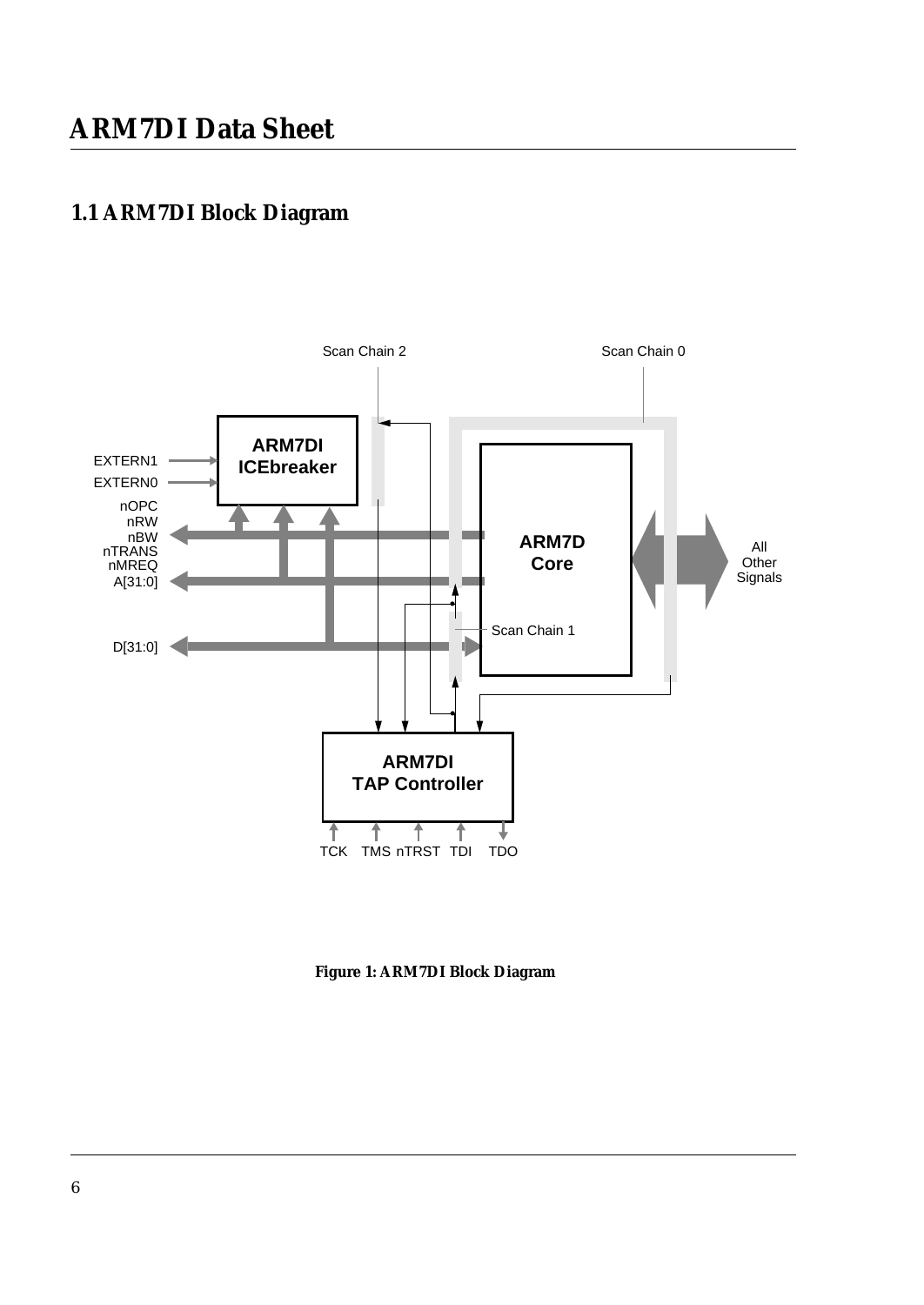# ARM7DI Data Sheet

## 1.1 ARM7DI Block Diagram

Figure 1: ARM7DI Block Diagram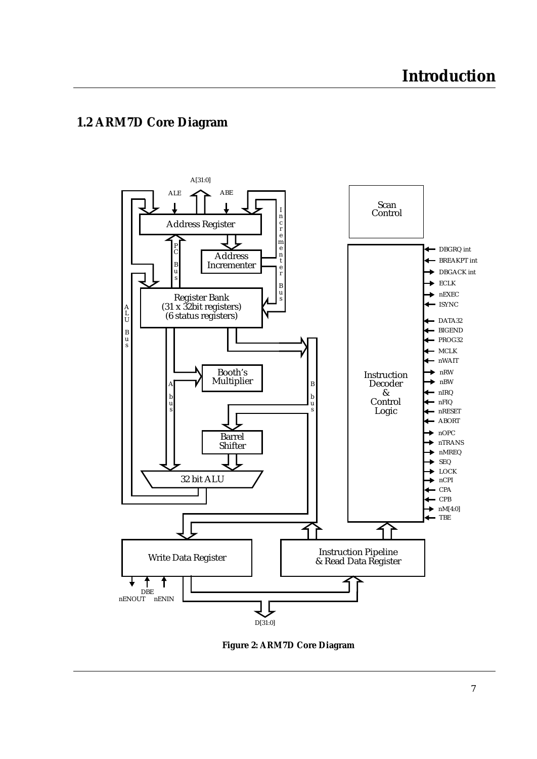## 1.2 ARM7D Core Diagram

**Figure 2: ARM7D Core Diagram**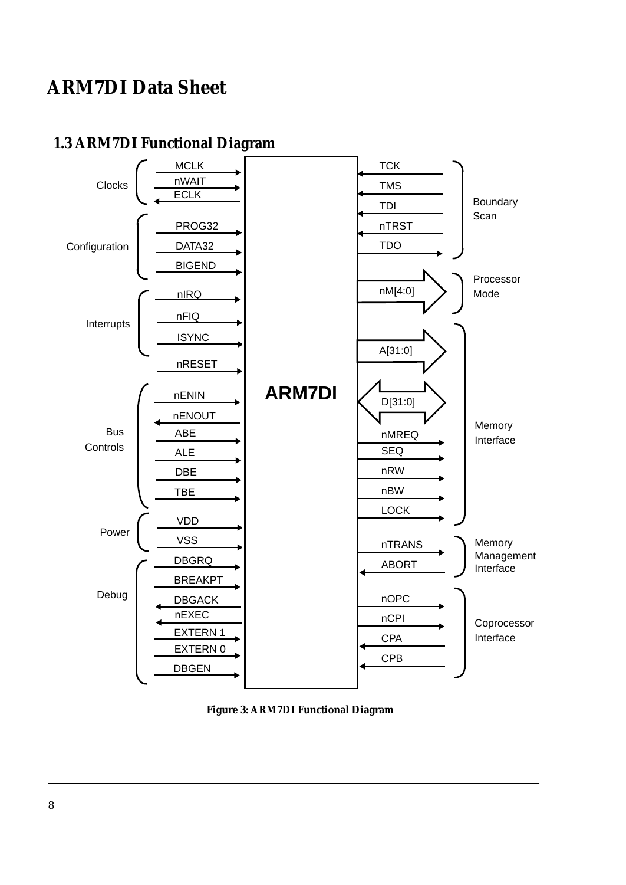## 1.3 ARM7DI Functional Diagram

**Figure 3: ARM7DI Functional Diagram**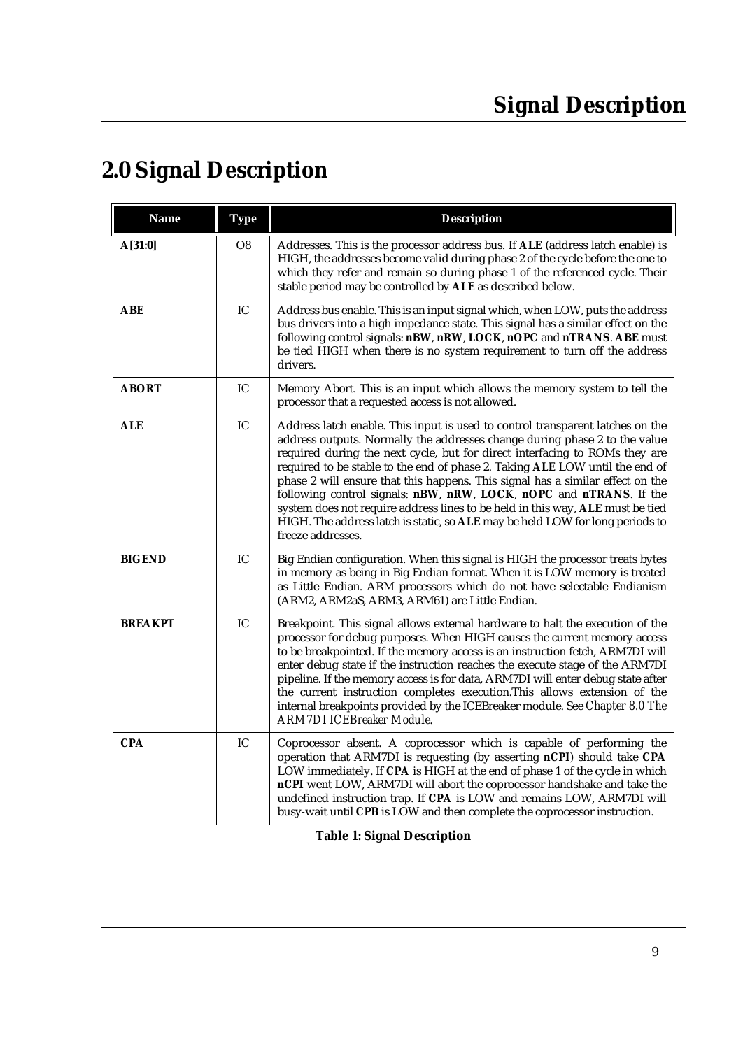# 2.0 Signal Description

| Name | Type | Description |
|---|---|---|
| **A[31:0]** | O8 | Addresses. This is the processor address bus. If **ALE** (address latch enable) is HIGH, the addresses become valid during phase 2 of the cycle before the one to which they refer and remain so during phase 1 of the referenced cycle. Their stable period may be controlled by **ALE** as described below. |
| **ABE** | IC | Address bus enable. This is an input signal which, when LOW, puts the address bus drivers into a high impedance state. This signal has a similar effect on the following control signals: **nBW**, **nRW**, **LOCK**, **nOPC** and **nTRANS**. **ABE** must be tied HIGH when there is no system requirement to turn off the address drivers. |
| **ABORT** | IC | Memory Abort. This is an input which allows the memory system to tell the processor that a requested access is not allowed. |
| **ALE** | IC | Address latch enable. This input is used to control transparent latches on the address outputs. Normally the addresses change during phase 2 to the value required during the next cycle, but for direct interfacing to ROMs they are required to be stable to the end of phase 2. Taking **ALE** LOW until the end of phase 2 will ensure that this happens. This signal has a similar effect on the following control signals: **nBW**, **nRW**, **LOCK**, **nOPC** and **nTRANS**. If the system does not require address lines to be held in this way, **ALE** must be tied HIGH. The address latch is static, so **ALE** may be held LOW for long periods to freeze addresses. |
| **BIGEND** | IC | Big Endian configuration. When this signal is HIGH the processor treats bytes in memory as being in Big Endian format. When it is LOW memory is treated as Little Endian. ARM processors which do not have selectable Endianism (ARM2, ARM2aS, ARM3, ARM61) are Little Endian. |
| **BREAKPT** | IC | Breakpoint. This signal allows external hardware to halt the execution of the processor for debug purposes. When HIGH causes the current memory access to be breakpointed. If the memory access is an instruction fetch, ARM7DI will enter debug state if the instruction reaches the execute stage of the ARM7DI pipeline. If the memory access is for data, ARM7DI will enter debug state after the current instruction completes execution.This allows extension of the internal breakpoints provided by the ICEBreaker module. See *Chapter 8.0 The ARM7DI ICEBreaker Module*. |
| **CPA** | IC | Coprocessor absent. A coprocessor which is capable of performing the operation that ARM7DI is requesting (by asserting **nCPI**) should take **CPA** LOW immediately. If **CPA** is HIGH at the end of phase 1 of the cycle in which **nCPI** went LOW, ARM7DI will abort the coprocessor handshake and take the undefined instruction trap. If **CPA** is LOW and remains LOW, ARM7DI will busy-wait until **CPB** is LOW and then complete the coprocessor instruction. |

**Table 1: Signal Description**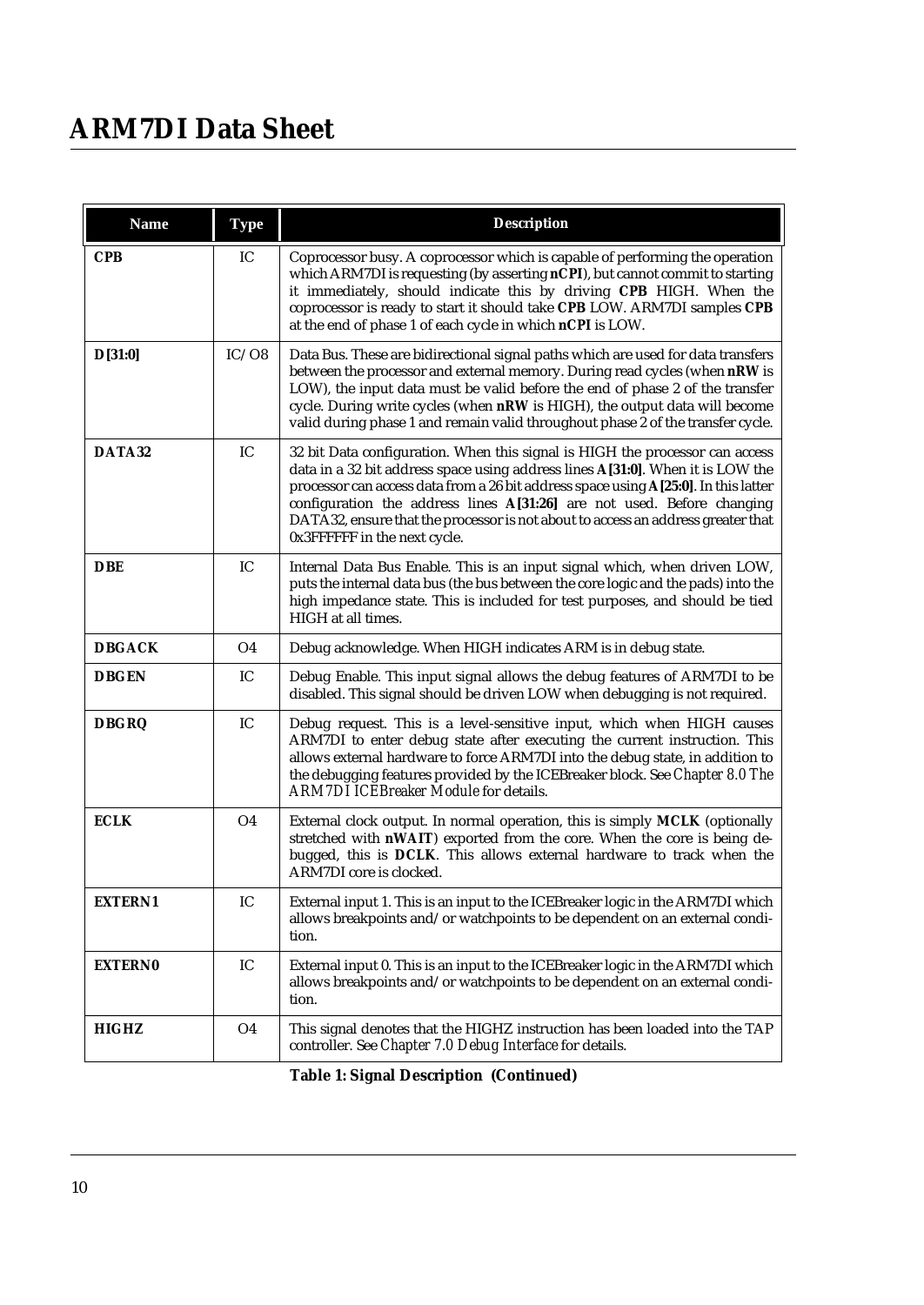| Name | Type | Description |
|---|---|---|
| **CPB** | IC | Coprocessor busy. A coprocessor which is capable of performing the operation which ARM7DI is requesting (by asserting **nCPI**), but cannot commit to starting it immediately, should indicate this by driving **CPB** HIGH. When the coprocessor is ready to start it should take **CPB** LOW. ARM7DI samples **CPB** at the end of phase 1 of each cycle in which **nCPI** is LOW. |
| **D[31:0]** | IC/O8 | Data Bus. These are bidirectional signal paths which are used for data transfers between the processor and external memory. During read cycles (when **nRW** is LOW), the input data must be valid before the end of phase 2 of the transfer cycle. During write cycles (when **nRW** is HIGH), the output data will become valid during phase 1 and remain valid throughout phase 2 of the transfer cycle. |
| **DATA32** | IC | 32 bit Data configuration. When this signal is HIGH the processor can access data in a 32 bit address space using address lines **A[31:0]**. When it is LOW the processor can access data from a 26 bit address space using **A[25:0]**. In this latter configuration the address lines **A[31:26]** are not used. Before changing DATA32, ensure that the processor is not about to access an address greater that 0x3FFFFFF in the next cycle. |
| **DBE** | IC | Internal Data Bus Enable. This is an input signal which, when driven LOW, puts the internal data bus (the bus between the core logic and the pads) into the high impedance state. This is included for test purposes, and should be tied HIGH at all times. |
| **DBGACK** | O4 | Debug acknowledge. When HIGH indicates ARM is in debug state. |
| **DBGEN** | IC | Debug Enable. This input signal allows the debug features of ARM7DI to be disabled. This signal should be driven LOW when debugging is not required. |
| **DBGRQ** | IC | Debug request. This is a level-sensitive input, which when HIGH causes ARM7DI to enter debug state after executing the current instruction. This allows external hardware to force ARM7DI into the debug state, in addition to the debugging features provided by the ICEBreaker block. See *Chapter 8.0 The ARM7DI ICEBreaker Module* for details. |
| **ECLK** | O4 | External clock output. In normal operation, this is simply **MCLK** (optionally stretched with **nWAIT**) exported from the core. When the core is being debugged, this is **DCLK**. This allows external hardware to track when the ARM7DI core is clocked. |
| **EXTERN1** | IC | External input 1. This is an input to the ICEBreaker logic in the ARM7DI which allows breakpoints and/or watchpoints to be dependent on an external condition. |
| **EXTERN0** | IC | External input 0. This is an input to the ICEBreaker logic in the ARM7DI which allows breakpoints and/or watchpoints to be dependent on an external condition. |
| **HIGHZ** | O4 | This signal denotes that the HIGHZ instruction has been loaded into the TAP controller. See *Chapter 7.0 Debug Interface* for details. |

**Table 1: Signal Description (Continued)**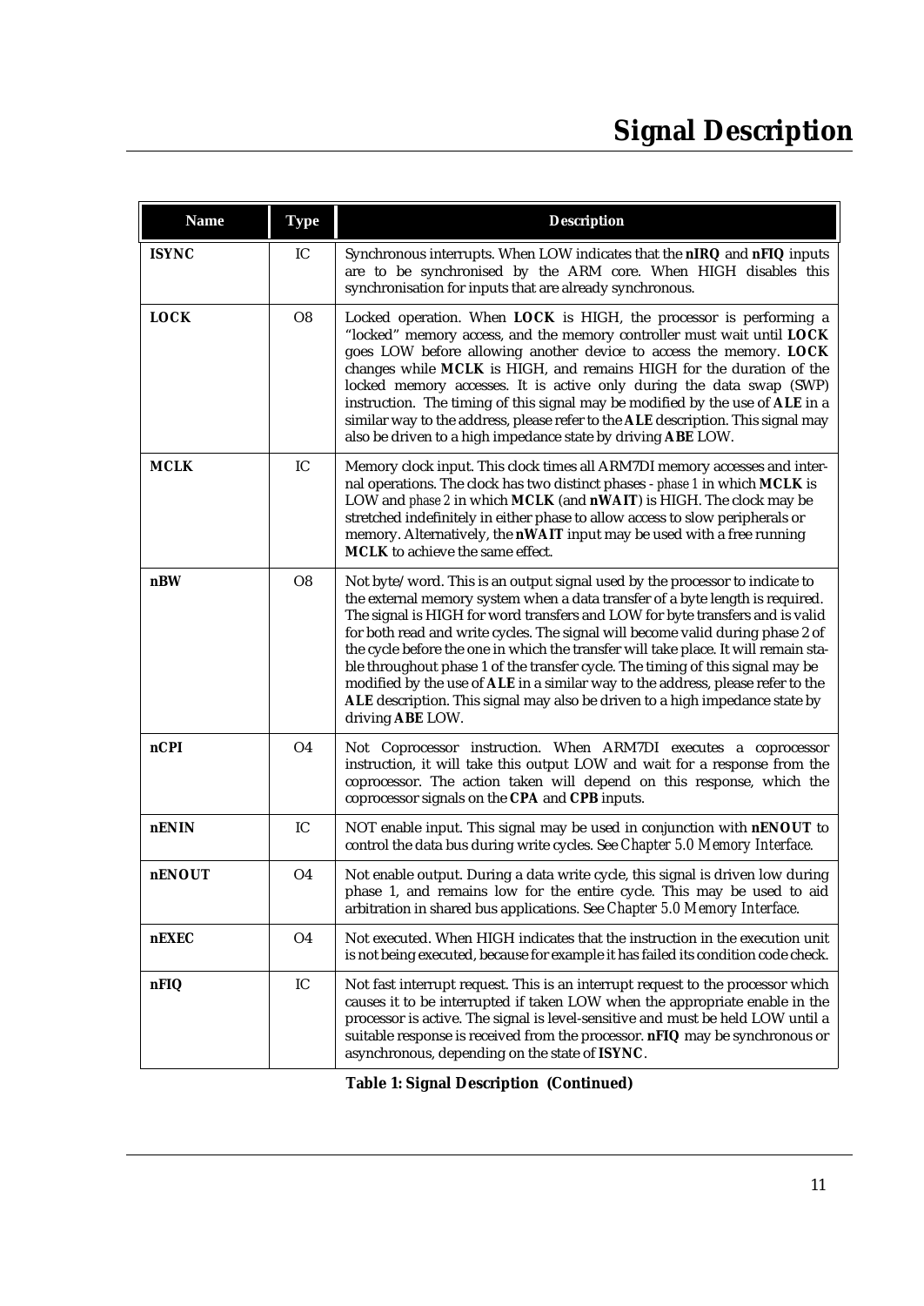| Name | Type | Description |
|---|---|---|
| **ISYNC** | IC | Synchronous interrupts. When LOW indicates that the **nIRQ** and **nFIQ** inputs are to be synchronised by the ARM core. When HIGH disables this synchronisation for inputs that are already synchronous. |
| **LOCK** | O8 | Locked operation. When **LOCK** is HIGH, the processor is performing a "locked" memory access, and the memory controller must wait until **LOCK** goes LOW before allowing another device to access the memory. **LOCK** changes while **MCLK** is HIGH, and remains HIGH for the duration of the locked memory accesses. It is active only during the data swap (SWP) instruction. The timing of this signal may be modified by the use of **ALE** in a similar way to the address, please refer to the **ALE** description. This signal may also be driven to a high impedance state by driving **ABE** LOW. |
| **MCLK** | IC | Memory clock input. This clock times all ARM7DI memory accesses and internal operations. The clock has two distinct phases - *phase 1* in which **MCLK** is LOW and *phase 2* in which **MCLK** (and **nWAIT**) is HIGH. The clock may be stretched indefinitely in either phase to allow access to slow peripherals or memory. Alternatively, the **nWAIT** input may be used with a free running **MCLK** to achieve the same effect. |
| **nBW** | O8 | Not byte/word. This is an output signal used by the processor to indicate to the external memory system when a data transfer of a byte length is required. The signal is HIGH for word transfers and LOW for byte transfers and is valid for both read and write cycles. The signal will become valid during phase 2 of the cycle before the one in which the transfer will take place. It will remain stable throughout phase 1 of the transfer cycle. The timing of this signal may be modified by the use of **ALE** in a similar way to the address, please refer to the **ALE** description. This signal may also be driven to a high impedance state by driving **ABE** LOW. |
| **nCPI** | O4 | Not Coprocessor instruction. When ARM7DI executes a coprocessor instruction, it will take this output LOW and wait for a response from the coprocessor. The action taken will depend on this response, which the coprocessor signals on the **CPA** and **CPB** inputs. |
| **nENIN** | IC | NOT enable input. This signal may be used in conjunction with **nENOUT** to control the data bus during write cycles. See *Chapter 5.0 Memory Interface*. |
| **nENOUT** | O4 | Not enable output. During a data write cycle, this signal is driven low during phase 1, and remains low for the entire cycle. This may be used to aid arbitration in shared bus applications. See *Chapter 5.0 Memory Interface*. |
| **nEXEC** | O4 | Not executed. When HIGH indicates that the instruction in the execution unit is not being executed, because for example it has failed its condition code check. |
| **nFIQ** | IC | Not fast interrupt request. This is an interrupt request to the processor which causes it to be interrupted if taken LOW when the appropriate enable in the processor is active. The signal is level-sensitive and must be held LOW until a suitable response is received from the processor. **nFIQ** may be synchronous or asynchronous, depending on the state of **ISYNC**. |

**Table 1: Signal Description (Continued)**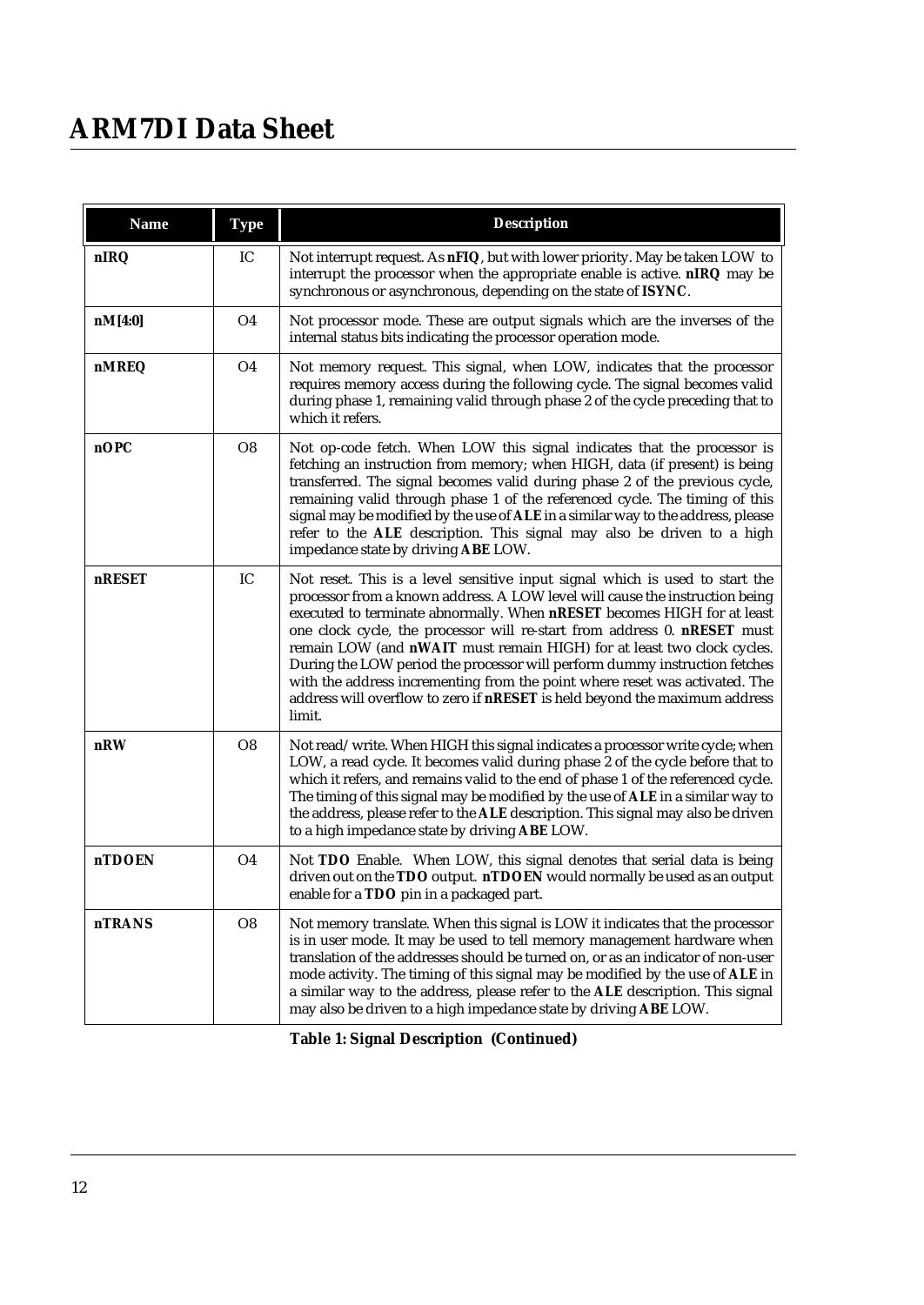| Name | Type | Description |
|---|---|---|
| **nIRQ** | IC | Not interrupt request. As **nFIQ**, but with lower priority. May be taken LOW to interrupt the processor when the appropriate enable is active. **nIRQ** may be synchronous or asynchronous, depending on the state of **ISYNC**. |
| **nM[4:0]** | O4 | Not processor mode. These are output signals which are the inverses of the internal status bits indicating the processor operation mode. |
| **nMREQ** | O4 | Not memory request. This signal, when LOW, indicates that the processor requires memory access during the following cycle. The signal becomes valid during phase 1, remaining valid through phase 2 of the cycle preceding that to which it refers. |
| **nOPC** | O8 | Not op-code fetch. When LOW this signal indicates that the processor is fetching an instruction from memory; when HIGH, data (if present) is being transferred. The signal becomes valid during phase 2 of the previous cycle, remaining valid through phase 1 of the referenced cycle. The timing of this signal may be modified by the use of **ALE** in a similar way to the address, please refer to the **ALE** description. This signal may also be driven to a high impedance state by driving **ABE** LOW. |
| **nRESET** | IC | Not reset. This is a level sensitive input signal which is used to start the processor from a known address. A LOW level will cause the instruction being executed to terminate abnormally. When **nRESET** becomes HIGH for at least one clock cycle, the processor will re-start from address 0. **nRESET** must remain LOW (and **nWAIT** must remain HIGH) for at least two clock cycles. During the LOW period the processor will perform dummy instruction fetches with the address incrementing from the point where reset was activated. The address will overflow to zero if **nRESET** is held beyond the maximum address limit. |
| **nRW** | O8 | Not read/write. When HIGH this signal indicates a processor write cycle; when LOW, a read cycle. It becomes valid during phase 2 of the cycle before that to which it refers, and remains valid to the end of phase 1 of the referenced cycle. The timing of this signal may be modified by the use of **ALE** in a similar way to the address, please refer to the **ALE** description. This signal may also be driven to a high impedance state by driving **ABE** LOW. |
| **nTDOEN** | O4 | Not **TDO** Enable. When LOW, this signal denotes that serial data is being driven out on the **TDO** output. **nTDOEN** would normally be used as an output enable for a **TDO** pin in a packaged part. |
| **nTRANS** | O8 | Not memory translate. When this signal is LOW it indicates that the processor is in user mode. It may be used to tell memory management hardware when translation of the addresses should be turned on, or as an indicator of non-user mode activity. The timing of this signal may be modified by the use of **ALE** in a similar way to the address, please refer to the **ALE** description. This signal may also be driven to a high impedance state by driving **ABE** LOW. |

**Table 1: Signal Description (Continued)**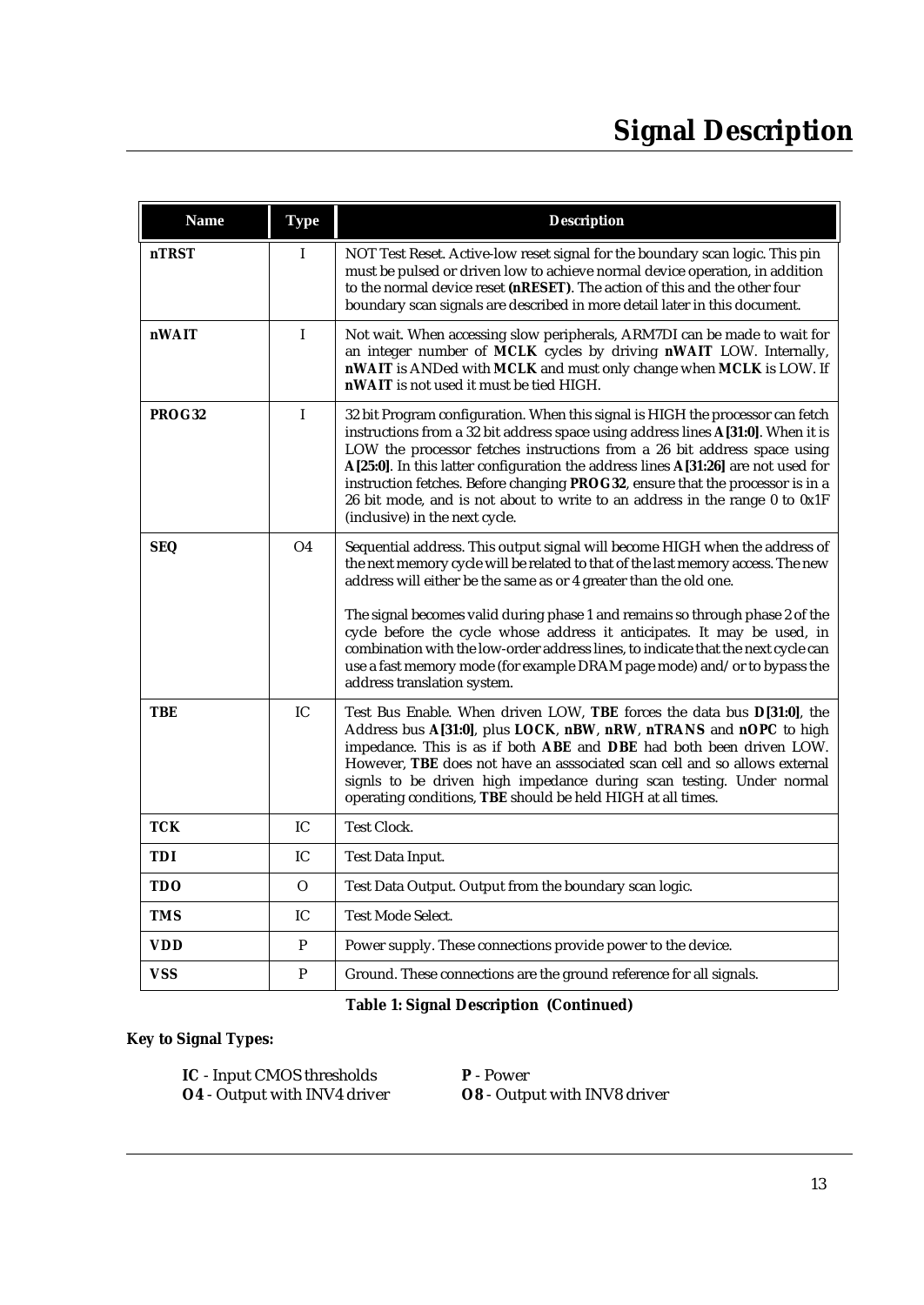# Signal Description

| Name | Type | Description |
|---|---|---|
| **nTRST** | I | NOT Test Reset. Active-low reset signal for the boundary scan logic. This pin must be pulsed or driven low to achieve normal device operation, in addition to the normal device reset **(nRESET)**. The action of this and the other four boundary scan signals are described in more detail later in this document. |
| **nWAIT** | I | Not wait. When accessing slow peripherals, ARM7DI can be made to wait for an integer number of **MCLK** cycles by driving **nWAIT** LOW. Internally, **nWAIT** is ANDed with **MCLK** and must only change when **MCLK** is LOW. If **nWAIT** is not used it must be tied HIGH. |
| **PROG32** | I | 32 bit Program configuration. When this signal is HIGH the processor can fetch instructions from a 32 bit address space using address lines **A[31:0]**. When it is LOW the processor fetches instructions from a 26 bit address space using **A[25:0]**. In this latter configuration the address lines **A[31:26]** are not used for instruction fetches. Before changing **PROG32**, ensure that the processor is in a 26 bit mode, and is not about to write to an address in the range 0 to 0x1F (inclusive) in the next cycle. |
| **SEQ** | O4 | Sequential address. This output signal will become HIGH when the address of the next memory cycle will be related to that of the last memory access. The new address will either be the same as or 4 greater than the old one.<br><br>The signal becomes valid during phase 1 and remains so through phase 2 of the cycle before the cycle whose address it anticipates. It may be used, in combination with the low-order address lines, to indicate that the next cycle can use a fast memory mode (for example DRAM page mode) and/or to bypass the address translation system. |
| **TBE** | IC | Test Bus Enable. When driven LOW, **TBE** forces the data bus **D[31:0]**, the Address bus **A[31:0]**, plus **LOCK**, **nBW**, **nRW**, **nTRANS** and **nOPC** to high impedance. This is as if both **ABE** and **DBE** had both been driven LOW. However, **TBE** does not have an asssociated scan cell and so allows external signls to be driven high impedance during scan testing. Under normal operating conditions, **TBE** should be held HIGH at all times. |
| **TCK** | IC | Test Clock. |
| **TDI** | IC | Test Data Input. |
| **TDO** | O | Test Data Output. Output from the boundary scan logic. |
| **TMS** | IC | Test Mode Select. |
| **VDD** | P | Power supply. These connections provide power to the device. |
| **VSS** | P | Ground. These connections are the ground reference for all signals. |

**Table 1: Signal Description (Continued)**

**Key to Signal Types:**

**IC** - Input CMOS thresholds
**O4** - Output with INV4 driver
**P** - Power
**O8** - Output with INV8 driver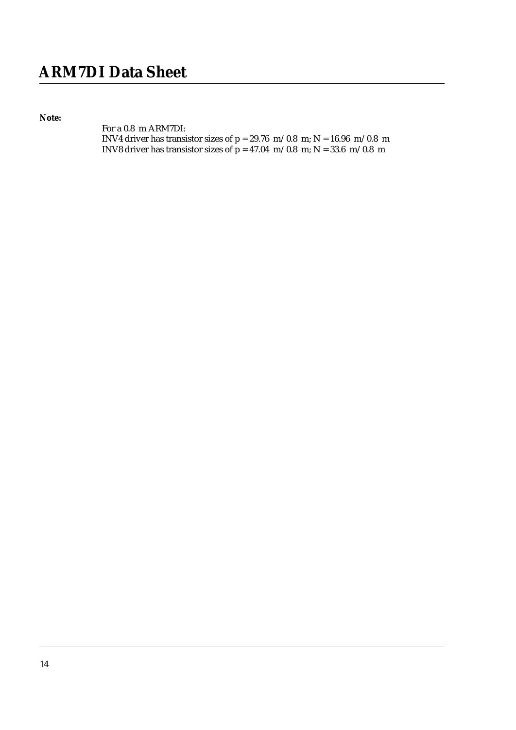**Note:**

For a 0.8 m ARM7DI:
INV4 driver has transistor sizes of p = 29.76 m/0.8 m; N = 16.96 m/0.8 m
INV8 driver has transistor sizes of p = 47.04 m/0.8 m; N = 33.6 m/0.8 m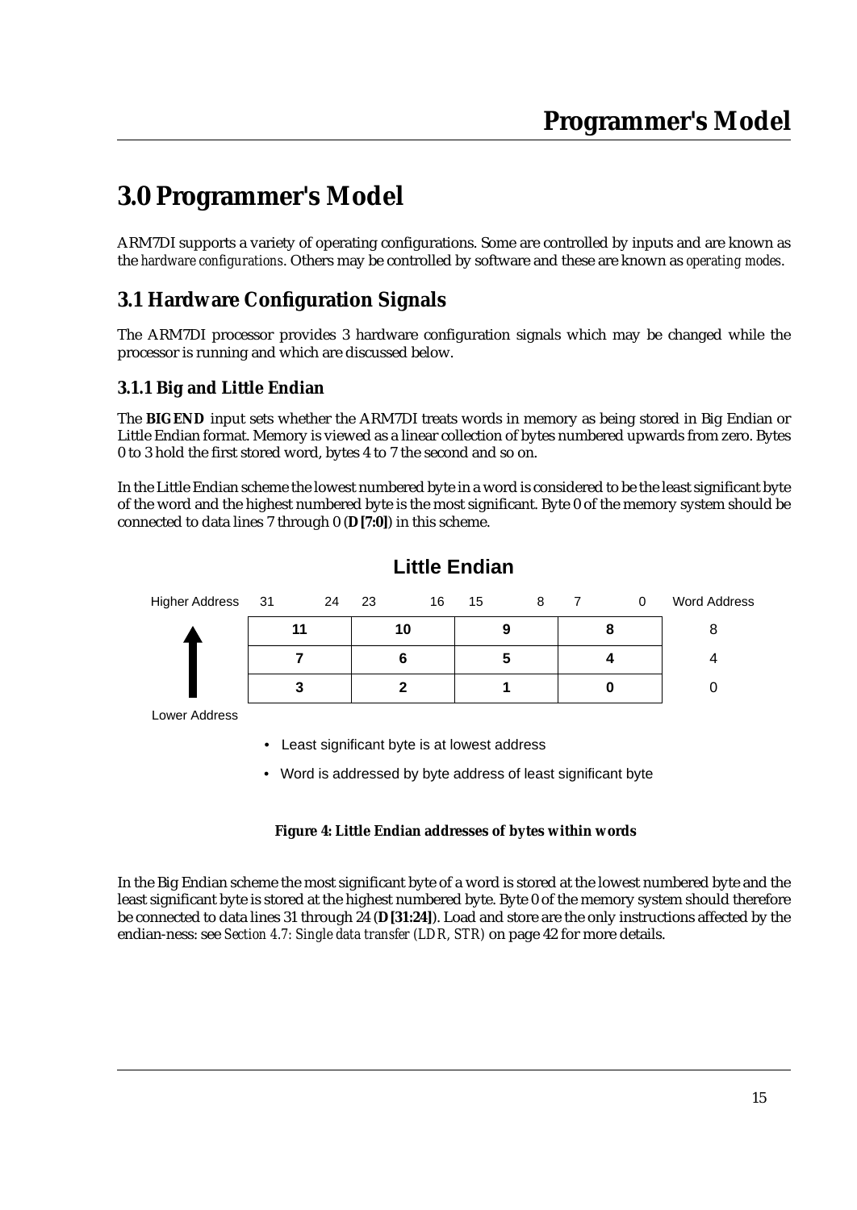# 3.0 Programmer's Model

ARM7DI supports a variety of operating configurations. Some are controlled by inputs and are known as the *hardware configurations*. Others may be controlled by software and these are known as *operating modes*.

## 3.1 Hardware Configuration Signals

The ARM7DI processor provides 3 hardware configuration signals which may be changed while the processor is running and which are discussed below.

### 3.1.1 Big and Little Endian

The **BIGEND** input sets whether the ARM7DI treats words in memory as being stored in Big Endian or Little Endian format. Memory is viewed as a linear collection of bytes numbered upwards from zero. Bytes 0 to 3 hold the first stored word, bytes 4 to 7 the second and so on.

In the Little Endian scheme the lowest numbered byte in a word is considered to be the least significant byte of the word and the highest numbered byte is the most significant. Byte 0 of the memory system should be connected to data lines 7 through 0 (**D[7:0]**) in this scheme.

**Little Endian**

| Higher Address ↑ Lower Address | 31 ... 24 | 23 ... 16 | 15 ... 8 | 7 ... 0 | Word Address |
|---|---|---|---|---|---|
| | **11** | **10** | **9** | **8** | 8 |
| | **7** | **6** | **5** | **4** | 4 |
| | **3** | **2** | **1** | **0** | 0 |

- Least significant byte is at lowest address
- Word is addressed by byte address of least significant byte

**Figure 4: Little Endian addresses of bytes within words**

In the Big Endian scheme the most significant byte of a word is stored at the lowest numbered byte and the least significant byte is stored at the highest numbered byte. Byte 0 of the memory system should therefore be connected to data lines 31 through 24 (**D[31:24]**). Load and store are the only instructions affected by the endian-ness: see *Section 4.7: Single data transfer (LDR, STR)* on page 42 for more details.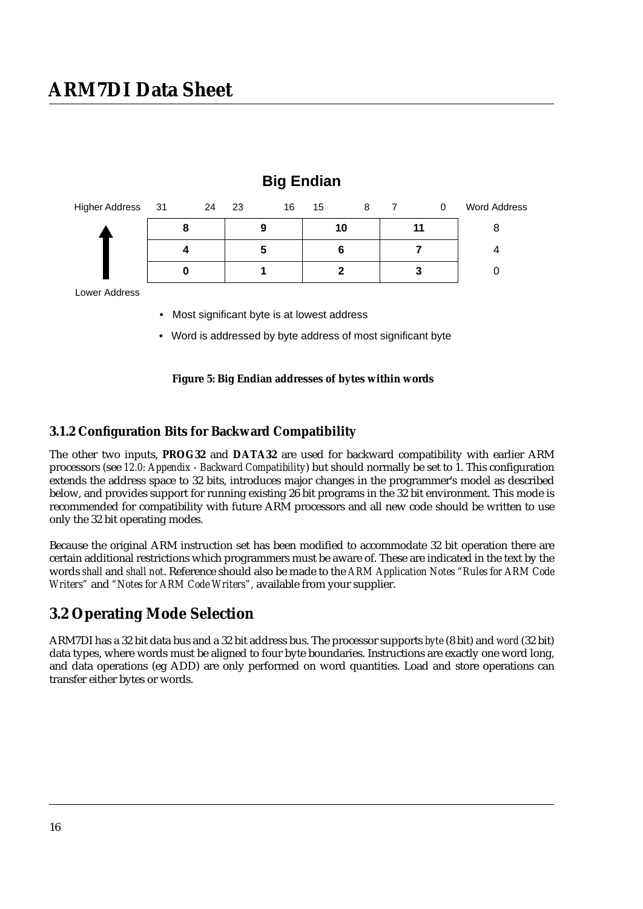**Big Endian**

| Higher Address | 31 — 24 | 23 — 16 | 15 — 8 | 7 — 0 | Word Address |
|---|---|---|---|---|---|
| | **8** | **9** | **10** | **11** | 8 |
| | **4** | **5** | **6** | **7** | 4 |
| Lower Address | **0** | **1** | **2** | **3** | 0 |

- Most significant byte is at lowest address
- Word is addressed by byte address of most significant byte

**Figure 5: Big Endian addresses of bytes within words**

### 3.1.2 Configuration Bits for Backward Compatibility

The other two inputs, **PROG32** and **DATA32** are used for backward compatibility with earlier ARM processors (see *12.0: Appendix - Backward Compatibility*) but should normally be set to 1. This configuration extends the address space to 32 bits, introduces major changes in the programmer's model as described below, and provides support for running existing 26 bit programs in the 32 bit environment. This mode is recommended for compatibility with future ARM processors and all new code should be written to use only the 32 bit operating modes.

Because the original ARM instruction set has been modified to accommodate 32 bit operation there are certain additional restrictions which programmers must be aware of. These are indicated in the text by the words *shall* and *shall not*. Reference should also be made to the *ARM Application Notes "Rules for ARM Code Writers"* and *"Notes for ARM Code Writers"*, available from your supplier.

## 3.2 Operating Mode Selection

ARM7DI has a 32 bit data bus and a 32 bit address bus. The processor supports *byte* (8 bit) and *word* (32 bit) data types, where words must be aligned to four byte boundaries. Instructions are exactly one word long, and data operations (eg ADD) are only performed on word quantities. Load and store operations can transfer either bytes or words.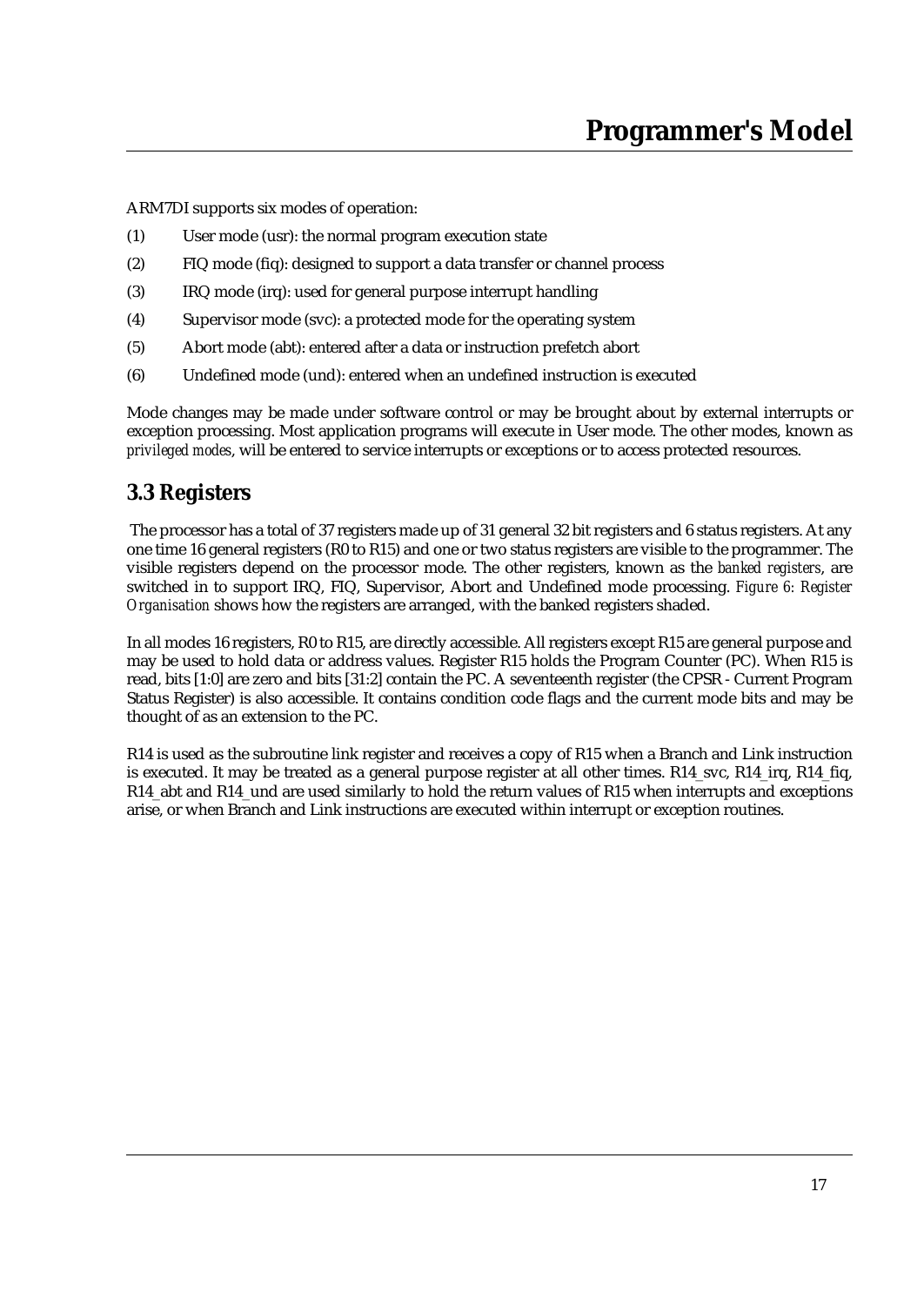ARM7DI supports six modes of operation:

(1) User mode (usr): the normal program execution state

(2) FIQ mode (fiq): designed to support a data transfer or channel process

(3) IRQ mode (irq): used for general purpose interrupt handling

(4) Supervisor mode (svc): a protected mode for the operating system

(5) Abort mode (abt): entered after a data or instruction prefetch abort

(6) Undefined mode (und): entered when an undefined instruction is executed

Mode changes may be made under software control or may be brought about by external interrupts or exception processing. Most application programs will execute in User mode. The other modes, known as *privileged modes*, will be entered to service interrupts or exceptions or to access protected resources.

## 3.3 Registers

The processor has a total of 37 registers made up of 31 general 32 bit registers and 6 status registers. At any one time 16 general registers (R0 to R15) and one or two status registers are visible to the programmer. The visible registers depend on the processor mode. The other registers, known as the *banked registers*, are switched in to support IRQ, FIQ, Supervisor, Abort and Undefined mode processing. *Figure 6: Register Organisation* shows how the registers are arranged, with the banked registers shaded.

In all modes 16 registers, R0 to R15, are directly accessible. All registers except R15 are general purpose and may be used to hold data or address values. Register R15 holds the Program Counter (PC). When R15 is read, bits [1:0] are zero and bits [31:2] contain the PC. A seventeenth register (the CPSR - Current Program Status Register) is also accessible. It contains condition code flags and the current mode bits and may be thought of as an extension to the PC.

R14 is used as the subroutine link register and receives a copy of R15 when a Branch and Link instruction is executed. It may be treated as a general purpose register at all other times. R14_svc, R14_irq, R14_fiq, R14_abt and R14_und are used similarly to hold the return values of R15 when interrupts and exceptions arise, or when Branch and Link instructions are executed within interrupt or exception routines.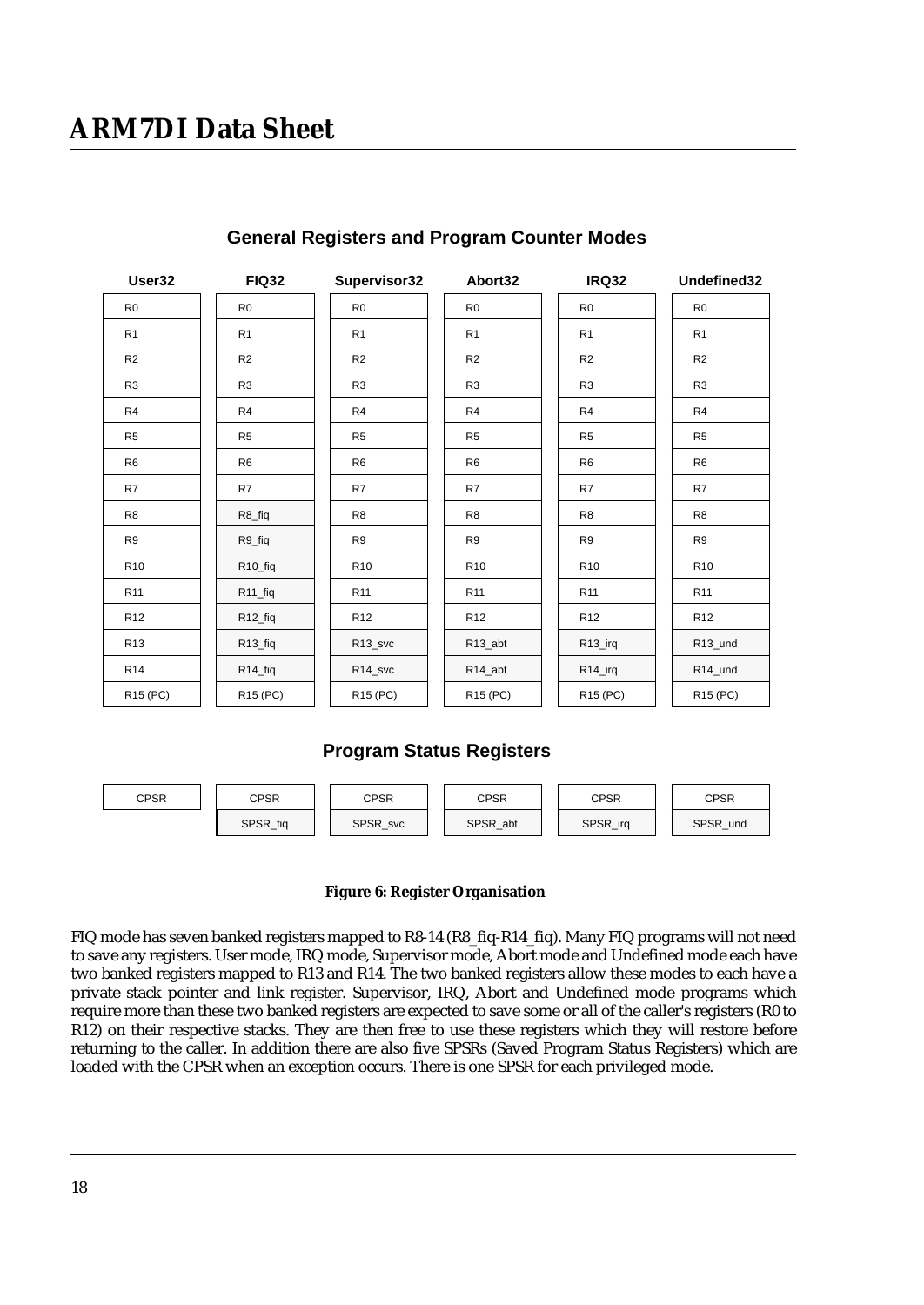### General Registers and Program Counter Modes

| User32 | FIQ32 | Supervisor32 | Abort32 | IRQ32 | Undefined32 |
|---|---|---|---|---|---|
| R0 | R0 | R0 | R0 | R0 | R0 |
| R1 | R1 | R1 | R1 | R1 | R1 |
| R2 | R2 | R2 | R2 | R2 | R2 |
| R3 | R3 | R3 | R3 | R3 | R3 |
| R4 | R4 | R4 | R4 | R4 | R4 |
| R5 | R5 | R5 | R5 | R5 | R5 |
| R6 | R6 | R6 | R6 | R6 | R6 |
| R7 | R7 | R7 | R7 | R7 | R7 |
| R8 | R8_fiq | R8 | R8 | R8 | R8 |
| R9 | R9_fiq | R9 | R9 | R9 | R9 |
| R10 | R10_fiq | R10 | R10 | R10 | R10 |
| R11 | R11_fiq | R11 | R11 | R11 | R11 |
| R12 | R12_fiq | R12 | R12 | R12 | R12 |
| R13 | R13_fiq | R13_svc | R13_abt | R13_irq | R13_und |
| R14 | R14_fiq | R14_svc | R14_abt | R14_irq | R14_und |
| R15 (PC) | R15 (PC) | R15 (PC) | R15 (PC) | R15 (PC) | R15 (PC) |

### Program Status Registers

| User32 | FIQ32 | Supervisor32 | Abort32 | IRQ32 | Undefined32 |
|---|---|---|---|---|---|
| CPSR | CPSR | CPSR | CPSR | CPSR | CPSR |
| | SPSR_fiq | SPSR_svc | SPSR_abt | SPSR_irq | SPSR_und |

**Figure 6: Register Organisation**

FIQ mode has seven banked registers mapped to R8-14 (R8_fiq-R14_fiq). Many FIQ programs will not need to save any registers. User mode, IRQ mode, Supervisor mode, Abort mode and Undefined mode each have two banked registers mapped to R13 and R14. The two banked registers allow these modes to each have a private stack pointer and link register. Supervisor, IRQ, Abort and Undefined mode programs which require more than these two banked registers are expected to save some or all of the caller's registers (R0 to R12) on their respective stacks. They are then free to use these registers which they will restore before returning to the caller. In addition there are also five SPSRs (Saved Program Status Registers) which are loaded with the CPSR when an exception occurs. There is one SPSR for each privileged mode.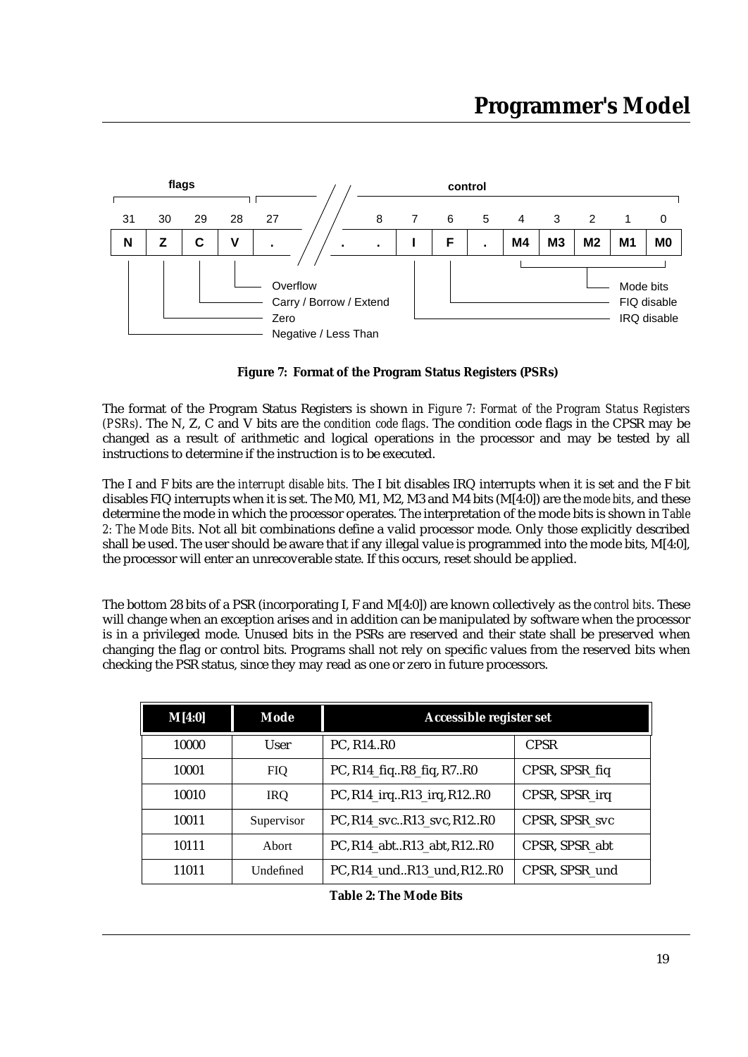| 31 | 30 | 29 | 28 | 27 | | 8 | 7 | 6 | 5 | 4 | 3 | 2 | 1 | 0 |
|---|---|---|---|---|---|---|---|---|---|---|---|---|---|---|
| N | Z | C | V | . | . | . | I | F | . | M4 | M3 | M2 | M1 | M0 |

flags: N = Negative / Less Than, Z = Zero, C = Carry / Borrow / Extend, V = Overflow

control: I = IRQ disable, F = FIQ disable, M4–M0 = Mode bits

**Figure 7: Format of the Program Status Registers (PSRs)**

The format of the Program Status Registers is shown in *Figure 7: Format of the Program Status Registers (PSRs)*. The N, Z, C and V bits are the *condition code flags*. The condition code flags in the CPSR may be changed as a result of arithmetic and logical operations in the processor and may be tested by all instructions to determine if the instruction is to be executed.

The I and F bits are the *interrupt disable bits.* The I bit disables IRQ interrupts when it is set and the F bit disables FIQ interrupts when it is set. The M0, M1, M2, M3 and M4 bits (M[4:0]) are the *mode bits*, and these determine the mode in which the processor operates. The interpretation of the mode bits is shown in *Table 2: The Mode Bits*. Not all bit combinations define a valid processor mode. Only those explicitly described shall be used. The user should be aware that if any illegal value is programmed into the mode bits, M[4:0], the processor will enter an unrecoverable state. If this occurs, reset should be applied.

The bottom 28 bits of a PSR (incorporating I, F and M[4:0]) are known collectively as the *control bits*. These will change when an exception arises and in addition can be manipulated by software when the processor is in a privileged mode. Unused bits in the PSRs are reserved and their state shall be preserved when changing the flag or control bits. Programs shall not rely on specific values from the reserved bits when checking the PSR status, since they may read as one or zero in future processors.

| M[4:0] | Mode | Accessible register set | |
|---|---|---|---|
| 10000 | User | PC, R14..R0 | CPSR |
| 10001 | FIQ | PC, R14_fiq..R8_fiq, R7..R0 | CPSR, SPSR_fiq |
| 10010 | IRQ | PC, R14_irq..R13_irq, R12..R0 | CPSR, SPSR_irq |
| 10011 | Supervisor | PC, R14_svc..R13_svc, R12..R0 | CPSR, SPSR_svc |
| 10111 | Abort | PC, R14_abt..R13_abt, R12..R0 | CPSR, SPSR_abt |
| 11011 | Undefined | PC, R14_und..R13_und, R12..R0 | CPSR, SPSR_und |

**Table 2: The Mode Bits**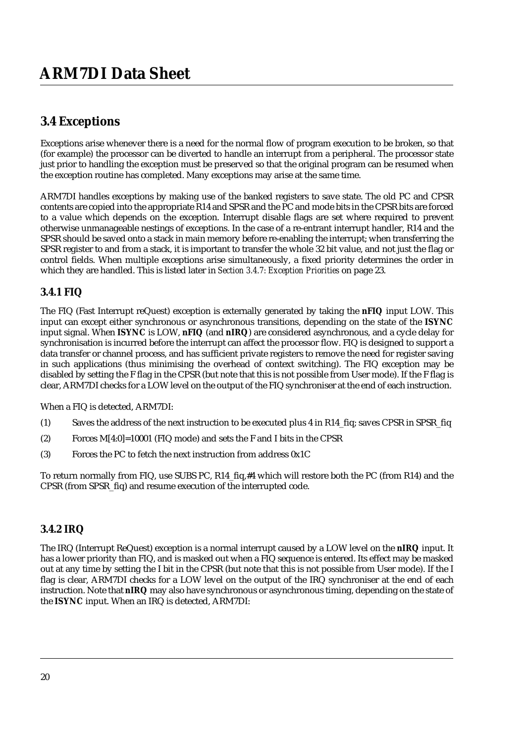## 3.4 Exceptions

Exceptions arise whenever there is a need for the normal flow of program execution to be broken, so that (for example) the processor can be diverted to handle an interrupt from a peripheral. The processor state just prior to handling the exception must be preserved so that the original program can be resumed when the exception routine has completed. Many exceptions may arise at the same time.

ARM7DI handles exceptions by making use of the banked registers to save state. The old PC and CPSR contents are copied into the appropriate R14 and SPSR and the PC and mode bits in the CPSR bits are forced to a value which depends on the exception. Interrupt disable flags are set where required to prevent otherwise unmanageable nestings of exceptions. In the case of a re-entrant interrupt handler, R14 and the SPSR should be saved onto a stack in main memory before re-enabling the interrupt; when transferring the SPSR register to and from a stack, it is important to transfer the whole 32 bit value, and not just the flag or control fields. When multiple exceptions arise simultaneously, a fixed priority determines the order in which they are handled. This is listed later in *Section 3.4.7: Exception Priorities* on page 23.

### 3.4.1 FIQ

The FIQ (Fast Interrupt reQuest) exception is externally generated by taking the **nFIQ** input LOW. This input can except either synchronous or asynchronous transitions, depending on the state of the **ISYNC** input signal. When **ISYNC** is LOW, **nFIQ** (and **nIRQ**) are considered asynchronous, and a cycle delay for synchronisation is incurred before the interrupt can affect the processor flow. FIQ is designed to support a data transfer or channel process, and has sufficient private registers to remove the need for register saving in such applications (thus minimising the overhead of context switching). The FIQ exception may be disabled by setting the F flag in the CPSR (but note that this is not possible from User mode). If the F flag is clear, ARM7DI checks for a LOW level on the output of the FIQ synchroniser at the end of each instruction.

When a FIQ is detected, ARM7DI:

(1) Saves the address of the next instruction to be executed plus 4 in R14_fiq; saves CPSR in SPSR_fiq

(2) Forces M[4:0]=10001 (FIQ mode) and sets the F and I bits in the CPSR

(3) Forces the PC to fetch the next instruction from address 0x1C

To return normally from FIQ, use SUBS PC, R14_fiq,#4 which will restore both the PC (from R14) and the CPSR (from SPSR_fiq) and resume execution of the interrupted code.

### 3.4.2 IRQ

The IRQ (Interrupt ReQuest) exception is a normal interrupt caused by a LOW level on the **nIRQ** input. It has a lower priority than FIQ, and is masked out when a FIQ sequence is entered. Its effect may be masked out at any time by setting the I bit in the CPSR (but note that this is not possible from User mode). If the I flag is clear, ARM7DI checks for a LOW level on the output of the IRQ synchroniser at the end of each instruction. Note that **nIRQ** may also have synchronous or asynchronous timing, depending on the state of the **ISYNC** input. When an IRQ is detected, ARM7DI: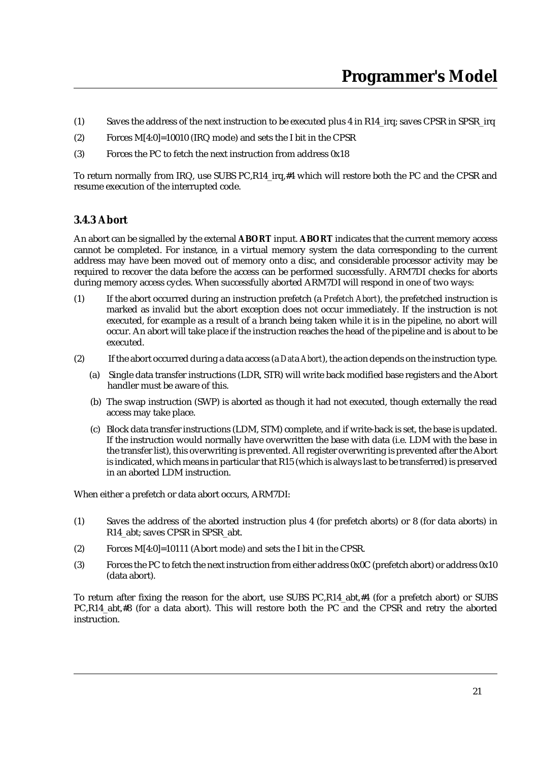(1) Saves the address of the next instruction to be executed plus 4 in R14_irq; saves CPSR in SPSR_irq

(2) Forces M[4:0]=10010 (IRQ mode) and sets the I bit in the CPSR

(3) Forces the PC to fetch the next instruction from address 0x18

To return normally from IRQ, use SUBS PC,R14_irq,#4 which will restore both the PC and the CPSR and resume execution of the interrupted code.

### 3.4.3 Abort

An abort can be signalled by the external **ABORT** input. **ABORT** indicates that the current memory access cannot be completed. For instance, in a virtual memory system the data corresponding to the current address may have been moved out of memory onto a disc, and considerable processor activity may be required to recover the data before the access can be performed successfully. ARM7DI checks for aborts during memory access cycles. When successfully aborted ARM7DI will respond in one of two ways:

(1) If the abort occurred during an instruction prefetch (a *Prefetch Abort*), the prefetched instruction is marked as invalid but the abort exception does not occur immediately. If the instruction is not executed, for example as a result of a branch being taken while it is in the pipeline, no abort will occur. An abort will take place if the instruction reaches the head of the pipeline and is about to be executed.

(2) If the abort occurred during a data access (a *Data Abort*), the action depends on the instruction type.

  (a) Single data transfer instructions (LDR, STR) will write back modified base registers and the Abort handler must be aware of this.

  (b) The swap instruction (SWP) is aborted as though it had not executed, though externally the read access may take place.

  (c) Block data transfer instructions (LDM, STM) complete, and if write-back is set, the base is updated. If the instruction would normally have overwritten the base with data (i.e. LDM with the base in the transfer list), this overwriting is prevented. All register overwriting is prevented after the Abort is indicated, which means in particular that R15 (which is always last to be transferred) is preserved in an aborted LDM instruction.

When either a prefetch or data abort occurs, ARM7DI:

(1) Saves the address of the aborted instruction plus 4 (for prefetch aborts) or 8 (for data aborts) in R14_abt; saves CPSR in SPSR_abt.

(2) Forces M[4:0]=10111 (Abort mode) and sets the I bit in the CPSR.

(3) Forces the PC to fetch the next instruction from either address 0x0C (prefetch abort) or address 0x10 (data abort).

To return after fixing the reason for the abort, use SUBS PC,R14_abt,#4 (for a prefetch abort) or SUBS PC,R14_abt,#8 (for a data abort). This will restore both the PC and the CPSR and retry the aborted instruction.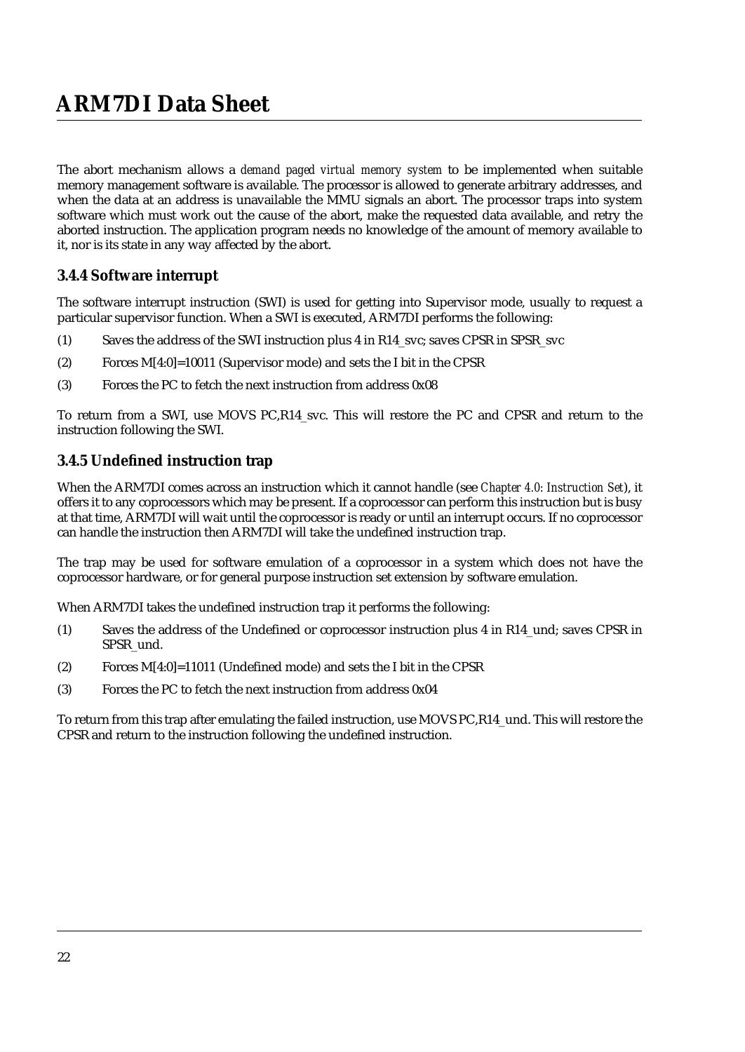The abort mechanism allows a *demand paged virtual memory system* to be implemented when suitable memory management software is available. The processor is allowed to generate arbitrary addresses, and when the data at an address is unavailable the MMU signals an abort. The processor traps into system software which must work out the cause of the abort, make the requested data available, and retry the aborted instruction. The application program needs no knowledge of the amount of memory available to it, nor is its state in any way affected by the abort.

### 3.4.4 Software interrupt

The software interrupt instruction (SWI) is used for getting into Supervisor mode, usually to request a particular supervisor function. When a SWI is executed, ARM7DI performs the following:

(1) Saves the address of the SWI instruction plus 4 in R14_svc; saves CPSR in SPSR_svc

(2) Forces M[4:0]=10011 (Supervisor mode) and sets the I bit in the CPSR

(3) Forces the PC to fetch the next instruction from address 0x08

To return from a SWI, use MOVS PC,R14_svc. This will restore the PC and CPSR and return to the instruction following the SWI.

### 3.4.5 Undefined instruction trap

When the ARM7DI comes across an instruction which it cannot handle (see *Chapter 4.0: Instruction Set*), it offers it to any coprocessors which may be present. If a coprocessor can perform this instruction but is busy at that time, ARM7DI will wait until the coprocessor is ready or until an interrupt occurs. If no coprocessor can handle the instruction then ARM7DI will take the undefined instruction trap.

The trap may be used for software emulation of a coprocessor in a system which does not have the coprocessor hardware, or for general purpose instruction set extension by software emulation.

When ARM7DI takes the undefined instruction trap it performs the following:

(1) Saves the address of the Undefined or coprocessor instruction plus 4 in R14_und; saves CPSR in SPSR_und.

(2) Forces M[4:0]=11011 (Undefined mode) and sets the I bit in the CPSR

(3) Forces the PC to fetch the next instruction from address 0x04

To return from this trap after emulating the failed instruction, use MOVS PC,R14_und. This will restore the CPSR and return to the instruction following the undefined instruction.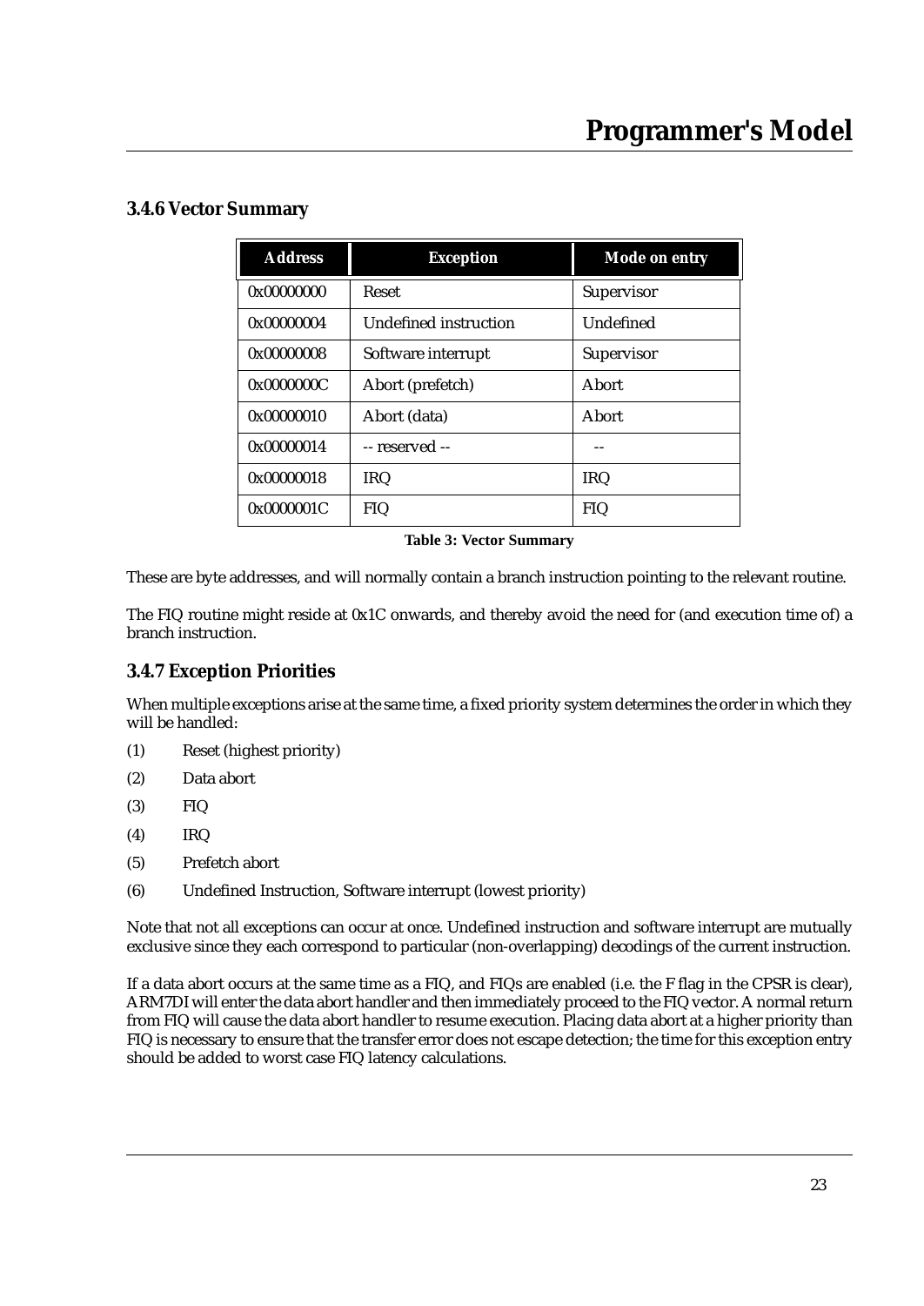### 3.4.6 Vector Summary

| Address | Exception | Mode on entry |
|---|---|---|
| 0x00000000 | Reset | Supervisor |
| 0x00000004 | Undefined instruction | Undefined |
| 0x00000008 | Software interrupt | Supervisor |
| 0x0000000C | Abort (prefetch) | Abort |
| 0x00000010 | Abort (data) | Abort |
| 0x00000014 | -- reserved -- | -- |
| 0x00000018 | IRQ | IRQ |
| 0x0000001C | FIQ | FIQ |

**Table 3: Vector Summary**

These are byte addresses, and will normally contain a branch instruction pointing to the relevant routine.

The FIQ routine might reside at 0x1C onwards, and thereby avoid the need for (and execution time of) a branch instruction.

### 3.4.7 Exception Priorities

When multiple exceptions arise at the same time, a fixed priority system determines the order in which they will be handled:

(1) Reset (highest priority)

(2) Data abort

(3) FIQ

(4) IRQ

(5) Prefetch abort

(6) Undefined Instruction, Software interrupt (lowest priority)

Note that not all exceptions can occur at once. Undefined instruction and software interrupt are mutually exclusive since they each correspond to particular (non-overlapping) decodings of the current instruction.

If a data abort occurs at the same time as a FIQ, and FIQs are enabled (i.e. the F flag in the CPSR is clear), ARM7DI will enter the data abort handler and then immediately proceed to the FIQ vector. A normal return from FIQ will cause the data abort handler to resume execution. Placing data abort at a higher priority than FIQ is necessary to ensure that the transfer error does not escape detection; the time for this exception entry should be added to worst case FIQ latency calculations.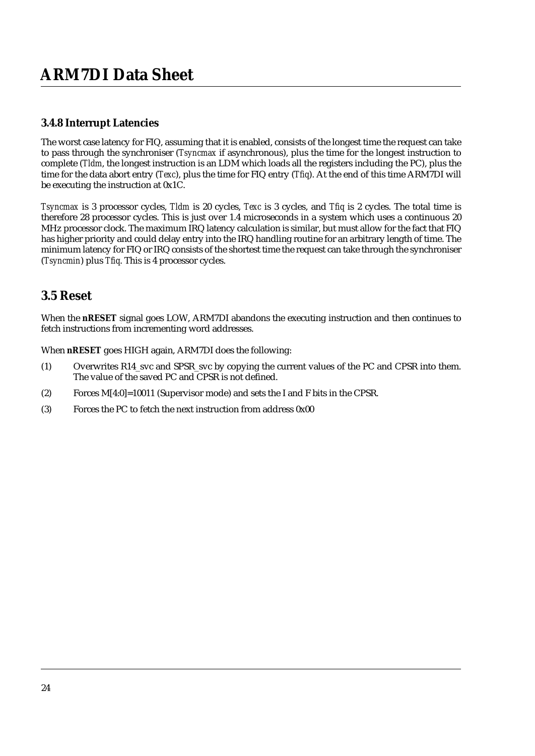### 3.4.8 Interrupt Latencies

The worst case latency for FIQ, assuming that it is enabled, consists of the longest time the request can take to pass through the synchroniser (*Tsyncmax* if asynchronous), plus the time for the longest instruction to complete (*Tldm*, the longest instruction is an LDM which loads all the registers including the PC), plus the time for the data abort entry (*Texc*), plus the time for FIQ entry (*Tfiq*). At the end of this time ARM7DI will be executing the instruction at 0x1C.

*Tsyncmax* is 3 processor cycles, *Tldm* is 20 cycles, *Texc* is 3 cycles, and *Tfiq* is 2 cycles. The total time is therefore 28 processor cycles. This is just over 1.4 microseconds in a system which uses a continuous 20 MHz processor clock. The maximum IRQ latency calculation is similar, but must allow for the fact that FIQ has higher priority and could delay entry into the IRQ handling routine for an arbitrary length of time. The minimum latency for FIQ or IRQ consists of the shortest time the request can take through the synchroniser (*Tsyncmin*) plus *Tfiq*. This is 4 processor cycles.

## 3.5 Reset

When the **nRESET** signal goes LOW, ARM7DI abandons the executing instruction and then continues to fetch instructions from incrementing word addresses.

When **nRESET** goes HIGH again, ARM7DI does the following:

(1) Overwrites R14_svc and SPSR_svc by copying the current values of the PC and CPSR into them. The value of the saved PC and CPSR is not defined.

(2) Forces M[4:0]=10011 (Supervisor mode) and sets the I and F bits in the CPSR.

(3) Forces the PC to fetch the next instruction from address 0x00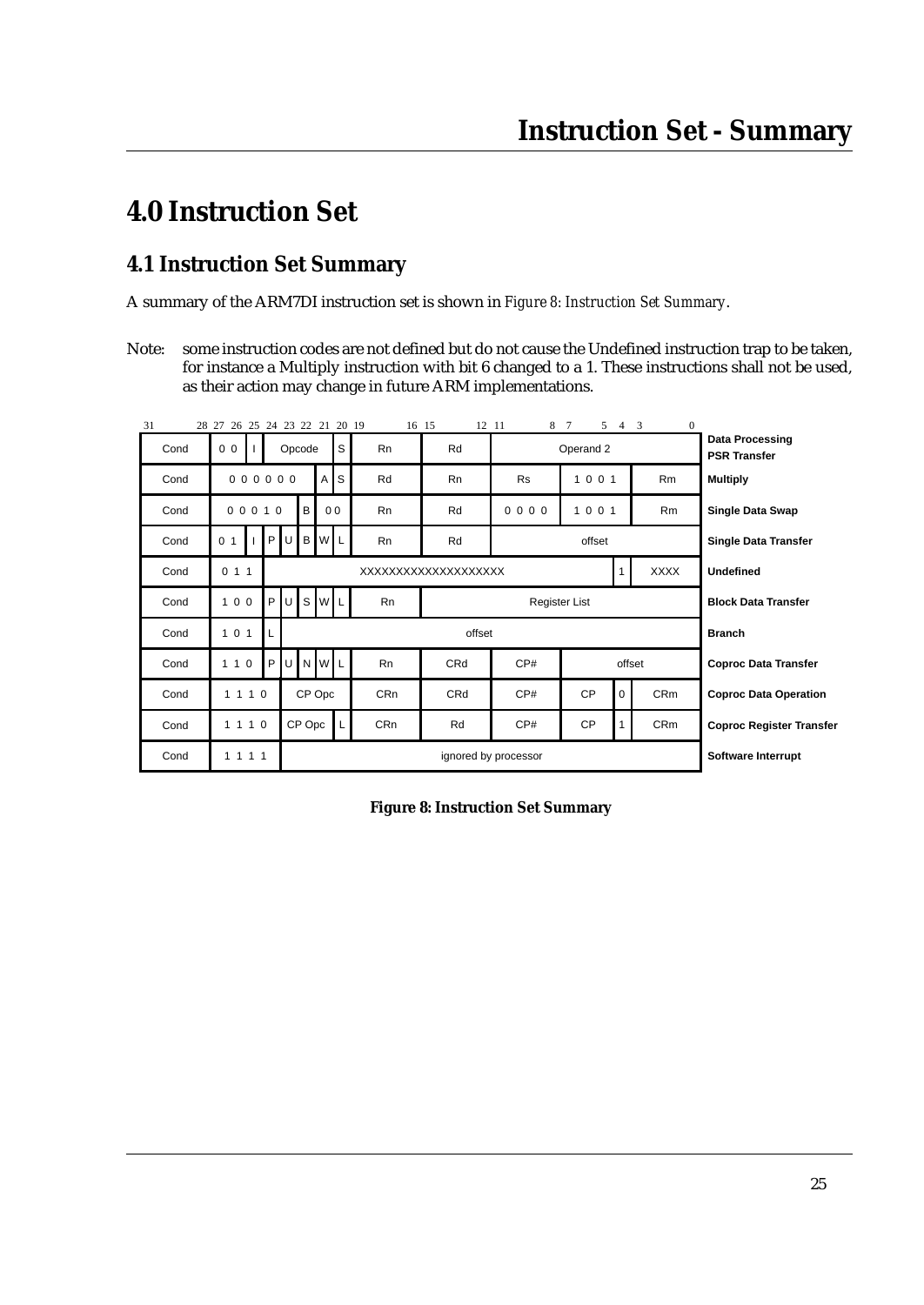# 4.0 Instruction Set

## 4.1 Instruction Set Summary

A summary of the ARM7DI instruction set is shown in *Figure 8: Instruction Set Summary*.

Note: some instruction codes are not defined but do not cause the Undefined instruction trap to be taken, for instance a Multiply instruction with bit 6 changed to a 1. These instructions shall not be used, as their action may change in future ARM implementations.

| 31–28 | 27–20 | 19–16 | 15–12 | 11–8 | 7–5 | 4 | 3–0 | Instruction |
|---|---|---|---|---|---|---|---|---|
| Cond | 0 0 \| I \| Opcode \| S | Rn | Rd | Operand 2 | | | | **Data Processing PSR Transfer** |
| Cond | 0 0 0 0 0 0 \| A \| S | Rd | Rn | Rs | 1 0 0 1 | | Rm | **Multiply** |
| Cond | 0 0 0 1 0 \| B \| 0 0 | Rn | Rd | 0 0 0 0 | 1 0 0 1 | | Rm | **Single Data Swap** |
| Cond | 0 1 \| I \| P \| U \| B \| W \| L | Rn | Rd | offset | | | | **Single Data Transfer** |
| Cond | 0 1 1 \| XXXXXXXXXXXXXXXXXXXX | | | | | 1 | XXXX | **Undefined** |
| Cond | 1 0 0 \| P \| U \| S \| W \| L | Rn | Register List | | | | | **Block Data Transfer** |
| Cond | 1 0 1 \| L \| offset | | | | | | | **Branch** |
| Cond | 1 1 0 \| P \| U \| N \| W \| L | Rn | CRd | CP# | offset | | | **Coproc Data Transfer** |
| Cond | 1 1 1 0 \| CP Opc | CRn | CRd | CP# | CP | 0 | CRm | **Coproc Data Operation** |
| Cond | 1 1 1 0 \| CP Opc \| L | CRn | Rd | CP# | CP | 1 | CRm | **Coproc Register Transfer** |
| Cond | 1 1 1 1 \| ignored by processor | | | | | | | **Software Interrupt** |

**Figure 8: Instruction Set Summary**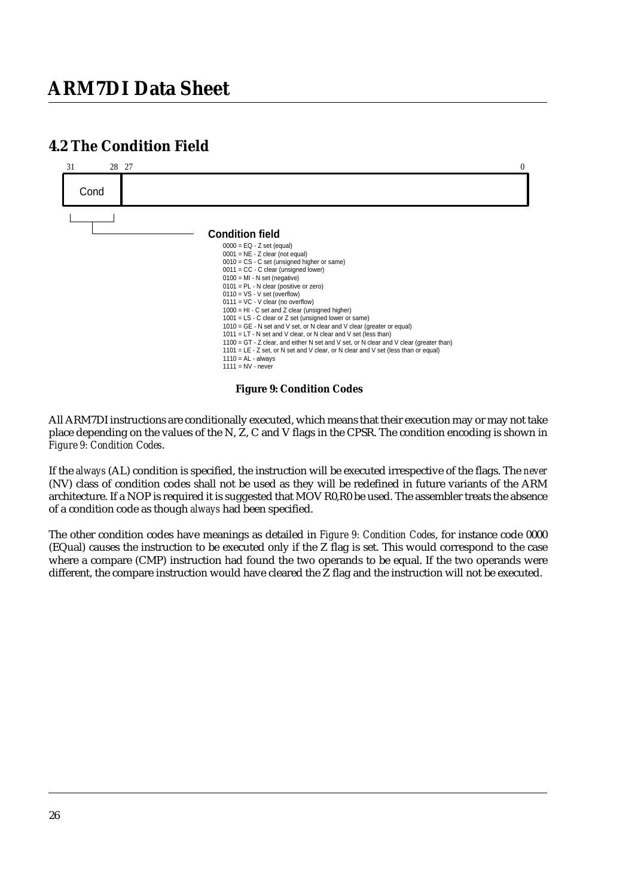## 4.2 The Condition Field

```
31    28 27                                                    0
+-------+--------------------------------------------------------+
| Cond  |                                                        |
+-------+--------------------------------------------------------+
```

**Condition field**

- 0000 = EQ - Z set (equal)
- 0001 = NE - Z clear (not equal)
- 0010 = CS - C set (unsigned higher or same)
- 0011 = CC - C clear (unsigned lower)
- 0100 = MI - N set (negative)
- 0101 = PL - N clear (positive or zero)
- 0110 = VS - V set (overflow)
- 0111 = VC - V clear (no overflow)
- 1000 = HI - C set and Z clear (unsigned higher)
- 1001 = LS - C clear or Z set (unsigned lower or same)
- 1010 = GE - N set and V set, or N clear and V clear (greater or equal)
- 1011 = LT - N set and V clear, or N clear and V set (less than)
- 1100 = GT - Z clear, and either N set and V set, or N clear and V clear (greater than)
- 1101 = LE - Z set, or N set and V clear, or N clear and V set (less than or equal)
- 1110 = AL - always
- 1111 = NV - never

**Figure 9: Condition Codes**

All ARM7DI instructions are conditionally executed, which means that their execution may or may not take place depending on the values of the N, Z, C and V flags in the CPSR. The condition encoding is shown in *Figure 9: Condition Codes*.

If the *always* (AL) condition is specified, the instruction will be executed irrespective of the flags. The *never* (NV) class of condition codes shall not be used as they will be redefined in future variants of the ARM architecture. If a NOP is required it is suggested that MOV R0,R0 be used. The assembler treats the absence of a condition code as though *always* had been specified.

The other condition codes have meanings as detailed in *Figure 9: Condition Codes*, for instance code 0000 (EQual) causes the instruction to be executed only if the Z flag is set. This would correspond to the case where a compare (CMP) instruction had found the two operands to be equal. If the two operands were different, the compare instruction would have cleared the Z flag and the instruction will not be executed.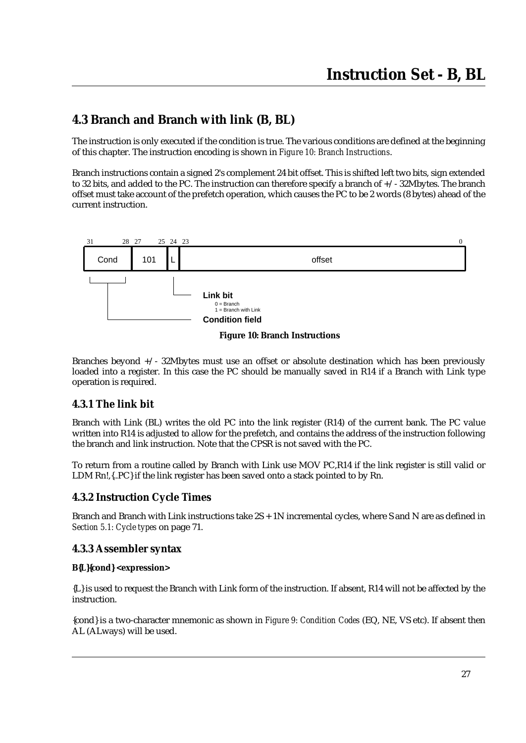## 4.3 Branch and Branch with link (B, BL)

The instruction is only executed if the condition is true. The various conditions are defined at the beginning of this chapter. The instruction encoding is shown in *Figure 10: Branch Instructions*.

Branch instructions contain a signed 2's complement 24 bit offset. This is shifted left two bits, sign extended to 32 bits, and added to the PC. The instruction can therefore specify a branch of +/- 32Mbytes. The branch offset must take account of the prefetch operation, which causes the PC to be 2 words (8 bytes) ahead of the current instruction.

| 31 28 | 27 25 | 24 | 23 0 |
|---|---|---|---|
| Cond | 101 | L | offset |

**Link bit**
0 = Branch
1 = Branch with Link

**Condition field**

**Figure 10: Branch Instructions**

Branches beyond +/- 32Mbytes must use an offset or absolute destination which has been previously loaded into a register. In this case the PC should be manually saved in R14 if a Branch with Link type operation is required.

### 4.3.1 The link bit

Branch with Link (BL) writes the old PC into the link register (R14) of the current bank. The PC value written into R14 is adjusted to allow for the prefetch, and contains the address of the instruction following the branch and link instruction. Note that the CPSR is not saved with the PC.

To return from a routine called by Branch with Link use MOV PC,R14 if the link register is still valid or LDM Rn!,{..PC} if the link register has been saved onto a stack pointed to by Rn.

### 4.3.2 Instruction Cycle Times

Branch and Branch with Link instructions take 2S + 1N incremental cycles, where S and N are as defined in *Section 5.1: Cycle types* on page 71.

### 4.3.3 Assembler syntax

**B{L}{cond} <expression>**

{L} is used to request the Branch with Link form of the instruction. If absent, R14 will not be affected by the instruction.

{cond} is a two-character mnemonic as shown in *Figure 9: Condition Codes* (EQ, NE, VS etc). If absent then AL (ALways) will be used.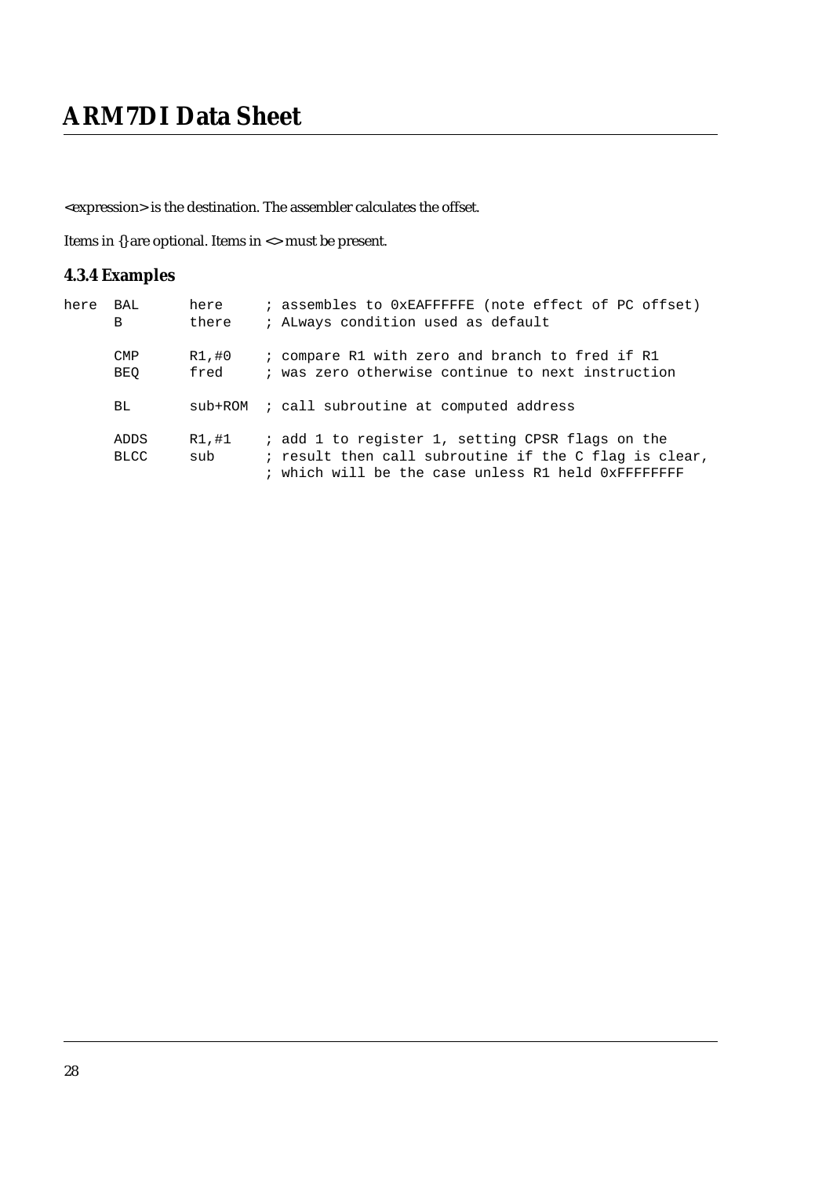<expression> is the destination. The assembler calculates the offset.

Items in {} are optional. Items in <> must be present.

### 4.3.4 Examples

```
here  BAL      here     ; assembles to 0xEAFFFFFE (note effect of PC offset)
      B        there    ; ALways condition used as default

      CMP      R1,#0    ; compare R1 with zero and branch to fred if R1
      BEQ      fred     ; was zero otherwise continue to next instruction

      BL       sub+ROM  ; call subroutine at computed address

      ADDS     R1,#1    ; add 1 to register 1, setting CPSR flags on the
      BLCC     sub      ; result then call subroutine if the C flag is clear,
                        ; which will be the case unless R1 held 0xFFFFFFFF
```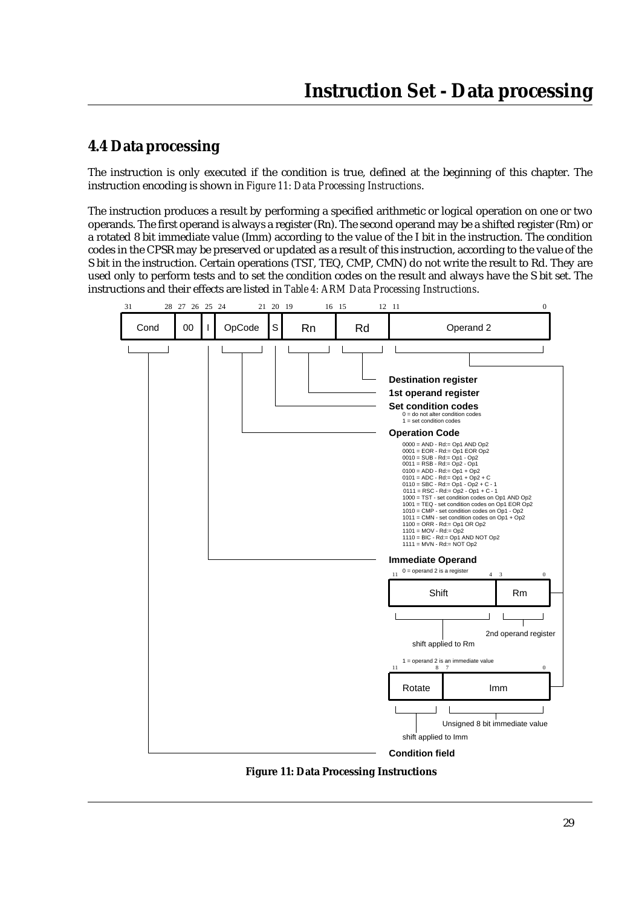## 4.4 Data processing

The instruction is only executed if the condition is true, defined at the beginning of this chapter. The instruction encoding is shown in *Figure 11: Data Processing Instructions*.

The instruction produces a result by performing a specified arithmetic or logical operation on one or two operands. The first operand is always a register (Rn). The second operand may be a shifted register (Rm) or a rotated 8 bit immediate value (Imm) according to the value of the I bit in the instruction. The condition codes in the CPSR may be preserved or updated as a result of this instruction, according to the value of the S bit in the instruction. Certain operations (TST, TEQ, CMP, CMN) do not write the result to Rd. They are used only to perform tests and to set the condition codes on the result and always have the S bit set. The instructions and their effects are listed in *Table 4: ARM Data Processing Instructions*.

| 31–28 | 27–26 | 25 | 24–21 | 20 | 19–16 | 15–12 | 11–0 |
|---|---|---|---|---|---|---|---|
| Cond | 00 | I | OpCode | S | Rn | Rd | Operand 2 |

**Destination register**

**1st operand register**

**Set condition codes**

0 = do not alter condition codes
1 = set condition codes

**Operation Code**

0000 = AND - Rd:= Op1 AND Op2
0001 = EOR - Rd:= Op1 EOR Op2
0010 = SUB - Rd:= Op1 - Op2
0011 = RSB - Rd:= Op2 - Op1
0100 = ADD - Rd:= Op1 + Op2
0101 = ADC - Rd:= Op1 + Op2 + C
0110 = SBC - Rd:= Op1 - Op2 + C - 1
0111 = RSC - Rd:= Op2 - Op1 + C - 1
1000 = TST - set condition codes on Op1 AND Op2
1001 = TEQ - set condition codes on Op1 EOR Op2
1010 = CMP - set condition codes on Op1 - Op2
1011 = CMN - set condition codes on Op1 + Op2
1100 = ORR - Rd:= Op1 OR Op2
1101 = MOV - Rd:= Op2
1110 = BIC - Rd:= Op1 AND NOT Op2
1111 = MVN - Rd:= NOT Op2

**Immediate Operand**

0 = operand 2 is a register

| 11–4 | 3–0 |
|---|---|
| Shift | Rm |

shift applied to Rm; 2nd operand register

1 = operand 2 is an immediate value

| 11–8 | 7–0 |
|---|---|
| Rotate | Imm |

shift applied to Imm; Unsigned 8 bit immediate value

**Condition field**

**Figure 11: Data Processing Instructions**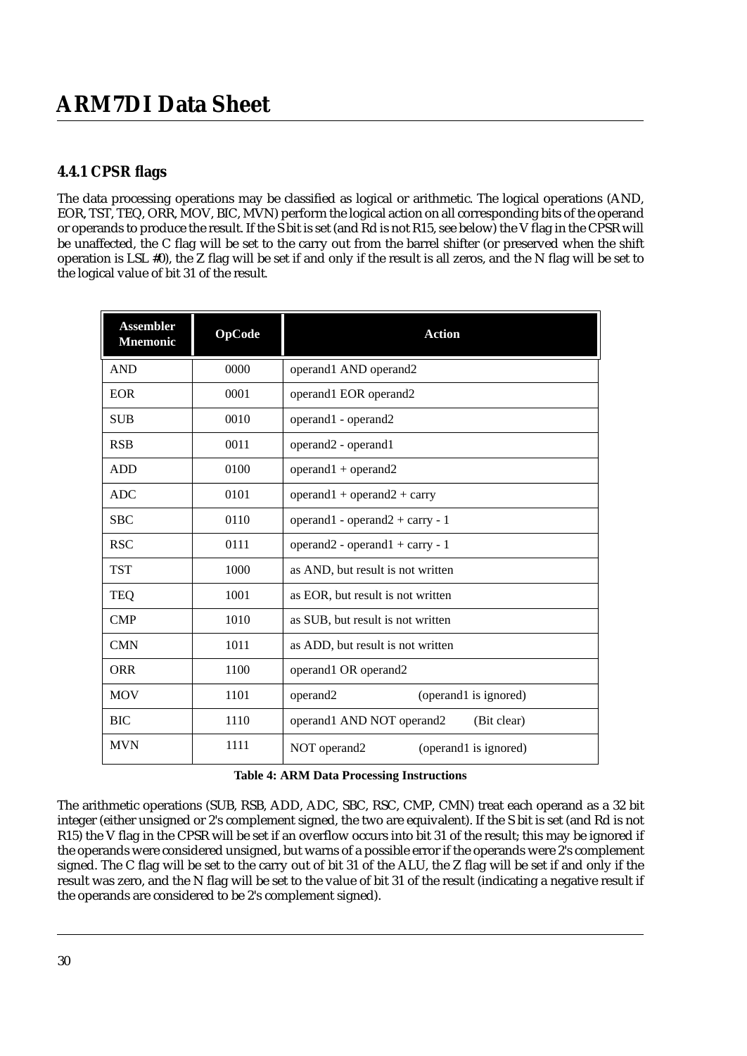### 4.4.1 CPSR flags

The data processing operations may be classified as logical or arithmetic. The logical operations (AND, EOR, TST, TEQ, ORR, MOV, BIC, MVN) perform the logical action on all corresponding bits of the operand or operands to produce the result. If the S bit is set (and Rd is not R15, see below) the V flag in the CPSR will be unaffected, the C flag will be set to the carry out from the barrel shifter (or preserved when the shift operation is LSL #0), the Z flag will be set if and only if the result is all zeros, and the N flag will be set to the logical value of bit 31 of the result.

| Assembler Mnemonic | OpCode | Action |
|---|---|---|
| AND | 0000 | operand1 AND operand2 |
| EOR | 0001 | operand1 EOR operand2 |
| SUB | 0010 | operand1 - operand2 |
| RSB | 0011 | operand2 - operand1 |
| ADD | 0100 | operand1 + operand2 |
| ADC | 0101 | operand1 + operand2 + carry |
| SBC | 0110 | operand1 - operand2 + carry - 1 |
| RSC | 0111 | operand2 - operand1 + carry - 1 |
| TST | 1000 | as AND, but result is not written |
| TEQ | 1001 | as EOR, but result is not written |
| CMP | 1010 | as SUB, but result is not written |
| CMN | 1011 | as ADD, but result is not written |
| ORR | 1100 | operand1 OR operand2 |
| MOV | 1101 | operand2 (operand1 is ignored) |
| BIC | 1110 | operand1 AND NOT operand2 (Bit clear) |
| MVN | 1111 | NOT operand2 (operand1 is ignored) |

**Table 4: ARM Data Processing Instructions**

The arithmetic operations (SUB, RSB, ADD, ADC, SBC, RSC, CMP, CMN) treat each operand as a 32 bit integer (either unsigned or 2's complement signed, the two are equivalent). If the S bit is set (and Rd is not R15) the V flag in the CPSR will be set if an overflow occurs into bit 31 of the result; this may be ignored if the operands were considered unsigned, but warns of a possible error if the operands were 2's complement signed. The C flag will be set to the carry out of bit 31 of the ALU, the Z flag will be set if and only if the result was zero, and the N flag will be set to the value of bit 31 of the result (indicating a negative result if the operands are considered to be 2's complement signed).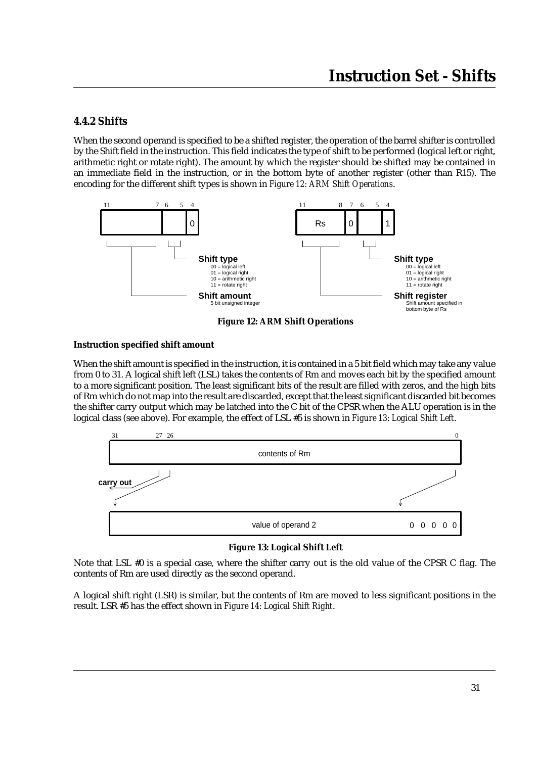## 4.4.2 Shifts

When the second operand is specified to be a shifted register, the operation of the barrel shifter is controlled by the Shift field in the instruction. This field indicates the type of shift to be performed (logical left or right, arithmetic right or rotate right). The amount by which the register should be shifted may be contained in an immediate field in the instruction, or in the bottom byte of another register (other than R15). The encoding for the different shift types is shown in *Figure 12: ARM Shift Operations*.

**Figure 12: ARM Shift Operations**

**Instruction specified shift amount**

When the shift amount is specified in the instruction, it is contained in a 5 bit field which may take any value from 0 to 31. A logical shift left (LSL) takes the contents of Rm and moves each bit by the specified amount to a more significant position. The least significant bits of the result are filled with zeros, and the high bits of Rm which do not map into the result are discarded, except that the least significant discarded bit becomes the shifter carry output which may be latched into the C bit of the CPSR when the ALU operation is in the logical class (see above). For example, the effect of LSL #5 is shown in *Figure 13: Logical Shift Left*.

**Figure 13: Logical Shift Left**

Note that LSL #0 is a special case, where the shifter carry out is the old value of the CPSR C flag. The contents of Rm are used directly as the second operand.

A logical shift right (LSR) is similar, but the contents of Rm are moved to less significant positions in the result. LSR #5 has the effect shown in *Figure 14: Logical Shift Right*.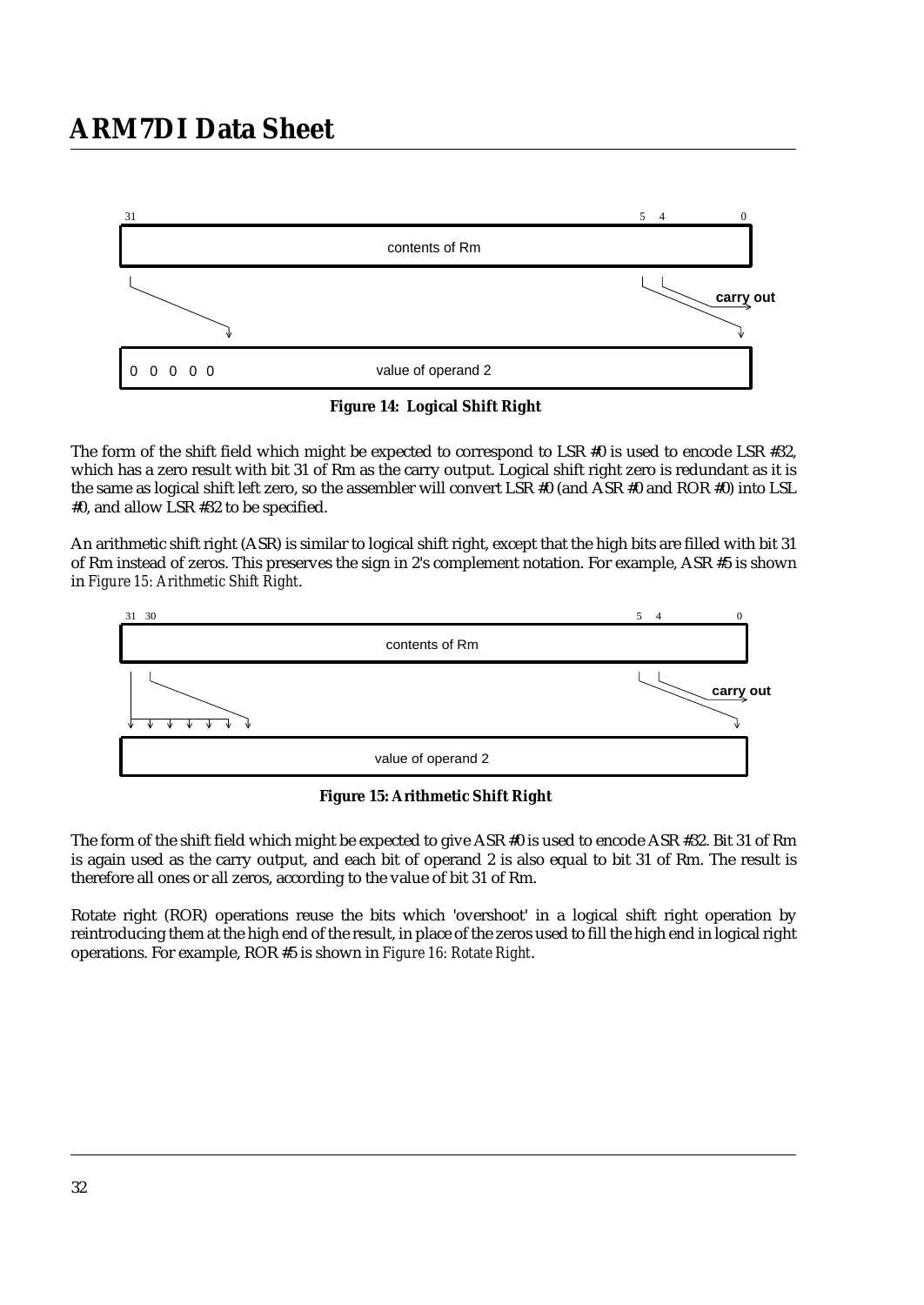Figure 14: Logical Shift Right

The form of the shift field which might be expected to correspond to LSR #0 is used to encode LSR #32, which has a zero result with bit 31 of Rm as the carry output. Logical shift right zero is redundant as it is the same as logical shift left zero, so the assembler will convert LSR #0 (and ASR #0 and ROR #0) into LSL #0, and allow LSR #32 to be specified.

An arithmetic shift right (ASR) is similar to logical shift right, except that the high bits are filled with bit 31 of Rm instead of zeros. This preserves the sign in 2's complement notation. For example, ASR #5 is shown in *Figure 15: Arithmetic Shift Right*.

Figure 15: Arithmetic Shift Right

The form of the shift field which might be expected to give ASR #0 is used to encode ASR #32. Bit 31 of Rm is again used as the carry output, and each bit of operand 2 is also equal to bit 31 of Rm. The result is therefore all ones or all zeros, according to the value of bit 31 of Rm.

Rotate right (ROR) operations reuse the bits which 'overshoot' in a logical shift right operation by reintroducing them at the high end of the result, in place of the zeros used to fill the high end in logical right operations. For example, ROR #5 is shown in *Figure 16: Rotate Right*.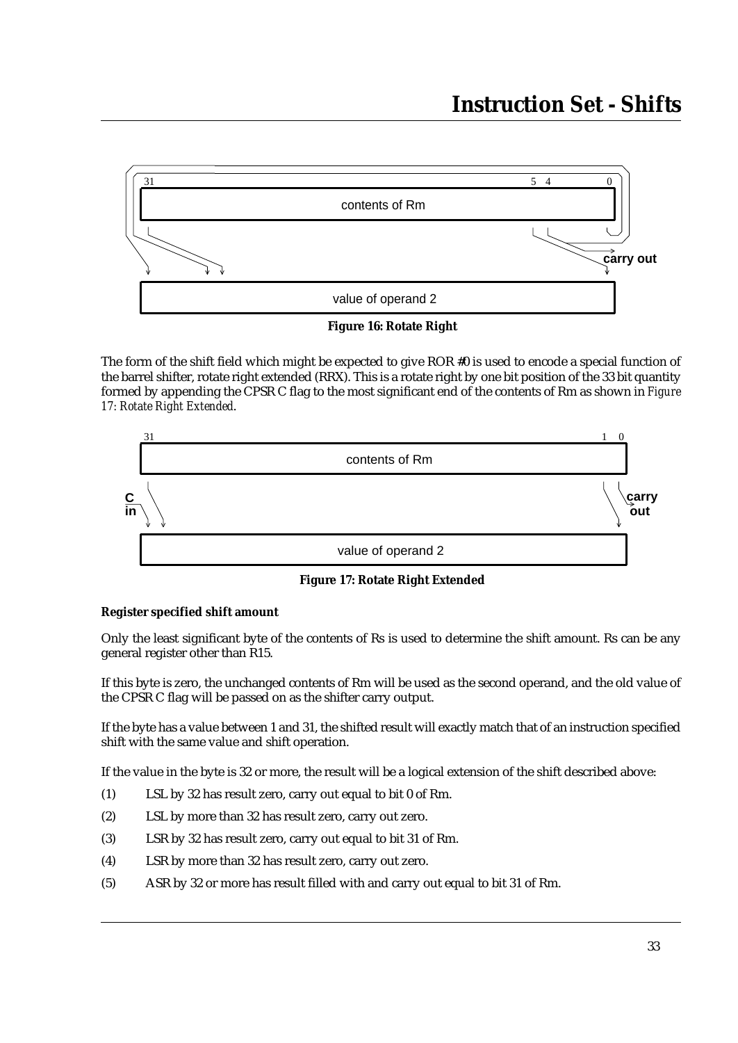Figure 16: Rotate Right

The form of the shift field which might be expected to give ROR #0 is used to encode a special function of the barrel shifter, rotate right extended (RRX). This is a rotate right by one bit position of the 33 bit quantity formed by appending the CPSR C flag to the most significant end of the contents of Rm as shown in *Figure 17: Rotate Right Extended*.

Figure 17: Rotate Right Extended

**Register specified shift amount**

Only the least significant byte of the contents of Rs is used to determine the shift amount. Rs can be any general register other than R15.

If this byte is zero, the unchanged contents of Rm will be used as the second operand, and the old value of the CPSR C flag will be passed on as the shifter carry output.

If the byte has a value between 1 and 31, the shifted result will exactly match that of an instruction specified shift with the same value and shift operation.

If the value in the byte is 32 or more, the result will be a logical extension of the shift described above:

(1) LSL by 32 has result zero, carry out equal to bit 0 of Rm.

(2) LSL by more than 32 has result zero, carry out zero.

(3) LSR by 32 has result zero, carry out equal to bit 31 of Rm.

(4) LSR by more than 32 has result zero, carry out zero.

(5) ASR by 32 or more has result filled with and carry out equal to bit 31 of Rm.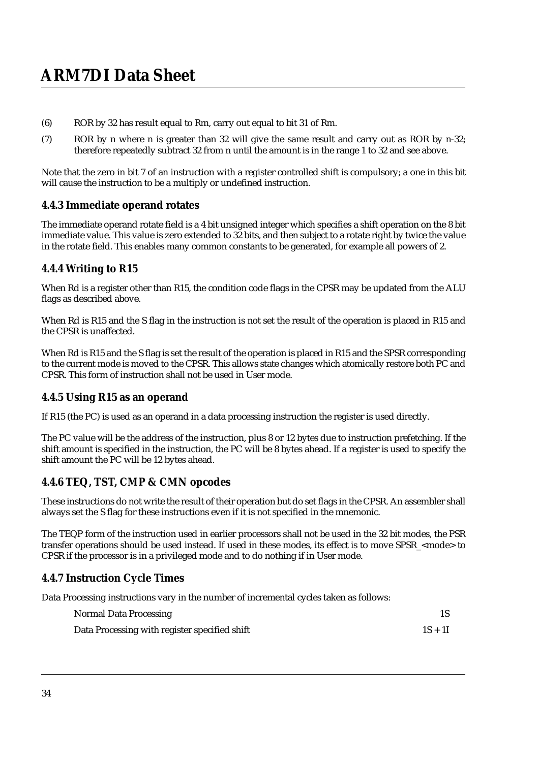(6) ROR by 32 has result equal to Rm, carry out equal to bit 31 of Rm.

(7) ROR by n where n is greater than 32 will give the same result and carry out as ROR by n-32; therefore repeatedly subtract 32 from n until the amount is in the range 1 to 32 and see above.

Note that the zero in bit 7 of an instruction with a register controlled shift is compulsory; a one in this bit will cause the instruction to be a multiply or undefined instruction.

### 4.4.3 Immediate operand rotates

The immediate operand rotate field is a 4 bit unsigned integer which specifies a shift operation on the 8 bit immediate value. This value is zero extended to 32 bits, and then subject to a rotate right by twice the value in the rotate field. This enables many common constants to be generated, for example all powers of 2.

### 4.4.4 Writing to R15

When Rd is a register other than R15, the condition code flags in the CPSR may be updated from the ALU flags as described above.

When Rd is R15 and the S flag in the instruction is not set the result of the operation is placed in R15 and the CPSR is unaffected.

When Rd is R15 and the S flag is set the result of the operation is placed in R15 and the SPSR corresponding to the current mode is moved to the CPSR. This allows state changes which atomically restore both PC and CPSR. This form of instruction shall not be used in User mode.

### 4.4.5 Using R15 as an operand

If R15 (the PC) is used as an operand in a data processing instruction the register is used directly.

The PC value will be the address of the instruction, plus 8 or 12 bytes due to instruction prefetching. If the shift amount is specified in the instruction, the PC will be 8 bytes ahead. If a register is used to specify the shift amount the PC will be 12 bytes ahead.

### 4.4.6 TEQ, TST, CMP & CMN opcodes

These instructions do not write the result of their operation but do set flags in the CPSR. An assembler shall always set the S flag for these instructions even if it is not specified in the mnemonic.

The TEQP form of the instruction used in earlier processors shall not be used in the 32 bit modes, the PSR transfer operations should be used instead. If used in these modes, its effect is to move SPSR_<mode> to CPSR if the processor is in a privileged mode and to do nothing if in User mode.

### 4.4.7 Instruction Cycle Times

Data Processing instructions vary in the number of incremental cycles taken as follows:

| | |
|---|---|
| Normal Data Processing | 1S |
| Data Processing with register specified shift | 1S + 1I |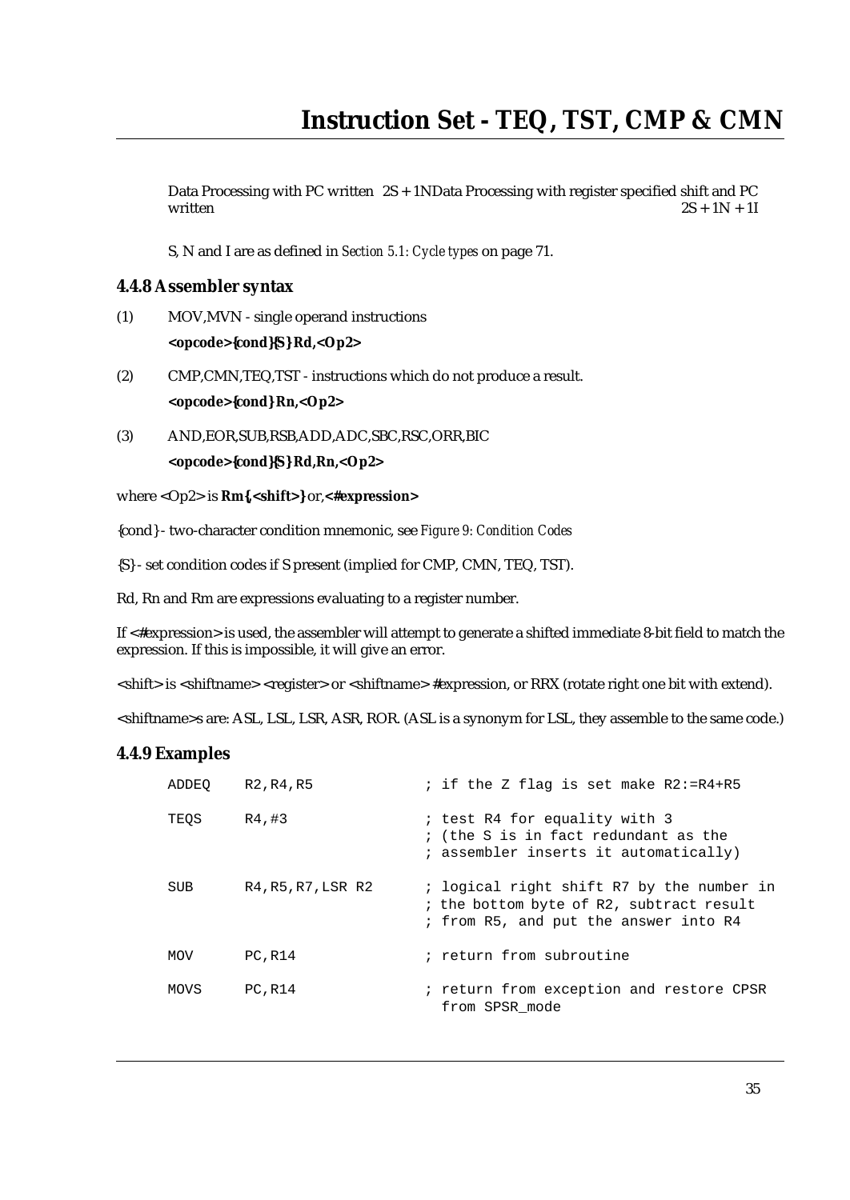Data Processing with PC written 2S + 1NData Processing with register specified shift and PC written 2S + 1N + 1I

S, N and I are as defined in *Section 5.1: Cycle types* on page 71.

### 4.4.8 Assembler syntax

(1) MOV,MVN - single operand instructions

**<opcode>{cond}{S} Rd,<Op2>**

(2) CMP,CMN,TEQ,TST - instructions which do not produce a result.

**<opcode>{cond} Rn,<Op2>**

(3) AND,EOR,SUB,RSB,ADD,ADC,SBC,RSC,ORR,BIC

**<opcode>{cond}{S} Rd,Rn,<Op2>**

where <Op2> is **Rm{,<shift>}** or,**<#expression>**

{cond} - two-character condition mnemonic, see *Figure 9: Condition Codes*

{S} - set condition codes if S present (implied for CMP, CMN, TEQ, TST).

Rd, Rn and Rm are expressions evaluating to a register number.

If <#expression> is used, the assembler will attempt to generate a shifted immediate 8-bit field to match the expression. If this is impossible, it will give an error.

<shift> is <shiftname> <register> or <shiftname> #expression, or RRX (rotate right one bit with extend).

<shiftname>s are: ASL, LSL, LSR, ASR, ROR. (ASL is a synonym for LSL, they assemble to the same code.)

### 4.4.9 Examples

```
ADDEQ   R2,R4,R5            ; if the Z flag is set make R2:=R4+R5

TEQS    R4,#3               ; test R4 for equality with 3
                            ; (the S is in fact redundant as the
                            ; assembler inserts it automatically)

SUB     R4,R5,R7,LSR R2     ; logical right shift R7 by the number in
                            ; the bottom byte of R2, subtract result
                            ; from R5, and put the answer into R4

MOV     PC,R14              ; return from subroutine

MOVS    PC,R14              ; return from exception and restore CPSR
                              from SPSR_mode
```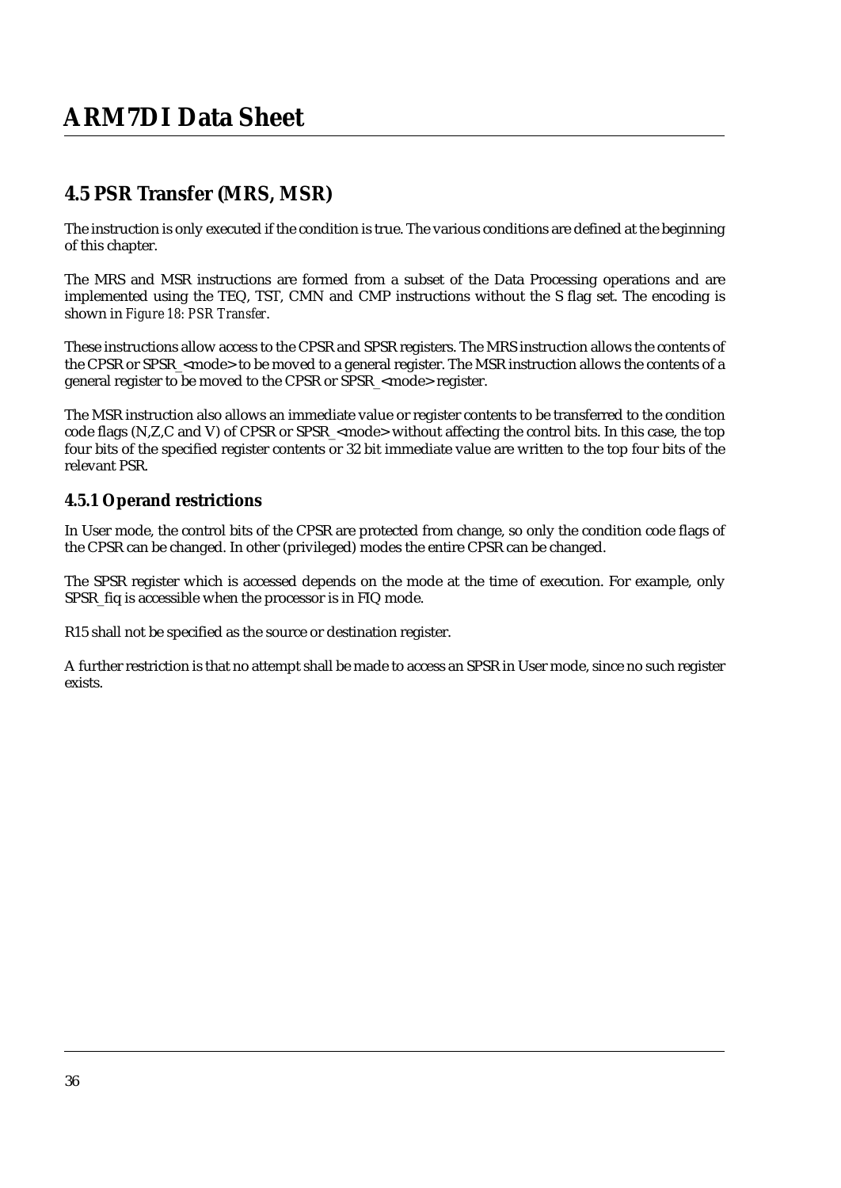## 4.5 PSR Transfer (MRS, MSR)

The instruction is only executed if the condition is true. The various conditions are defined at the beginning of this chapter.

The MRS and MSR instructions are formed from a subset of the Data Processing operations and are implemented using the TEQ, TST, CMN and CMP instructions without the S flag set. The encoding is shown in *Figure 18: PSR Transfer*.

These instructions allow access to the CPSR and SPSR registers. The MRS instruction allows the contents of the CPSR or SPSR_<mode> to be moved to a general register. The MSR instruction allows the contents of a general register to be moved to the CPSR or SPSR_<mode> register.

The MSR instruction also allows an immediate value or register contents to be transferred to the condition code flags (N,Z,C and V) of CPSR or SPSR_<mode> without affecting the control bits. In this case, the top four bits of the specified register contents or 32 bit immediate value are written to the top four bits of the relevant PSR.

### 4.5.1 Operand restrictions

In User mode, the control bits of the CPSR are protected from change, so only the condition code flags of the CPSR can be changed. In other (privileged) modes the entire CPSR can be changed.

The SPSR register which is accessed depends on the mode at the time of execution. For example, only SPSR_fiq is accessible when the processor is in FIQ mode.

R15 shall not be specified as the source or destination register.

A further restriction is that no attempt shall be made to access an SPSR in User mode, since no such register exists.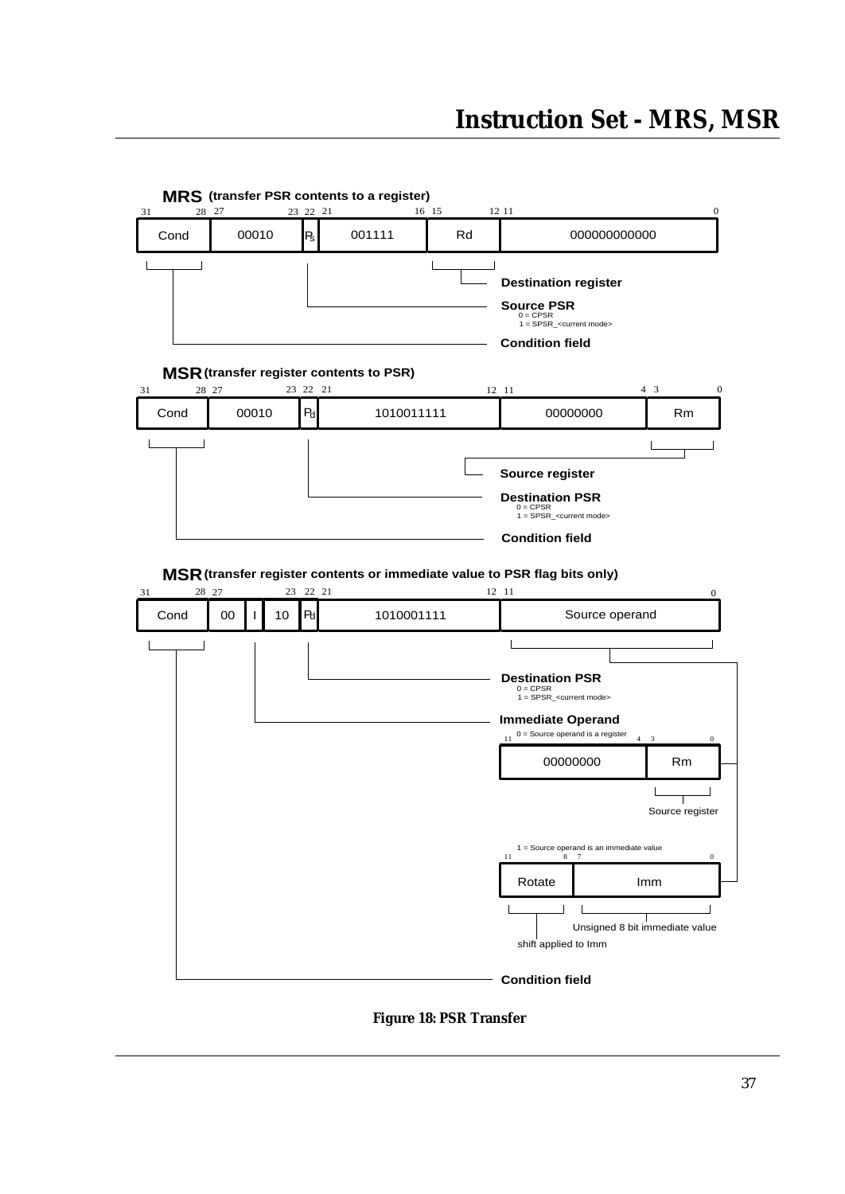**MRS (transfer PSR contents to a register)**

| 31–28 | 27–23 | 22 | 21–16 | 15–12 | 11–0 |
|---|---|---|---|---|---|
| Cond | 00010 | Ps | 001111 | Rd | 000000000000 |

- Bits 15–12: **Destination register**
- Bit 22: **Source PSR**
  - 0 = CPSR
  - 1 = SPSR_<current mode>
- Bits 31–28: **Condition field**

**MSR (transfer register contents to PSR)**

| 31–28 | 27–23 | 22 | 21–12 | 11–4 | 3–0 |
|---|---|---|---|---|---|
| Cond | 00010 | Pd | 1010011111 | 00000000 | Rm |

- Bits 3–0: **Source register**
- Bit 22: **Destination PSR**
  - 0 = CPSR
  - 1 = SPSR_<current mode>
- Bits 31–28: **Condition field**

**MSR (transfer register contents or immediate value to PSR flag bits only)**

| 31–28 | 27–26 | 25 | 24–23 | 22 | 21–12 | 11–0 |
|---|---|---|---|---|---|---|
| Cond | 00 | I | 10 | Pd | 1010001111 | Source operand |

- Bit 22: **Destination PSR**
  - 0 = CPSR
  - 1 = SPSR_<current mode>
- Bit 25: **Immediate Operand**
  - 0 = Source operand is a register

    | 11–4 | 3–0 |
    |---|---|
    | 00000000 | Rm |

    - Bits 3–0: Source register
  - 1 = Source operand is an immediate value

    | 11–8 | 7–0 |
    |---|---|
    | Rotate | Imm |

    - Bits 11–8: shift applied to Imm
    - Bits 7–0: Unsigned 8 bit immediate value
- Bits 31–28: **Condition field**

**Figure 18: PSR Transfer**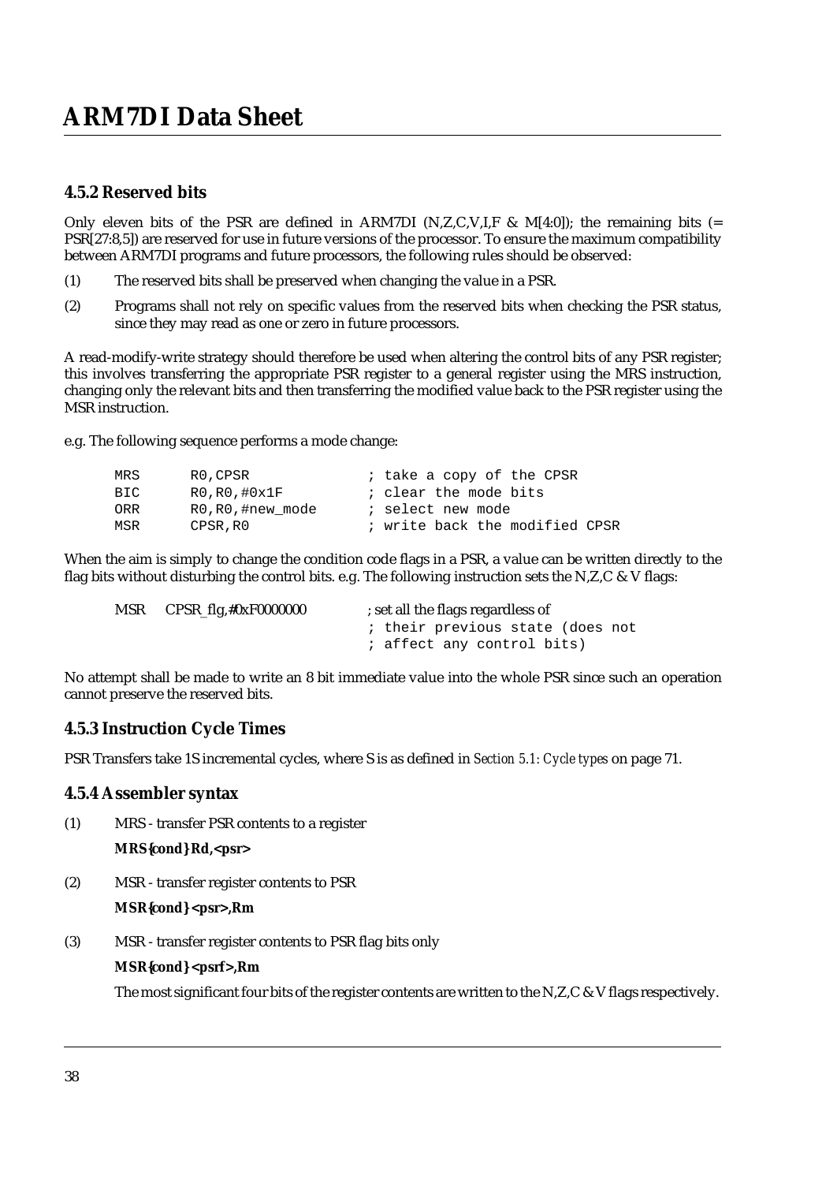### 4.5.2 Reserved bits

Only eleven bits of the PSR are defined in ARM7DI (N,Z,C,V,I,F & M[4:0]); the remaining bits (= PSR[27:8,5]) are reserved for use in future versions of the processor. To ensure the maximum compatibility between ARM7DI programs and future processors, the following rules should be observed:

(1) The reserved bits shall be preserved when changing the value in a PSR.

(2) Programs shall not rely on specific values from the reserved bits when checking the PSR status, since they may read as one or zero in future processors.

A read-modify-write strategy should therefore be used when altering the control bits of any PSR register; this involves transferring the appropriate PSR register to a general register using the MRS instruction, changing only the relevant bits and then transferring the modified value back to the PSR register using the MSR instruction.

e.g. The following sequence performs a mode change:

```
MRS     R0,CPSR             ; take a copy of the CPSR
BIC     R0,R0,#0x1F         ; clear the mode bits
ORR     R0,R0,#new_mode     ; select new mode
MSR     CPSR,R0             ; write back the modified CPSR
```

When the aim is simply to change the condition code flags in a PSR, a value can be written directly to the flag bits without disturbing the control bits. e.g. The following instruction sets the N,Z,C & V flags:

```
MSR   CPSR_flg,#0xF0000000    ; set all the flags regardless of
                              ; their previous state (does not
                              ; affect any control bits)
```

No attempt shall be made to write an 8 bit immediate value into the whole PSR since such an operation cannot preserve the reserved bits.

### 4.5.3 Instruction Cycle Times

PSR Transfers take 1S incremental cycles, where S is as defined in *Section 5.1: Cycle types* on page 71.

### 4.5.4 Assembler syntax

(1) MRS - transfer PSR contents to a register

**MRS{cond} Rd,<psr>**

(2) MSR - transfer register contents to PSR

**MSR{cond} <psr>,Rm**

(3) MSR - transfer register contents to PSR flag bits only

**MSR{cond} <psrf>,Rm**

The most significant four bits of the register contents are written to the N,Z,C & V flags respectively.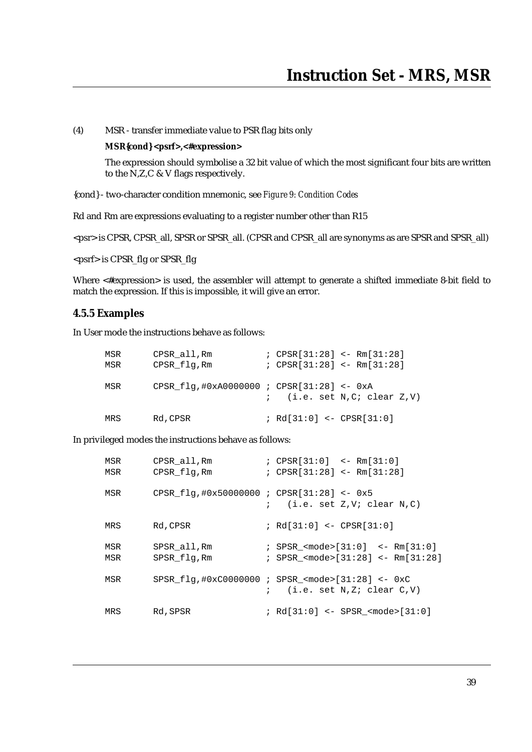(4) MSR - transfer immediate value to PSR flag bits only

**MSR{cond} <psrf>,<#expression>**

The expression should symbolise a 32 bit value of which the most significant four bits are written to the N,Z,C & V flags respectively.

{cond} - two-character condition mnemonic, see *Figure 9: Condition Codes*

Rd and Rm are expressions evaluating to a register number other than R15

<psr> is CPSR, CPSR_all, SPSR or SPSR_all. (CPSR and CPSR_all are synonyms as are SPSR and SPSR_all)

<psrf> is CPSR_flg or SPSR_flg

Where <#expression> is used, the assembler will attempt to generate a shifted immediate 8-bit field to match the expression. If this is impossible, it will give an error.

### 4.5.5 Examples

In User mode the instructions behave as follows:

```
MSR     CPSR_all,Rm          ; CPSR[31:28] <- Rm[31:28]
MSR     CPSR_flg,Rm          ; CPSR[31:28] <- Rm[31:28]

MSR     CPSR_flg,#0xA0000000 ; CPSR[31:28] <- 0xA
                             ;   (i.e. set N,C; clear Z,V)

MRS     Rd,CPSR              ; Rd[31:0] <- CPSR[31:0]
```

In privileged modes the instructions behave as follows:

```
MSR     CPSR_all,Rm          ; CPSR[31:0]  <- Rm[31:0]
MSR     CPSR_flg,Rm          ; CPSR[31:28] <- Rm[31:28]

MSR     CPSR_flg,#0x50000000 ; CPSR[31:28] <- 0x5
                             ;   (i.e. set Z,V; clear N,C)

MRS     Rd,CPSR              ; Rd[31:0] <- CPSR[31:0]

MSR     SPSR_all,Rm          ; SPSR_<mode>[31:0]  <- Rm[31:0]
MSR     SPSR_flg,Rm          ; SPSR_<mode>[31:28] <- Rm[31:28]

MSR     SPSR_flg,#0xC0000000 ; SPSR_<mode>[31:28] <- 0xC
                             ;   (i.e. set N,Z; clear C,V)

MRS     Rd,SPSR              ; Rd[31:0] <- SPSR_<mode>[31:0]
```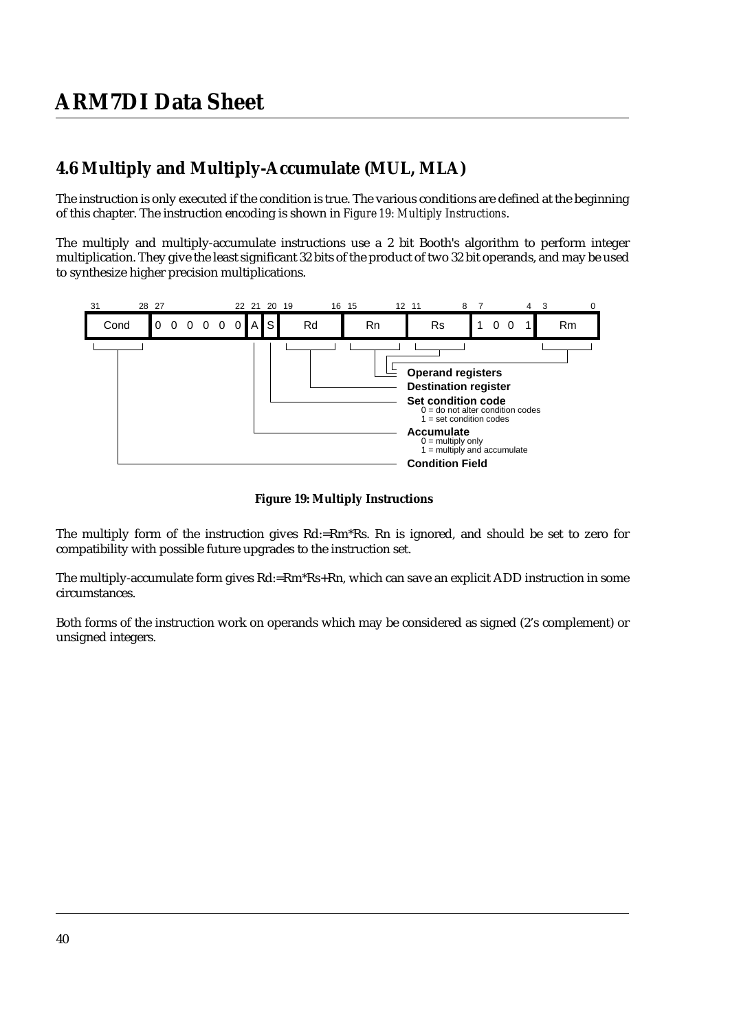## 4.6 Multiply and Multiply-Accumulate (MUL, MLA)

The instruction is only executed if the condition is true. The various conditions are defined at the beginning of this chapter. The instruction encoding is shown in *Figure 19: Multiply Instructions*.

The multiply and multiply-accumulate instructions use a 2 bit Booth's algorithm to perform integer multiplication. They give the least significant 32 bits of the product of two 32 bit operands, and may be used to synthesize higher precision multiplications.

| 31–28 | 27–22 | 21 | 20 | 19–16 | 15–12 | 11–8 | 7–4 | 3–0 |
|---|---|---|---|---|---|---|---|---|
| Cond | 0 0 0 0 0 0 | A | S | Rd | Rn | Rs | 1 0 0 1 | Rm |

- **Operand registers** (Rn, Rs, Rm)
- **Destination register** (Rd)
- **Set condition code** (S)
  - 0 = do not alter condition codes
  - 1 = set condition codes
- **Accumulate** (A)
  - 0 = multiply only
  - 1 = multiply and accumulate
- **Condition Field** (Cond)

**Figure 19: Multiply Instructions**

The multiply form of the instruction gives Rd:=Rm*Rs. Rn is ignored, and should be set to zero for compatibility with possible future upgrades to the instruction set.

The multiply-accumulate form gives Rd:=Rm*Rs+Rn, which can save an explicit ADD instruction in some circumstances.

Both forms of the instruction work on operands which may be considered as signed (2's complement) or unsigned integers.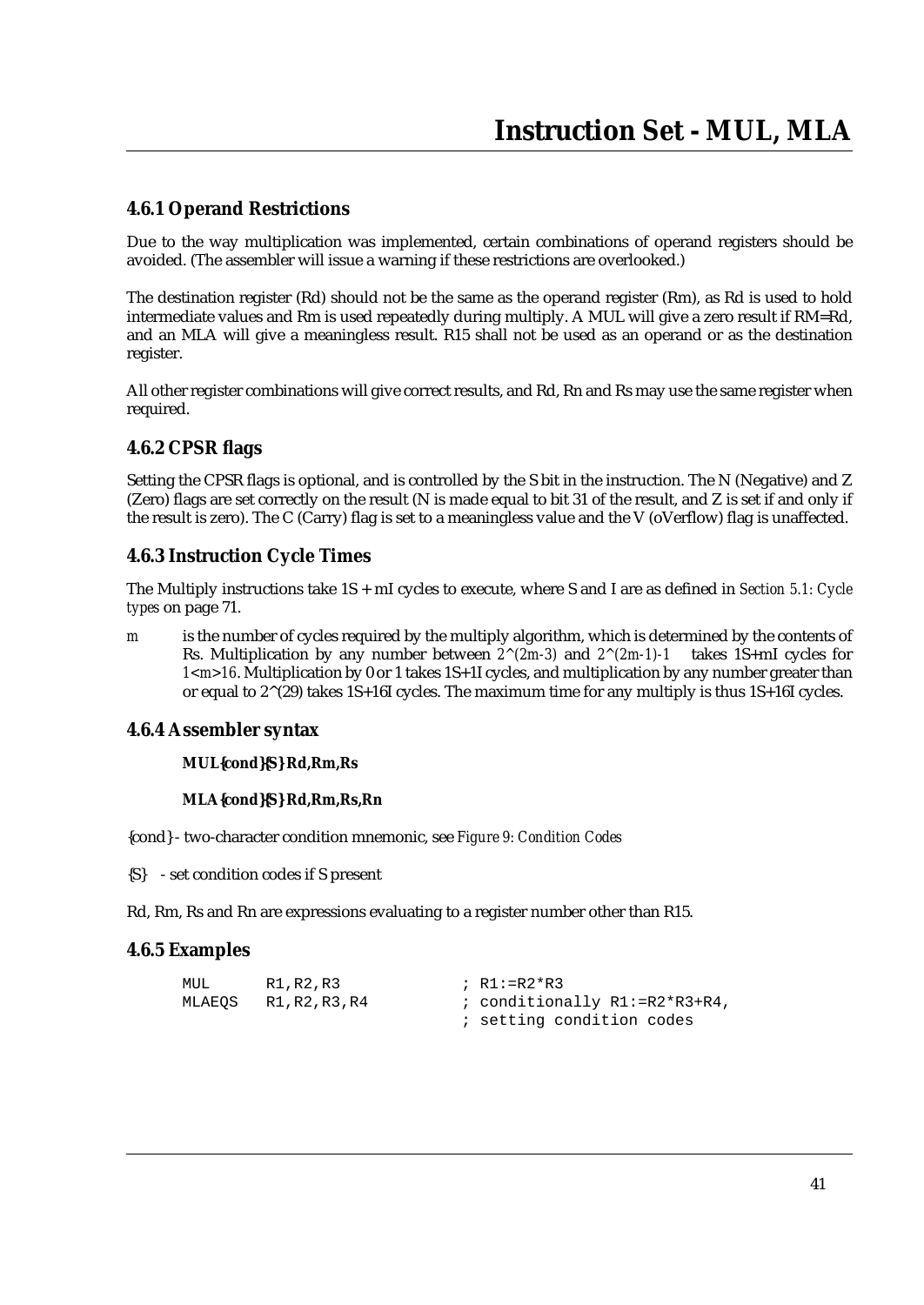## 4.6.1 Operand Restrictions

Due to the way multiplication was implemented, certain combinations of operand registers should be avoided. (The assembler will issue a warning if these restrictions are overlooked.)

The destination register (Rd) should not be the same as the operand register (Rm), as Rd is used to hold intermediate values and Rm is used repeatedly during multiply. A MUL will give a zero result if RM=Rd, and an MLA will give a meaningless result. R15 shall not be used as an operand or as the destination register.

All other register combinations will give correct results, and Rd, Rn and Rs may use the same register when required.

## 4.6.2 CPSR flags

Setting the CPSR flags is optional, and is controlled by the S bit in the instruction. The N (Negative) and Z (Zero) flags are set correctly on the result (N is made equal to bit 31 of the result, and Z is set if and only if the result is zero). The C (Carry) flag is set to a meaningless value and the V (oVerflow) flag is unaffected.

## 4.6.3 Instruction Cycle Times

The Multiply instructions take 1S + mI cycles to execute, where S and I are as defined in *Section 5.1: Cycle types* on page 71.

*m* is the number of cycles required by the multiply algorithm, which is determined by the contents of Rs. Multiplication by any number between $2^{(2m-3)}$ and $2^{(2m-1)}-1$ takes 1S+mI cycles for $1<m>16$. Multiplication by 0 or 1 takes 1S+1I cycles, and multiplication by any number greater than or equal to 2^(29) takes 1S+16I cycles. The maximum time for any multiply is thus 1S+16I cycles.

## 4.6.4 Assembler syntax

**MUL{cond}{S} Rd,Rm,Rs**

**MLA{cond}{S} Rd,Rm,Rs,Rn**

{cond} - two-character condition mnemonic, see *Figure 9: Condition Codes*

{S} - set condition codes if S present

Rd, Rm, Rs and Rn are expressions evaluating to a register number other than R15.

## 4.6.5 Examples

```
MUL      R1,R2,R3             ; R1:=R2*R3
MLAEQS   R1,R2,R3,R4          ; conditionally R1:=R2*R3+R4,
                              ; setting condition codes
```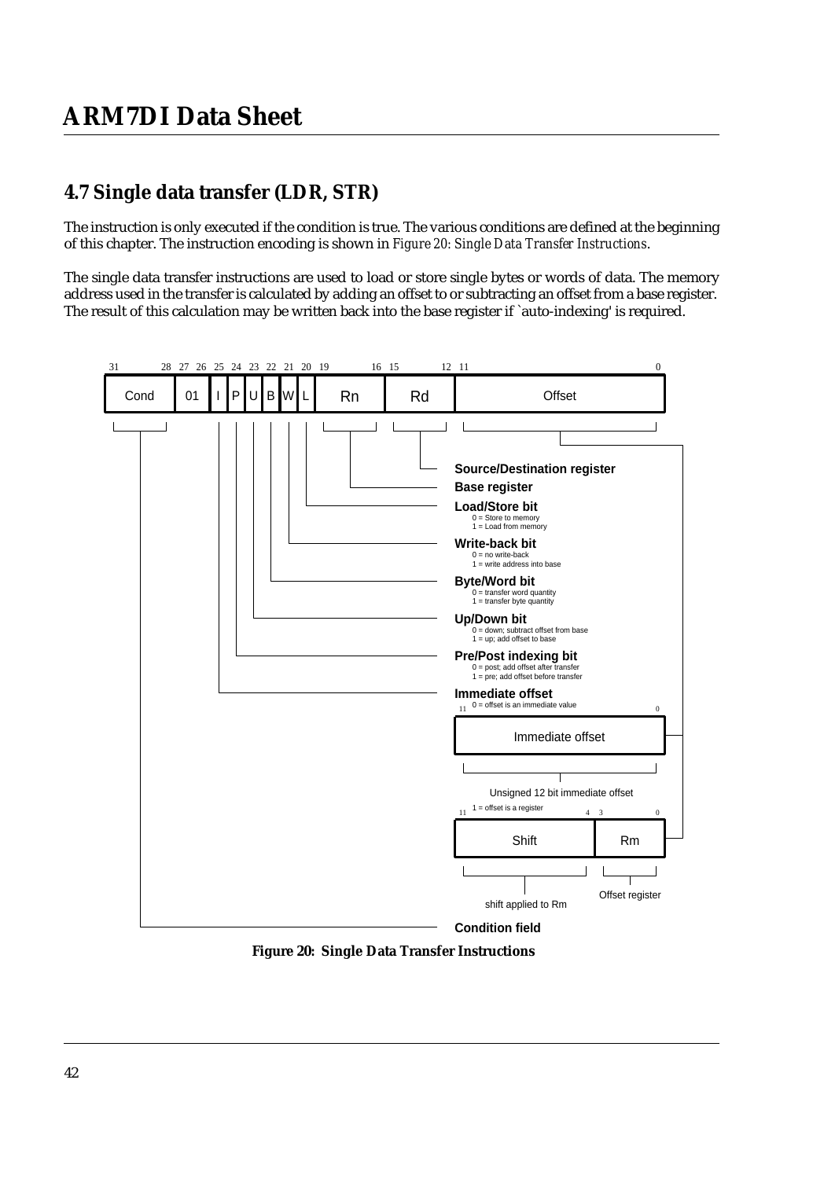## 4.7 Single data transfer (LDR, STR)

The instruction is only executed if the condition is true. The various conditions are defined at the beginning of this chapter. The instruction encoding is shown in *Figure 20: Single Data Transfer Instructions*.

The single data transfer instructions are used to load or store single bytes or words of data. The memory address used in the transfer is calculated by adding an offset to or subtracting an offset from a base register. The result of this calculation may be written back into the base register if `auto-indexing' is required.

| 31–28 | 27–26 | 25 | 24 | 23 | 22 | 21 | 20 | 19–16 | 15–12 | 11–0 |
|---|---|---|---|---|---|---|---|---|---|---|
| Cond | 01 | I | P | U | B | W | L | Rn | Rd | Offset |

**Source/Destination register**

**Base register**

**Load/Store bit**
0 = Store to memory
1 = Load from memory

**Write-back bit**
0 = no write-back
1 = write address into base

**Byte/Word bit**
0 = transfer word quantity
1 = transfer byte quantity

**Up/Down bit**
0 = down; subtract offset from base
1 = up; add offset to base

**Pre/Post indexing bit**
0 = post; add offset after transfer
1 = pre; add offset before transfer

**Immediate offset**
0 = offset is an immediate value

| 11–0 |
|---|
| Immediate offset |

Unsigned 12 bit immediate offset

1 = offset is a register

| 11–4 | 3–0 |
|---|---|
| Shift | Rm |

shift applied to Rm — Offset register

**Condition field**

**Figure 20: Single Data Transfer Instructions**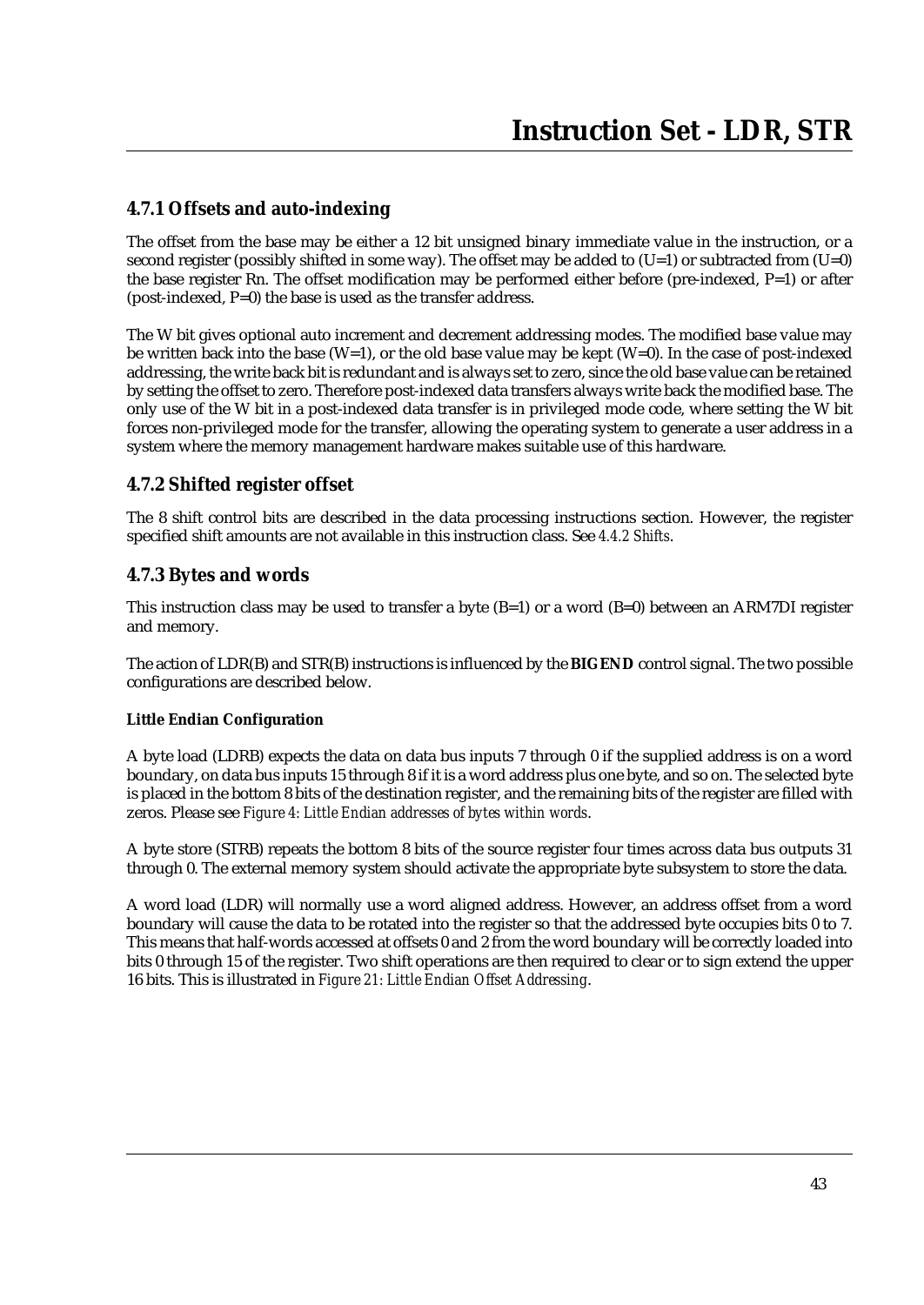### 4.7.1 Offsets and auto-indexing

The offset from the base may be either a 12 bit unsigned binary immediate value in the instruction, or a second register (possibly shifted in some way). The offset may be added to (U=1) or subtracted from (U=0) the base register Rn. The offset modification may be performed either before (pre-indexed, P=1) or after (post-indexed, P=0) the base is used as the transfer address.

The W bit gives optional auto increment and decrement addressing modes. The modified base value may be written back into the base (W=1), or the old base value may be kept (W=0). In the case of post-indexed addressing, the write back bit is redundant and is always set to zero, since the old base value can be retained by setting the offset to zero. Therefore post-indexed data transfers always write back the modified base. The only use of the W bit in a post-indexed data transfer is in privileged mode code, where setting the W bit forces non-privileged mode for the transfer, allowing the operating system to generate a user address in a system where the memory management hardware makes suitable use of this hardware.

### 4.7.2 Shifted register offset

The 8 shift control bits are described in the data processing instructions section. However, the register specified shift amounts are not available in this instruction class. See *4.4.2 Shifts*.

### 4.7.3 Bytes and words

This instruction class may be used to transfer a byte (B=1) or a word (B=0) between an ARM7DI register and memory.

The action of LDR(B) and STR(B) instructions is influenced by the **BIGEND** control signal. The two possible configurations are described below.

#### Little Endian Configuration

A byte load (LDRB) expects the data on data bus inputs 7 through 0 if the supplied address is on a word boundary, on data bus inputs 15 through 8 if it is a word address plus one byte, and so on. The selected byte is placed in the bottom 8 bits of the destination register, and the remaining bits of the register are filled with zeros. Please see *Figure 4: Little Endian addresses of bytes within words*.

A byte store (STRB) repeats the bottom 8 bits of the source register four times across data bus outputs 31 through 0. The external memory system should activate the appropriate byte subsystem to store the data.

A word load (LDR) will normally use a word aligned address. However, an address offset from a word boundary will cause the data to be rotated into the register so that the addressed byte occupies bits 0 to 7. This means that half-words accessed at offsets 0 and 2 from the word boundary will be correctly loaded into bits 0 through 15 of the register. Two shift operations are then required to clear or to sign extend the upper 16 bits. This is illustrated in *Figure 21: Little Endian Offset Addressing*.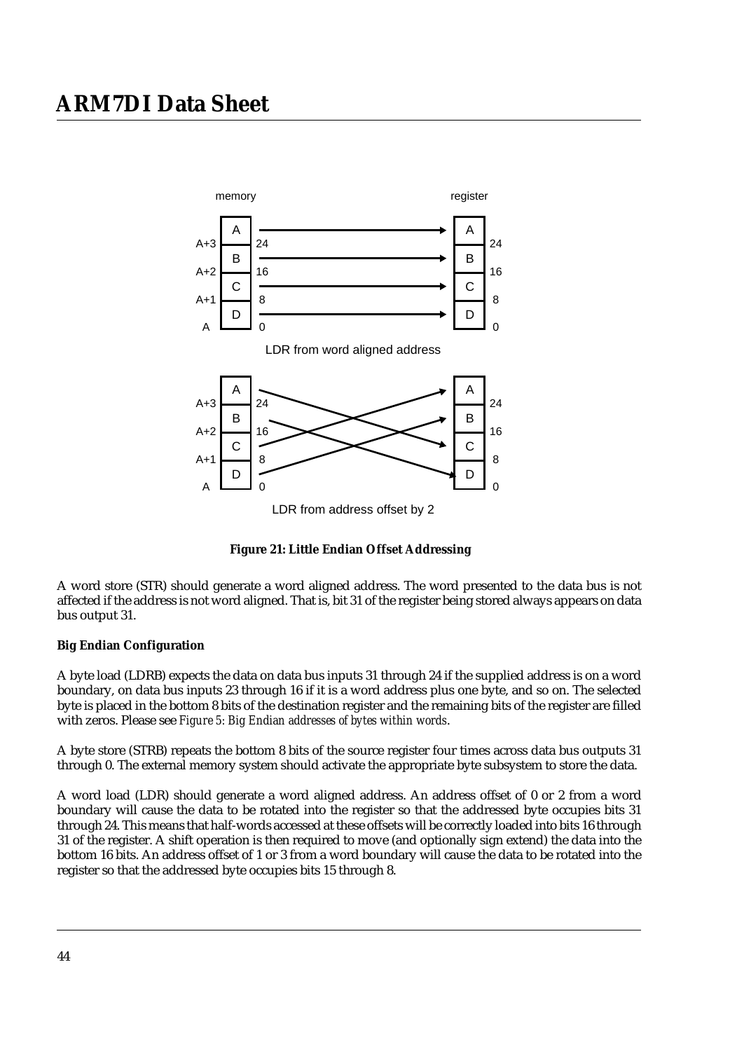**Figure 21: Little Endian Offset Addressing**

A word store (STR) should generate a word aligned address. The word presented to the data bus is not affected if the address is not word aligned. That is, bit 31 of the register being stored always appears on data bus output 31.

**Big Endian Configuration**

A byte load (LDRB) expects the data on data bus inputs 31 through 24 if the supplied address is on a word boundary, on data bus inputs 23 through 16 if it is a word address plus one byte, and so on. The selected byte is placed in the bottom 8 bits of the destination register and the remaining bits of the register are filled with zeros. Please see *Figure 5: Big Endian addresses of bytes within words*.

A byte store (STRB) repeats the bottom 8 bits of the source register four times across data bus outputs 31 through 0. The external memory system should activate the appropriate byte subsystem to store the data.

A word load (LDR) should generate a word aligned address. An address offset of 0 or 2 from a word boundary will cause the data to be rotated into the register so that the addressed byte occupies bits 31 through 24. This means that half-words accessed at these offsets will be correctly loaded into bits 16 through 31 of the register. A shift operation is then required to move (and optionally sign extend) the data into the bottom 16 bits. An address offset of 1 or 3 from a word boundary will cause the data to be rotated into the register so that the addressed byte occupies bits 15 through 8.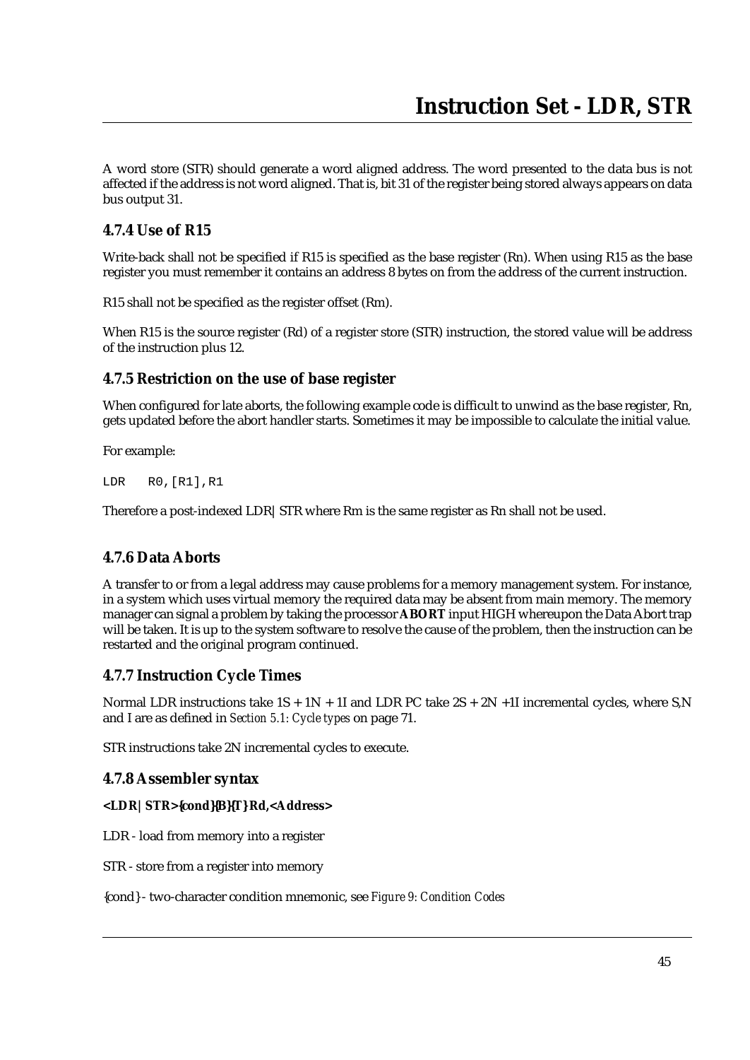A word store (STR) should generate a word aligned address. The word presented to the data bus is not affected if the address is not word aligned. That is, bit 31 of the register being stored always appears on data bus output 31.

### 4.7.4 Use of R15

Write-back shall not be specified if R15 is specified as the base register (Rn). When using R15 as the base register you must remember it contains an address 8 bytes on from the address of the current instruction.

R15 shall not be specified as the register offset (Rm).

When R15 is the source register (Rd) of a register store (STR) instruction, the stored value will be address of the instruction plus 12.

### 4.7.5 Restriction on the use of base register

When configured for late aborts, the following example code is difficult to unwind as the base register, Rn, gets updated before the abort handler starts. Sometimes it may be impossible to calculate the initial value.

For example:

```
LDR   R0,[R1],R1
```

Therefore a post-indexed LDR|STR where Rm is the same register as Rn shall not be used.

### 4.7.6 Data Aborts

A transfer to or from a legal address may cause problems for a memory management system. For instance, in a system which uses virtual memory the required data may be absent from main memory. The memory manager can signal a problem by taking the processor **ABORT** input HIGH whereupon the Data Abort trap will be taken. It is up to the system software to resolve the cause of the problem, then the instruction can be restarted and the original program continued.

### 4.7.7 Instruction Cycle Times

Normal LDR instructions take 1S + 1N + 1I and LDR PC take 2S + 2N +1I incremental cycles, where S,N and I are as defined in *Section 5.1: Cycle types* on page 71.

STR instructions take 2N incremental cycles to execute.

### 4.7.8 Assembler syntax

**<LDR|STR>{cond}{B}{T} Rd,<Address>**

LDR - load from memory into a register

STR - store from a register into memory

{cond} - two-character condition mnemonic, see *Figure 9: Condition Codes*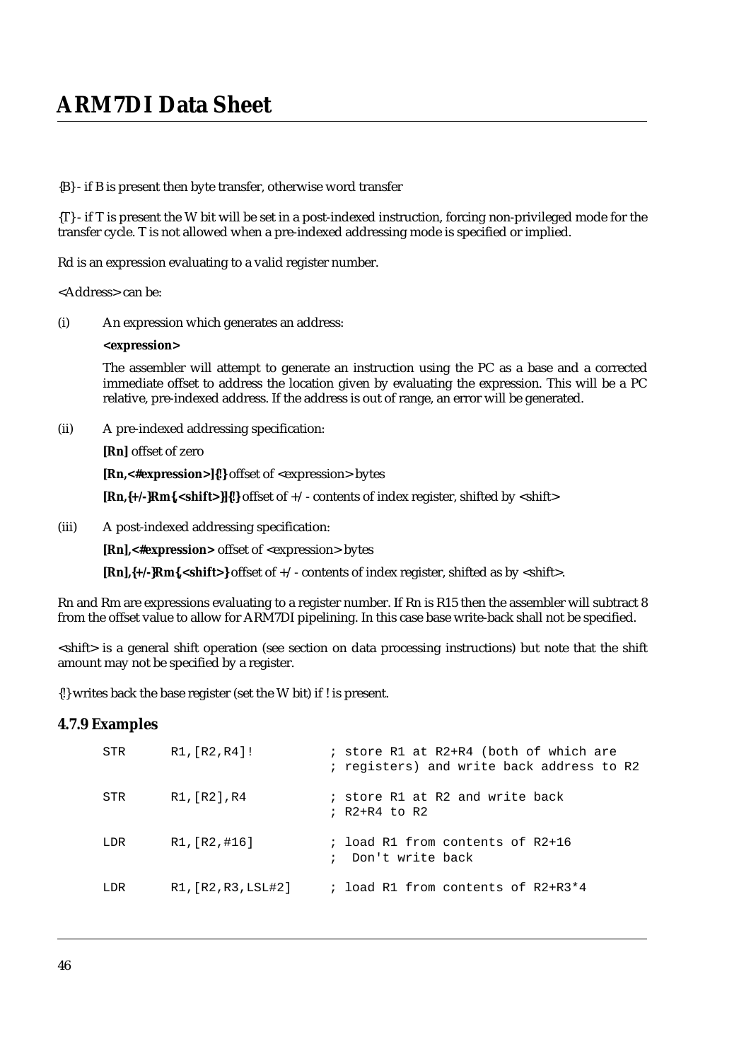{B} - if B is present then byte transfer, otherwise word transfer

{T} - if T is present the W bit will be set in a post-indexed instruction, forcing non-privileged mode for the transfer cycle. T is not allowed when a pre-indexed addressing mode is specified or implied.

Rd is an expression evaluating to a valid register number.

<Address> can be:

(i) An expression which generates an address:

**<expression>**

The assembler will attempt to generate an instruction using the PC as a base and a corrected immediate offset to address the location given by evaluating the expression. This will be a PC relative, pre-indexed address. If the address is out of range, an error will be generated.

(ii) A pre-indexed addressing specification:

**[Rn]** offset of zero

**[Rn,<#expression>]{!}** offset of <expression> bytes

**[Rn,{+/-}Rm{,<shift>}]{!}** offset of +/- contents of index register, shifted by <shift>

(iii) A post-indexed addressing specification:

**[Rn],<#expression>** offset of <expression> bytes

**[Rn],{+/-}Rm{,<shift>}** offset of +/- contents of index register, shifted as by <shift>.

Rn and Rm are expressions evaluating to a register number. If Rn is R15 then the assembler will subtract 8 from the offset value to allow for ARM7DI pipelining. In this case base write-back shall not be specified.

<shift> is a general shift operation (see section on data processing instructions) but note that the shift amount may not be specified by a register.

{!} writes back the base register (set the W bit) if ! is present.

### 4.7.9 Examples

```
STR     R1,[R2,R4]!          ; store R1 at R2+R4 (both of which are
                             ; registers) and write back address to R2

STR     R1,[R2],R4           ; store R1 at R2 and write back
                             ; R2+R4 to R2

LDR     R1,[R2,#16]          ; load R1 from contents of R2+16
                             ;  Don't write back

LDR     R1,[R2,R3,LSL#2]     ; load R1 from contents of R2+R3*4
```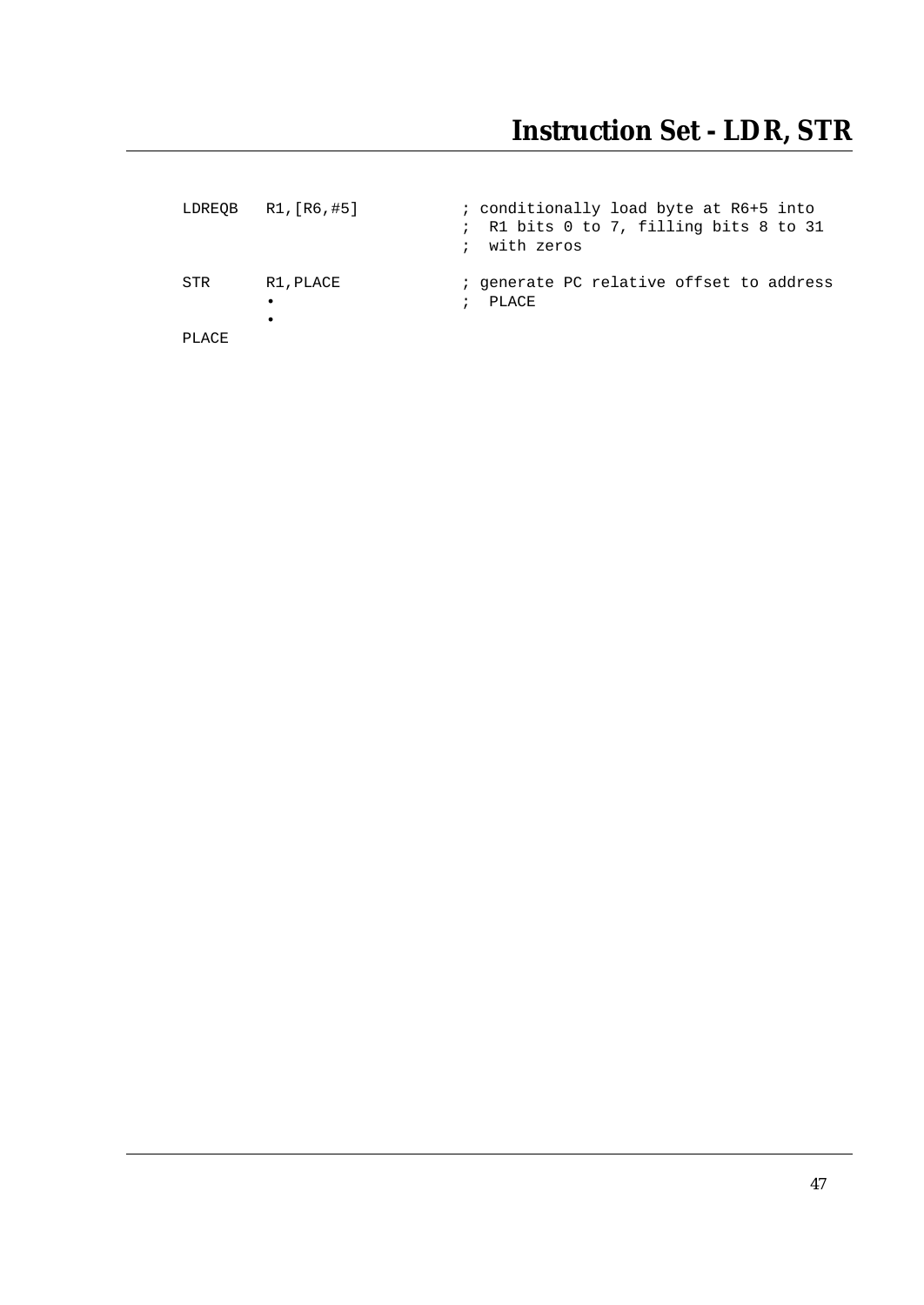```
LDREQB   R1,[R6,#5]          ; conditionally load byte at R6+5 into
                             ;  R1 bits 0 to 7, filling bits 8 to 31
                             ;  with zeros

STR      R1,PLACE            ; generate PC relative offset to address
         •                   ;  PLACE
         •
PLACE
```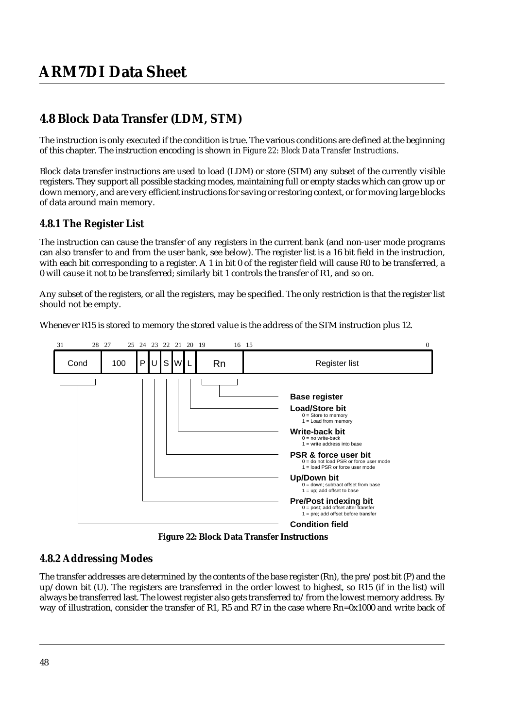## 4.8 Block Data Transfer (LDM, STM)

The instruction is only executed if the condition is true. The various conditions are defined at the beginning of this chapter. The instruction encoding is shown in *Figure 22: Block Data Transfer Instructions*.

Block data transfer instructions are used to load (LDM) or store (STM) any subset of the currently visible registers. They support all possible stacking modes, maintaining full or empty stacks which can grow up or down memory, and are very efficient instructions for saving or restoring context, or for moving large blocks of data around main memory.

### 4.8.1 The Register List

The instruction can cause the transfer of any registers in the current bank (and non-user mode programs can also transfer to and from the user bank, see below). The register list is a 16 bit field in the instruction, with each bit corresponding to a register. A 1 in bit 0 of the register field will cause R0 to be transferred, a 0 will cause it not to be transferred; similarly bit 1 controls the transfer of R1, and so on.

Any subset of the registers, or all the registers, may be specified. The only restriction is that the register list should not be empty.

Whenever R15 is stored to memory the stored value is the address of the STM instruction plus 12.

| 31–28 | 27–25 | 24 | 23 | 22 | 21 | 20 | 19–16 | 15–0 |
|---|---|---|---|---|---|---|---|---|
| Cond | 100 | P | U | S | W | L | Rn | Register list |

- **Base register** (Rn)
- **Load/Store bit** (L)
  - 0 = Store to memory
  - 1 = Load from memory
- **Write-back bit** (W)
  - 0 = no write-back
  - 1 = write address into base
- **PSR & force user bit** (S)
  - 0 = do not load PSR or force user mode
  - 1 = load PSR or force user mode
- **Up/Down bit** (U)
  - 0 = down; subtract offset from base
  - 1 = up; add offset to base
- **Pre/Post indexing bit** (P)
  - 0 = post; add offset after transfer
  - 1 = pre; add offset before transfer
- **Condition field** (Cond)

**Figure 22: Block Data Transfer Instructions**

### 4.8.2 Addressing Modes

The transfer addresses are determined by the contents of the base register (Rn), the pre/post bit (P) and the up/down bit (U). The registers are transferred in the order lowest to highest, so R15 (if in the list) will always be transferred last. The lowest register also gets transferred to/from the lowest memory address. By way of illustration, consider the transfer of R1, R5 and R7 in the case where Rn=0x1000 and write back of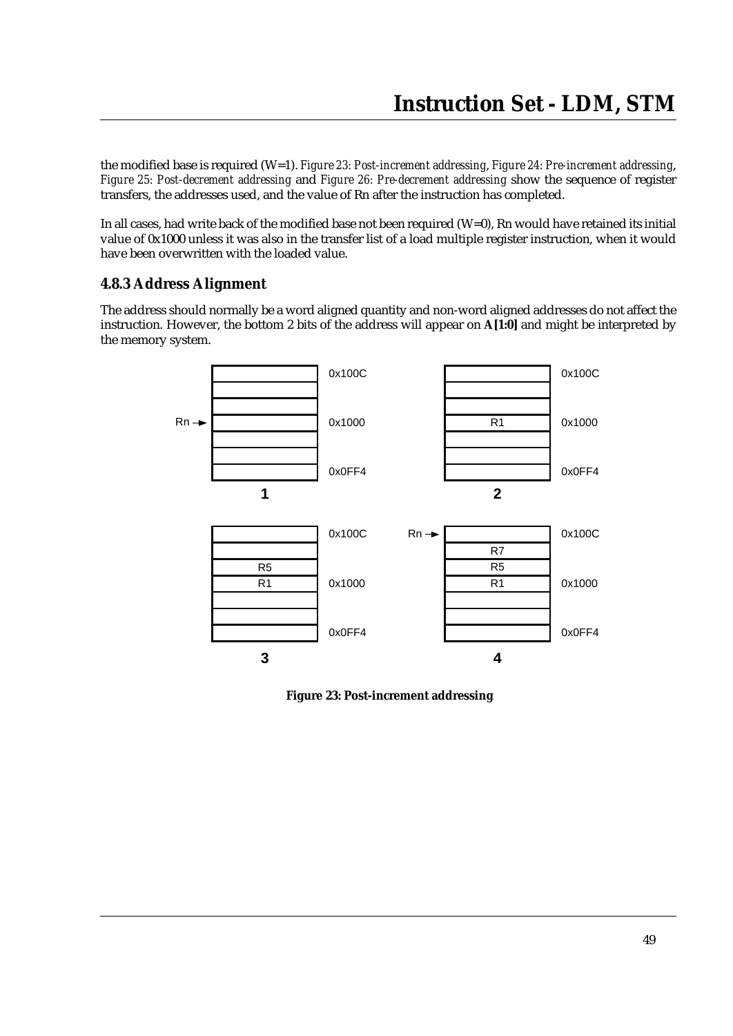the modified base is required (W=1). *Figure 23: Post-increment addressing*, *Figure 24: Pre-increment addressing*, *Figure 25: Post-decrement addressing* and *Figure 26: Pre-decrement addressing* show the sequence of register transfers, the addresses used, and the value of Rn after the instruction has completed.

In all cases, had write back of the modified base not been required (W=0), Rn would have retained its initial value of 0x1000 unless it was also in the transfer list of a load multiple register instruction, when it would have been overwritten with the loaded value.

### 4.8.3 Address Alignment

The address should normally be a word aligned quantity and non-word aligned addresses do not affect the instruction. However, the bottom 2 bits of the address will appear on **A[1:0]** and might be interpreted by the memory system.

**Figure 23: Post-increment addressing**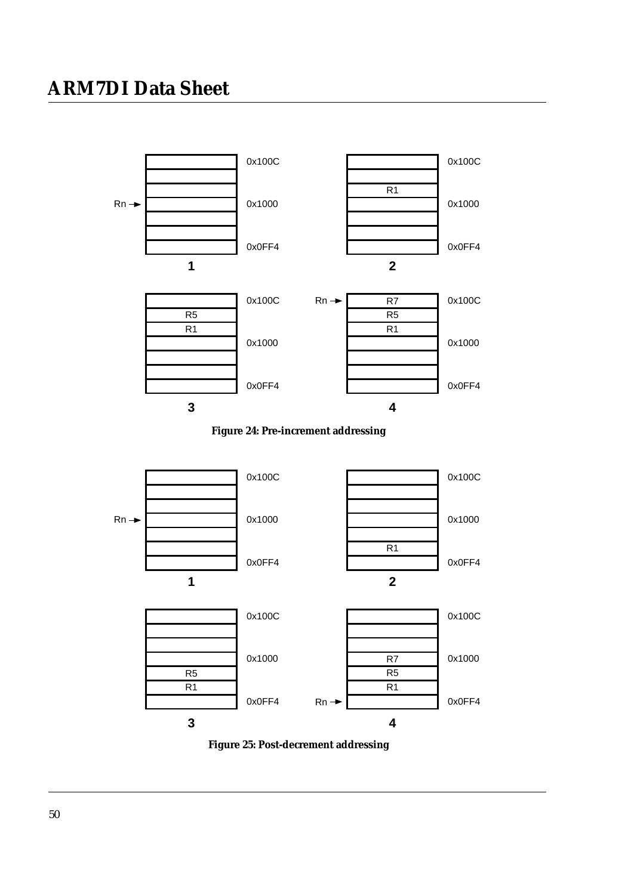Figure 24: Pre-increment addressing

Figure 25: Post-decrement addressing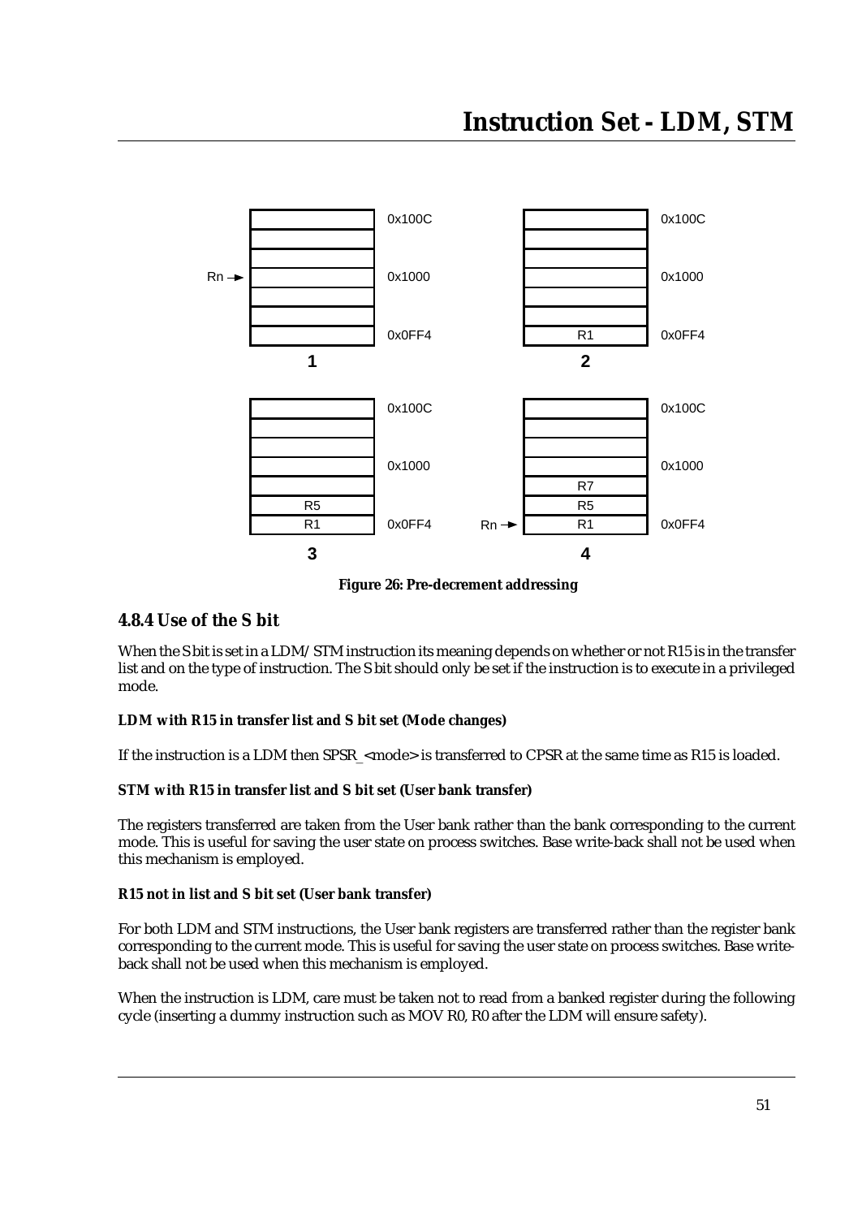Figure 26: Pre-decrement addressing

### 4.8.4 Use of the S bit

When the S bit is set in a LDM/STM instruction its meaning depends on whether or not R15 is in the transfer list and on the type of instruction. The S bit should only be set if the instruction is to execute in a privileged mode.

**LDM with R15 in transfer list and S bit set (Mode changes)**

If the instruction is a LDM then SPSR_<mode> is transferred to CPSR at the same time as R15 is loaded.

**STM with R15 in transfer list and S bit set (User bank transfer)**

The registers transferred are taken from the User bank rather than the bank corresponding to the current mode. This is useful for saving the user state on process switches. Base write-back shall not be used when this mechanism is employed.

**R15 not in list and S bit set (User bank transfer)**

For both LDM and STM instructions, the User bank registers are transferred rather than the register bank corresponding to the current mode. This is useful for saving the user state on process switches. Base write-back shall not be used when this mechanism is employed.

When the instruction is LDM, care must be taken not to read from a banked register during the following cycle (inserting a dummy instruction such as MOV R0, R0 after the LDM will ensure safety).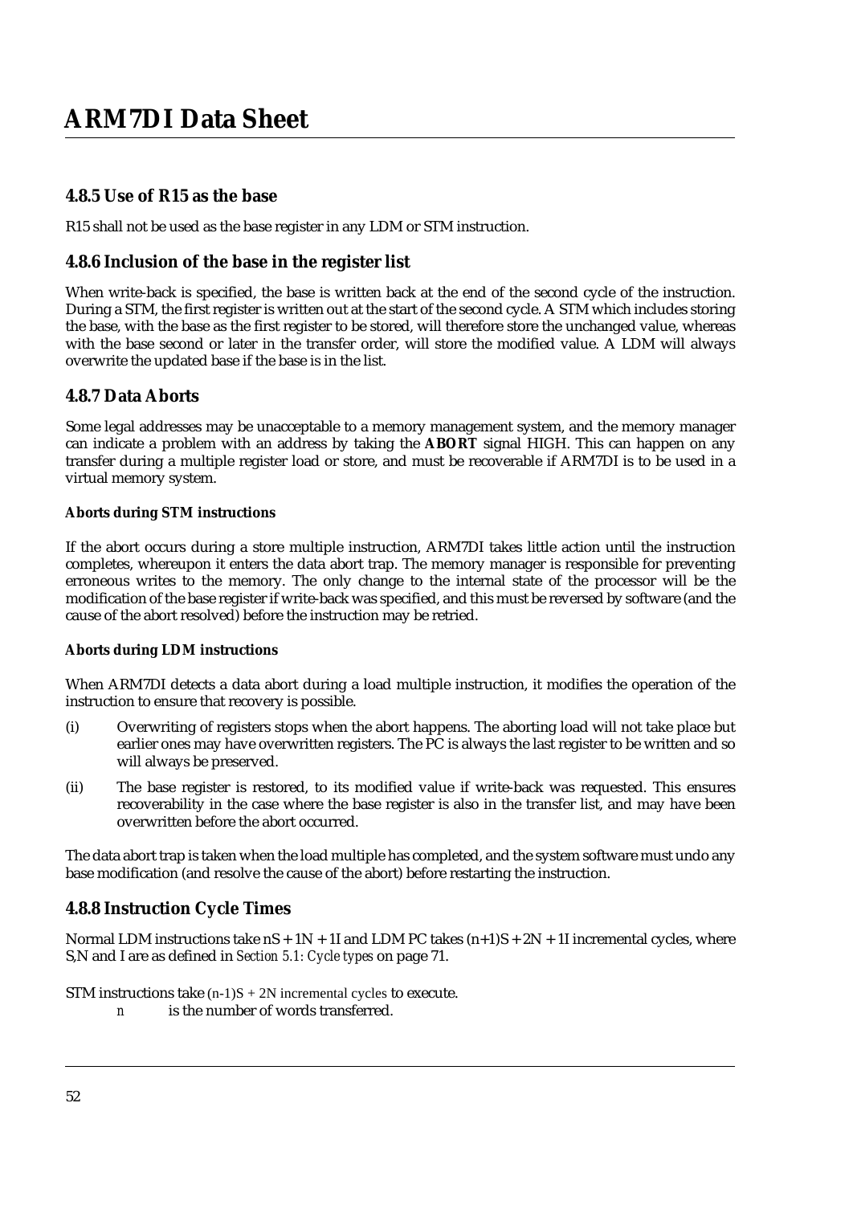### 4.8.5 Use of R15 as the base

R15 shall not be used as the base register in any LDM or STM instruction.

### 4.8.6 Inclusion of the base in the register list

When write-back is specified, the base is written back at the end of the second cycle of the instruction. During a STM, the first register is written out at the start of the second cycle. A STM which includes storing the base, with the base as the first register to be stored, will therefore store the unchanged value, whereas with the base second or later in the transfer order, will store the modified value. A LDM will always overwrite the updated base if the base is in the list.

### 4.8.7 Data Aborts

Some legal addresses may be unacceptable to a memory management system, and the memory manager can indicate a problem with an address by taking the **ABORT** signal HIGH. This can happen on any transfer during a multiple register load or store, and must be recoverable if ARM7DI is to be used in a virtual memory system.

#### Aborts during STM instructions

If the abort occurs during a store multiple instruction, ARM7DI takes little action until the instruction completes, whereupon it enters the data abort trap. The memory manager is responsible for preventing erroneous writes to the memory. The only change to the internal state of the processor will be the modification of the base register if write-back was specified, and this must be reversed by software (and the cause of the abort resolved) before the instruction may be retried.

#### Aborts during LDM instructions

When ARM7DI detects a data abort during a load multiple instruction, it modifies the operation of the instruction to ensure that recovery is possible.

(i) Overwriting of registers stops when the abort happens. The aborting load will not take place but earlier ones may have overwritten registers. The PC is always the last register to be written and so will always be preserved.

(ii) The base register is restored, to its modified value if write-back was requested. This ensures recoverability in the case where the base register is also in the transfer list, and may have been overwritten before the abort occurred.

The data abort trap is taken when the load multiple has completed, and the system software must undo any base modification (and resolve the cause of the abort) before restarting the instruction.

### 4.8.8 Instruction Cycle Times

Normal LDM instructions take nS + 1N + 1I and LDM PC takes (n+1)S + 2N + 1I incremental cycles, where S,N and I are as defined in *Section 5.1: Cycle types* on page 71.

STM instructions take (n-1)S + 2N incremental cycles to execute.

*n* is the number of words transferred.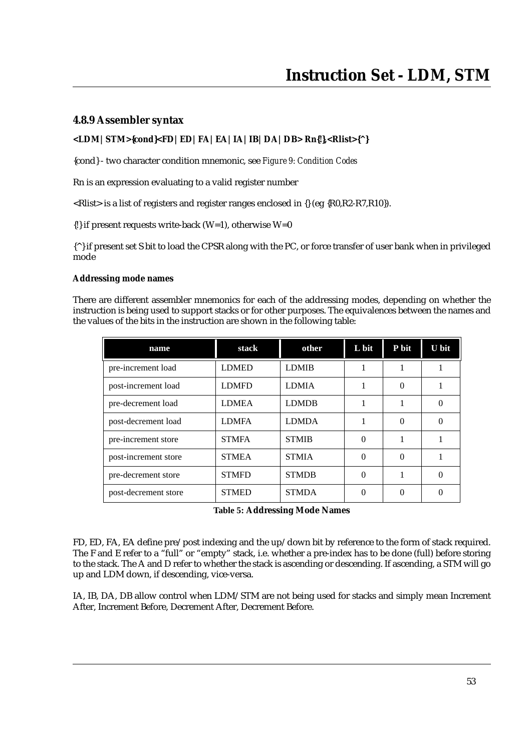### 4.8.9 Assembler syntax

**<LDM|STM>{cond}<FD|ED|FA|EA|IA|IB|DA|DB> Rn{!},<Rlist>{^}**

{cond} - two character condition mnemonic, see *Figure 9: Condition Codes*

Rn is an expression evaluating to a valid register number

<Rlist> is a list of registers and register ranges enclosed in {} (eg {R0,R2-R7,R10}).

{!} if present requests write-back (W=1), otherwise W=0

{^} if present set S bit to load the CPSR along with the PC, or force transfer of user bank when in privileged mode

#### Addressing mode names

There are different assembler mnemonics for each of the addressing modes, depending on whether the instruction is being used to support stacks or for other purposes. The equivalences between the names and the values of the bits in the instruction are shown in the following table:

| name | stack | other | L bit | P bit | U bit |
|---|---|---|---|---|---|
| pre-increment load | LDMED | LDMIB | 1 | 1 | 1 |
| post-increment load | LDMFD | LDMIA | 1 | 0 | 1 |
| pre-decrement load | LDMEA | LDMDB | 1 | 1 | 0 |
| post-decrement load | LDMFA | LDMDA | 1 | 0 | 0 |
| pre-increment store | STMFA | STMIB | 0 | 1 | 1 |
| post-increment store | STMEA | STMIA | 0 | 0 | 1 |
| pre-decrement store | STMFD | STMDB | 0 | 1 | 0 |
| post-decrement store | STMED | STMDA | 0 | 0 | 0 |

**Table 5: Addressing Mode Names**

FD, ED, FA, EA define pre/post indexing and the up/down bit by reference to the form of stack required. The F and E refer to a "full" or "empty" stack, i.e. whether a pre-index has to be done (full) before storing to the stack. The A and D refer to whether the stack is ascending or descending. If ascending, a STM will go up and LDM down, if descending, vice-versa.

IA, IB, DA, DB allow control when LDM/STM are not being used for stacks and simply mean Increment After, Increment Before, Decrement After, Decrement Before.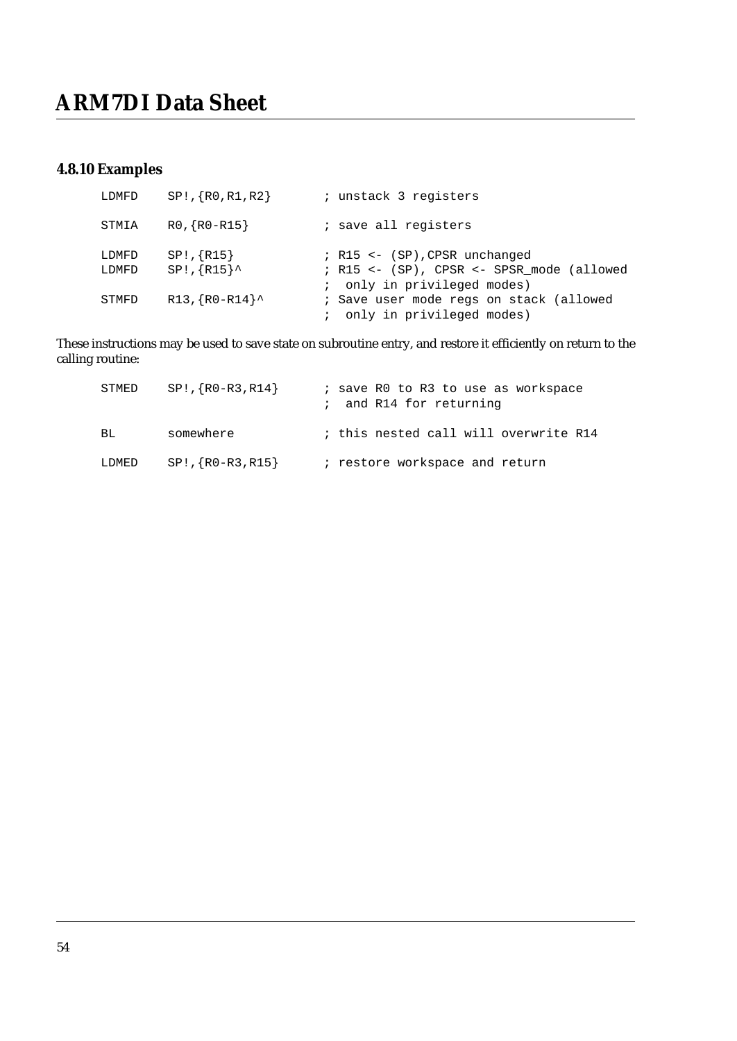### 4.8.10 Examples

```
LDMFD   SP!,{R0,R1,R2}      ; unstack 3 registers

STMIA   R0,{R0-R15}         ; save all registers

LDMFD   SP!,{R15}           ; R15 <- (SP),CPSR unchanged
LDMFD   SP!,{R15}^          ; R15 <- (SP), CPSR <- SPSR_mode (allowed
                            ;  only in privileged modes)
STMFD   R13,{R0-R14}^       ; Save user mode regs on stack (allowed
                            ;  only in privileged modes)
```

These instructions may be used to save state on subroutine entry, and restore it efficiently on return to the calling routine:

```
STMED   SP!,{R0-R3,R14}     ; save R0 to R3 to use as workspace
                            ;  and R14 for returning

BL      somewhere           ; this nested call will overwrite R14

LDMED   SP!,{R0-R3,R15}     ; restore workspace and return
```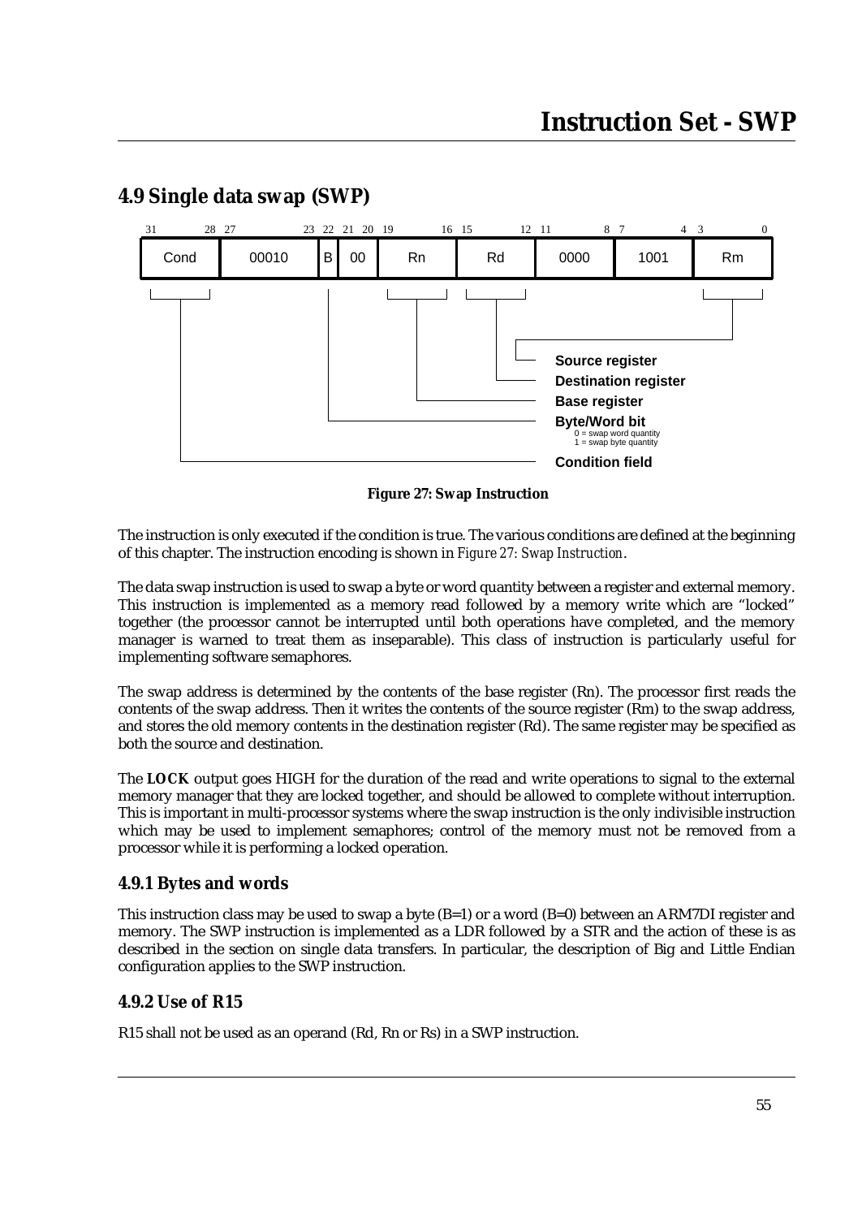## 4.9 Single data swap (SWP)

| 31–28 | 27–23 | 22 | 21–20 | 19–16 | 15–12 | 11–8 | 7–4 | 3–0 |
|---|---|---|---|---|---|---|---|---|
| Cond | 00010 | B | 00 | Rn | Rd | 0000 | 1001 | Rm |

- Rm: Source register
- Rd: Destination register
- Rn: Base register
- B: Byte/Word bit
  - 0 = swap word quantity
  - 1 = swap byte quantity
- Cond: Condition field

**Figure 27: Swap Instruction**

The instruction is only executed if the condition is true. The various conditions are defined at the beginning of this chapter. The instruction encoding is shown in *Figure 27: Swap Instruction*.

The data swap instruction is used to swap a byte or word quantity between a register and external memory. This instruction is implemented as a memory read followed by a memory write which are "locked" together (the processor cannot be interrupted until both operations have completed, and the memory manager is warned to treat them as inseparable). This class of instruction is particularly useful for implementing software semaphores.

The swap address is determined by the contents of the base register (Rn). The processor first reads the contents of the swap address. Then it writes the contents of the source register (Rm) to the swap address, and stores the old memory contents in the destination register (Rd). The same register may be specified as both the source and destination.

The **LOCK** output goes HIGH for the duration of the read and write operations to signal to the external memory manager that they are locked together, and should be allowed to complete without interruption. This is important in multi-processor systems where the swap instruction is the only indivisible instruction which may be used to implement semaphores; control of the memory must not be removed from a processor while it is performing a locked operation.

### 4.9.1 Bytes and words

This instruction class may be used to swap a byte (B=1) or a word (B=0) between an ARM7DI register and memory. The SWP instruction is implemented as a LDR followed by a STR and the action of these is as described in the section on single data transfers. In particular, the description of Big and Little Endian configuration applies to the SWP instruction.

### 4.9.2 Use of R15

R15 shall not be used as an operand (Rd, Rn or Rs) in a SWP instruction.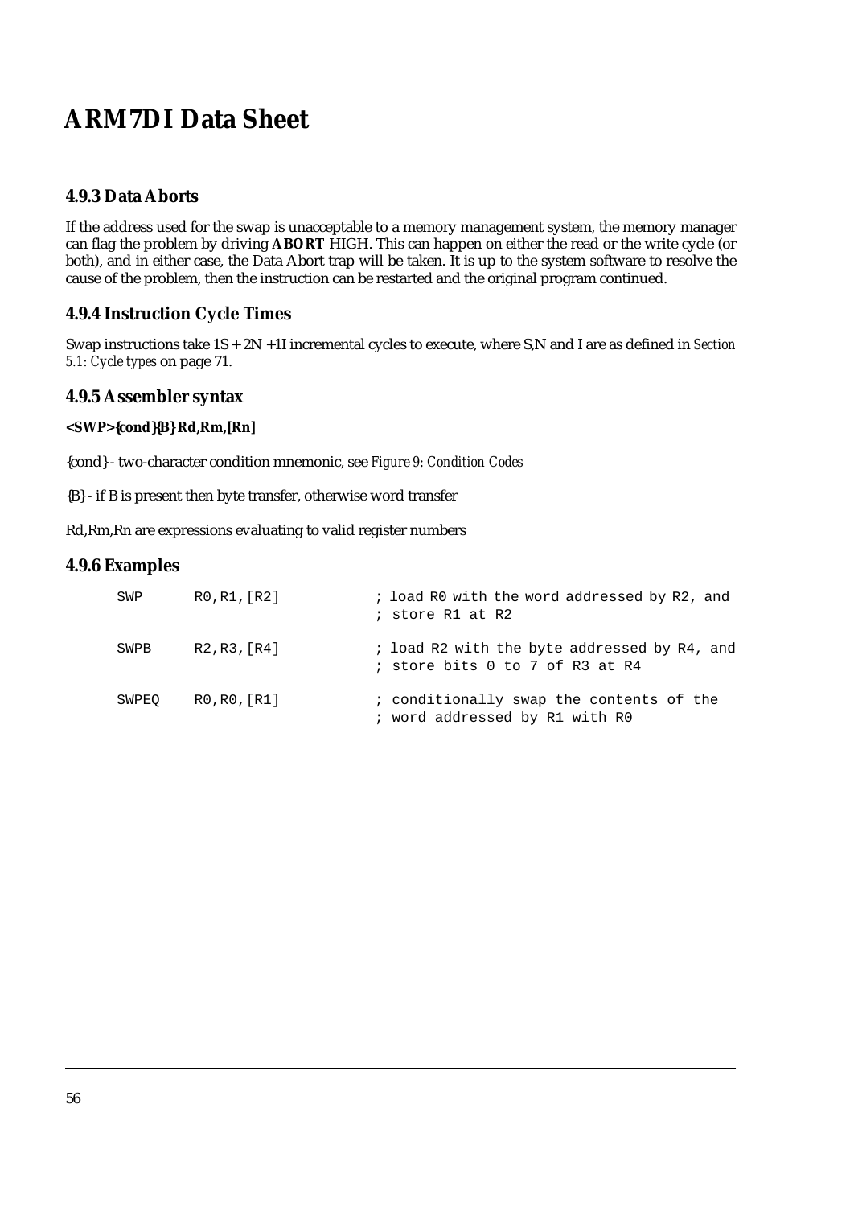### 4.9.3 Data Aborts

If the address used for the swap is unacceptable to a memory management system, the memory manager can flag the problem by driving **ABORT** HIGH. This can happen on either the read or the write cycle (or both), and in either case, the Data Abort trap will be taken. It is up to the system software to resolve the cause of the problem, then the instruction can be restarted and the original program continued.

### 4.9.4 Instruction Cycle Times

Swap instructions take 1S + 2N +1I incremental cycles to execute, where S,N and I are as defined in *Section 5.1: Cycle types* on page 71.

### 4.9.5 Assembler syntax

**<SWP>{cond}{B} Rd,Rm,[Rn]**

{cond} - two-character condition mnemonic, see *Figure 9: Condition Codes*

{B} - if B is present then byte transfer, otherwise word transfer

Rd,Rm,Rn are expressions evaluating to valid register numbers

### 4.9.6 Examples

```
SWP     R0,R1,[R2]        ; load R0 with the word addressed by R2, and
                          ; store R1 at R2

SWPB    R2,R3,[R4]        ; load R2 with the byte addressed by R4, and
                          ; store bits 0 to 7 of R3 at R4

SWPEQ   R0,R0,[R1]        ; conditionally swap the contents of the
                          ; word addressed by R1 with R0
```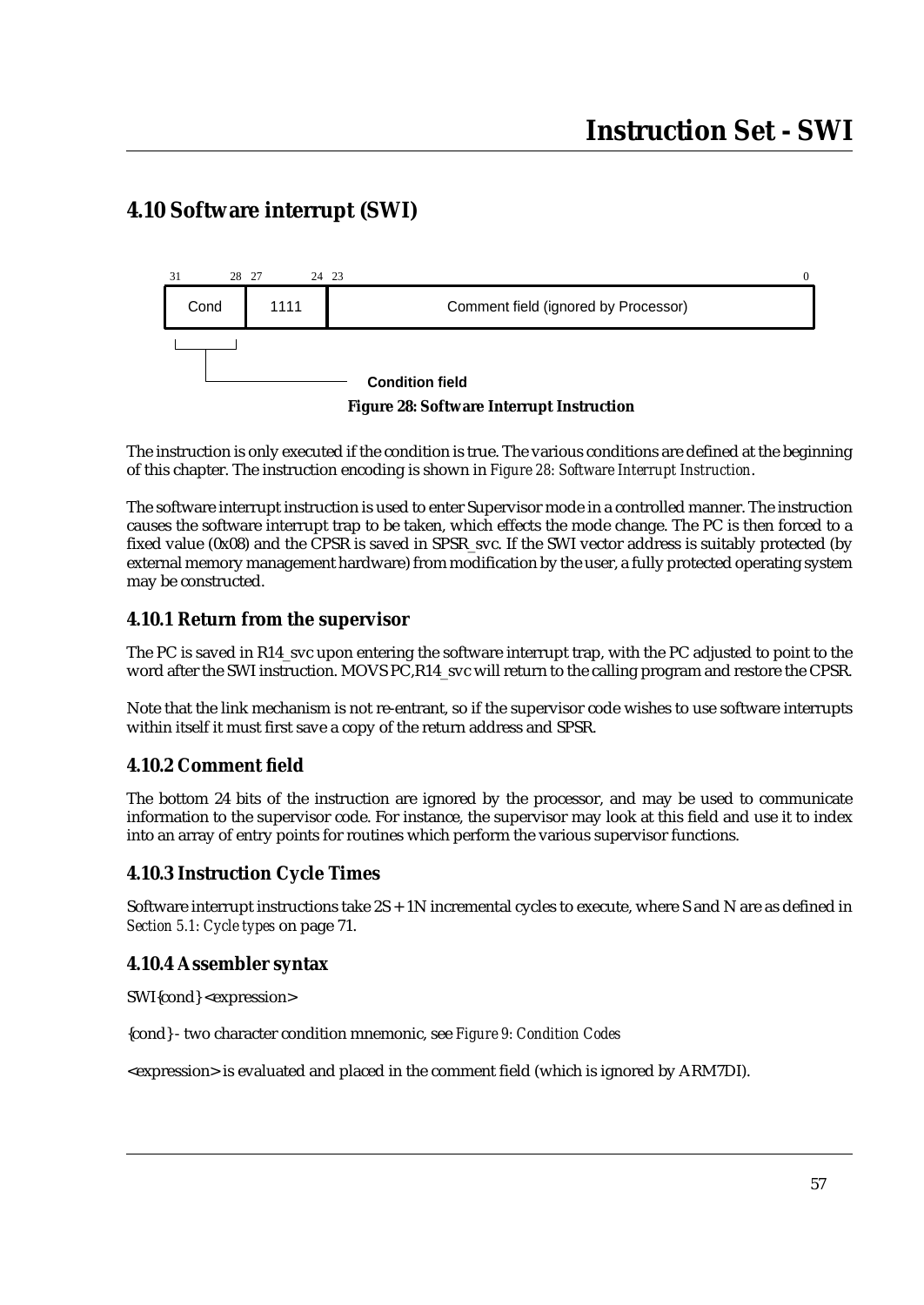# 4.10 Software interrupt (SWI)

| 31–28 | 27–24 | 23–0 |
|---|---|---|
| Cond | 1111 | Comment field (ignored by Processor) |

Condition field

**Figure 28: Software Interrupt Instruction**

The instruction is only executed if the condition is true. The various conditions are defined at the beginning of this chapter. The instruction encoding is shown in *Figure 28: Software Interrupt Instruction*.

The software interrupt instruction is used to enter Supervisor mode in a controlled manner. The instruction causes the software interrupt trap to be taken, which effects the mode change. The PC is then forced to a fixed value (0x08) and the CPSR is saved in SPSR_svc. If the SWI vector address is suitably protected (by external memory management hardware) from modification by the user, a fully protected operating system may be constructed.

## 4.10.1 Return from the supervisor

The PC is saved in R14_svc upon entering the software interrupt trap, with the PC adjusted to point to the word after the SWI instruction. MOVS PC,R14_svc will return to the calling program and restore the CPSR.

Note that the link mechanism is not re-entrant, so if the supervisor code wishes to use software interrupts within itself it must first save a copy of the return address and SPSR.

## 4.10.2 Comment field

The bottom 24 bits of the instruction are ignored by the processor, and may be used to communicate information to the supervisor code. For instance, the supervisor may look at this field and use it to index into an array of entry points for routines which perform the various supervisor functions.

## 4.10.3 Instruction Cycle Times

Software interrupt instructions take 2S + 1N incremental cycles to execute, where S and N are as defined in *Section 5.1: Cycle types* on page 71.

## 4.10.4 Assembler syntax

SWI{cond} <expression>

{cond} - two character condition mnemonic, see *Figure 9: Condition Codes*

<expression> is evaluated and placed in the comment field (which is ignored by ARM7DI).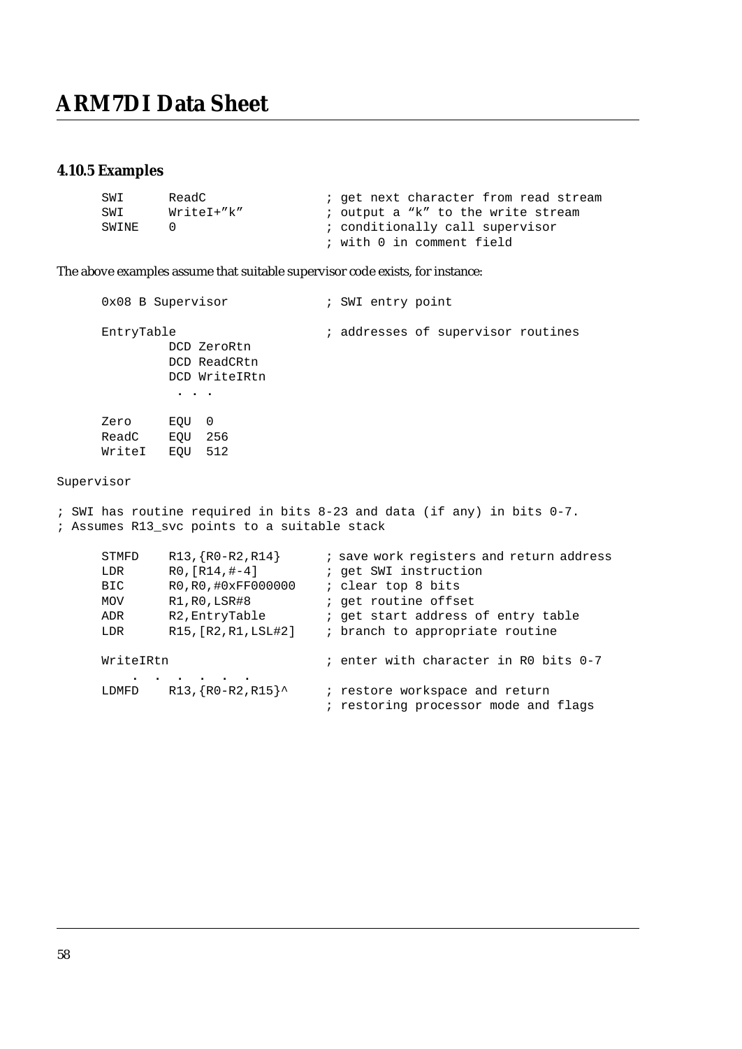### 4.10.5 Examples

```
SWI      ReadC              ; get next character from read stream
SWI      WriteI+"k"         ; output a "k" to the write stream
SWINE    0                  ; conditionally call supervisor
                            ; with 0 in comment field
```

The above examples assume that suitable supervisor code exists, for instance:

```
0x08 B Supervisor           ; SWI entry point

EntryTable                  ; addresses of supervisor routines
         DCD ZeroRtn
         DCD ReadCRtn
         DCD WriteIRtn
          . . .

Zero     EQU  0
ReadC    EQU  256
WriteI   EQU  512

Supervisor

; SWI has routine required in bits 8-23 and data (if any) in bits 0-7.
; Assumes R13_svc points to a suitable stack

STMFD    R13,{R0-R2,R14}      ; save work registers and return address
LDR      R0,[R14,#-4]         ; get SWI instruction
BIC      R0,R0,#0xFF000000    ; clear top 8 bits
MOV      R1,R0,LSR#8          ; get routine offset
ADR      R2,EntryTable        ; get start address of entry table
LDR      R15,[R2,R1,LSL#2]    ; branch to appropriate routine

WriteIRtn                     ; enter with character in R0 bits 0-7
    .  .  .  .  .  .
LDMFD    R13,{R0-R2,R15}^     ; restore workspace and return
                              ; restoring processor mode and flags
```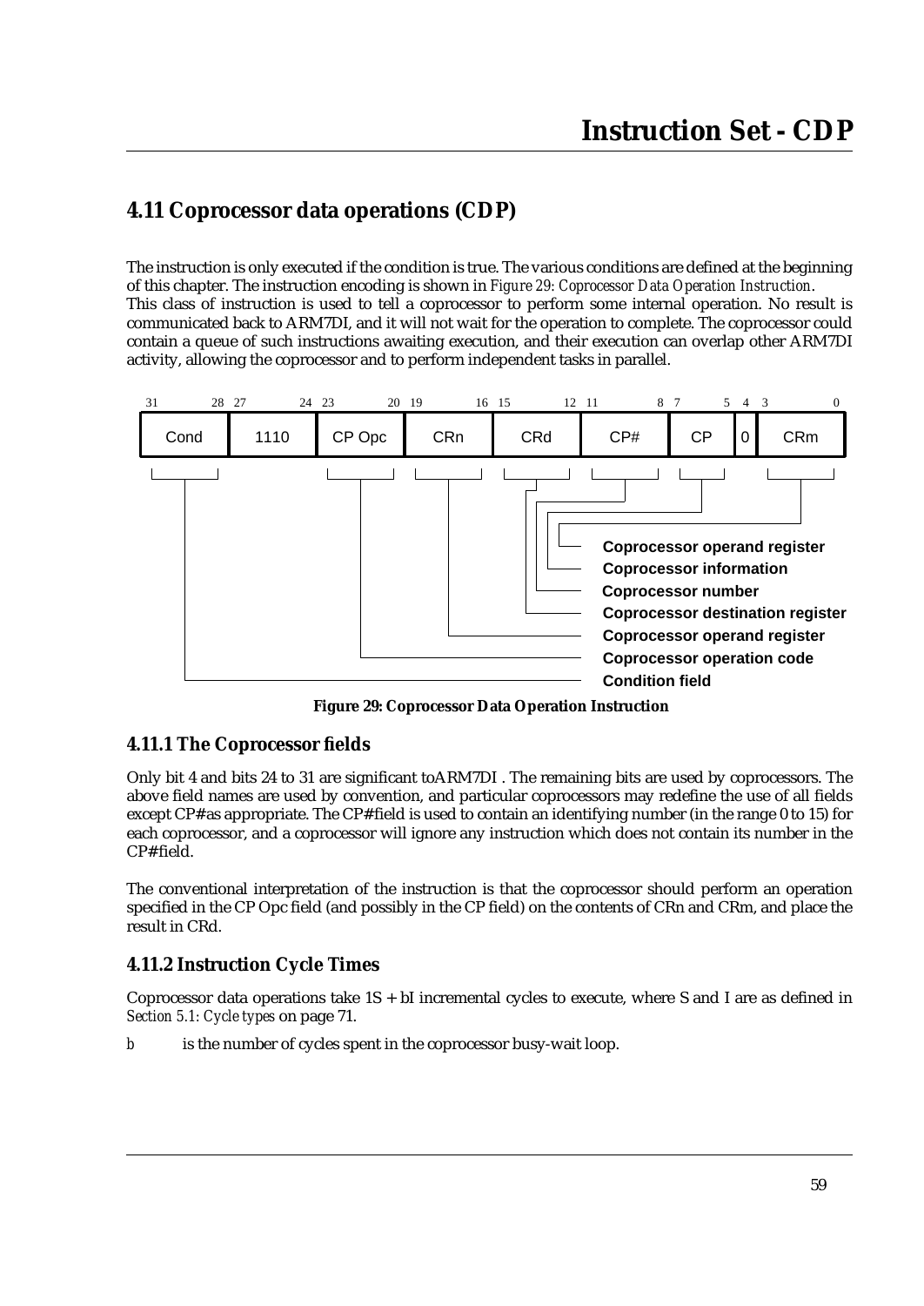## 4.11 Coprocessor data operations (CDP)

The instruction is only executed if the condition is true. The various conditions are defined at the beginning of this chapter. The instruction encoding is shown in *Figure 29: Coprocessor Data Operation Instruction*. This class of instruction is used to tell a coprocessor to perform some internal operation. No result is communicated back to ARM7DI, and it will not wait for the operation to complete. The coprocessor could contain a queue of such instructions awaiting execution, and their execution can overlap other ARM7DI activity, allowing the coprocessor and to perform independent tasks in parallel.

| 31–28 | 27–24 | 23–20 | 19–16 | 15–12 | 11–8 | 7–5 | 4 | 3–0 |
|---|---|---|---|---|---|---|---|---|
| Cond | 1110 | CP Opc | CRn | CRd | CP# | CP | 0 | CRm |

- CRm: Coprocessor operand register
- CP: Coprocessor information
- CP#: Coprocessor number
- CRd: Coprocessor destination register
- CRn: Coprocessor operand register
- CP Opc: Coprocessor operation code
- Cond: Condition field

**Figure 29: Coprocessor Data Operation Instruction**

### 4.11.1 The Coprocessor fields

Only bit 4 and bits 24 to 31 are significant toARM7DI . The remaining bits are used by coprocessors. The above field names are used by convention, and particular coprocessors may redefine the use of all fields except CP# as appropriate. The CP# field is used to contain an identifying number (in the range 0 to 15) for each coprocessor, and a coprocessor will ignore any instruction which does not contain its number in the CP# field.

The conventional interpretation of the instruction is that the coprocessor should perform an operation specified in the CP Opc field (and possibly in the CP field) on the contents of CRn and CRm, and place the result in CRd.

### 4.11.2 Instruction Cycle Times

Coprocessor data operations take 1S + bI incremental cycles to execute, where S and I are as defined in *Section 5.1: Cycle types* on page 71.

*b* is the number of cycles spent in the coprocessor busy-wait loop.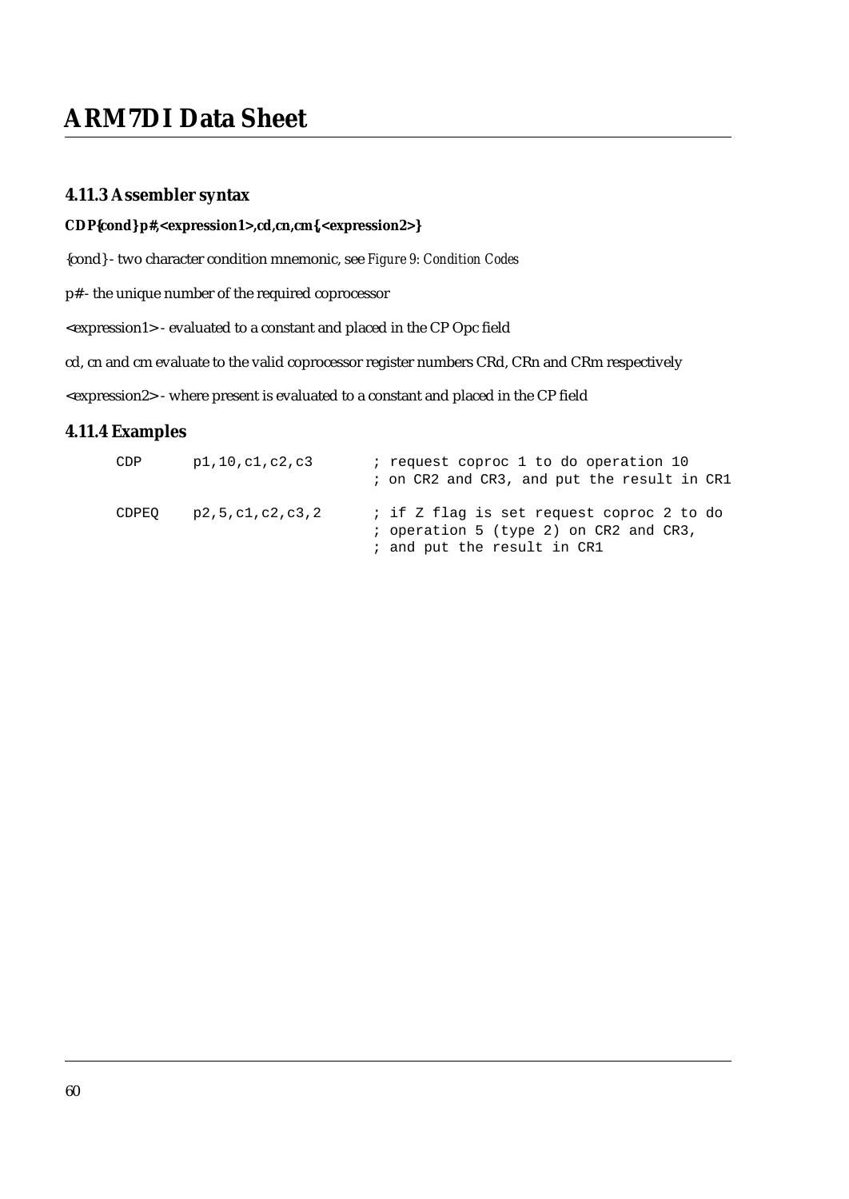### 4.11.3 Assembler syntax

**CDP{cond} p#,<expression1>,cd,cn,cm{,<expression2>}**

{cond} - two character condition mnemonic, see *Figure 9: Condition Codes*

p# - the unique number of the required coprocessor

<expression1> - evaluated to a constant and placed in the CP Opc field

cd, cn and cm evaluate to the valid coprocessor register numbers CRd, CRn and CRm respectively

<expression2> - where present is evaluated to a constant and placed in the CP field

### 4.11.4 Examples

```
CDP     p1,10,c1,c2,c3      ; request coproc 1 to do operation 10
                            ; on CR2 and CR3, and put the result in CR1

CDPEQ   p2,5,c1,c2,c3,2     ; if Z flag is set request coproc 2 to do
                            ; operation 5 (type 2) on CR2 and CR3,
                            ; and put the result in CR1
```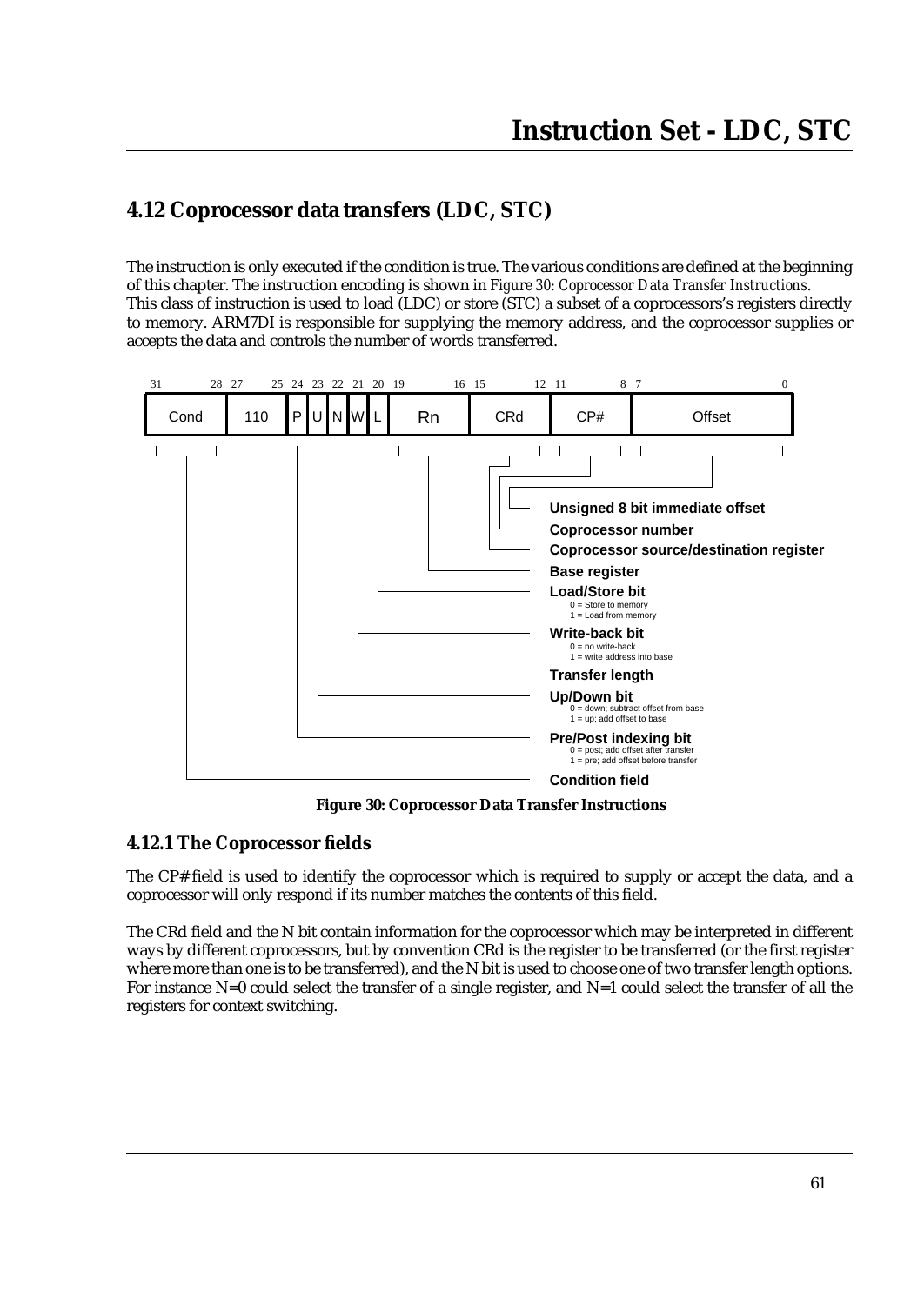# 4.12 Coprocessor data transfers (LDC, STC)

The instruction is only executed if the condition is true. The various conditions are defined at the beginning of this chapter. The instruction encoding is shown in *Figure 30: Coprocessor Data Transfer Instructions*. This class of instruction is used to load (LDC) or store (STC) a subset of a coprocessors's registers directly to memory. ARM7DI is responsible for supplying the memory address, and the coprocessor supplies or accepts the data and controls the number of words transferred.

| 31–28 | 27–25 | 24 | 23 | 22 | 21 | 20 | 19–16 | 15–12 | 11–8 | 7–0 |
|---|---|---|---|---|---|---|---|---|---|---|
| Cond | 110 | P | U | N | W | L | Rn | CRd | CP# | Offset |

- **Unsigned 8 bit immediate offset** (Offset)
- **Coprocessor number** (CP#)
- **Coprocessor source/destination register** (CRd)
- **Base register** (Rn)
- **Load/Store bit** (L)
  - 0 = Store to memory
  - 1 = Load from memory
- **Write-back bit** (W)
  - 0 = no write-back
  - 1 = write address into base
- **Transfer length** (N)
- **Up/Down bit** (U)
  - 0 = down; subtract offset from base
  - 1 = up; add offset to base
- **Pre/Post indexing bit** (P)
  - 0 = post; add offset after transfer
  - 1 = pre; add offset before transfer
- **Condition field** (Cond)

**Figure 30: Coprocessor Data Transfer Instructions**

## 4.12.1 The Coprocessor fields

The CP# field is used to identify the coprocessor which is required to supply or accept the data, and a coprocessor will only respond if its number matches the contents of this field.

The CRd field and the N bit contain information for the coprocessor which may be interpreted in different ways by different coprocessors, but by convention CRd is the register to be transferred (or the first register where more than one is to be transferred), and the N bit is used to choose one of two transfer length options. For instance N=0 could select the transfer of a single register, and N=1 could select the transfer of all the registers for context switching.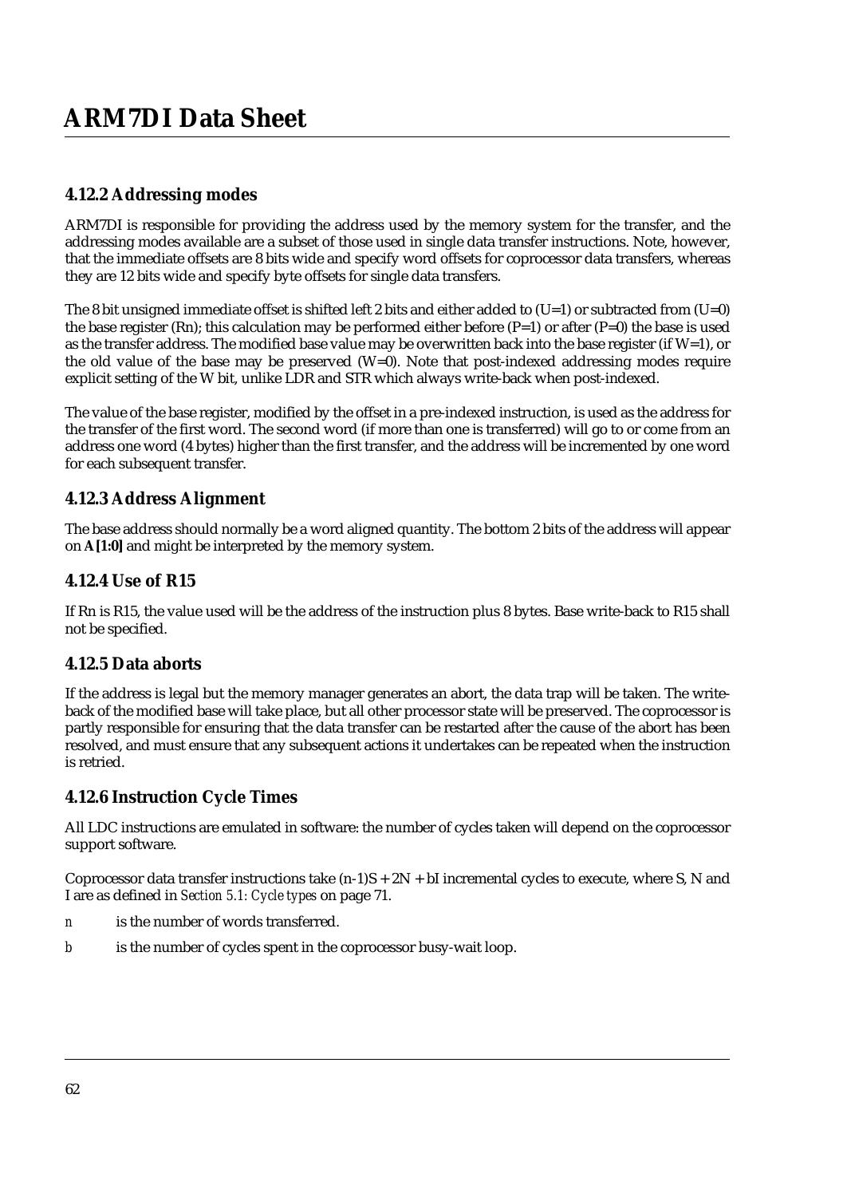### 4.12.2 Addressing modes

ARM7DI is responsible for providing the address used by the memory system for the transfer, and the addressing modes available are a subset of those used in single data transfer instructions. Note, however, that the immediate offsets are 8 bits wide and specify word offsets for coprocessor data transfers, whereas they are 12 bits wide and specify byte offsets for single data transfers.

The 8 bit unsigned immediate offset is shifted left 2 bits and either added to (U=1) or subtracted from (U=0) the base register (Rn); this calculation may be performed either before (P=1) or after (P=0) the base is used as the transfer address. The modified base value may be overwritten back into the base register (if W=1), or the old value of the base may be preserved (W=0). Note that post-indexed addressing modes require explicit setting of the W bit, unlike LDR and STR which always write-back when post-indexed.

The value of the base register, modified by the offset in a pre-indexed instruction, is used as the address for the transfer of the first word. The second word (if more than one is transferred) will go to or come from an address one word (4 bytes) higher than the first transfer, and the address will be incremented by one word for each subsequent transfer.

### 4.12.3 Address Alignment

The base address should normally be a word aligned quantity. The bottom 2 bits of the address will appear on **A[1:0]** and might be interpreted by the memory system.

### 4.12.4 Use of R15

If Rn is R15, the value used will be the address of the instruction plus 8 bytes. Base write-back to R15 shall not be specified.

### 4.12.5 Data aborts

If the address is legal but the memory manager generates an abort, the data trap will be taken. The write-back of the modified base will take place, but all other processor state will be preserved. The coprocessor is partly responsible for ensuring that the data transfer can be restarted after the cause of the abort has been resolved, and must ensure that any subsequent actions it undertakes can be repeated when the instruction is retried.

### 4.12.6 Instruction Cycle Times

All LDC instructions are emulated in software: the number of cycles taken will depend on the coprocessor support software.

Coprocessor data transfer instructions take $(n-1)S + 2N + bI$ incremental cycles to execute, where S, N and I are as defined in *Section 5.1: Cycle types* on page 71.

*n* is the number of words transferred.

*b* is the number of cycles spent in the coprocessor busy-wait loop.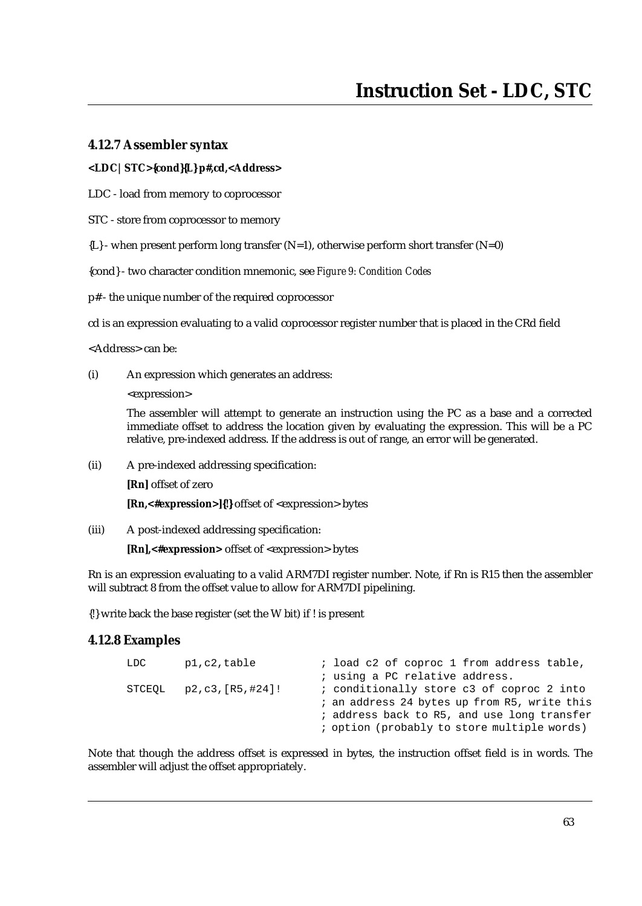### 4.12.7 Assembler syntax

**<LDC|STC>{cond}{L} p#,cd,<Address>**

LDC - load from memory to coprocessor

STC - store from coprocessor to memory

{L} - when present perform long transfer (N=1), otherwise perform short transfer (N=0)

{cond} - two character condition mnemonic, see *Figure 9: Condition Codes*

p# - the unique number of the required coprocessor

cd is an expression evaluating to a valid coprocessor register number that is placed in the CRd field

<Address> can be:

(i) An expression which generates an address:

<expression>

The assembler will attempt to generate an instruction using the PC as a base and a corrected immediate offset to address the location given by evaluating the expression. This will be a PC relative, pre-indexed address. If the address is out of range, an error will be generated.

(ii) A pre-indexed addressing specification:

**[Rn]** offset of zero

**[Rn,<#expression>]{!}** offset of <expression> bytes

(iii) A post-indexed addressing specification:

**[Rn],<#expression>** offset of <expression> bytes

Rn is an expression evaluating to a valid ARM7DI register number. Note, if Rn is R15 then the assembler will subtract 8 from the offset value to allow for ARM7DI pipelining.

{!} write back the base register (set the W bit) if ! is present

### 4.12.8 Examples

```
LDC      p1,c2,table          ; load c2 of coproc 1 from address table,
                              ; using a PC relative address.
STCEQL   p2,c3,[R5,#24]!      ; conditionally store c3 of coproc 2 into
                              ; an address 24 bytes up from R5, write this
                              ; address back to R5, and use long transfer
                              ; option (probably to store multiple words)
```

Note that though the address offset is expressed in bytes, the instruction offset field is in words. The assembler will adjust the offset appropriately.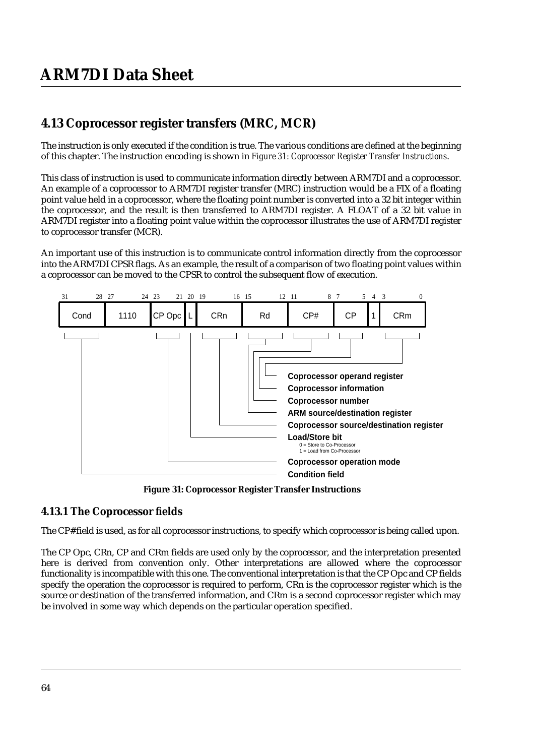## 4.13 Coprocessor register transfers (MRC, MCR)

The instruction is only executed if the condition is true. The various conditions are defined at the beginning of this chapter. The instruction encoding is shown in *Figure 31: Coprocessor Register Transfer Instructions*.

This class of instruction is used to communicate information directly between ARM7DI and a coprocessor. An example of a coprocessor to ARM7DI register transfer (MRC) instruction would be a FIX of a floating point value held in a coprocessor, where the floating point number is converted into a 32 bit integer within the coprocessor, and the result is then transferred to ARM7DI register. A FLOAT of a 32 bit value in ARM7DI register into a floating point value within the coprocessor illustrates the use of ARM7DI register to coprocessor transfer (MCR).

An important use of this instruction is to communicate control information directly from the coprocessor into the ARM7DI CPSR flags. As an example, the result of a comparison of two floating point values within a coprocessor can be moved to the CPSR to control the subsequent flow of execution.

| 31–28 | 27–24 | 23–21 | 20 | 19–16 | 15–12 | 11–8 | 7–5 | 4 | 3–0 |
|---|---|---|---|---|---|---|---|---|---|
| Cond | 1110 | CP Opc | L | CRn | Rd | CP# | CP | 1 | CRm |

- Coprocessor operand register
- Coprocessor information
- Coprocessor number
- ARM source/destination register
- Coprocessor source/destination register
- Load/Store bit
  - 0 = Store to Co-Processor
  - 1 = Load from Co-Processor
- Coprocessor operation mode
- Condition field

**Figure 31: Coprocessor Register Transfer Instructions**

### 4.13.1 The Coprocessor fields

The CP# field is used, as for all coprocessor instructions, to specify which coprocessor is being called upon.

The CP Opc, CRn, CP and CRm fields are used only by the coprocessor, and the interpretation presented here is derived from convention only. Other interpretations are allowed where the coprocessor functionality is incompatible with this one. The conventional interpretation is that the CP Opc and CP fields specify the operation the coprocessor is required to perform, CRn is the coprocessor register which is the source or destination of the transferred information, and CRm is a second coprocessor register which may be involved in some way which depends on the particular operation specified.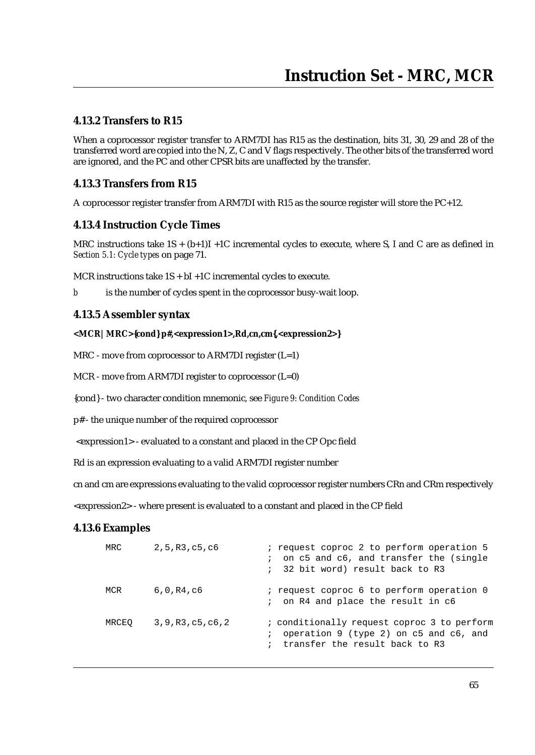### 4.13.2 Transfers to R15

When a coprocessor register transfer to ARM7DI has R15 as the destination, bits 31, 30, 29 and 28 of the transferred word are copied into the N, Z, C and V flags respectively. The other bits of the transferred word are ignored, and the PC and other CPSR bits are unaffected by the transfer.

### 4.13.3 Transfers from R15

A coprocessor register transfer from ARM7DI with R15 as the source register will store the PC+12.

### 4.13.4 Instruction Cycle Times

MRC instructions take 1S + (b+1)I +1C incremental cycles to execute, where S, I and C are as defined in *Section 5.1: Cycle types* on page 71.

MCR instructions take 1S + bI +1C incremental cycles to execute.

*b* is the number of cycles spent in the coprocessor busy-wait loop.

### 4.13.5 Assembler syntax

**<MCR|MRC>{cond} p#,<expression1>,Rd,cn,cm{,<expression2>}**

MRC - move from coprocessor to ARM7DI register (L=1)

MCR - move from ARM7DI register to coprocessor (L=0)

{cond} - two character condition mnemonic, see *Figure 9: Condition Codes*

p# - the unique number of the required coprocessor

<expression1> - evaluated to a constant and placed in the CP Opc field

Rd is an expression evaluating to a valid ARM7DI register number

cn and cm are expressions evaluating to the valid coprocessor register numbers CRn and CRm respectively

<expression2> - where present is evaluated to a constant and placed in the CP field

### 4.13.6 Examples

```
MRC     2,5,R3,c5,c6        ; request coproc 2 to perform operation 5
                            ;  on c5 and c6, and transfer the (single
                            ;  32 bit word) result back to R3

MCR     6,0,R4,c6           ; request coproc 6 to perform operation 0
                            ;  on R4 and place the result in c6

MRCEQ   3,9,R3,c5,c6,2      ; conditionally request coproc 3 to perform
                            ;  operation 9 (type 2) on c5 and c6, and
                            ;  transfer the result back to R3
```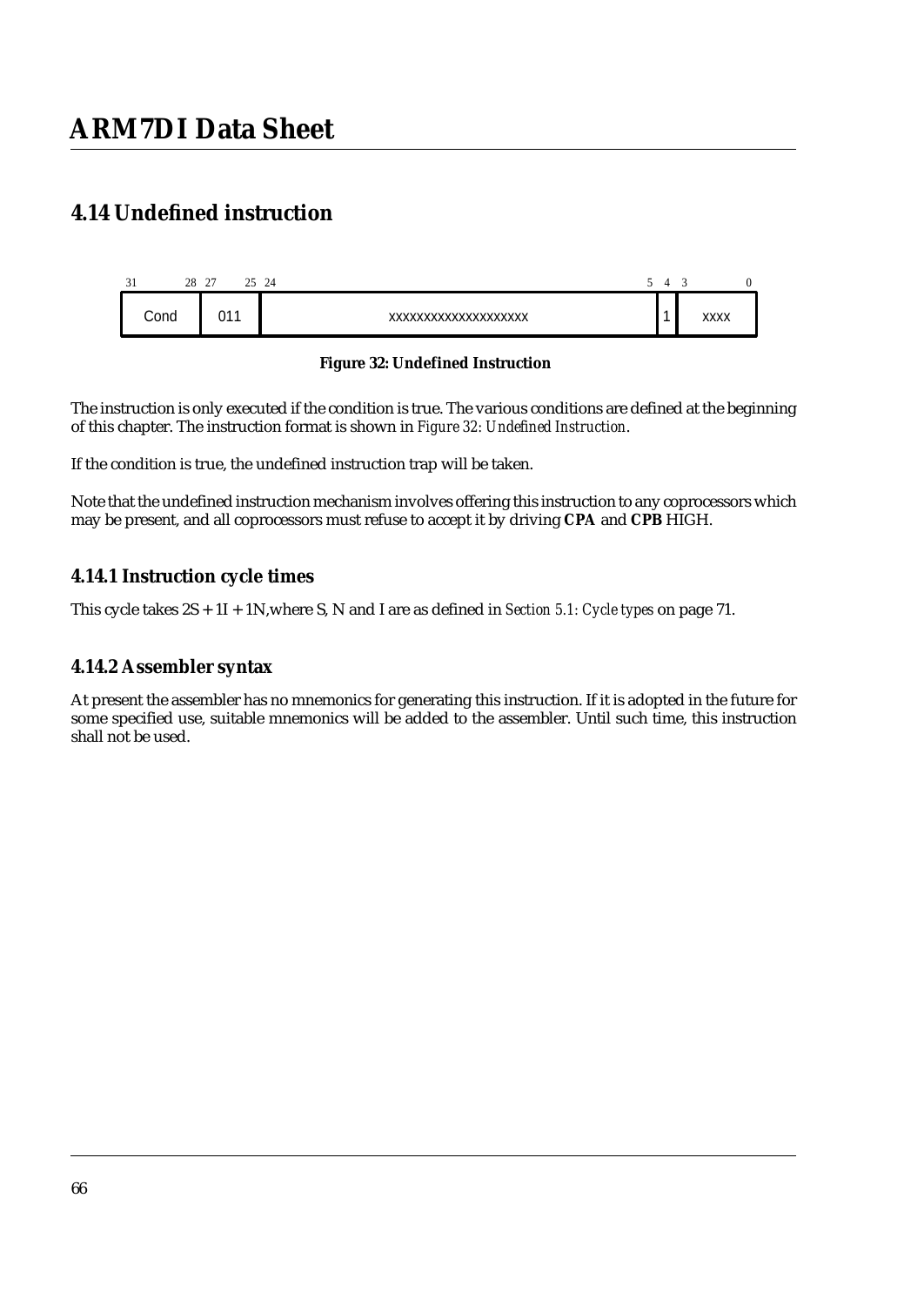## 4.14 Undefined instruction

| 31–28 | 27–25 | 24–5 | 4 | 3–0 |
|---|---|---|---|---|
| Cond | 011 | xxxxxxxxxxxxxxxxxxxx | 1 | xxxx |

**Figure 32: Undefined Instruction**

The instruction is only executed if the condition is true. The various conditions are defined at the beginning of this chapter. The instruction format is shown in *Figure 32: Undefined Instruction*.

If the condition is true, the undefined instruction trap will be taken.

Note that the undefined instruction mechanism involves offering this instruction to any coprocessors which may be present, and all coprocessors must refuse to accept it by driving **CPA** and **CPB** HIGH.

### 4.14.1 Instruction cycle times

This cycle takes 2S + 1I + 1N,where S, N and I are as defined in *Section 5.1: Cycle types* on page 71.

### 4.14.2 Assembler syntax

At present the assembler has no mnemonics for generating this instruction. If it is adopted in the future for some specified use, suitable mnemonics will be added to the assembler. Until such time, this instruction shall not be used.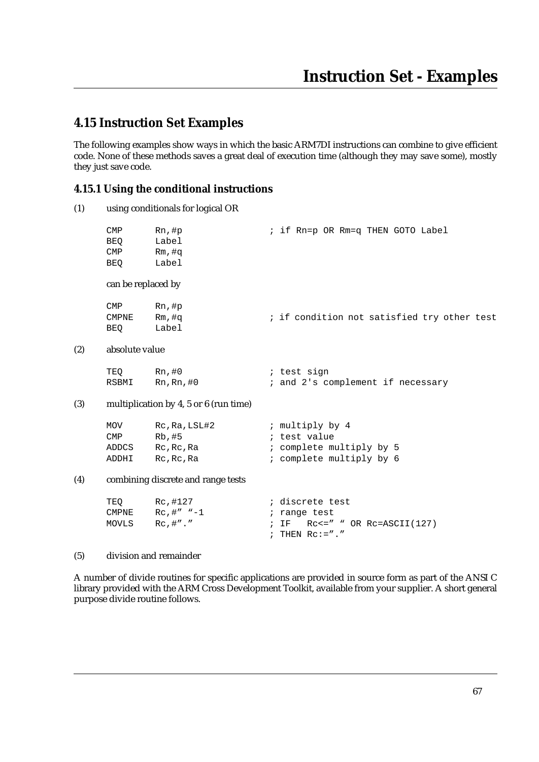## 4.15 Instruction Set Examples

The following examples show ways in which the basic ARM7DI instructions can combine to give efficient code. None of these methods saves a great deal of execution time (although they may save some), mostly they just save code.

### 4.15.1 Using the conditional instructions

(1) using conditionals for logical OR

```
CMP      Rn,#p                  ; if Rn=p OR Rm=q THEN GOTO Label
BEQ      Label
CMP      Rm,#q
BEQ      Label
```

can be replaced by

```
CMP      Rn,#p
CMPNE    Rm,#q                  ; if condition not satisfied try other test
BEQ      Label
```

(2) absolute value

```
TEQ      Rn,#0                  ; test sign
RSBMI    Rn,Rn,#0               ; and 2's complement if necessary
```

(3) multiplication by 4, 5 or 6 (run time)

```
MOV      Rc,Ra,LSL#2            ; multiply by 4
CMP      Rb,#5                  ; test value
ADDCS    Rc,Rc,Ra               ; complete multiply by 5
ADDHI    Rc,Rc,Ra               ; complete multiply by 6
```

(4) combining discrete and range tests

```
TEQ      Rc,#127                ; discrete test
CMPNE    Rc,#" "-1              ; range test
MOVLS    Rc,#"."                ; IF   Rc<=" " OR Rc=ASCII(127)
                                ; THEN Rc:="."
```

(5) division and remainder

A number of divide routines for specific applications are provided in source form as part of the ANSI C library provided with the ARM Cross Development Toolkit, available from your supplier. A short general purpose divide routine follows.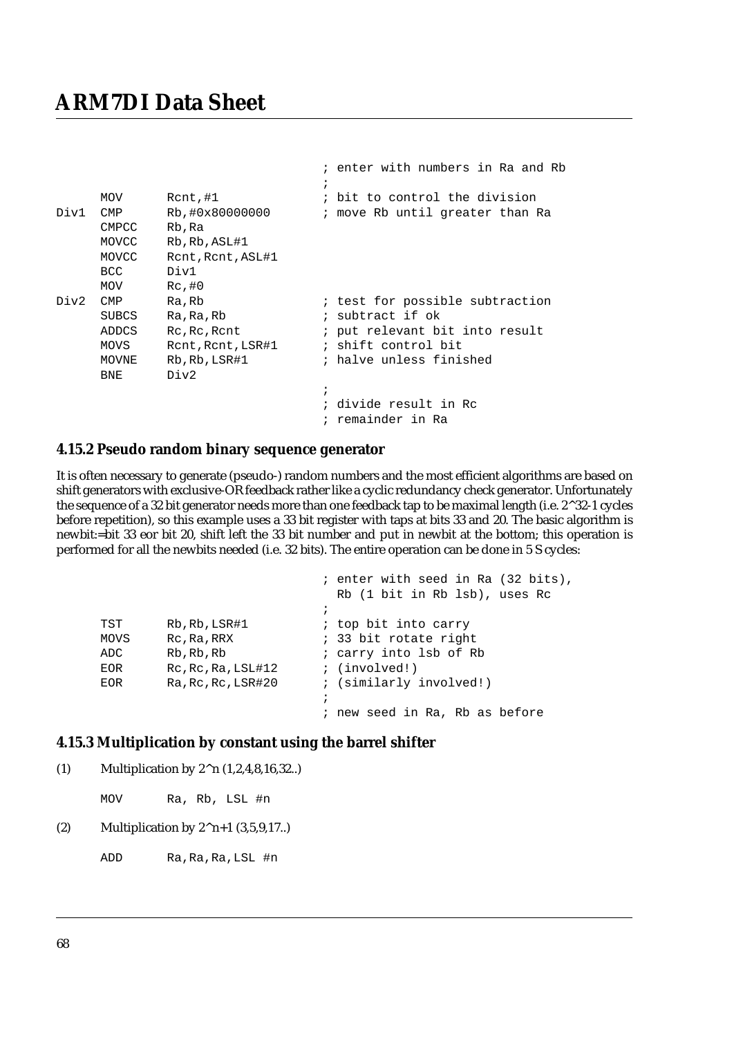```
                                ; enter with numbers in Ra and Rb
                                ;
      MOV      Rcnt,#1          ; bit to control the division
Div1  CMP      Rb,#0x80000000   ; move Rb until greater than Ra
      CMPCC    Rb,Ra
      MOVCC    Rb,Rb,ASL#1
      MOVCC    Rcnt,Rcnt,ASL#1
      BCC      Div1
      MOV      Rc,#0
Div2  CMP      Ra,Rb            ; test for possible subtraction
      SUBCS    Ra,Ra,Rb         ; subtract if ok
      ADDCS    Rc,Rc,Rcnt       ; put relevant bit into result
      MOVS     Rcnt,Rcnt,LSR#1  ; shift control bit
      MOVNE    Rb,Rb,LSR#1      ; halve unless finished
      BNE      Div2
                                ;
                                ; divide result in Rc
                                ; remainder in Ra
```

### 4.15.2 Pseudo random binary sequence generator

It is often necessary to generate (pseudo-) random numbers and the most efficient algorithms are based on shift generators with exclusive-OR feedback rather like a cyclic redundancy check generator. Unfortunately the sequence of a 32 bit generator needs more than one feedback tap to be maximal length (i.e. 2^32-1 cycles before repetition), so this example uses a 33 bit register with taps at bits 33 and 20. The basic algorithm is newbit:=bit 33 eor bit 20, shift left the 33 bit number and put in newbit at the bottom; this operation is performed for all the newbits needed (i.e. 32 bits). The entire operation can be done in 5 S cycles:

```
                                ; enter with seed in Ra (32 bits),
                                  Rb (1 bit in Rb lsb), uses Rc
                                ;
      TST      Rb,Rb,LSR#1      ; top bit into carry
      MOVS     Rc,Ra,RRX        ; 33 bit rotate right
      ADC      Rb,Rb,Rb         ; carry into lsb of Rb
      EOR      Rc,Rc,Ra,LSL#12  ; (involved!)
      EOR      Ra,Rc,Rc,LSR#20  ; (similarly involved!)
                                ;
                                ; new seed in Ra, Rb as before
```

### 4.15.3 Multiplication by constant using the barrel shifter

(1) Multiplication by 2^n (1,2,4,8,16,32..)

```
      MOV      Ra, Rb, LSL #n
```

(2) Multiplication by 2^n+1 (3,5,9,17..)

```
      ADD      Ra,Ra,Ra,LSL #n
```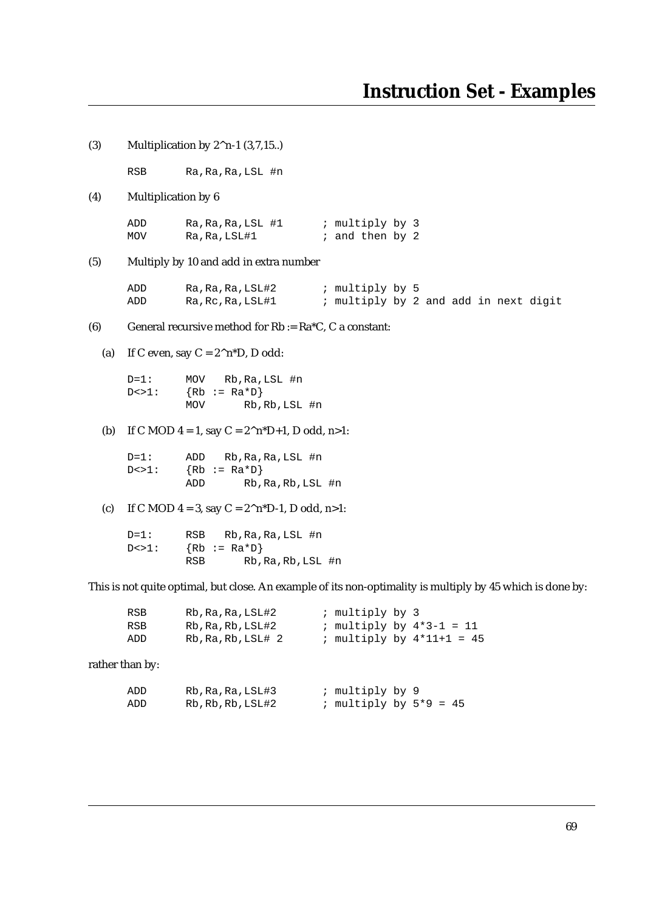(3) Multiplication by 2^n-1 (3,7,15..)

```
RSB      Ra,Ra,Ra,LSL #n
```

(4) Multiplication by 6

```
ADD      Ra,Ra,Ra,LSL #1      ; multiply by 3
MOV      Ra,Ra,LSL#1          ; and then by 2
```

(5) Multiply by 10 and add in extra number

```
ADD      Ra,Ra,Ra,LSL#2       ; multiply by 5
ADD      Ra,Rc,Ra,LSL#1       ; multiply by 2 and add in next digit
```

(6) General recursive method for Rb := Ra*C, C a constant:

(a) If C even, say C = 2^n*D, D odd:

```
D=1:     MOV   Rb,Ra,LSL #n
D<>1:    {Rb := Ra*D}
         MOV      Rb,Rb,LSL #n
```

(b) If C MOD 4 = 1, say C = 2^n*D+1, D odd, n>1:

```
D=1:     ADD   Rb,Ra,Ra,LSL #n
D<>1:    {Rb := Ra*D}
         ADD      Rb,Ra,Rb,LSL #n
```

(c) If C MOD 4 = 3, say C = 2^n*D-1, D odd, n>1:

```
D=1:     RSB   Rb,Ra,Ra,LSL #n
D<>1:    {Rb := Ra*D}
         RSB      Rb,Ra,Rb,LSL #n
```

This is not quite optimal, but close. An example of its non-optimality is multiply by 45 which is done by:

```
RSB      Rb,Ra,Ra,LSL#2       ; multiply by 3
RSB      Rb,Ra,Rb,LSL#2       ; multiply by 4*3-1 = 11
ADD      Rb,Ra,Rb,LSL# 2      ; multiply by 4*11+1 = 45
```

rather than by:

```
ADD      Rb,Ra,Ra,LSL#3       ; multiply by 9
ADD      Rb,Rb,Rb,LSL#2       ; multiply by 5*9 = 45
```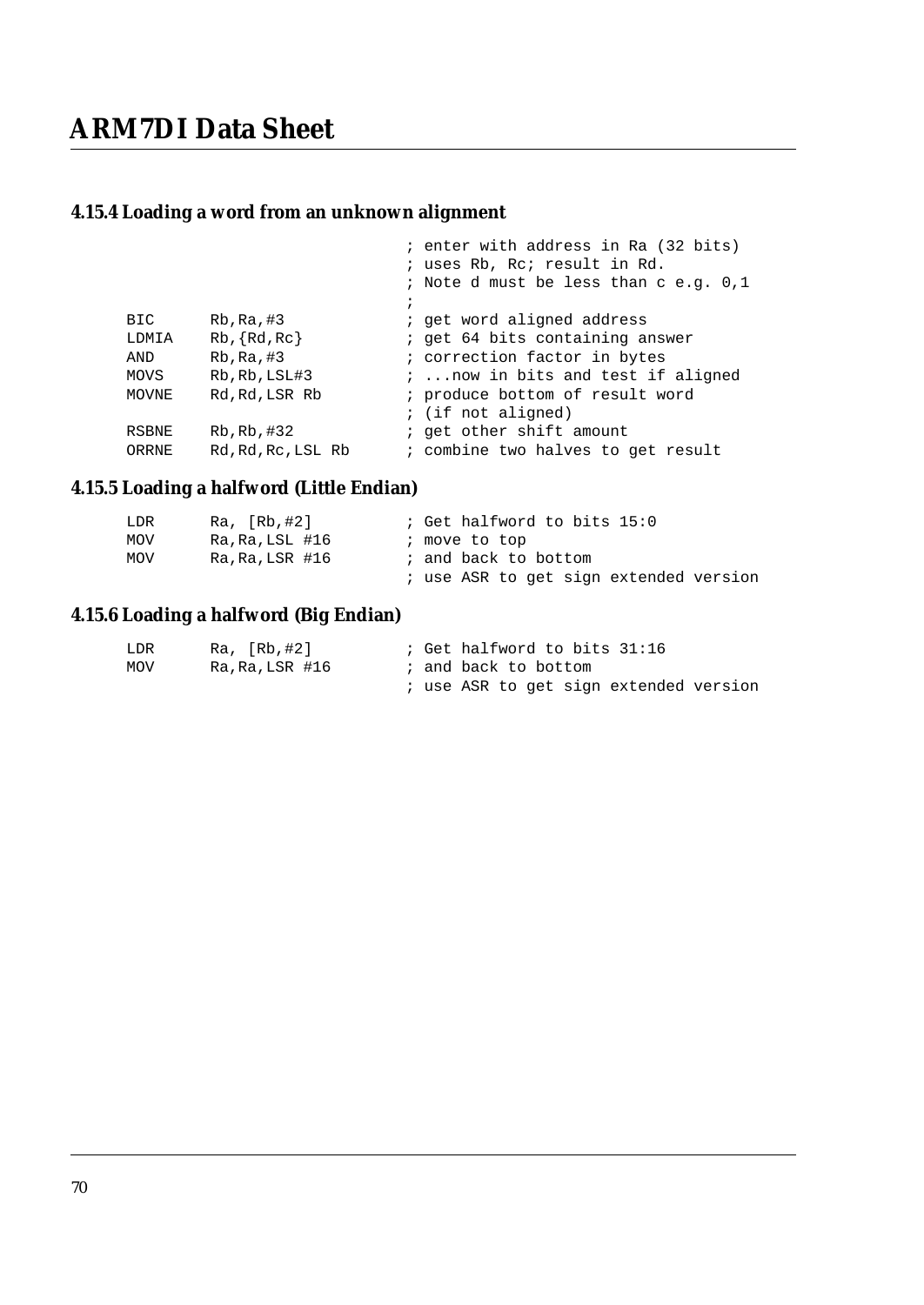### 4.15.4 Loading a word from an unknown alignment

```
                            ; enter with address in Ra (32 bits)
                            ; uses Rb, Rc; result in Rd.
                            ; Note d must be less than c e.g. 0,1
                            ;
    BIC     Rb,Ra,#3        ; get word aligned address
    LDMIA   Rb,{Rd,Rc}      ; get 64 bits containing answer
    AND     Rb,Ra,#3        ; correction factor in bytes
    MOVS    Rb,Rb,LSL#3     ; ...now in bits and test if aligned
    MOVNE   Rd,Rd,LSR Rb    ; produce bottom of result word
                            ; (if not aligned)
    RSBNE   Rb,Rb,#32       ; get other shift amount
    ORRNE   Rd,Rd,Rc,LSL Rb ; combine two halves to get result
```

### 4.15.5 Loading a halfword (Little Endian)

```
    LDR     Ra, [Rb,#2]     ; Get halfword to bits 15:0
    MOV     Ra,Ra,LSL #16   ; move to top
    MOV     Ra,Ra,LSR #16   ; and back to bottom
                            ; use ASR to get sign extended version
```

### 4.15.6 Loading a halfword (Big Endian)

```
    LDR     Ra, [Rb,#2]     ; Get halfword to bits 31:16
    MOV     Ra,Ra,LSR #16   ; and back to bottom
                            ; use ASR to get sign extended version
```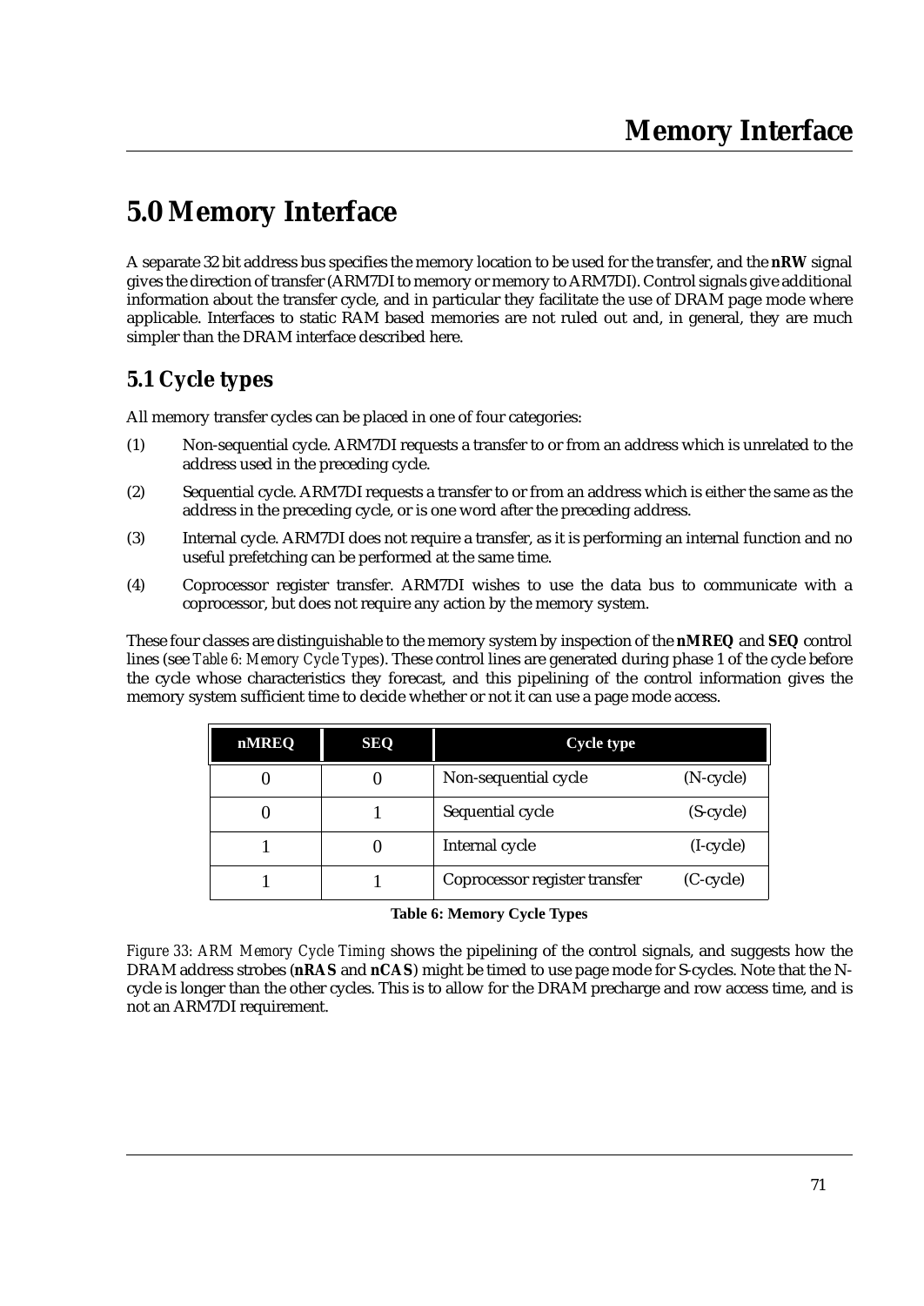# 5.0 Memory Interface

A separate 32 bit address bus specifies the memory location to be used for the transfer, and the ***nRW*** signal gives the direction of transfer (ARM7DI to memory or memory to ARM7DI). Control signals give additional information about the transfer cycle, and in particular they facilitate the use of DRAM page mode where applicable. Interfaces to static RAM based memories are not ruled out and, in general, they are much simpler than the DRAM interface described here.

## 5.1 Cycle types

All memory transfer cycles can be placed in one of four categories:

(1) Non-sequential cycle. ARM7DI requests a transfer to or from an address which is unrelated to the address used in the preceding cycle.

(2) Sequential cycle. ARM7DI requests a transfer to or from an address which is either the same as the address in the preceding cycle, or is one word after the preceding address.

(3) Internal cycle. ARM7DI does not require a transfer, as it is performing an internal function and no useful prefetching can be performed at the same time.

(4) Coprocessor register transfer. ARM7DI wishes to use the data bus to communicate with a coprocessor, but does not require any action by the memory system.

These four classes are distinguishable to the memory system by inspection of the ***nMREQ*** and ***SEQ*** control lines (see *Table 6: Memory Cycle Types*). These control lines are generated during phase 1 of the cycle before the cycle whose characteristics they forecast, and this pipelining of the control information gives the memory system sufficient time to decide whether or not it can use a page mode access.

| nMREQ | SEQ | Cycle type | |
|---|---|---|---|
| 0 | 0 | Non-sequential cycle | (N-cycle) |
| 0 | 1 | Sequential cycle | (S-cycle) |
| 1 | 0 | Internal cycle | (I-cycle) |
| 1 | 1 | Coprocessor register transfer | (C-cycle) |

**Table 6: Memory Cycle Types**

*Figure 33: ARM Memory Cycle Timing* shows the pipelining of the control signals, and suggests how the DRAM address strobes (**nRAS** and **nCAS**) might be timed to use page mode for S-cycles. Note that the N-cycle is longer than the other cycles. This is to allow for the DRAM precharge and row access time, and is not an ARM7DI requirement.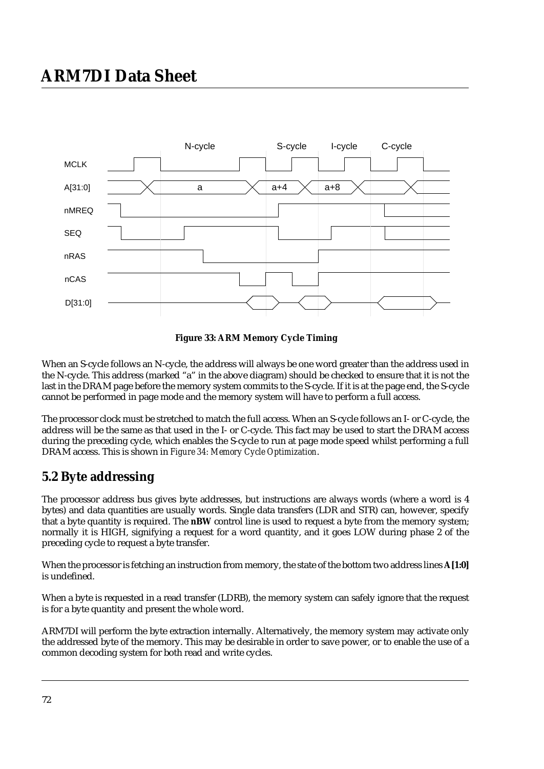**Figure 33: ARM Memory Cycle Timing**

When an S-cycle follows an N-cycle, the address will always be one word greater than the address used in the N-cycle. This address (marked "a" in the above diagram) should be checked to ensure that it is not the last in the DRAM page before the memory system commits to the S-cycle. If it is at the page end, the S-cycle cannot be performed in page mode and the memory system will have to perform a full access.

The processor clock must be stretched to match the full access. When an S-cycle follows an I- or C-cycle, the address will be the same as that used in the I- or C-cycle. This fact may be used to start the DRAM access during the preceding cycle, which enables the S-cycle to run at page mode speed whilst performing a full DRAM access. This is shown in *Figure 34: Memory Cycle Optimization*.

## 5.2 Byte addressing

The processor address bus gives byte addresses, but instructions are always words (where a word is 4 bytes) and data quantities are usually words. Single data transfers (LDR and STR) can, however, specify that a byte quantity is required. The **nBW** control line is used to request a byte from the memory system; normally it is HIGH, signifying a request for a word quantity, and it goes LOW during phase 2 of the preceding cycle to request a byte transfer.

When the processor is fetching an instruction from memory, the state of the bottom two address lines **A[1:0]** is undefined.

When a byte is requested in a read transfer (LDRB), the memory system can safely ignore that the request is for a byte quantity and present the whole word.

ARM7DI will perform the byte extraction internally. Alternatively, the memory system may activate only the addressed byte of the memory. This may be desirable in order to save power, or to enable the use of a common decoding system for both read and write cycles.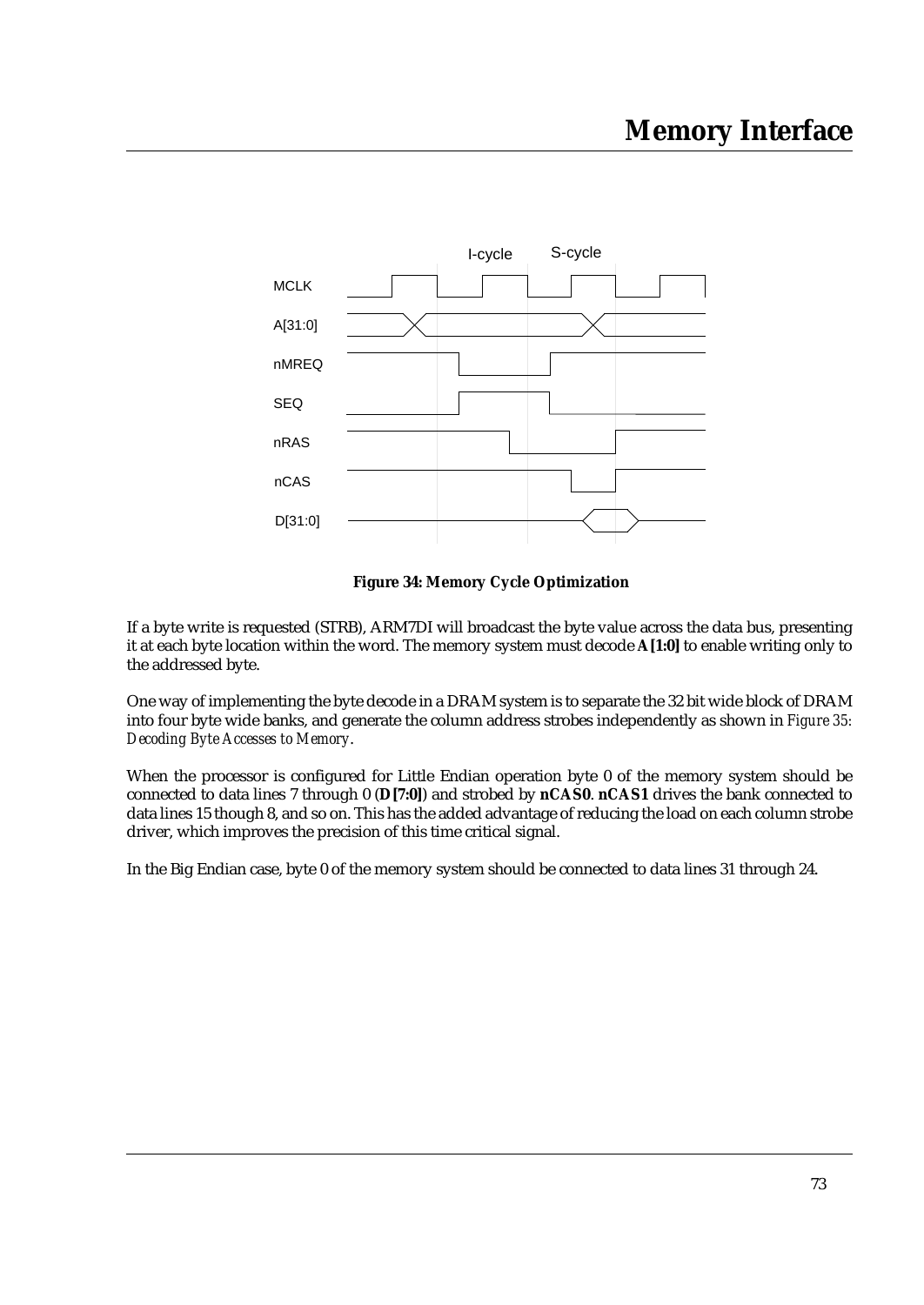**Figure 34: Memory Cycle Optimization**

If a byte write is requested (STRB), ARM7DI will broadcast the byte value across the data bus, presenting it at each byte location within the word. The memory system must decode **A[1:0]** to enable writing only to the addressed byte.

One way of implementing the byte decode in a DRAM system is to separate the 32 bit wide block of DRAM into four byte wide banks, and generate the column address strobes independently as shown in *Figure 35: Decoding Byte Accesses to Memory*.

When the processor is configured for Little Endian operation byte 0 of the memory system should be connected to data lines 7 through 0 (**D[7:0]**) and strobed by **nCAS0**. **nCAS1** drives the bank connected to data lines 15 though 8, and so on. This has the added advantage of reducing the load on each column strobe driver, which improves the precision of this time critical signal.

In the Big Endian case, byte 0 of the memory system should be connected to data lines 31 through 24.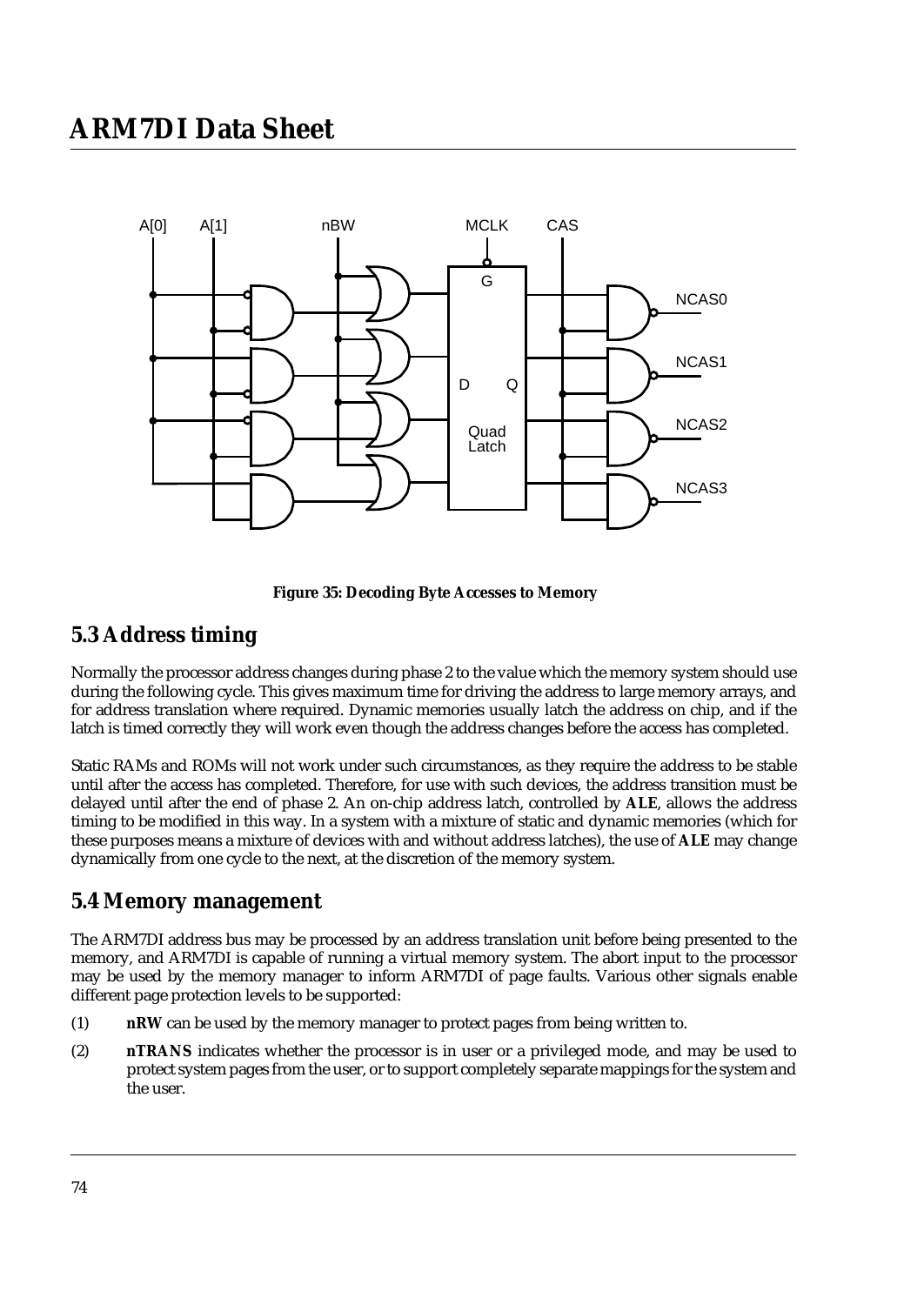Figure 35: Decoding Byte Accesses to Memory

## 5.3 Address timing

Normally the processor address changes during phase 2 to the value which the memory system should use during the following cycle. This gives maximum time for driving the address to large memory arrays, and for address translation where required. Dynamic memories usually latch the address on chip, and if the latch is timed correctly they will work even though the address changes before the access has completed.

Static RAMs and ROMs will not work under such circumstances, as they require the address to be stable until after the access has completed. Therefore, for use with such devices, the address transition must be delayed until after the end of phase 2. An on-chip address latch, controlled by **ALE**, allows the address timing to be modified in this way. In a system with a mixture of static and dynamic memories (which for these purposes means a mixture of devices with and without address latches), the use of **ALE** may change dynamically from one cycle to the next, at the discretion of the memory system.

## 5.4 Memory management

The ARM7DI address bus may be processed by an address translation unit before being presented to the memory, and ARM7DI is capable of running a virtual memory system. The abort input to the processor may be used by the memory manager to inform ARM7DI of page faults. Various other signals enable different page protection levels to be supported:

(1) **nRW** can be used by the memory manager to protect pages from being written to.

(2) **nTRANS** indicates whether the processor is in user or a privileged mode, and may be used to protect system pages from the user, or to support completely separate mappings for the system and the user.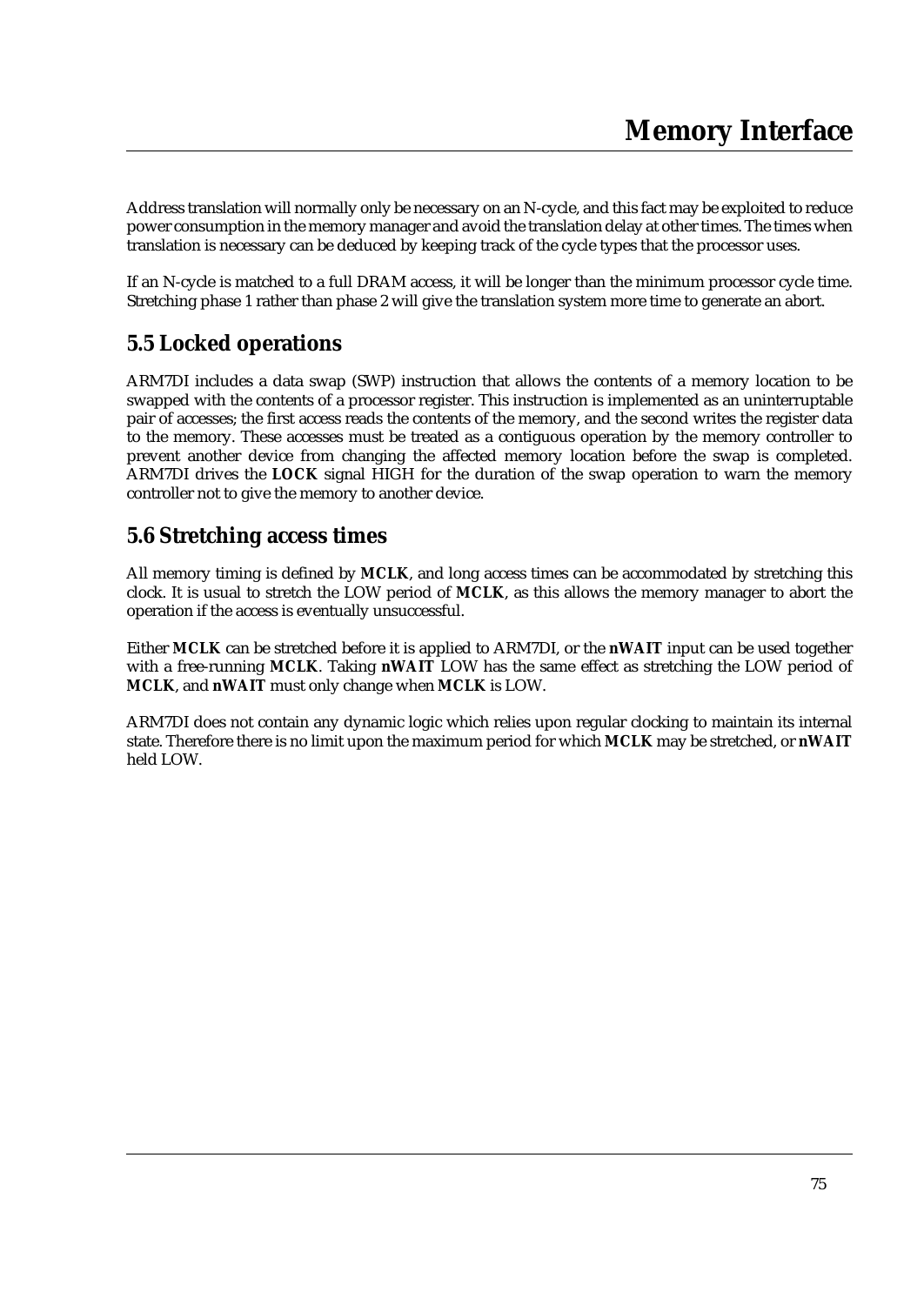Address translation will normally only be necessary on an N-cycle, and this fact may be exploited to reduce power consumption in the memory manager and avoid the translation delay at other times. The times when translation is necessary can be deduced by keeping track of the cycle types that the processor uses.

If an N-cycle is matched to a full DRAM access, it will be longer than the minimum processor cycle time. Stretching phase 1 rather than phase 2 will give the translation system more time to generate an abort.

## 5.5 Locked operations

ARM7DI includes a data swap (SWP) instruction that allows the contents of a memory location to be swapped with the contents of a processor register. This instruction is implemented as an uninterruptable pair of accesses; the first access reads the contents of the memory, and the second writes the register data to the memory. These accesses must be treated as a contiguous operation by the memory controller to prevent another device from changing the affected memory location before the swap is completed. ARM7DI drives the **LOCK** signal HIGH for the duration of the swap operation to warn the memory controller not to give the memory to another device.

## 5.6 Stretching access times

All memory timing is defined by **MCLK**, and long access times can be accommodated by stretching this clock. It is usual to stretch the LOW period of **MCLK**, as this allows the memory manager to abort the operation if the access is eventually unsuccessful.

Either **MCLK** can be stretched before it is applied to ARM7DI, or the **nWAIT** input can be used together with a free-running **MCLK**. Taking **nWAIT** LOW has the same effect as stretching the LOW period of **MCLK**, and **nWAIT** must only change when **MCLK** is LOW.

ARM7DI does not contain any dynamic logic which relies upon regular clocking to maintain its internal state. Therefore there is no limit upon the maximum period for which **MCLK** may be stretched, or **nWAIT** held LOW.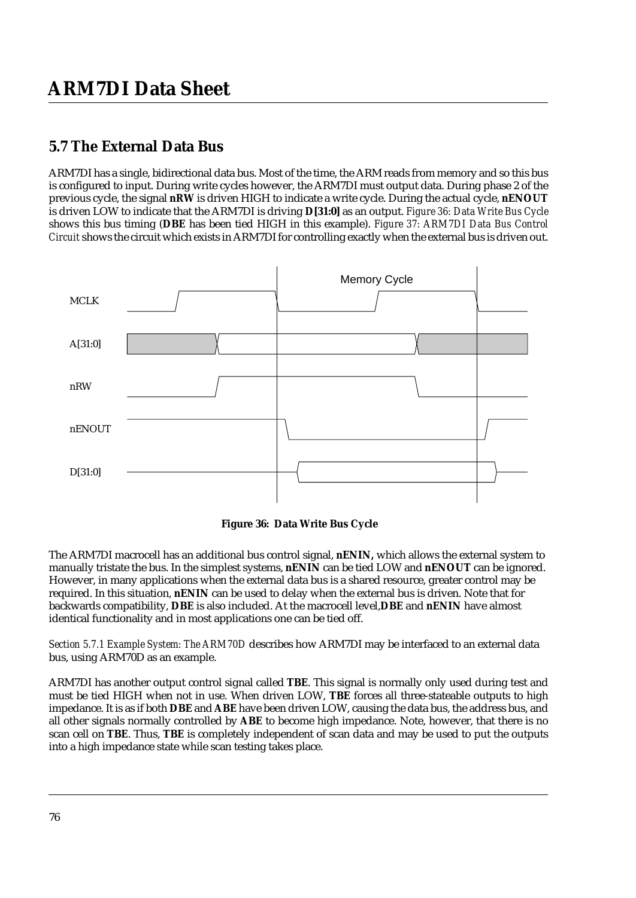## 5.7 The External Data Bus

ARM7DI has a single, bidirectional data bus. Most of the time, the ARM reads from memory and so this bus is configured to input. During write cycles however, the ARM7DI must output data. During phase 2 of the previous cycle, the signal **nRW** is driven HIGH to indicate a write cycle. During the actual cycle, **nENOUT** is driven LOW to indicate that the ARM7DI is driving **D[31:0]** as an output. *Figure 36: Data Write Bus Cycle* shows this bus timing (**DBE** has been tied HIGH in this example). *Figure 37: ARM7DI Data Bus Control Circuit* shows the circuit which exists in ARM7DI for controlling exactly when the external bus is driven out.

**Figure 36: Data Write Bus Cycle**

The ARM7DI macrocell has an additional bus control signal, **nENIN,** which allows the external system to manually tristate the bus. In the simplest systems, **nENIN** can be tied LOW and **nENOUT** can be ignored. However, in many applications when the external data bus is a shared resource, greater control may be required. In this situation, **nENIN** can be used to delay when the external bus is driven. Note that for backwards compatibility, **DBE** is also included. At the macrocell level,**DBE** and **nENIN** have almost identical functionality and in most applications one can be tied off.

*Section 5.7.1 Example System: The ARM70D* describes how ARM7DI may be interfaced to an external data bus, using ARM70D as an example.

ARM7DI has another output control signal called **TBE**. This signal is normally only used during test and must be tied HIGH when not in use. When driven LOW, **TBE** forces all three-stateable outputs to high impedance. It is as if both **DBE** and **ABE** have been driven LOW, causing the data bus, the address bus, and all other signals normally controlled by **ABE** to become high impedance. Note, however, that there is no scan cell on **TBE**. Thus, **TBE** is completely independent of scan data and may be used to put the outputs into a high impedance state while scan testing takes place.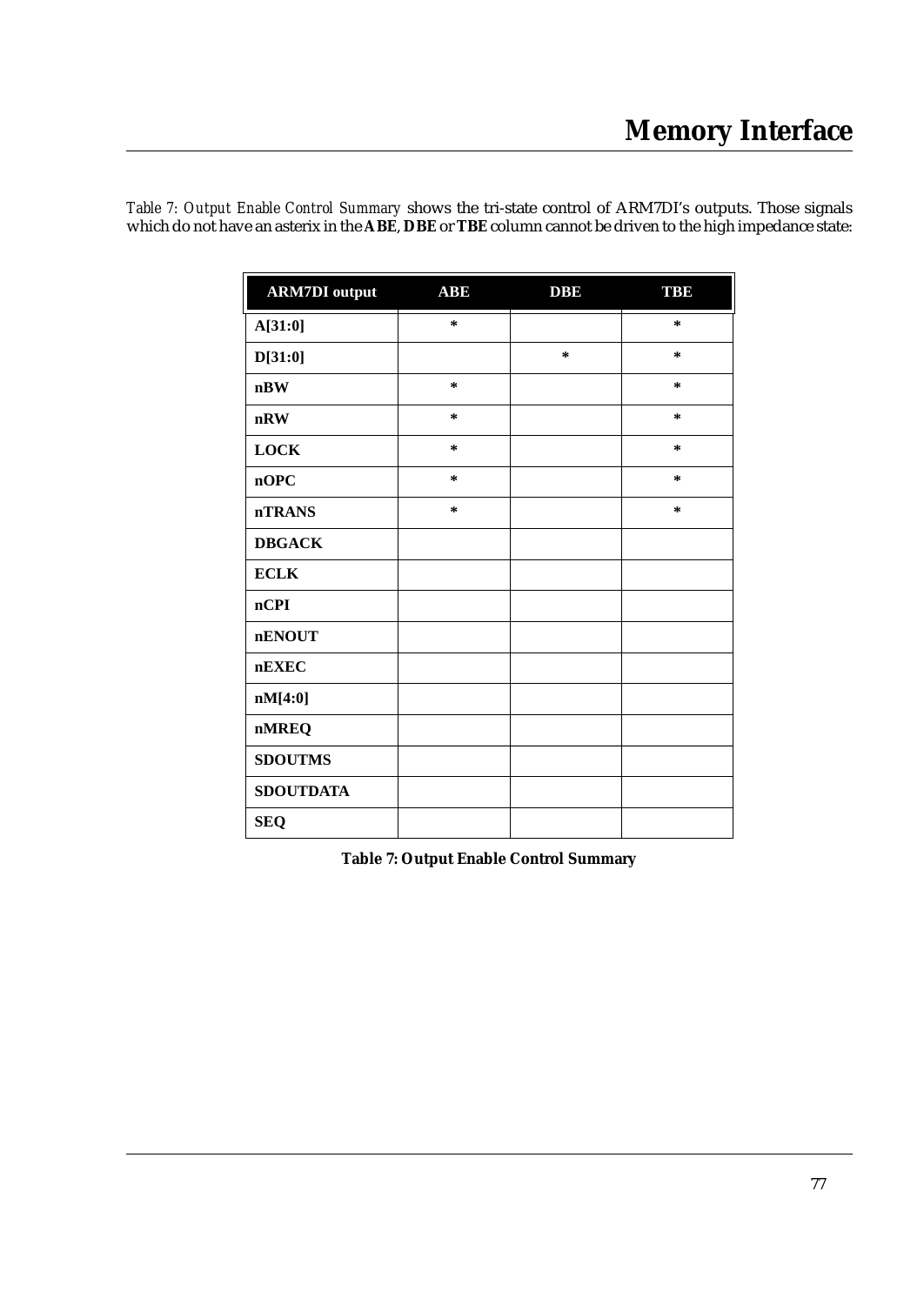*Table 7: Output Enable Control Summary* shows the tri-state control of ARM7DI's outputs. Those signals which do not have an asterix in the **ABE**, **DBE** or **TBE** column cannot be driven to the high impedance state:

| ARM7DI output | ABE | DBE | TBE |
|---|---|---|---|
| **A[31:0]** | * | | * |
| **D[31:0]** | | * | * |
| **nBW** | * | | * |
| **nRW** | * | | * |
| **LOCK** | * | | * |
| **nOPC** | * | | * |
| **nTRANS** | * | | * |
| **DBGACK** | | | |
| **ECLK** | | | |
| **nCPI** | | | |
| **nENOUT** | | | |
| **nEXEC** | | | |
| **nM[4:0]** | | | |
| **nMREQ** | | | |
| **SDOUTMS** | | | |
| **SDOUTDATA** | | | |
| **SEQ** | | | |

**Table 7: Output Enable Control Summary**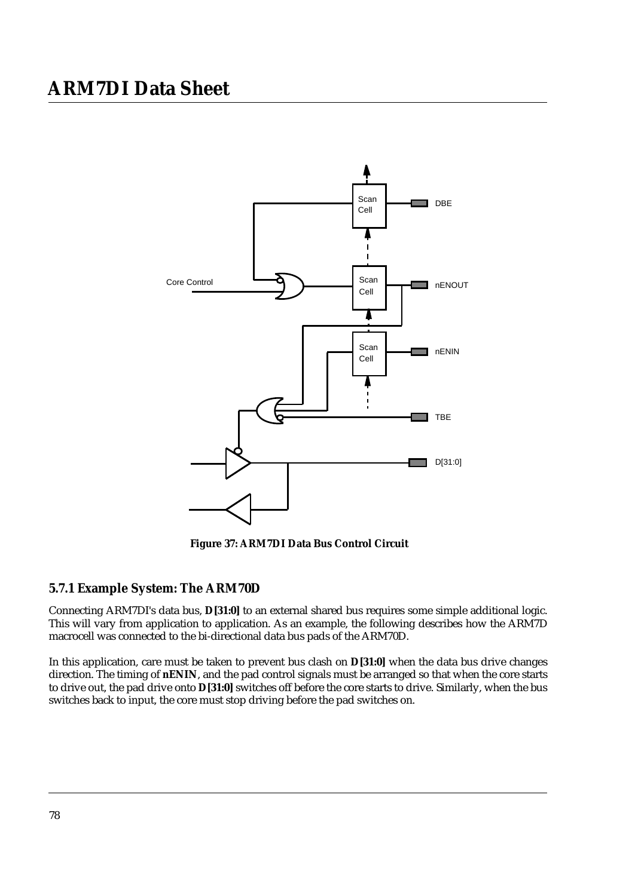Figure 37: ARM7DI Data Bus Control Circuit

### 5.7.1 Example System: The ARM70D

Connecting ARM7DI's data bus, **D[31:0]** to an external shared bus requires some simple additional logic. This will vary from application to application. As an example, the following describes how the ARM7D macrocell was connected to the bi-directional data bus pads of the ARM70D.

In this application, care must be taken to prevent bus clash on **D[31:0]** when the data bus drive changes direction. The timing of **nENIN**, and the pad control signals must be arranged so that when the core starts to drive out, the pad drive onto **D[31:0]** switches off before the core starts to drive. Similarly, when the bus switches back to input, the core must stop driving before the pad switches on.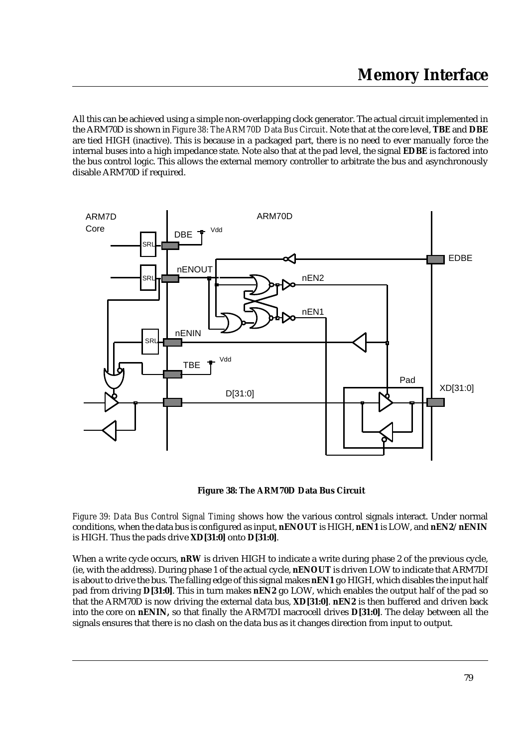All this can be achieved using a simple non-overlapping clock generator. The actual circuit implemented in the ARM70D is shown in *Figure 38: The ARM70D Data Bus Circuit*. Note that at the core level, **TBE** and **DBE** are tied HIGH (inactive). This is because in a packaged part, there is no need to ever manually force the internal buses into a high impedance state. Note also that at the pad level, the signal **EDBE** is factored into the bus control logic. This allows the external memory controller to arbitrate the bus and asynchronously disable ARM70D if required.

**Figure 38: The ARM70D Data Bus Circuit**

*Figure 39: Data Bus Control Signal Timing* shows how the various control signals interact. Under normal conditions, when the data bus is configured as input, **nENOUT** is HIGH, **nEN1** is LOW, and **nEN2**/**nENIN** is HIGH. Thus the pads drive **XD[31:0]** onto **D[31:0]**.

When a write cycle occurs, **nRW** is driven HIGH to indicate a write during phase 2 of the previous cycle, (ie, with the address). During phase 1 of the actual cycle, **nENOUT** is driven LOW to indicate that ARM7DI is about to drive the bus. The falling edge of this signal makes **nEN1** go HIGH, which disables the input half pad from driving **D[31:0]**. This in turn makes **nEN2** go LOW, which enables the output half of the pad so that the ARM70D is now driving the external data bus, **XD[31:0]**. **nEN2** is then buffered and driven back into the core on **nENIN,** so that finally the ARM7DI macrocell drives **D[31:0]**. The delay between all the signals ensures that there is no clash on the data bus as it changes direction from input to output.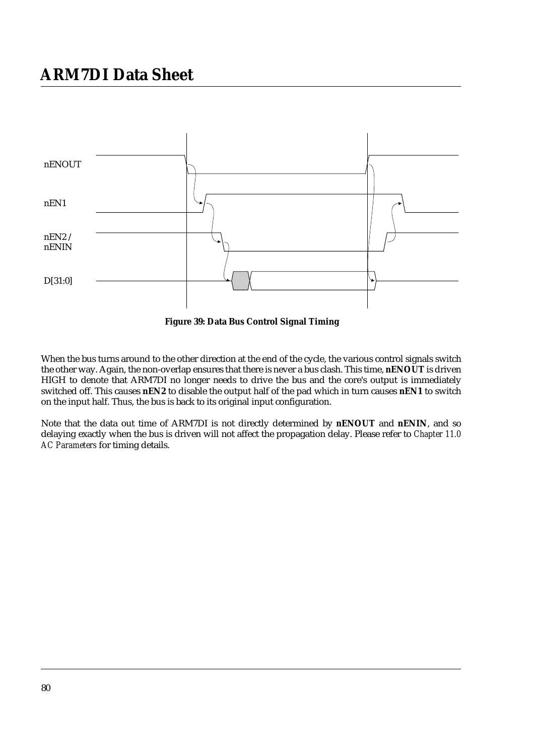**Figure 39: Data Bus Control Signal Timing**

When the bus turns around to the other direction at the end of the cycle, the various control signals switch the other way. Again, the non-overlap ensures that there is never a bus clash. This time, **nENOUT** is driven HIGH to denote that ARM7DI no longer needs to drive the bus and the core's output is immediately switched off. This causes **nEN2** to disable the output half of the pad which in turn causes **nEN1** to switch on the input half. Thus, the bus is back to its original input configuration.

Note that the data out time of ARM7DI is not directly determined by **nENOUT** and **nENIN**, and so delaying exactly when the bus is driven will not affect the propagation delay. Please refer to *Chapter 11.0 AC Parameters* for timing details.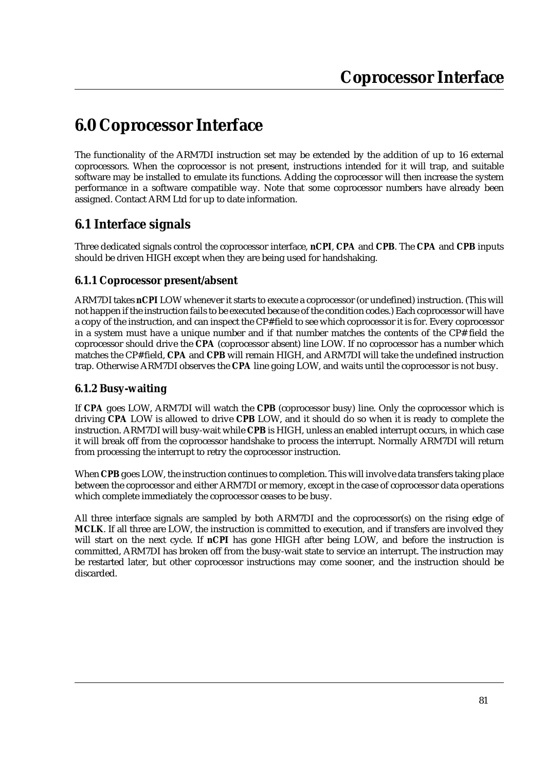# 6.0 Coprocessor Interface

The functionality of the ARM7DI instruction set may be extended by the addition of up to 16 external coprocessors. When the coprocessor is not present, instructions intended for it will trap, and suitable software may be installed to emulate its functions. Adding the coprocessor will then increase the system performance in a software compatible way. Note that some coprocessor numbers have already been assigned. Contact ARM Ltd for up to date information.

## 6.1 Interface signals

Three dedicated signals control the coprocessor interface, **nCPI**, **CPA** and **CPB**. The **CPA** and **CPB** inputs should be driven HIGH except when they are being used for handshaking.

### 6.1.1 Coprocessor present/absent

ARM7DI takes **nCPI** LOW whenever it starts to execute a coprocessor (or undefined) instruction. (This will not happen if the instruction fails to be executed because of the condition codes.) Each coprocessor will have a copy of the instruction, and can inspect the CP# field to see which coprocessor it is for. Every coprocessor in a system must have a unique number and if that number matches the contents of the CP# field the coprocessor should drive the **CPA** (coprocessor absent) line LOW. If no coprocessor has a number which matches the CP# field, **CPA** and **CPB** will remain HIGH, and ARM7DI will take the undefined instruction trap. Otherwise ARM7DI observes the **CPA** line going LOW, and waits until the coprocessor is not busy.

### 6.1.2 Busy-waiting

If **CPA** goes LOW, ARM7DI will watch the **CPB** (coprocessor busy) line. Only the coprocessor which is driving **CPA** LOW is allowed to drive **CPB** LOW, and it should do so when it is ready to complete the instruction. ARM7DI will busy-wait while **CPB** is HIGH, unless an enabled interrupt occurs, in which case it will break off from the coprocessor handshake to process the interrupt. Normally ARM7DI will return from processing the interrupt to retry the coprocessor instruction.

When **CPB** goes LOW, the instruction continues to completion. This will involve data transfers taking place between the coprocessor and either ARM7DI or memory, except in the case of coprocessor data operations which complete immediately the coprocessor ceases to be busy.

All three interface signals are sampled by both ARM7DI and the coprocessor(s) on the rising edge of **MCLK**. If all three are LOW, the instruction is committed to execution, and if transfers are involved they will start on the next cycle. If **nCPI** has gone HIGH after being LOW, and before the instruction is committed, ARM7DI has broken off from the busy-wait state to service an interrupt. The instruction may be restarted later, but other coprocessor instructions may come sooner, and the instruction should be discarded.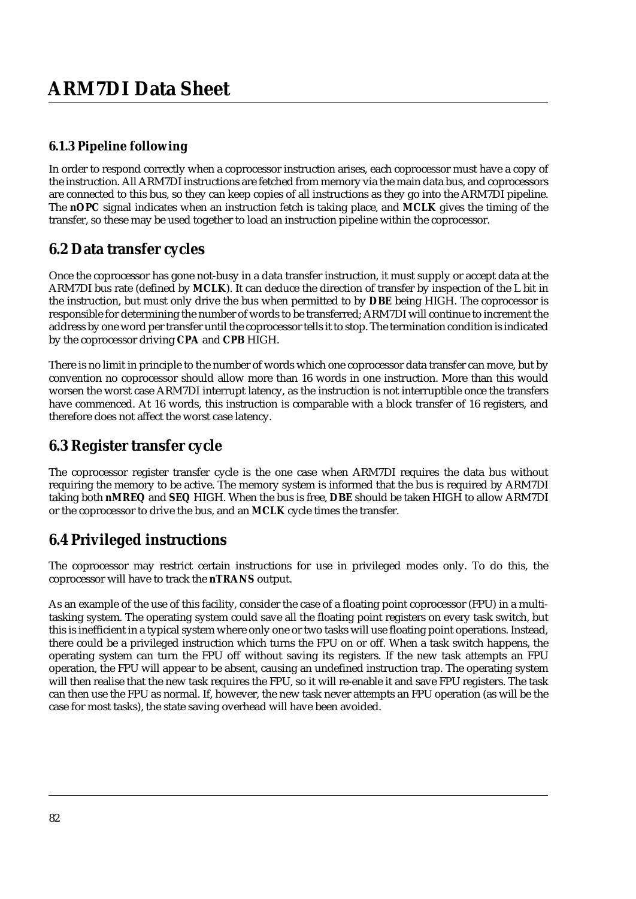### 6.1.3 Pipeline following

In order to respond correctly when a coprocessor instruction arises, each coprocessor must have a copy of the instruction. All ARM7DI instructions are fetched from memory via the main data bus, and coprocessors are connected to this bus, so they can keep copies of all instructions as they go into the ARM7DI pipeline. The **nOPC** signal indicates when an instruction fetch is taking place, and **MCLK** gives the timing of the transfer, so these may be used together to load an instruction pipeline within the coprocessor.

## 6.2 Data transfer cycles

Once the coprocessor has gone not-busy in a data transfer instruction, it must supply or accept data at the ARM7DI bus rate (defined by **MCLK**). It can deduce the direction of transfer by inspection of the L bit in the instruction, but must only drive the bus when permitted to by **DBE** being HIGH. The coprocessor is responsible for determining the number of words to be transferred; ARM7DI will continue to increment the address by one word per transfer until the coprocessor tells it to stop. The termination condition is indicated by the coprocessor driving **CPA** and **CPB** HIGH.

There is no limit in principle to the number of words which one coprocessor data transfer can move, but by convention no coprocessor should allow more than 16 words in one instruction. More than this would worsen the worst case ARM7DI interrupt latency, as the instruction is not interruptible once the transfers have commenced. At 16 words, this instruction is comparable with a block transfer of 16 registers, and therefore does not affect the worst case latency.

## 6.3 Register transfer cycle

The coprocessor register transfer cycle is the one case when ARM7DI requires the data bus without requiring the memory to be active. The memory system is informed that the bus is required by ARM7DI taking both **nMREQ** and **SEQ** HIGH. When the bus is free, **DBE** should be taken HIGH to allow ARM7DI or the coprocessor to drive the bus, and an **MCLK** cycle times the transfer.

## 6.4 Privileged instructions

The coprocessor may restrict certain instructions for use in privileged modes only. To do this, the coprocessor will have to track the **nTRANS** output.

As an example of the use of this facility, consider the case of a floating point coprocessor (FPU) in a multi-tasking system. The operating system could save all the floating point registers on every task switch, but this is inefficient in a typical system where only one or two tasks will use floating point operations. Instead, there could be a privileged instruction which turns the FPU on or off. When a task switch happens, the operating system can turn the FPU off without saving its registers. If the new task attempts an FPU operation, the FPU will appear to be absent, causing an undefined instruction trap. The operating system will then realise that the new task requires the FPU, so it will re-enable it and save FPU registers. The task can then use the FPU as normal. If, however, the new task never attempts an FPU operation (as will be the case for most tasks), the state saving overhead will have been avoided.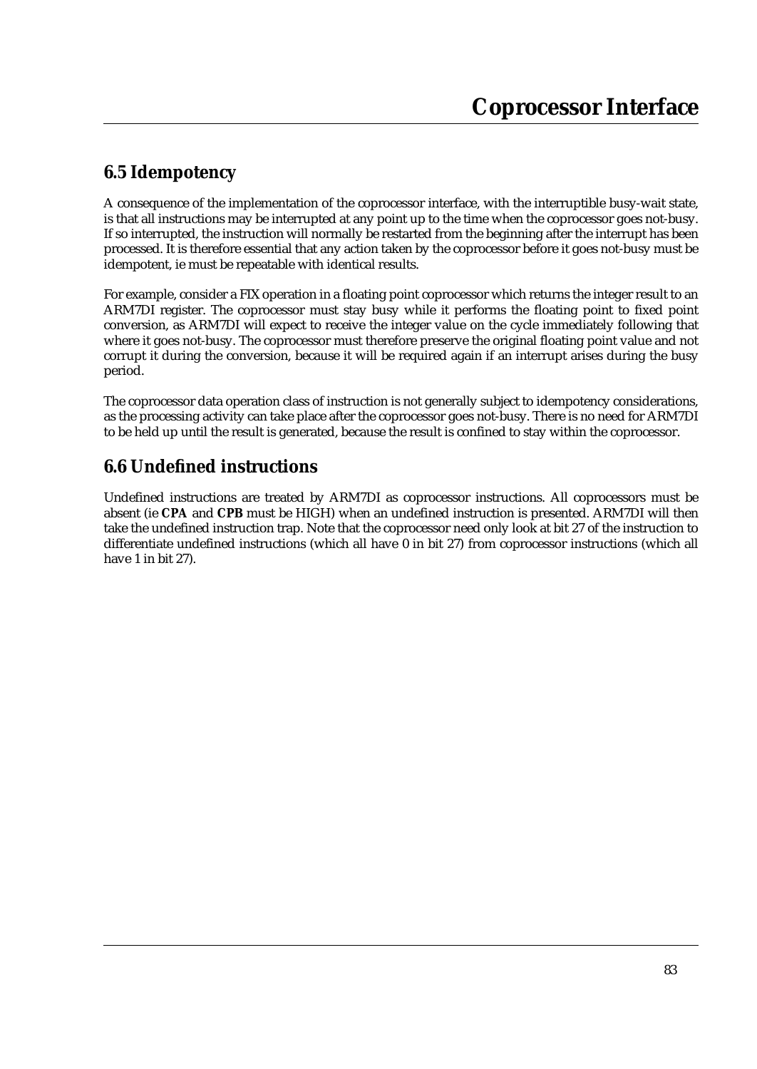## 6.5 Idempotency

A consequence of the implementation of the coprocessor interface, with the interruptible busy-wait state, is that all instructions may be interrupted at any point up to the time when the coprocessor goes not-busy. If so interrupted, the instruction will normally be restarted from the beginning after the interrupt has been processed. It is therefore essential that any action taken by the coprocessor before it goes not-busy must be idempotent, ie must be repeatable with identical results.

For example, consider a FIX operation in a floating point coprocessor which returns the integer result to an ARM7DI register. The coprocessor must stay busy while it performs the floating point to fixed point conversion, as ARM7DI will expect to receive the integer value on the cycle immediately following that where it goes not-busy. The coprocessor must therefore preserve the original floating point value and not corrupt it during the conversion, because it will be required again if an interrupt arises during the busy period.

The coprocessor data operation class of instruction is not generally subject to idempotency considerations, as the processing activity can take place after the coprocessor goes not-busy. There is no need for ARM7DI to be held up until the result is generated, because the result is confined to stay within the coprocessor.

## 6.6 Undefined instructions

Undefined instructions are treated by ARM7DI as coprocessor instructions. All coprocessors must be absent (ie **CPA** and **CPB** must be HIGH) when an undefined instruction is presented. ARM7DI will then take the undefined instruction trap. Note that the coprocessor need only look at bit 27 of the instruction to differentiate undefined instructions (which all have 0 in bit 27) from coprocessor instructions (which all have 1 in bit 27).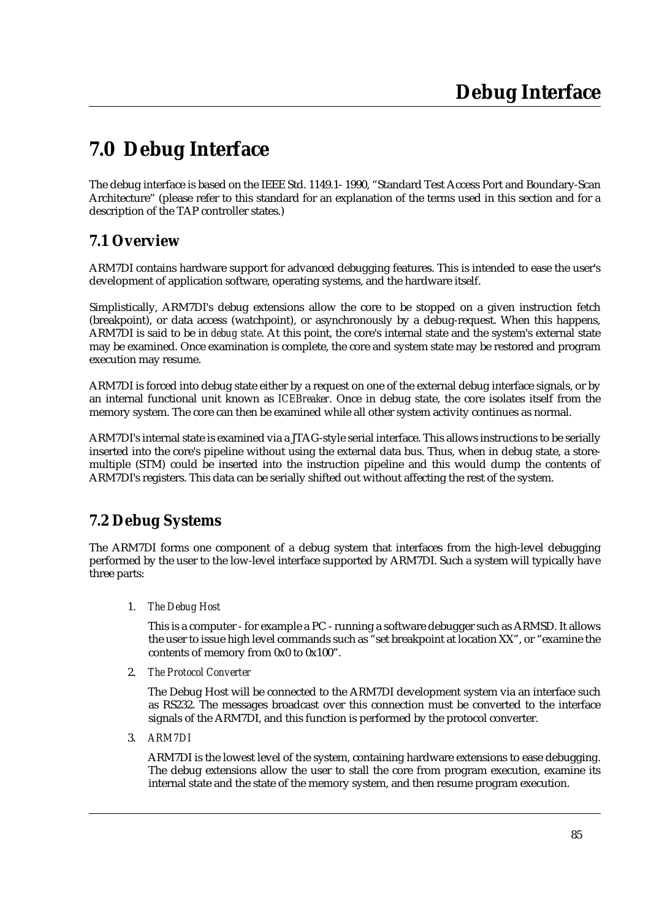# 7.0 Debug Interface

The debug interface is based on the IEEE Std. 1149.1- 1990, “Standard Test Access Port and Boundary-Scan Architecture” (please refer to this standard for an explanation of the terms used in this section and for a description of the TAP controller states.)

## 7.1 Overview

ARM7DI contains hardware support for advanced debugging features. This is intended to ease the user's development of application software, operating systems, and the hardware itself.

Simplistically, ARM7DI's debug extensions allow the core to be stopped on a given instruction fetch (breakpoint), or data access (watchpoint), or asynchronously by a debug-request. When this happens, ARM7DI is said to be in *debug state*. At this point, the core's internal state and the system's external state may be examined. Once examination is complete, the core and system state may be restored and program execution may resume.

ARM7DI is forced into debug state either by a request on one of the external debug interface signals, or by an internal functional unit known as *ICEBreaker*. Once in debug state, the core isolates itself from the memory system. The core can then be examined while all other system activity continues as normal.

ARM7DI's internal state is examined via a JTAG-style serial interface. This allows instructions to be serially inserted into the core's pipeline without using the external data bus. Thus, when in debug state, a store-multiple (STM) could be inserted into the instruction pipeline and this would dump the contents of ARM7DI's registers. This data can be serially shifted out without affecting the rest of the system.

## 7.2 Debug Systems

The ARM7DI forms one component of a debug system that interfaces from the high-level debugging performed by the user to the low-level interface supported by ARM7DI. Such a system will typically have three parts:

1. *The Debug Host*

   This is a computer - for example a PC - running a software debugger such as ARMSD. It allows the user to issue high level commands such as “set breakpoint at location XX”, or “examine the contents of memory from 0x0 to 0x100”.

2. *The Protocol Converter*

   The Debug Host will be connected to the ARM7DI development system via an interface such as RS232. The messages broadcast over this connection must be converted to the interface signals of the ARM7DI, and this function is performed by the protocol converter.

3. *ARM7DI*

   ARM7DI is the lowest level of the system, containing hardware extensions to ease debugging. The debug extensions allow the user to stall the core from program execution, examine its internal state and the state of the memory system, and then resume program execution.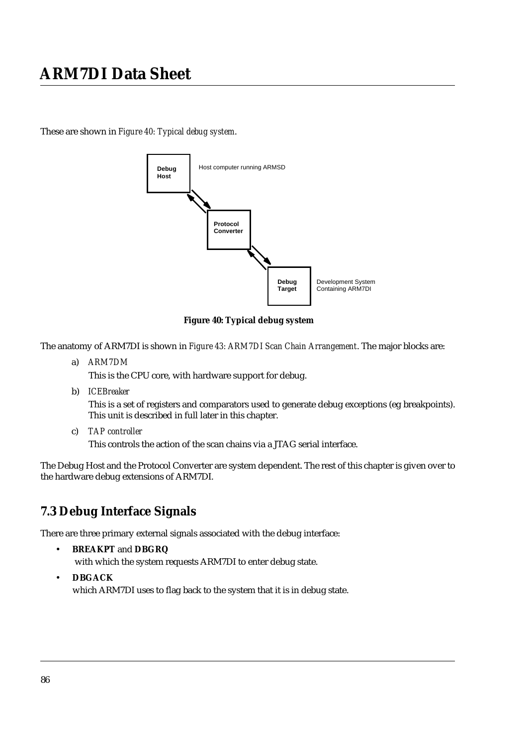These are shown in *Figure 40: Typical debug system*.

Debug Host — Host computer running ARMSD

Protocol Converter

Debug Target — Development System Containing ARM7DI

**Figure 40: Typical debug system**

The anatomy of ARM7DI is shown in *Figure 43: ARM7DI Scan Chain Arrangement*. The major blocks are:

a) *ARM7DM*

   This is the CPU core, with hardware support for debug.

b) *ICEBreaker*

   This is a set of registers and comparators used to generate debug exceptions (eg breakpoints). This unit is described in full later in this chapter.

c) *TAP controller*

   This controls the action of the scan chains via a JTAG serial interface.

The Debug Host and the Protocol Converter are system dependent. The rest of this chapter is given over to the hardware debug extensions of ARM7DI.

## 7.3 Debug Interface Signals

There are three primary external signals associated with the debug interface:

- **BREAKPT** and **DBGRQ**
  with which the system requests ARM7DI to enter debug state.
- **DBGACK**
  which ARM7DI uses to flag back to the system that it is in debug state.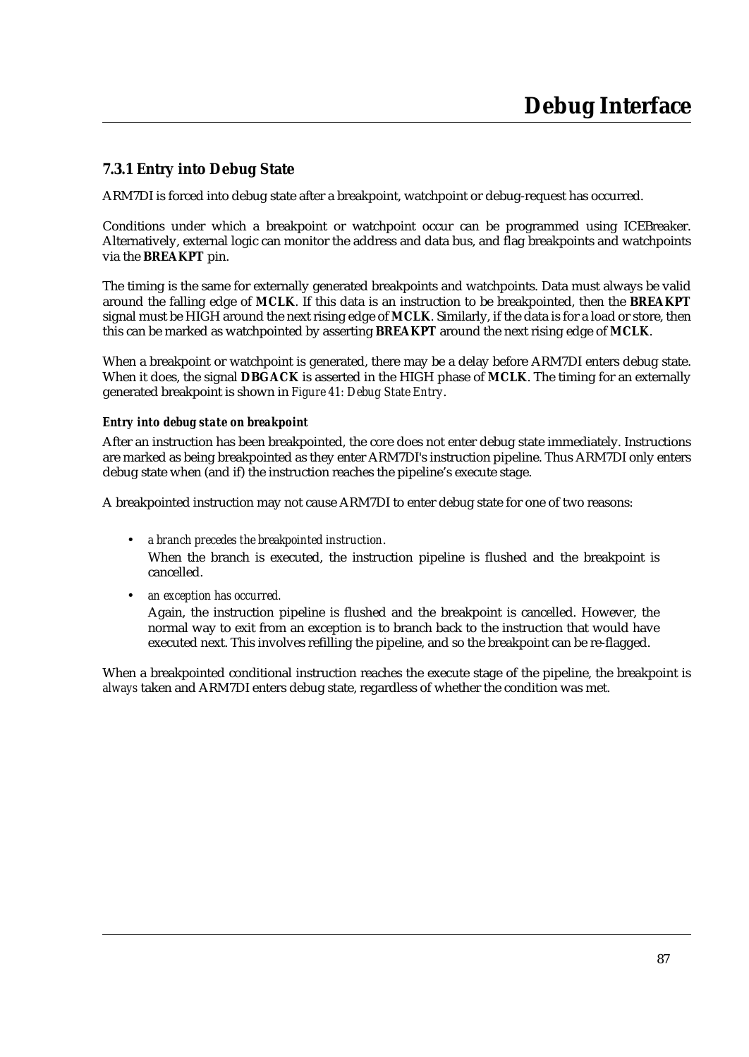### 7.3.1 Entry into Debug State

ARM7DI is forced into debug state after a breakpoint, watchpoint or debug-request has occurred.

Conditions under which a breakpoint or watchpoint occur can be programmed using ICEBreaker. Alternatively, external logic can monitor the address and data bus, and flag breakpoints and watchpoints via the **BREAKPT** pin.

The timing is the same for externally generated breakpoints and watchpoints. Data must always be valid around the falling edge of **MCLK**. If this data is an instruction to be breakpointed, then the **BREAKPT** signal must be HIGH around the next rising edge of **MCLK**. Similarly, if the data is for a load or store, then this can be marked as watchpointed by asserting **BREAKPT** around the next rising edge of **MCLK**.

When a breakpoint or watchpoint is generated, there may be a delay before ARM7DI enters debug state. When it does, the signal **DBGACK** is asserted in the HIGH phase of **MCLK**. The timing for an externally generated breakpoint is shown in *Figure 41: Debug State Entry*.

#### *Entry into debug state on breakpoint*

After an instruction has been breakpointed, the core does not enter debug state immediately. Instructions are marked as being breakpointed as they enter ARM7DI's instruction pipeline. Thus ARM7DI only enters debug state when (and if) the instruction reaches the pipeline's execute stage.

A breakpointed instruction may not cause ARM7DI to enter debug state for one of two reasons:

- *a branch precedes the breakpointed instruction*.
  When the branch is executed, the instruction pipeline is flushed and the breakpoint is cancelled.
- *an exception has occurred.*
  Again, the instruction pipeline is flushed and the breakpoint is cancelled. However, the normal way to exit from an exception is to branch back to the instruction that would have executed next. This involves refilling the pipeline, and so the breakpoint can be re-flagged.

When a breakpointed conditional instruction reaches the execute stage of the pipeline, the breakpoint is *always* taken and ARM7DI enters debug state, regardless of whether the condition was met.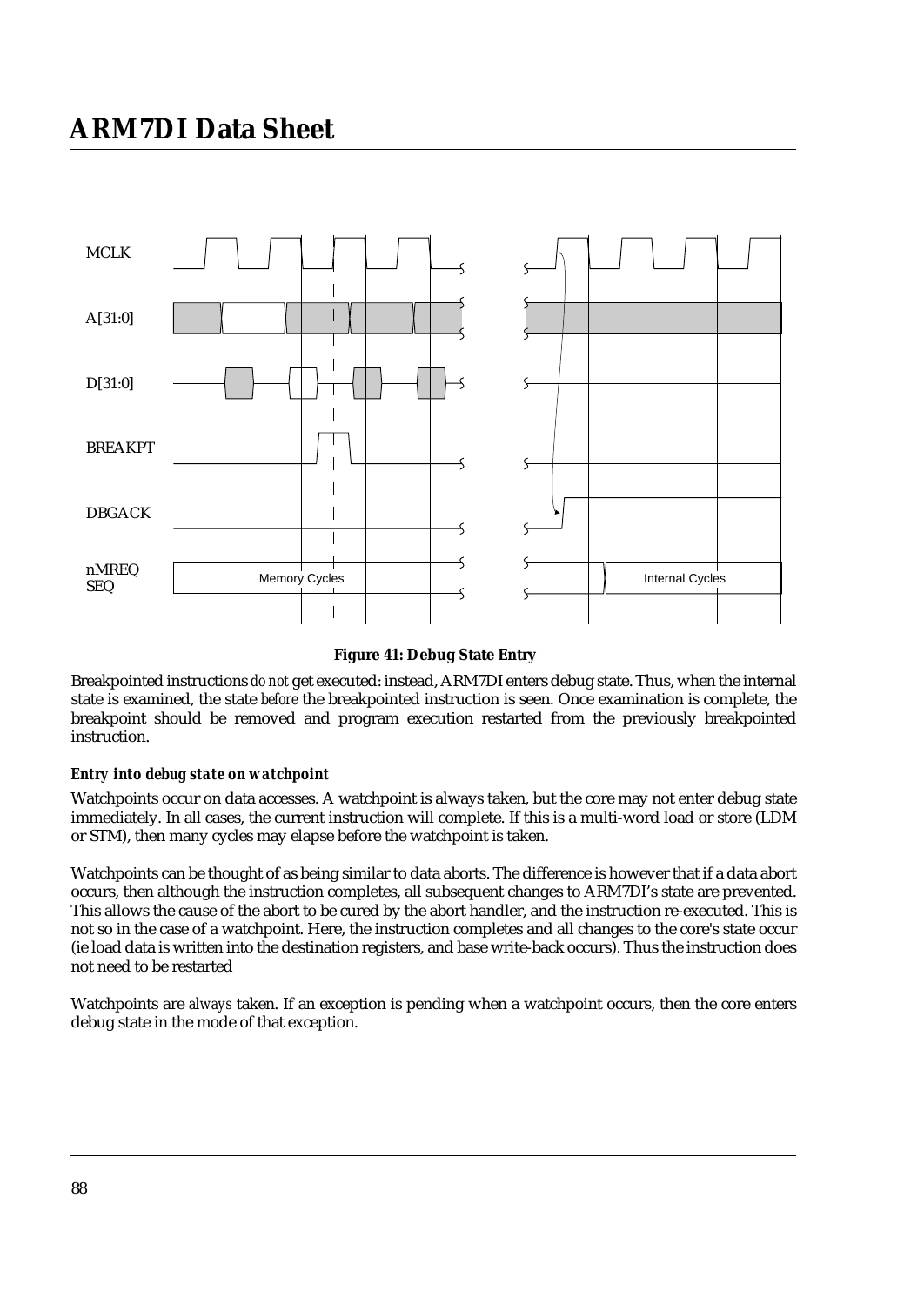**Figure 41: Debug State Entry**

Breakpointed instructions *do not* get executed: instead, ARM7DI enters debug state. Thus, when the internal state is examined, the state *before* the breakpointed instruction is seen. Once examination is complete, the breakpoint should be removed and program execution restarted from the previously breakpointed instruction.

### *Entry into debug state on watchpoint*

Watchpoints occur on data accesses. A watchpoint is always taken, but the core may not enter debug state immediately. In all cases, the current instruction will complete. If this is a multi-word load or store (LDM or STM), then many cycles may elapse before the watchpoint is taken.

Watchpoints can be thought of as being similar to data aborts. The difference is however that if a data abort occurs, then although the instruction completes, all subsequent changes to ARM7DI's state are prevented. This allows the cause of the abort to be cured by the abort handler, and the instruction re-executed. This is not so in the case of a watchpoint. Here, the instruction completes and all changes to the core's state occur (ie load data is written into the destination registers, and base write-back occurs). Thus the instruction does not need to be restarted

Watchpoints are *always* taken. If an exception is pending when a watchpoint occurs, then the core enters debug state in the mode of that exception.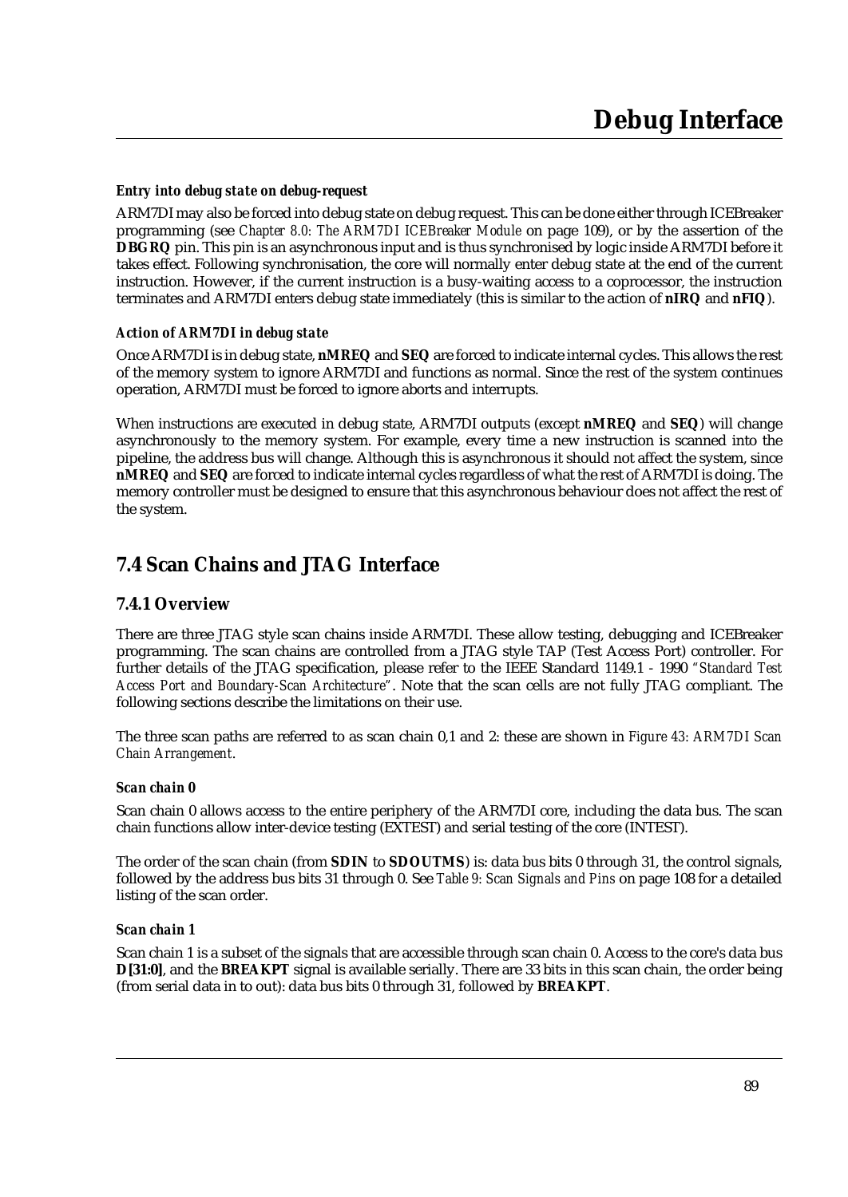#### *Entry into debug state on debug-request*

ARM7DI may also be forced into debug state on debug request. This can be done either through ICEBreaker programming (see *Chapter 8.0: The ARM7DI ICEBreaker Module* on page 109), or by the assertion of the **DBGRQ** pin. This pin is an asynchronous input and is thus synchronised by logic inside ARM7DI before it takes effect. Following synchronisation, the core will normally enter debug state at the end of the current instruction. However, if the current instruction is a busy-waiting access to a coprocessor, the instruction terminates and ARM7DI enters debug state immediately (this is similar to the action of **nIRQ** and **nFIQ**).

#### *Action of ARM7DI in debug state*

Once ARM7DI is in debug state, **nMREQ** and **SEQ** are forced to indicate internal cycles. This allows the rest of the memory system to ignore ARM7DI and functions as normal. Since the rest of the system continues operation, ARM7DI must be forced to ignore aborts and interrupts.

When instructions are executed in debug state, ARM7DI outputs (except **nMREQ** and **SEQ**) will change asynchronously to the memory system. For example, every time a new instruction is scanned into the pipeline, the address bus will change. Although this is asynchronous it should not affect the system, since **nMREQ** and **SEQ** are forced to indicate internal cycles regardless of what the rest of ARM7DI is doing. The memory controller must be designed to ensure that this asynchronous behaviour does not affect the rest of the system.

## 7.4 Scan Chains and JTAG Interface

### 7.4.1 Overview

There are three JTAG style scan chains inside ARM7DI. These allow testing, debugging and ICEBreaker programming. The scan chains are controlled from a JTAG style TAP (Test Access Port) controller. For further details of the JTAG specification, please refer to the IEEE Standard 1149.1 - 1990 *"Standard Test Access Port and Boundary-Scan Architecture"*. Note that the scan cells are not fully JTAG compliant. The following sections describe the limitations on their use.

The three scan paths are referred to as scan chain 0,1 and 2: these are shown in *Figure 43: ARM7DI Scan Chain Arrangement*.

#### *Scan chain 0*

Scan chain 0 allows access to the entire periphery of the ARM7DI core, including the data bus. The scan chain functions allow inter-device testing (EXTEST) and serial testing of the core (INTEST).

The order of the scan chain (from **SDIN** to **SDOUTMS**) is: data bus bits 0 through 31, the control signals, followed by the address bus bits 31 through 0. See *Table 9: Scan Signals and Pins* on page 108 for a detailed listing of the scan order.

#### *Scan chain 1*

Scan chain 1 is a subset of the signals that are accessible through scan chain 0. Access to the core's data bus **D[31:0]**, and the **BREAKPT** signal is available serially. There are 33 bits in this scan chain, the order being (from serial data in to out): data bus bits 0 through 31, followed by **BREAKPT**.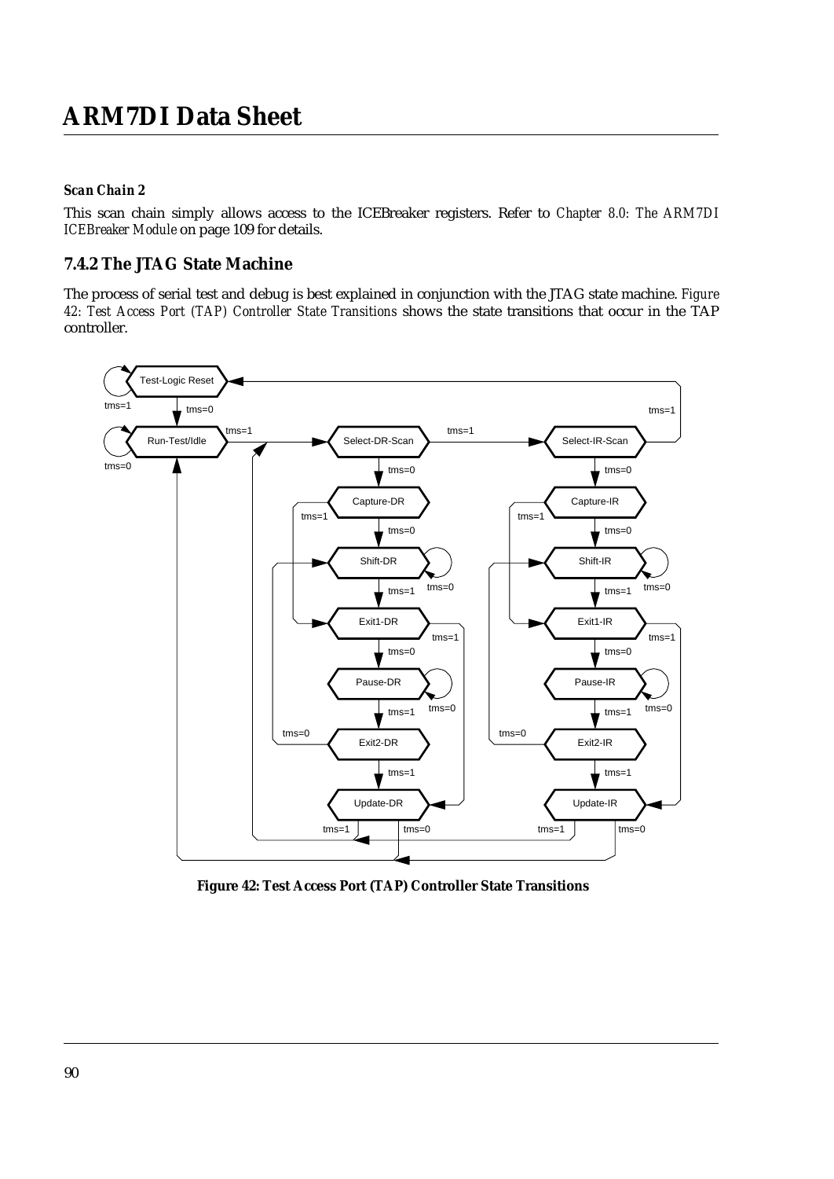***Scan Chain 2***

This scan chain simply allows access to the ICEBreaker registers. Refer to *Chapter 8.0: The ARM7DI ICEBreaker Module* on page 109 for details.

### 7.4.2 The JTAG State Machine

The process of serial test and debug is best explained in conjunction with the JTAG state machine. *Figure 42: Test Access Port (TAP) Controller State Transitions* shows the state transitions that occur in the TAP controller.

**Figure 42: Test Access Port (TAP) Controller State Transitions**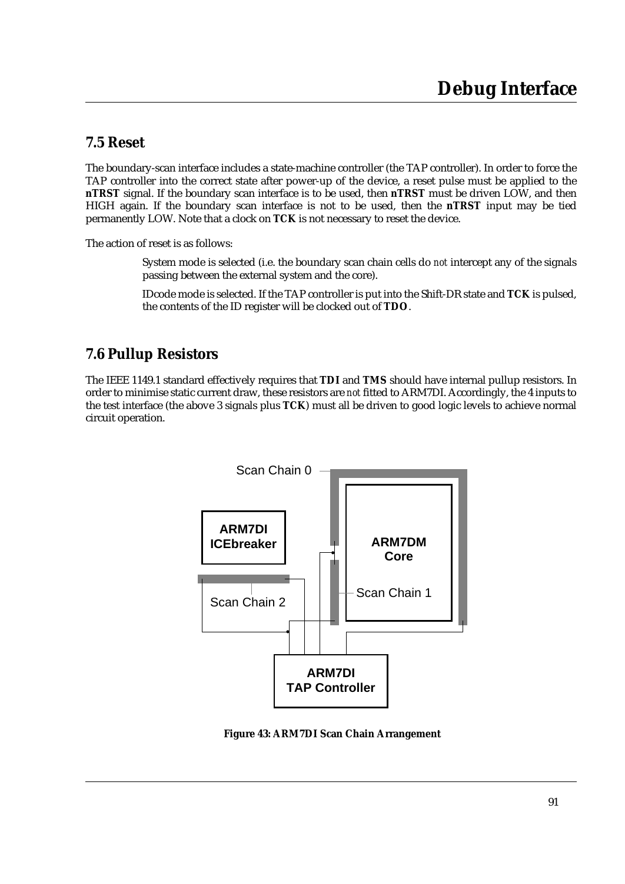## 7.5 Reset

The boundary-scan interface includes a state-machine controller (the TAP controller). In order to force the TAP controller into the correct state after power-up of the device, a reset pulse must be applied to the **nTRST** signal. If the boundary scan interface is to be used, then **nTRST** must be driven LOW, and then HIGH again. If the boundary scan interface is not to be used, then the **nTRST** input may be tied permanently LOW. Note that a clock on **TCK** is not necessary to reset the device.

The action of reset is as follows:

System mode is selected (i.e. the boundary scan chain cells do *not* intercept any of the signals passing between the external system and the core).

IDcode mode is selected. If the TAP controller is put into the Shift-DR state and **TCK** is pulsed, the contents of the ID register will be clocked out of **TDO**.

## 7.6 Pullup Resistors

The IEEE 1149.1 standard effectively requires that **TDI** and **TMS** should have internal pullup resistors. In order to minimise static current draw, these resistors are *not* fitted to ARM7DI. Accordingly, the 4 inputs to the test interface (the above 3 signals plus **TCK**) must all be driven to good logic levels to achieve normal circuit operation.

Scan Chain 0

**ARM7DI ICEbreaker**

**ARM7DM Core**

Scan Chain 1

Scan Chain 2

**ARM7DI TAP Controller**

**Figure 43: ARM7DI Scan Chain Arrangement**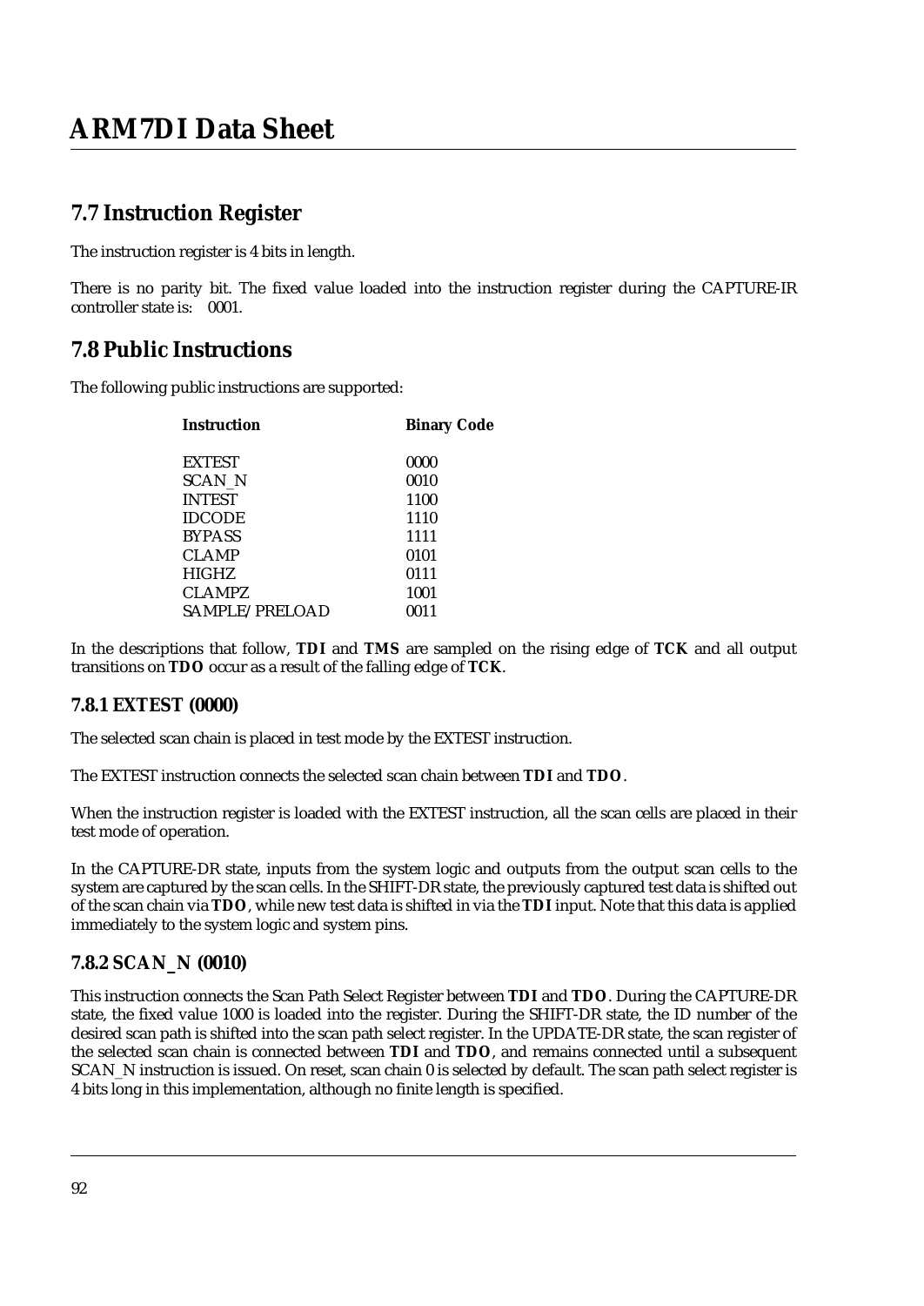## 7.7 Instruction Register

The instruction register is 4 bits in length.

There is no parity bit. The fixed value loaded into the instruction register during the CAPTURE-IR controller state is: 0001.

## 7.8 Public Instructions

The following public instructions are supported:

| **Instruction** | **Binary Code** |
|---|---|
| EXTEST | 0000 |
| SCAN_N | 0010 |
| INTEST | 1100 |
| IDCODE | 1110 |
| BYPASS | 1111 |
| CLAMP | 0101 |
| HIGHZ | 0111 |
| CLAMPZ | 1001 |
| SAMPLE/PRELOAD | 0011 |

In the descriptions that follow, **TDI** and **TMS** are sampled on the rising edge of **TCK** and all output transitions on **TDO** occur as a result of the falling edge of **TCK**.

### 7.8.1 EXTEST (0000)

The selected scan chain is placed in test mode by the EXTEST instruction.

The EXTEST instruction connects the selected scan chain between **TDI** and **TDO**.

When the instruction register is loaded with the EXTEST instruction, all the scan cells are placed in their test mode of operation.

In the CAPTURE-DR state, inputs from the system logic and outputs from the output scan cells to the system are captured by the scan cells. In the SHIFT-DR state, the previously captured test data is shifted out of the scan chain via **TDO**, while new test data is shifted in via the **TDI** input. Note that this data is applied immediately to the system logic and system pins.

### 7.8.2 SCAN_N (0010)

This instruction connects the Scan Path Select Register between **TDI** and **TDO**. During the CAPTURE-DR state, the fixed value 1000 is loaded into the register. During the SHIFT-DR state, the ID number of the desired scan path is shifted into the scan path select register. In the UPDATE-DR state, the scan register of the selected scan chain is connected between **TDI** and **TDO**, and remains connected until a subsequent SCAN_N instruction is issued. On reset, scan chain 0 is selected by default. The scan path select register is 4 bits long in this implementation, although no finite length is specified.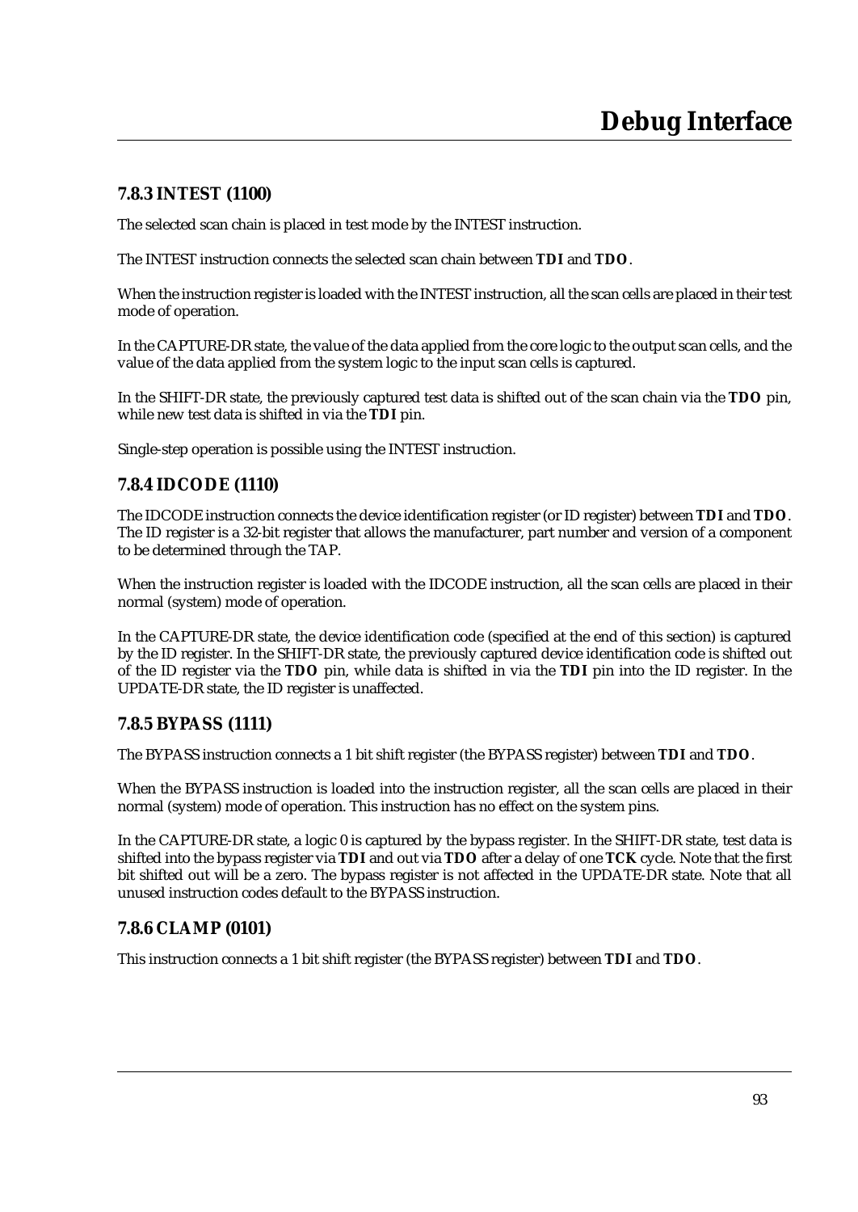### 7.8.3 INTEST (1100)

The selected scan chain is placed in test mode by the INTEST instruction.

The INTEST instruction connects the selected scan chain between **TDI** and **TDO**.

When the instruction register is loaded with the INTEST instruction, all the scan cells are placed in their test mode of operation.

In the CAPTURE-DR state, the value of the data applied from the core logic to the output scan cells, and the value of the data applied from the system logic to the input scan cells is captured.

In the SHIFT-DR state, the previously captured test data is shifted out of the scan chain via the **TDO** pin, while new test data is shifted in via the **TDI** pin.

Single-step operation is possible using the INTEST instruction.

### 7.8.4 IDCODE (1110)

The IDCODE instruction connects the device identification register (or ID register) between **TDI** and **TDO**. The ID register is a 32-bit register that allows the manufacturer, part number and version of a component to be determined through the TAP.

When the instruction register is loaded with the IDCODE instruction, all the scan cells are placed in their normal (system) mode of operation.

In the CAPTURE-DR state, the device identification code (specified at the end of this section) is captured by the ID register. In the SHIFT-DR state, the previously captured device identification code is shifted out of the ID register via the **TDO** pin, while data is shifted in via the **TDI** pin into the ID register. In the UPDATE-DR state, the ID register is unaffected.

### 7.8.5 BYPASS (1111)

The BYPASS instruction connects a 1 bit shift register (the BYPASS register) between **TDI** and **TDO**.

When the BYPASS instruction is loaded into the instruction register, all the scan cells are placed in their normal (system) mode of operation. This instruction has no effect on the system pins.

In the CAPTURE-DR state, a logic 0 is captured by the bypass register. In the SHIFT-DR state, test data is shifted into the bypass register via **TDI** and out via **TDO** after a delay of one **TCK** cycle. Note that the first bit shifted out will be a zero. The bypass register is not affected in the UPDATE-DR state. Note that all unused instruction codes default to the BYPASS instruction.

### 7.8.6 CLAMP (0101)

This instruction connects a 1 bit shift register (the BYPASS register) between **TDI** and **TDO**.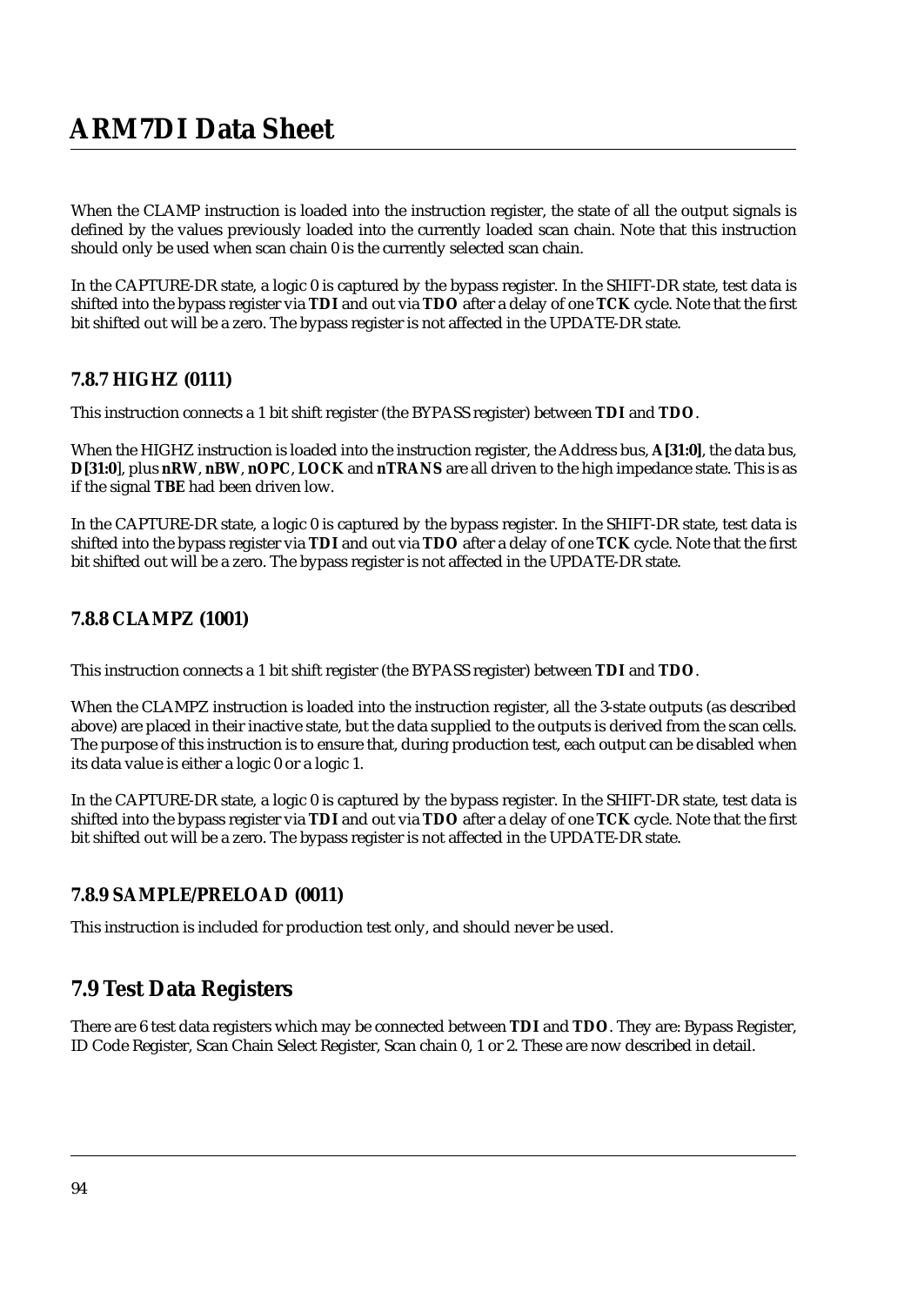When the CLAMP instruction is loaded into the instruction register, the state of all the output signals is defined by the values previously loaded into the currently loaded scan chain. Note that this instruction should only be used when scan chain 0 is the currently selected scan chain.

In the CAPTURE-DR state, a logic 0 is captured by the bypass register. In the SHIFT-DR state, test data is shifted into the bypass register via **TDI** and out via **TDO** after a delay of one **TCK** cycle. Note that the first bit shifted out will be a zero. The bypass register is not affected in the UPDATE-DR state.

### 7.8.7 HIGHZ (0111)

This instruction connects a 1 bit shift register (the BYPASS register) between **TDI** and **TDO**.

When the HIGHZ instruction is loaded into the instruction register, the Address bus, **A[31:0]**, the data bus, **D[31:0**], plus **nRW**, **nBW**, **nOPC**, **LOCK** and **nTRANS** are all driven to the high impedance state. This is as if the signal **TBE** had been driven low.

In the CAPTURE-DR state, a logic 0 is captured by the bypass register. In the SHIFT-DR state, test data is shifted into the bypass register via **TDI** and out via **TDO** after a delay of one **TCK** cycle. Note that the first bit shifted out will be a zero. The bypass register is not affected in the UPDATE-DR state.

### 7.8.8 CLAMPZ (1001)

This instruction connects a 1 bit shift register (the BYPASS register) between **TDI** and **TDO**.

When the CLAMPZ instruction is loaded into the instruction register, all the 3-state outputs (as described above) are placed in their inactive state, but the data supplied to the outputs is derived from the scan cells. The purpose of this instruction is to ensure that, during production test, each output can be disabled when its data value is either a logic 0 or a logic 1.

In the CAPTURE-DR state, a logic 0 is captured by the bypass register. In the SHIFT-DR state, test data is shifted into the bypass register via **TDI** and out via **TDO** after a delay of one **TCK** cycle. Note that the first bit shifted out will be a zero. The bypass register is not affected in the UPDATE-DR state.

### 7.8.9 SAMPLE/PRELOAD (0011)

This instruction is included for production test only, and should never be used.

## 7.9 Test Data Registers

There are 6 test data registers which may be connected between **TDI** and **TDO**. They are: Bypass Register, ID Code Register, Scan Chain Select Register, Scan chain 0, 1 or 2. These are now described in detail.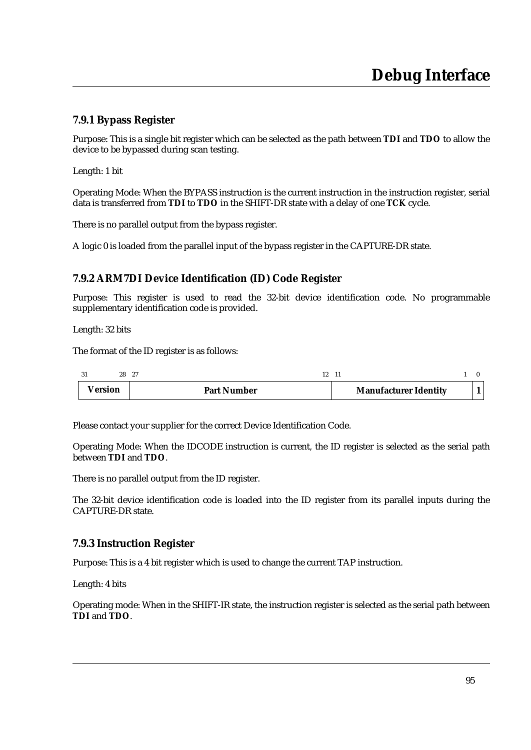### 7.9.1 Bypass Register

Purpose: This is a single bit register which can be selected as the path between **TDI** and **TDO** to allow the device to be bypassed during scan testing.

Length: 1 bit

Operating Mode: When the BYPASS instruction is the current instruction in the instruction register, serial data is transferred from **TDI** to **TDO** in the SHIFT-DR state with a delay of one **TCK** cycle.

There is no parallel output from the bypass register.

A logic 0 is loaded from the parallel input of the bypass register in the CAPTURE-DR state.

### 7.9.2 ARM7DI Device Identification (ID) Code Register

Purpose: This register is used to read the 32-bit device identification code. No programmable supplementary identification code is provided.

Length: 32 bits

The format of the ID register is as follows:

| 31 - 28 | 27 - 12 | 11 - 1 | 0 |
|---|---|---|---|
| **Version** | **Part Number** | **Manufacturer Identity** | **1** |

Please contact your supplier for the correct Device Identification Code.

Operating Mode: When the IDCODE instruction is current, the ID register is selected as the serial path between **TDI** and **TDO**.

There is no parallel output from the ID register.

The 32-bit device identification code is loaded into the ID register from its parallel inputs during the CAPTURE-DR state.

### 7.9.3 Instruction Register

Purpose: This is a 4 bit register which is used to change the current TAP instruction.

Length: 4 bits

Operating mode: When in the SHIFT-IR state, the instruction register is selected as the serial path between **TDI** and **TDO**.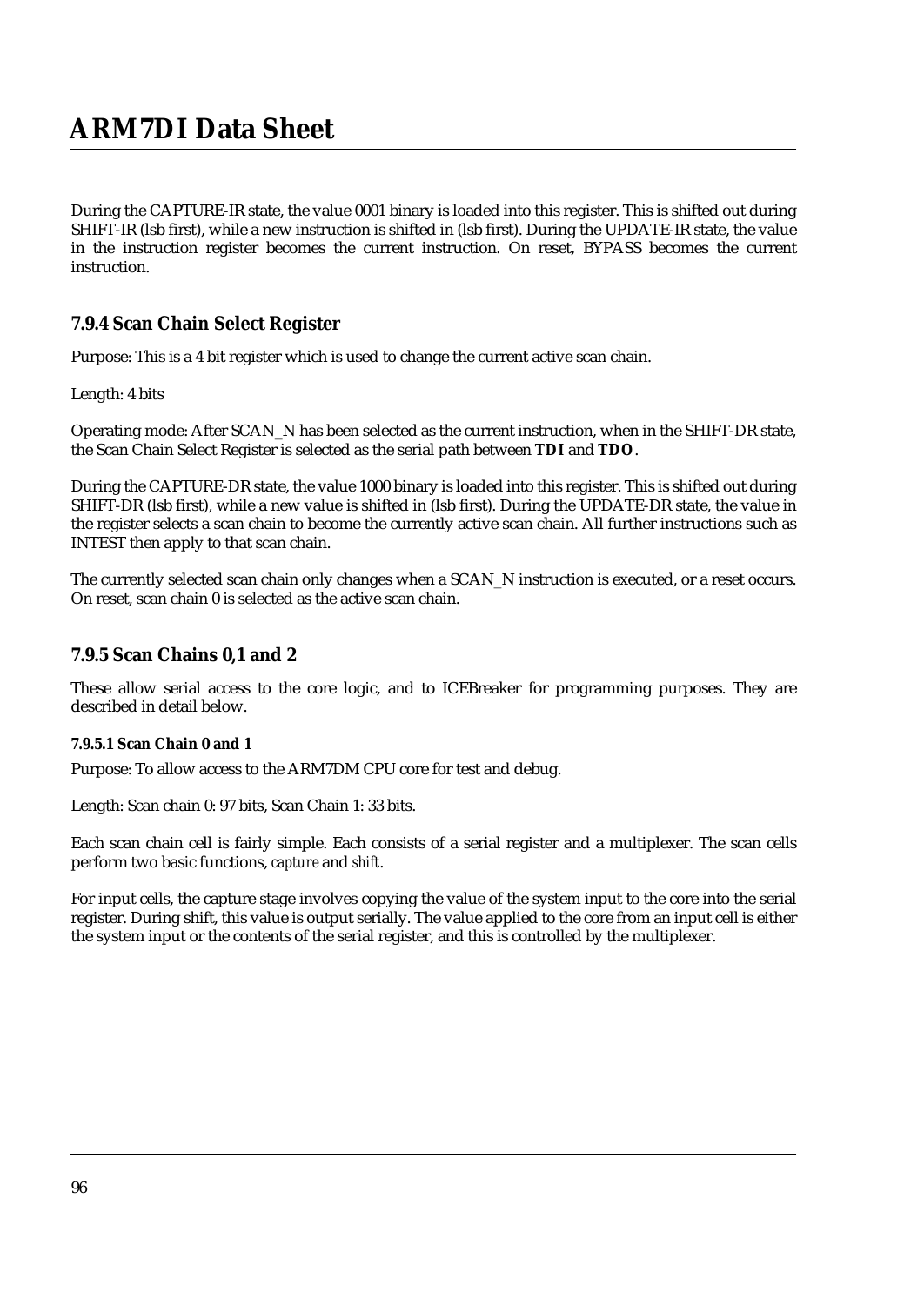During the CAPTURE-IR state, the value 0001 binary is loaded into this register. This is shifted out during SHIFT-IR (lsb first), while a new instruction is shifted in (lsb first). During the UPDATE-IR state, the value in the instruction register becomes the current instruction. On reset, BYPASS becomes the current instruction.

### 7.9.4 Scan Chain Select Register

Purpose: This is a 4 bit register which is used to change the current active scan chain.

Length: 4 bits

Operating mode: After SCAN_N has been selected as the current instruction, when in the SHIFT-DR state, the Scan Chain Select Register is selected as the serial path between **TDI** and **TDO**.

During the CAPTURE-DR state, the value 1000 binary is loaded into this register. This is shifted out during SHIFT-DR (lsb first), while a new value is shifted in (lsb first). During the UPDATE-DR state, the value in the register selects a scan chain to become the currently active scan chain. All further instructions such as INTEST then apply to that scan chain.

The currently selected scan chain only changes when a SCAN_N instruction is executed, or a reset occurs. On reset, scan chain 0 is selected as the active scan chain.

### 7.9.5 Scan Chains 0,1 and 2

These allow serial access to the core logic, and to ICEBreaker for programming purposes. They are described in detail below.

#### 7.9.5.1 Scan Chain 0 and 1

Purpose: To allow access to the ARM7DM CPU core for test and debug.

Length: Scan chain 0: 97 bits, Scan Chain 1: 33 bits.

Each scan chain cell is fairly simple. Each consists of a serial register and a multiplexer. The scan cells perform two basic functions, *capture* and *shift*.

For input cells, the capture stage involves copying the value of the system input to the core into the serial register. During shift, this value is output serially. The value applied to the core from an input cell is either the system input or the contents of the serial register, and this is controlled by the multiplexer.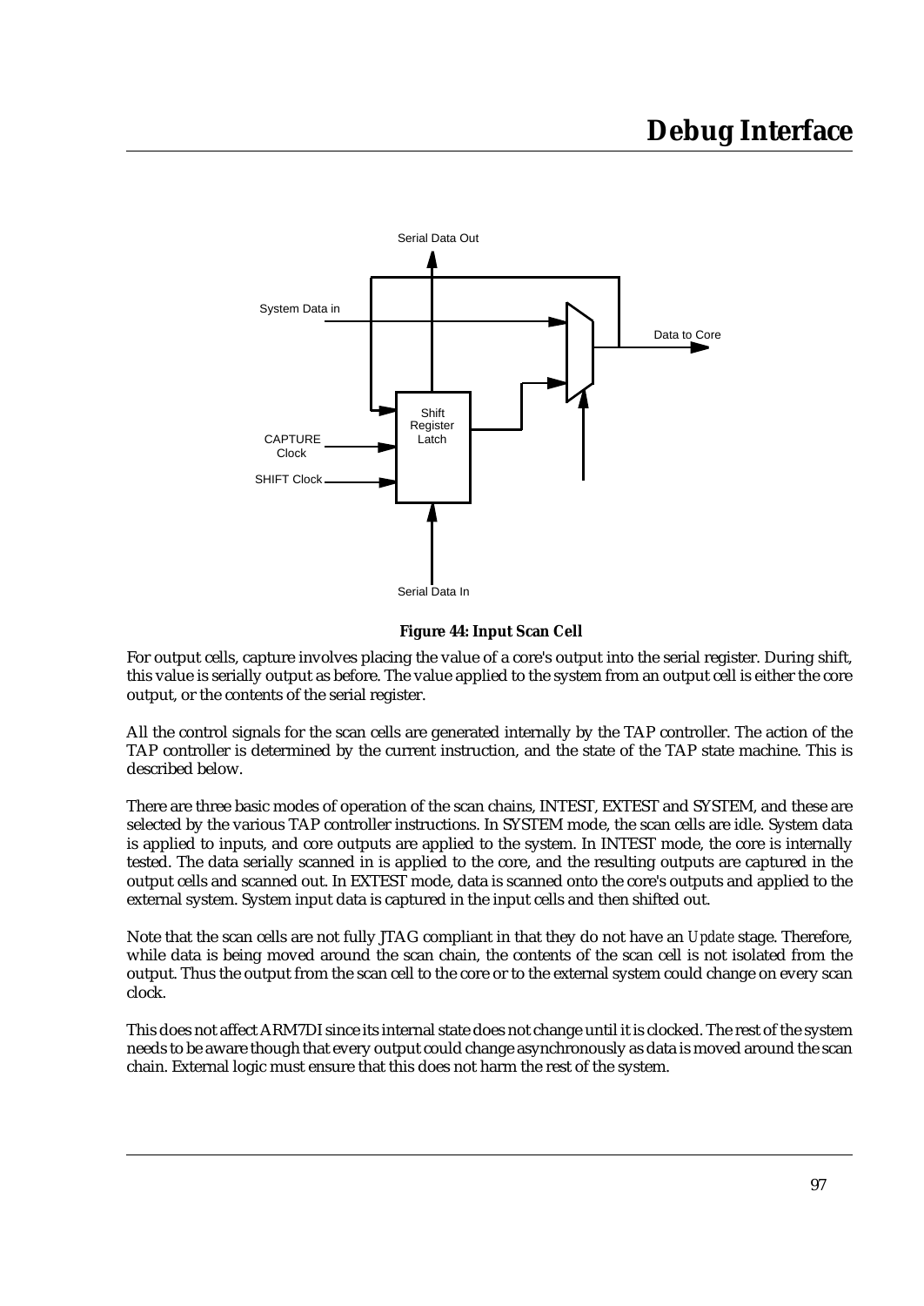**Figure 44: Input Scan Cell**

For output cells, capture involves placing the value of a core's output into the serial register. During shift, this value is serially output as before. The value applied to the system from an output cell is either the core output, or the contents of the serial register.

All the control signals for the scan cells are generated internally by the TAP controller. The action of the TAP controller is determined by the current instruction, and the state of the TAP state machine. This is described below.

There are three basic modes of operation of the scan chains, INTEST, EXTEST and SYSTEM, and these are selected by the various TAP controller instructions. In SYSTEM mode, the scan cells are idle. System data is applied to inputs, and core outputs are applied to the system. In INTEST mode, the core is internally tested. The data serially scanned in is applied to the core, and the resulting outputs are captured in the output cells and scanned out. In EXTEST mode, data is scanned onto the core's outputs and applied to the external system. System input data is captured in the input cells and then shifted out.

Note that the scan cells are not fully JTAG compliant in that they do not have an *Update* stage. Therefore, while data is being moved around the scan chain, the contents of the scan cell is not isolated from the output. Thus the output from the scan cell to the core or to the external system could change on every scan clock.

This does not affect ARM7DI since its internal state does not change until it is clocked. The rest of the system needs to be aware though that every output could change asynchronously as data is moved around the scan chain. External logic must ensure that this does not harm the rest of the system.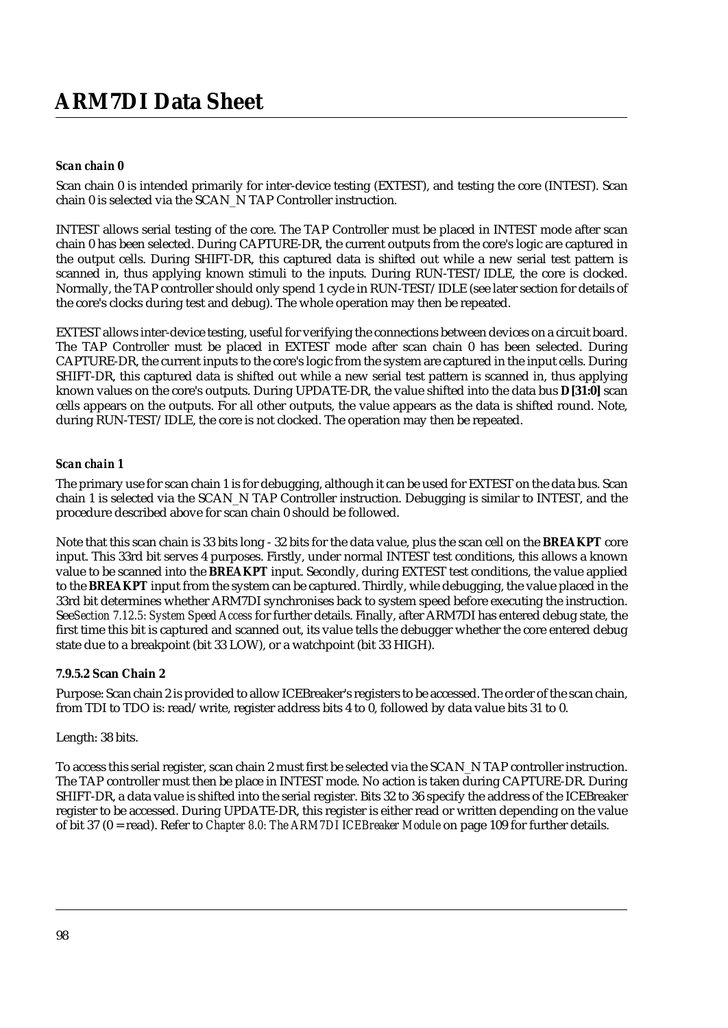### *Scan chain 0*

Scan chain 0 is intended primarily for inter-device testing (EXTEST), and testing the core (INTEST). Scan chain 0 is selected via the SCAN_N TAP Controller instruction.

INTEST allows serial testing of the core. The TAP Controller must be placed in INTEST mode after scan chain 0 has been selected. During CAPTURE-DR, the current outputs from the core's logic are captured in the output cells. During SHIFT-DR, this captured data is shifted out while a new serial test pattern is scanned in, thus applying known stimuli to the inputs. During RUN-TEST/IDLE, the core is clocked. Normally, the TAP controller should only spend 1 cycle in RUN-TEST/IDLE (see later section for details of the core's clocks during test and debug). The whole operation may then be repeated.

EXTEST allows inter-device testing, useful for verifying the connections between devices on a circuit board. The TAP Controller must be placed in EXTEST mode after scan chain 0 has been selected. During CAPTURE-DR, the current inputs to the core's logic from the system are captured in the input cells. During SHIFT-DR, this captured data is shifted out while a new serial test pattern is scanned in, thus applying known values on the core's outputs. During UPDATE-DR, the value shifted into the data bus **D[31:0]** scan cells appears on the outputs. For all other outputs, the value appears as the data is shifted round. Note, during RUN-TEST/IDLE, the core is not clocked. The operation may then be repeated.

### *Scan chain 1*

The primary use for scan chain 1 is for debugging, although it can be used for EXTEST on the data bus. Scan chain 1 is selected via the SCAN_N TAP Controller instruction. Debugging is similar to INTEST, and the procedure described above for scan chain 0 should be followed.

Note that this scan chain is 33 bits long - 32 bits for the data value, plus the scan cell on the ***BREAKPT*** core input. This 33rd bit serves 4 purposes. Firstly, under normal INTEST test conditions, this allows a known value to be scanned into the ***BREAKPT*** input. Secondly, during EXTEST test conditions, the value applied to the ***BREAKPT*** input from the system can be captured. Thirdly, while debugging, the value placed in the 33rd bit determines whether ARM7DI synchronises back to system speed before executing the instruction. See*Section 7.12.5: System Speed Access* for further details. Finally, after ARM7DI has entered debug state, the first time this bit is captured and scanned out, its value tells the debugger whether the core entered debug state due to a breakpoint (bit 33 LOW), or a watchpoint (bit 33 HIGH).

### 7.9.5.2 Scan Chain 2

Purpose: Scan chain 2 is provided to allow ICEBreaker's registers to be accessed. The order of the scan chain, from TDI to TDO is: read/write, register address bits 4 to 0, followed by data value bits 31 to 0.

Length: 38 bits.

To access this serial register, scan chain 2 must first be selected via the SCAN_N TAP controller instruction. The TAP controller must then be place in INTEST mode. No action is taken during CAPTURE-DR. During SHIFT-DR, a data value is shifted into the serial register. Bits 32 to 36 specify the address of the ICEBreaker register to be accessed. During UPDATE-DR, this register is either read or written depending on the value of bit 37 (0 = read). Refer to *Chapter 8.0: The ARM7DI ICEBreaker Module* on page 109 for further details.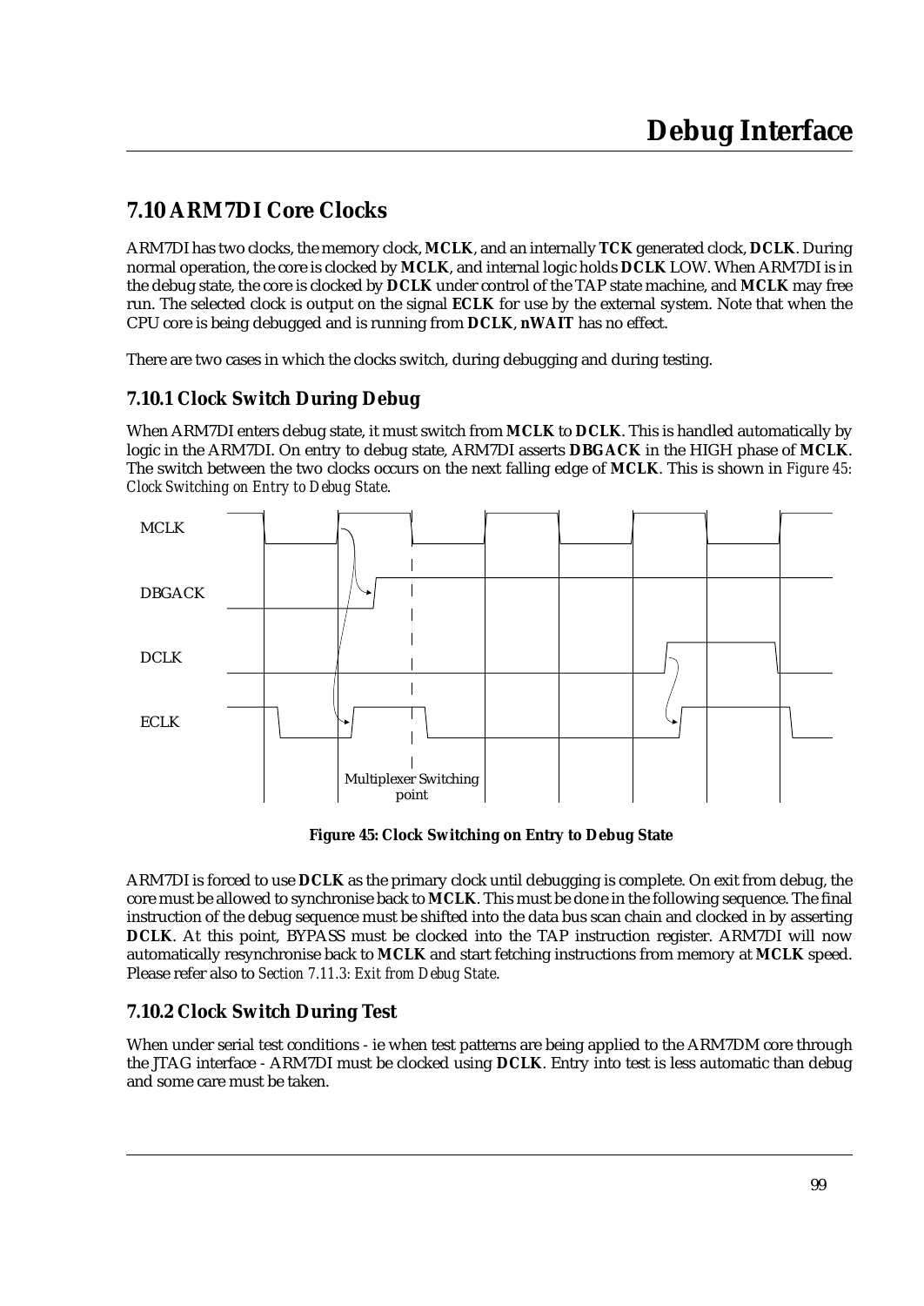## 7.10 ARM7DI Core Clocks

ARM7DI has two clocks, the memory clock, **MCLK**, and an internally **TCK** generated clock, **DCLK**. During normal operation, the core is clocked by **MCLK**, and internal logic holds **DCLK** LOW. When ARM7DI is in the debug state, the core is clocked by **DCLK** under control of the TAP state machine, and **MCLK** may free run. The selected clock is output on the signal **ECLK** for use by the external system. Note that when the CPU core is being debugged and is running from **DCLK**, **nWAIT** has no effect.

There are two cases in which the clocks switch, during debugging and during testing.

### 7.10.1 Clock Switch During Debug

When ARM7DI enters debug state, it must switch from **MCLK** to **DCLK**. This is handled automatically by logic in the ARM7DI. On entry to debug state, ARM7DI asserts **DBGACK** in the HIGH phase of **MCLK**. The switch between the two clocks occurs on the next falling edge of **MCLK**. This is shown in *Figure 45: Clock Switching on Entry to Debug State*.

MCLK

DBGACK

DCLK

ECLK

Multiplexer Switching point

**Figure 45: Clock Switching on Entry to Debug State**

ARM7DI is forced to use **DCLK** as the primary clock until debugging is complete. On exit from debug, the core must be allowed to synchronise back to **MCLK**. This must be done in the following sequence. The final instruction of the debug sequence must be shifted into the data bus scan chain and clocked in by asserting **DCLK**. At this point, BYPASS must be clocked into the TAP instruction register. ARM7DI will now automatically resynchronise back to **MCLK** and start fetching instructions from memory at **MCLK** speed. Please refer also to *Section 7.11.3: Exit from Debug State*.

### 7.10.2 Clock Switch During Test

When under serial test conditions - ie when test patterns are being applied to the ARM7DM core through the JTAG interface - ARM7DI must be clocked using **DCLK**. Entry into test is less automatic than debug and some care must be taken.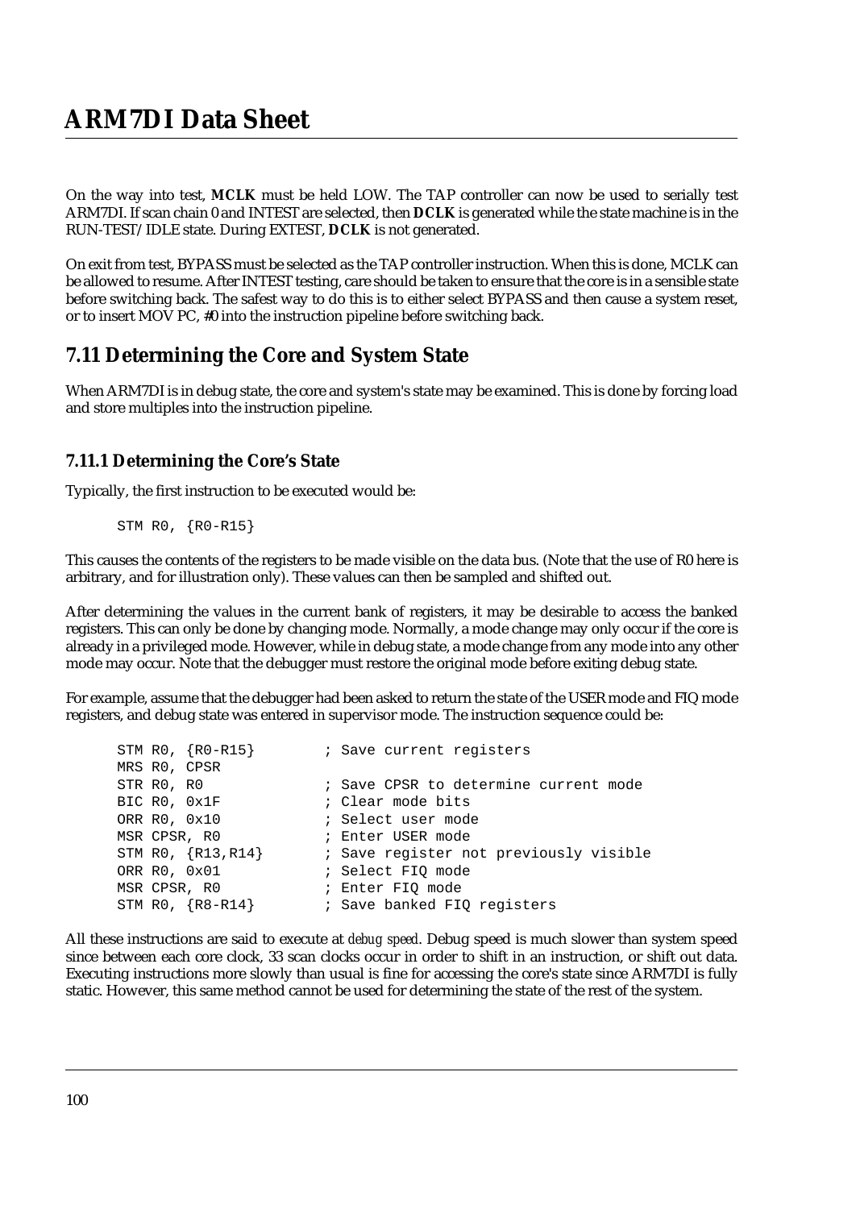On the way into test, **MCLK** must be held LOW. The TAP controller can now be used to serially test ARM7DI. If scan chain 0 and INTEST are selected, then **DCLK** is generated while the state machine is in the RUN-TEST/IDLE state. During EXTEST, **DCLK** is not generated.

On exit from test, BYPASS must be selected as the TAP controller instruction. When this is done, MCLK can be allowed to resume. After INTEST testing, care should be taken to ensure that the core is in a sensible state before switching back. The safest way to do this is to either select BYPASS and then cause a system reset, or to insert MOV PC, #0 into the instruction pipeline before switching back.

## 7.11 Determining the Core and System State

When ARM7DI is in debug state, the core and system's state may be examined. This is done by forcing load and store multiples into the instruction pipeline.

### 7.11.1 Determining the Core's State

Typically, the first instruction to be executed would be:

```
STM R0, {R0-R15}
```

This causes the contents of the registers to be made visible on the data bus. (Note that the use of R0 here is arbitrary, and for illustration only). These values can then be sampled and shifted out.

After determining the values in the current bank of registers, it may be desirable to access the banked registers. This can only be done by changing mode. Normally, a mode change may only occur if the core is already in a privileged mode. However, while in debug state, a mode change from any mode into any other mode may occur. Note that the debugger must restore the original mode before exiting debug state.

For example, assume that the debugger had been asked to return the state of the USER mode and FIQ mode registers, and debug state was entered in supervisor mode. The instruction sequence could be:

```
STM R0, {R0-R15}        ; Save current registers
MRS R0, CPSR
STR R0, R0              ; Save CPSR to determine current mode
BIC R0, 0x1F            ; Clear mode bits
ORR R0, 0x10            ; Select user mode
MSR CPSR, R0            ; Enter USER mode
STM R0, {R13,R14}       ; Save register not previously visible
ORR R0, 0x01            ; Select FIQ mode
MSR CPSR, R0            ; Enter FIQ mode
STM R0, {R8-R14}        ; Save banked FIQ registers
```

All these instructions are said to execute at *debug speed*. Debug speed is much slower than system speed since between each core clock, 33 scan clocks occur in order to shift in an instruction, or shift out data. Executing instructions more slowly than usual is fine for accessing the core's state since ARM7DI is fully static. However, this same method cannot be used for determining the state of the rest of the system.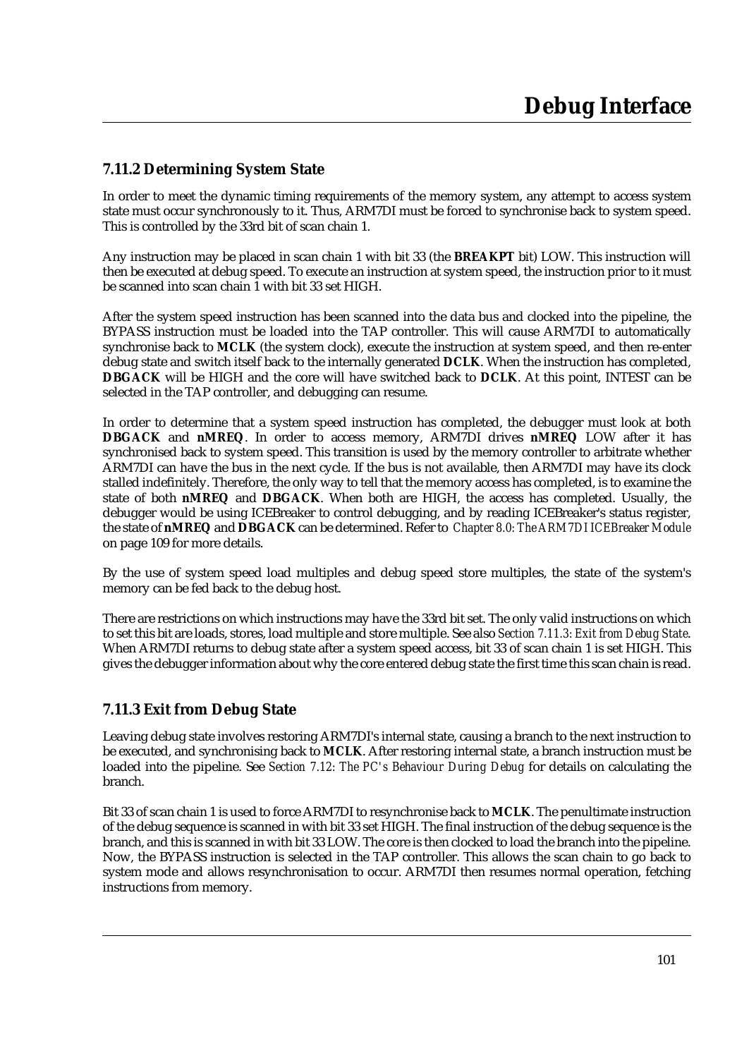### 7.11.2 Determining System State

In order to meet the dynamic timing requirements of the memory system, any attempt to access system state must occur synchronously to it. Thus, ARM7DI must be forced to synchronise back to system speed. This is controlled by the 33rd bit of scan chain 1.

Any instruction may be placed in scan chain 1 with bit 33 (the **BREAKPT** bit) LOW. This instruction will then be executed at debug speed. To execute an instruction at system speed, the instruction prior to it must be scanned into scan chain 1 with bit 33 set HIGH.

After the system speed instruction has been scanned into the data bus and clocked into the pipeline, the BYPASS instruction must be loaded into the TAP controller. This will cause ARM7DI to automatically synchronise back to **MCLK** (the system clock), execute the instruction at system speed, and then re-enter debug state and switch itself back to the internally generated **DCLK**. When the instruction has completed, **DBGACK** will be HIGH and the core will have switched back to **DCLK**. At this point, INTEST can be selected in the TAP controller, and debugging can resume.

In order to determine that a system speed instruction has completed, the debugger must look at both **DBGACK** and **nMREQ**. In order to access memory, ARM7DI drives **nMREQ** LOW after it has synchronised back to system speed. This transition is used by the memory controller to arbitrate whether ARM7DI can have the bus in the next cycle. If the bus is not available, then ARM7DI may have its clock stalled indefinitely. Therefore, the only way to tell that the memory access has completed, is to examine the state of both **nMREQ** and **DBGACK**. When both are HIGH, the access has completed. Usually, the debugger would be using ICEBreaker to control debugging, and by reading ICEBreaker's status register, the state of **nMREQ** and **DBGACK** can be determined. Refer to *Chapter 8.0: The ARM7DI ICEBreaker Module* on page 109 for more details.

By the use of system speed load multiples and debug speed store multiples, the state of the system's memory can be fed back to the debug host.

There are restrictions on which instructions may have the 33rd bit set. The only valid instructions on which to set this bit are loads, stores, load multiple and store multiple. See also *Section 7.11.3: Exit from Debug State*. When ARM7DI returns to debug state after a system speed access, bit 33 of scan chain 1 is set HIGH. This gives the debugger information about why the core entered debug state the first time this scan chain is read.

### 7.11.3 Exit from Debug State

Leaving debug state involves restoring ARM7DI's internal state, causing a branch to the next instruction to be executed, and synchronising back to **MCLK**. After restoring internal state, a branch instruction must be loaded into the pipeline. See *Section 7.12: The PC's Behaviour During Debug* for details on calculating the branch.

Bit 33 of scan chain 1 is used to force ARM7DI to resynchronise back to **MCLK**. The penultimate instruction of the debug sequence is scanned in with bit 33 set HIGH. The final instruction of the debug sequence is the branch, and this is scanned in with bit 33 LOW. The core is then clocked to load the branch into the pipeline. Now, the BYPASS instruction is selected in the TAP controller. This allows the scan chain to go back to system mode and allows resynchronisation to occur. ARM7DI then resumes normal operation, fetching instructions from memory.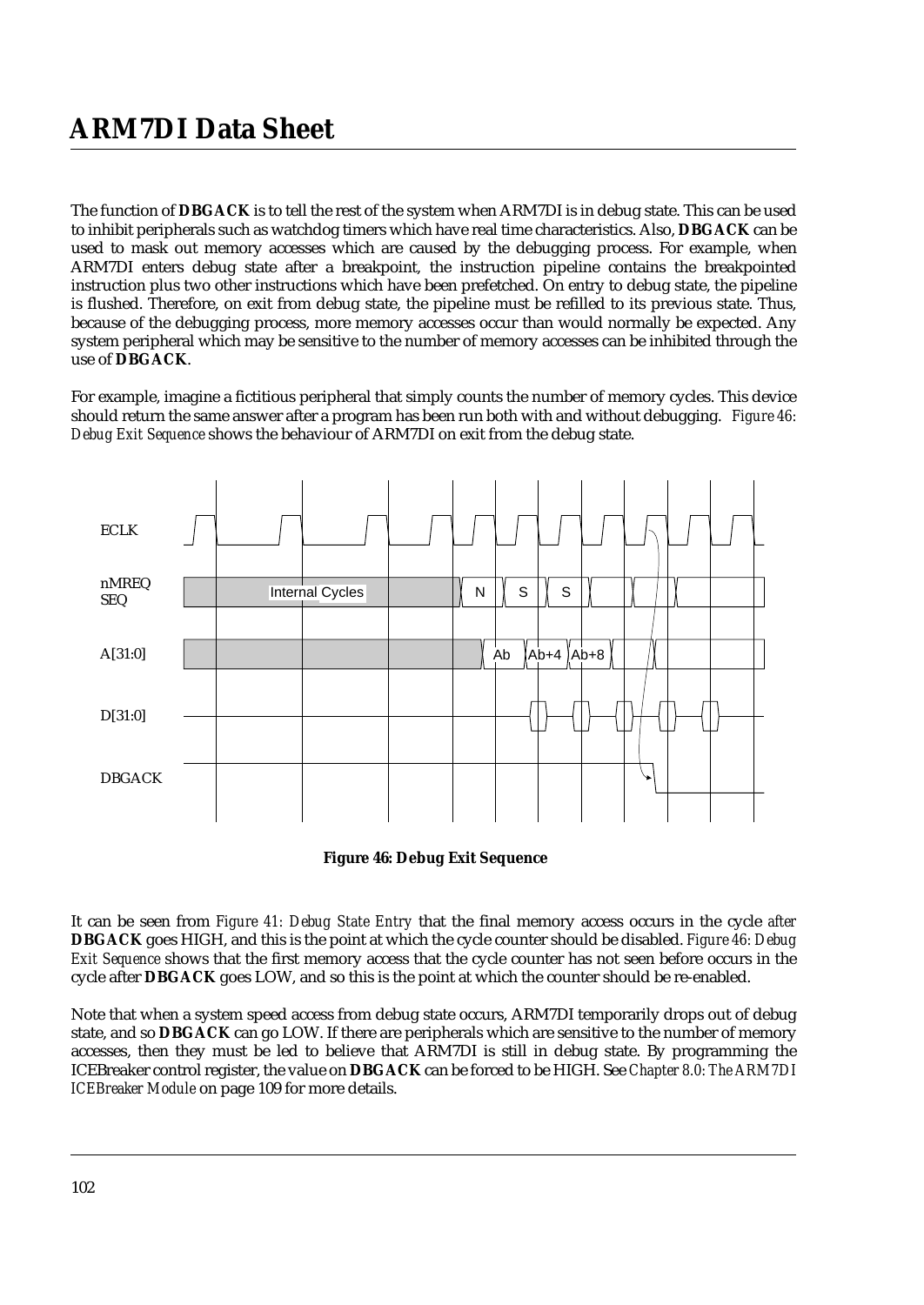The function of **DBGACK** is to tell the rest of the system when ARM7DI is in debug state. This can be used to inhibit peripherals such as watchdog timers which have real time characteristics. Also, **DBGACK** can be used to mask out memory accesses which are caused by the debugging process. For example, when ARM7DI enters debug state after a breakpoint, the instruction pipeline contains the breakpointed instruction plus two other instructions which have been prefetched. On entry to debug state, the pipeline is flushed. Therefore, on exit from debug state, the pipeline must be refilled to its previous state. Thus, because of the debugging process, more memory accesses occur than would normally be expected. Any system peripheral which may be sensitive to the number of memory accesses can be inhibited through the use of **DBGACK**.

For example, imagine a fictitious peripheral that simply counts the number of memory cycles. This device should return the same answer after a program has been run both with and without debugging. *Figure 46: Debug Exit Sequence* shows the behaviour of ARM7DI on exit from the debug state.

ECLK

nMREQ SEQ — Internal Cycles — N — S — S

A[31:0] — Ab — Ab+4 — Ab+8

D[31:0]

DBGACK

**Figure 46: Debug Exit Sequence**

It can be seen from *Figure 41: Debug State Entry* that the final memory access occurs in the cycle *after* **DBGACK** goes HIGH, and this is the point at which the cycle counter should be disabled. *Figure 46: Debug Exit Sequence* shows that the first memory access that the cycle counter has not seen before occurs in the cycle after **DBGACK** goes LOW, and so this is the point at which the counter should be re-enabled.

Note that when a system speed access from debug state occurs, ARM7DI temporarily drops out of debug state, and so **DBGACK** can go LOW. If there are peripherals which are sensitive to the number of memory accesses, then they must be led to believe that ARM7DI is still in debug state. By programming the ICEBreaker control register, the value on **DBGACK** can be forced to be HIGH. See *Chapter 8.0: The ARM7DI ICEBreaker Module* on page 109 for more details.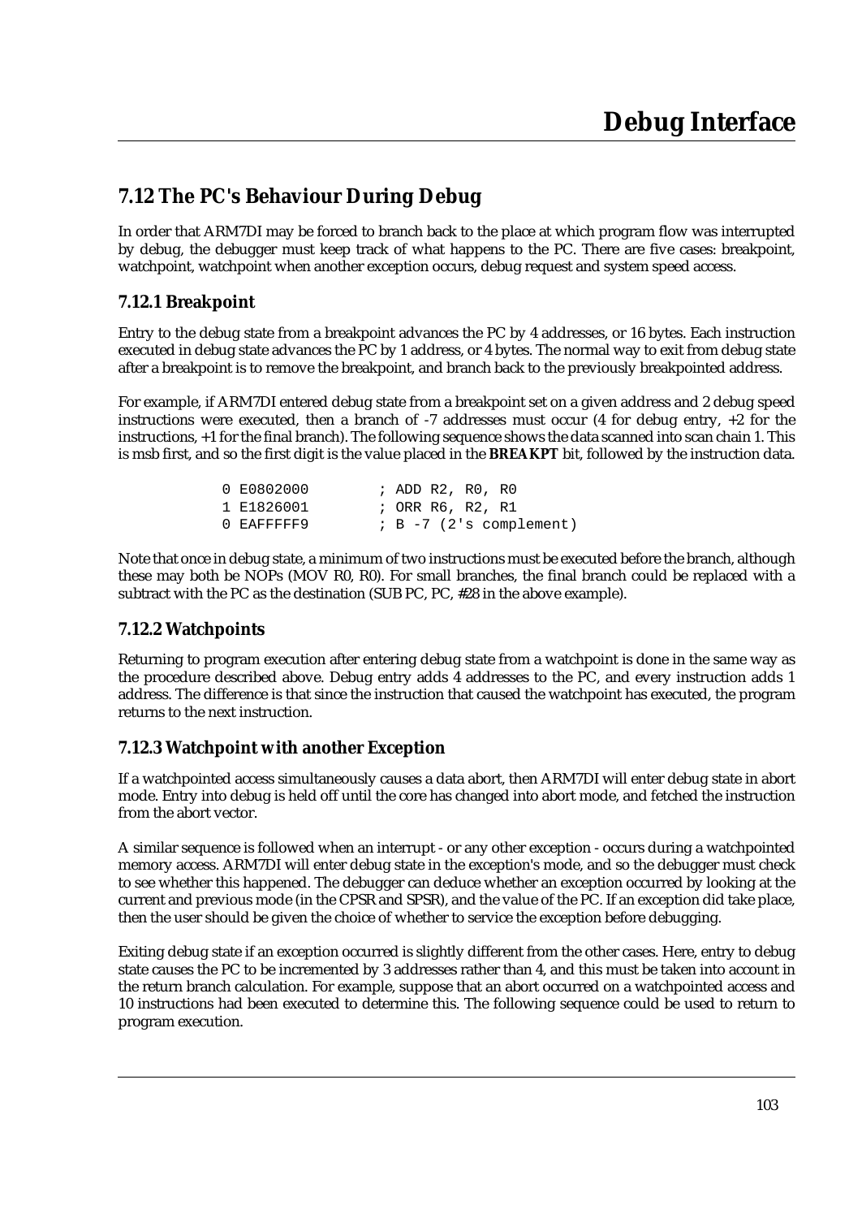## 7.12 The PC's Behaviour During Debug

In order that ARM7DI may be forced to branch back to the place at which program flow was interrupted by debug, the debugger must keep track of what happens to the PC. There are five cases: breakpoint, watchpoint, watchpoint when another exception occurs, debug request and system speed access.

### 7.12.1 Breakpoint

Entry to the debug state from a breakpoint advances the PC by 4 addresses, or 16 bytes. Each instruction executed in debug state advances the PC by 1 address, or 4 bytes. The normal way to exit from debug state after a breakpoint is to remove the breakpoint, and branch back to the previously breakpointed address.

For example, if ARM7DI entered debug state from a breakpoint set on a given address and 2 debug speed instructions were executed, then a branch of -7 addresses must occur (4 for debug entry, +2 for the instructions, +1 for the final branch). The following sequence shows the data scanned into scan chain 1. This is msb first, and so the first digit is the value placed in the **BREAKPT** bit, followed by the instruction data.

```
0 E0802000        ; ADD R2, R0, R0
1 E1826001        ; ORR R6, R2, R1
0 EAFFFFF9        ; B -7 (2's complement)
```

Note that once in debug state, a minimum of two instructions must be executed before the branch, although these may both be NOPs (MOV R0, R0). For small branches, the final branch could be replaced with a subtract with the PC as the destination (SUB PC, PC, #28 in the above example).

### 7.12.2 Watchpoints

Returning to program execution after entering debug state from a watchpoint is done in the same way as the procedure described above. Debug entry adds 4 addresses to the PC, and every instruction adds 1 address. The difference is that since the instruction that caused the watchpoint has executed, the program returns to the next instruction.

### 7.12.3 Watchpoint with another Exception

If a watchpointed access simultaneously causes a data abort, then ARM7DI will enter debug state in abort mode. Entry into debug is held off until the core has changed into abort mode, and fetched the instruction from the abort vector.

A similar sequence is followed when an interrupt - or any other exception - occurs during a watchpointed memory access. ARM7DI will enter debug state in the exception's mode, and so the debugger must check to see whether this happened. The debugger can deduce whether an exception occurred by looking at the current and previous mode (in the CPSR and SPSR), and the value of the PC. If an exception did take place, then the user should be given the choice of whether to service the exception before debugging.

Exiting debug state if an exception occurred is slightly different from the other cases. Here, entry to debug state causes the PC to be incremented by 3 addresses rather than 4, and this must be taken into account in the return branch calculation. For example, suppose that an abort occurred on a watchpointed access and 10 instructions had been executed to determine this. The following sequence could be used to return to program execution.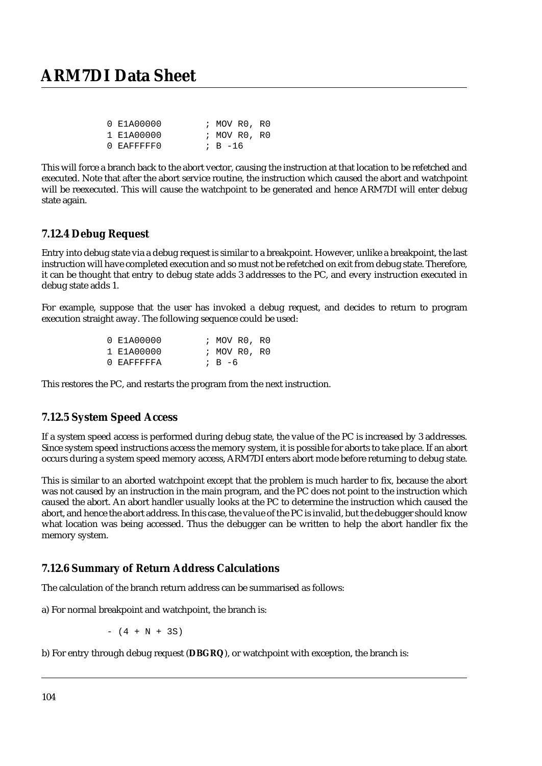```
0 E1A00000        ; MOV R0, R0
1 E1A00000        ; MOV R0, R0
0 EAFFFFF0        ; B -16
```

This will force a branch back to the abort vector, causing the instruction at that location to be refetched and executed. Note that after the abort service routine, the instruction which caused the abort and watchpoint will be reexecuted. This will cause the watchpoint to be generated and hence ARM7DI will enter debug state again.

### 7.12.4 Debug Request

Entry into debug state via a debug request is similar to a breakpoint. However, unlike a breakpoint, the last instruction will have completed execution and so must not be refetched on exit from debug state. Therefore, it can be thought that entry to debug state adds 3 addresses to the PC, and every instruction executed in debug state adds 1.

For example, suppose that the user has invoked a debug request, and decides to return to program execution straight away. The following sequence could be used:

```
0 E1A00000        ; MOV R0, R0
1 E1A00000        ; MOV R0, R0
0 EAFFFFFA        ; B -6
```

This restores the PC, and restarts the program from the next instruction.

### 7.12.5 System Speed Access

If a system speed access is performed during debug state, the value of the PC is increased by 3 addresses. Since system speed instructions access the memory system, it is possible for aborts to take place. If an abort occurs during a system speed memory access, ARM7DI enters abort mode before returning to debug state.

This is similar to an aborted watchpoint except that the problem is much harder to fix, because the abort was not caused by an instruction in the main program, and the PC does not point to the instruction which caused the abort. An abort handler usually looks at the PC to determine the instruction which caused the abort, and hence the abort address. In this case, the value of the PC is invalid, but the debugger should know what location was being accessed. Thus the debugger can be written to help the abort handler fix the memory system.

### 7.12.6 Summary of Return Address Calculations

The calculation of the branch return address can be summarised as follows:

a) For normal breakpoint and watchpoint, the branch is:

```
- (4 + N + 3S)
```

b) For entry through debug request (**DBGRQ**), or watchpoint with exception, the branch is: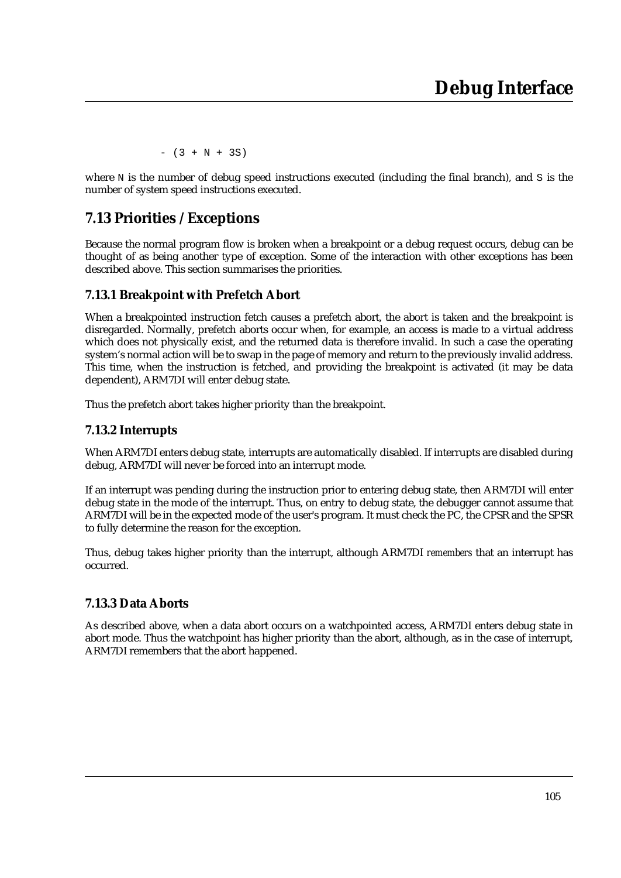```
- (3 + N + 3S)
```

where N is the number of debug speed instructions executed (including the final branch), and S is the number of system speed instructions executed.

## 7.13 Priorities / Exceptions

Because the normal program flow is broken when a breakpoint or a debug request occurs, debug can be thought of as being another type of exception. Some of the interaction with other exceptions has been described above. This section summarises the priorities.

### 7.13.1 Breakpoint with Prefetch Abort

When a breakpointed instruction fetch causes a prefetch abort, the abort is taken and the breakpoint is disregarded. Normally, prefetch aborts occur when, for example, an access is made to a virtual address which does not physically exist, and the returned data is therefore invalid. In such a case the operating system's normal action will be to swap in the page of memory and return to the previously invalid address. This time, when the instruction is fetched, and providing the breakpoint is activated (it may be data dependent), ARM7DI will enter debug state.

Thus the prefetch abort takes higher priority than the breakpoint.

### 7.13.2 Interrupts

When ARM7DI enters debug state, interrupts are automatically disabled. If interrupts are disabled during debug, ARM7DI will never be forced into an interrupt mode.

If an interrupt was pending during the instruction prior to entering debug state, then ARM7DI will enter debug state in the mode of the interrupt. Thus, on entry to debug state, the debugger cannot assume that ARM7DI will be in the expected mode of the user's program. It must check the PC, the CPSR and the SPSR to fully determine the reason for the exception.

Thus, debug takes higher priority than the interrupt, although ARM7DI *remembers* that an interrupt has occurred.

### 7.13.3 Data Aborts

As described above, when a data abort occurs on a watchpointed access, ARM7DI enters debug state in abort mode. Thus the watchpoint has higher priority than the abort, although, as in the case of interrupt, ARM7DI remembers that the abort happened.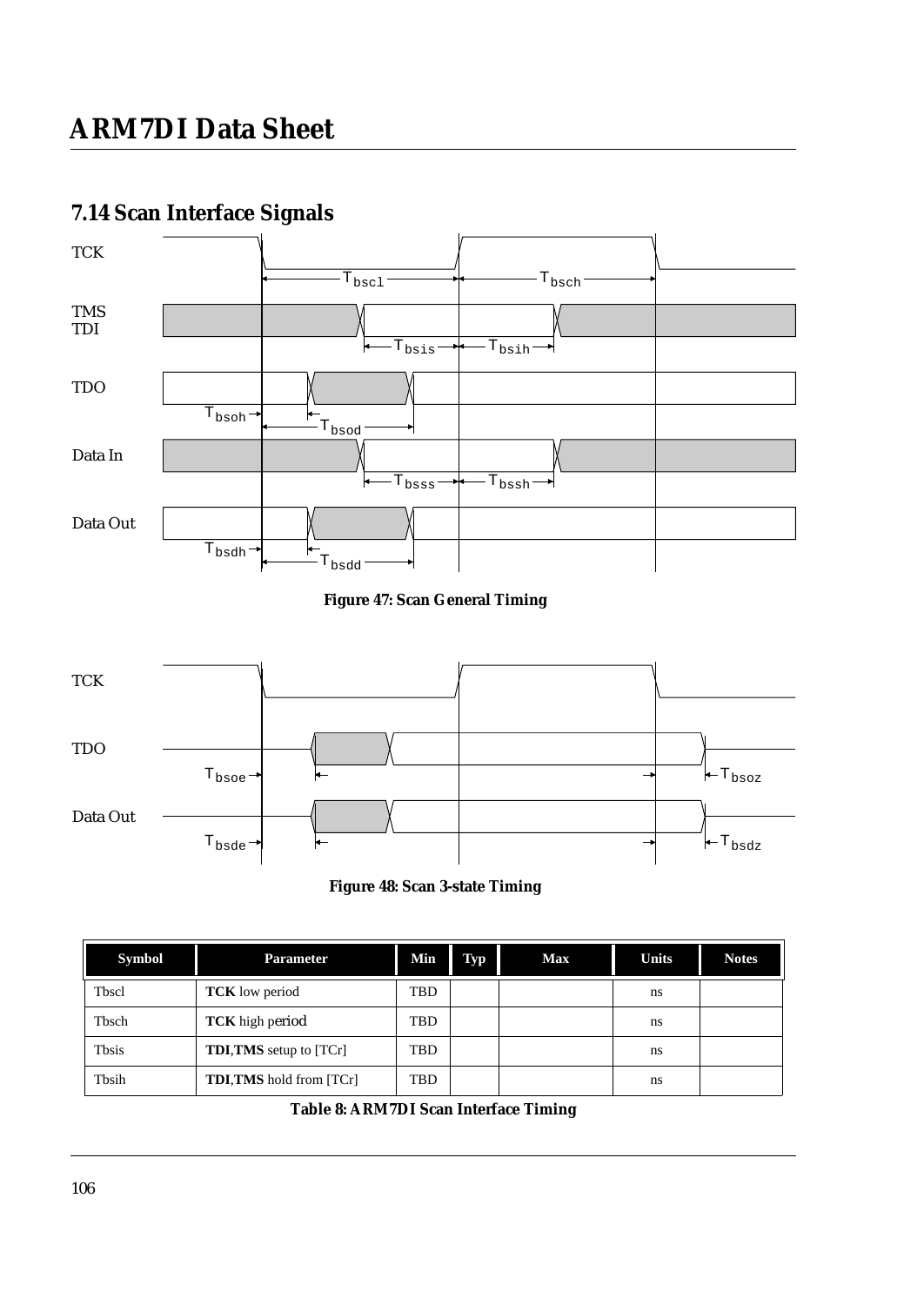## 7.14 Scan Interface Signals

**Figure 47: Scan General Timing**

**Figure 48: Scan 3-state Timing**

| Symbol | Parameter | Min | Typ | Max | Units | Notes |
|---|---|---|---|---|---|---|
| Tbscl | **TCK** low period | TBD | | | ns | |
| Tbsch | **TCK** high period | TBD | | | ns | |
| Tbsis | **TDI**,**TMS** setup to [TCr] | TBD | | | ns | |
| Tbsih | **TDI**,**TMS** hold from [TCr] | TBD | | | ns | |

**Table 8: ARM7DI Scan Interface Timing**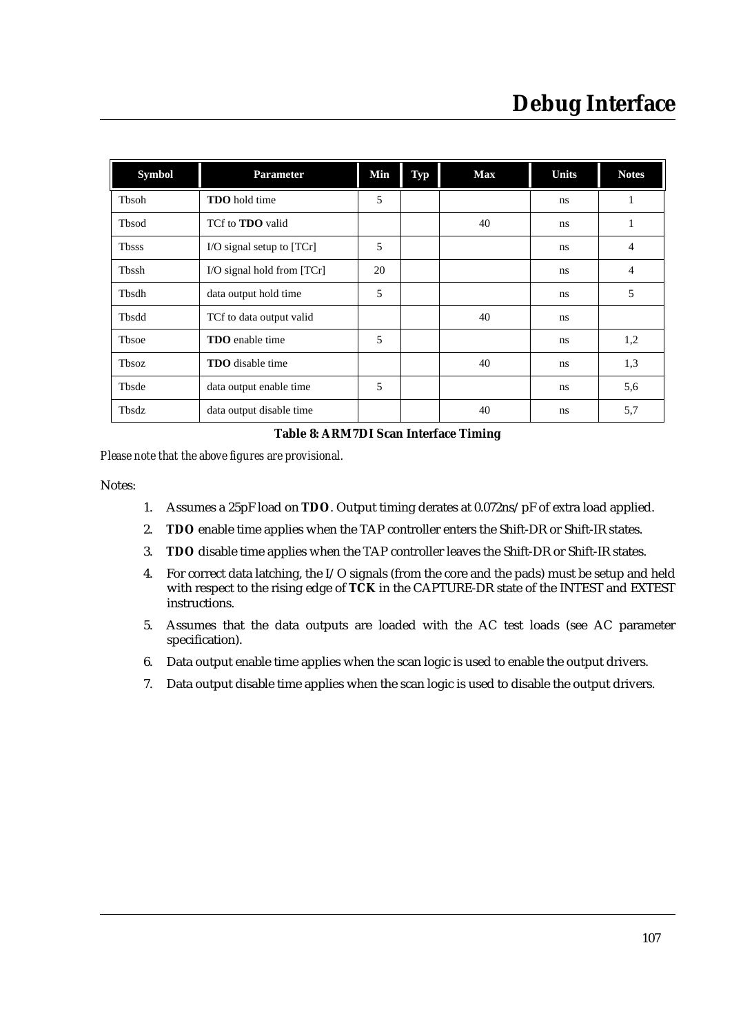| Symbol | Parameter | Min | Typ | Max | Units | Notes |
|---|---|---|---|---|---|---|
| Tbsoh | **TDO** hold time | 5 | | | ns | 1 |
| Tbsod | TCf to **TDO** valid | | | 40 | ns | 1 |
| Tbsss | I/O signal setup to [TCr] | 5 | | | ns | 4 |
| Tbssh | I/O signal hold from [TCr] | 20 | | | ns | 4 |
| Tbsdh | data output hold time | 5 | | | ns | 5 |
| Tbsdd | TCf to data output valid | | | 40 | ns | |
| Tbsoe | **TDO** enable time | 5 | | | ns | 1,2 |
| Tbsoz | **TDO** disable time | | | 40 | ns | 1,3 |
| Tbsde | data output enable time | 5 | | | ns | 5,6 |
| Tbsdz | data output disable time | | | 40 | ns | 5,7 |

**Table 8: ARM7DI Scan Interface Timing**

*Please note that the above figures are provisional.*

Notes:

1. Assumes a 25pF load on **TDO**. Output timing derates at 0.072ns/pF of extra load applied.
2. **TDO** enable time applies when the TAP controller enters the Shift-DR or Shift-IR states.
3. **TDO** disable time applies when the TAP controller leaves the Shift-DR or Shift-IR states.
4. For correct data latching, the I/O signals (from the core and the pads) must be setup and held with respect to the rising edge of **TCK** in the CAPTURE-DR state of the INTEST and EXTEST instructions.
5. Assumes that the data outputs are loaded with the AC test loads (see AC parameter specification).
6. Data output enable time applies when the scan logic is used to enable the output drivers.
7. Data output disable time applies when the scan logic is used to disable the output drivers.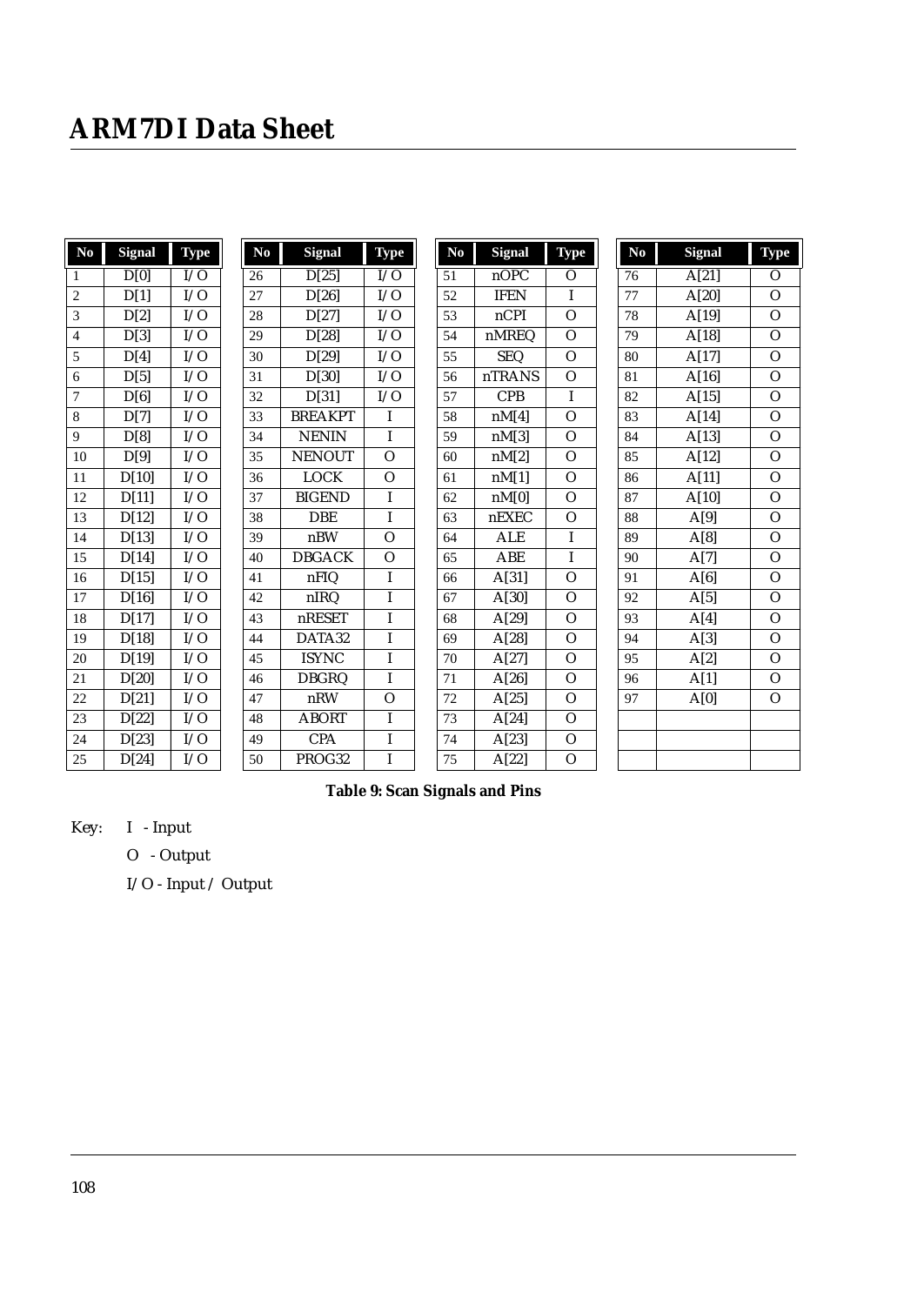| No | Signal | Type | No | Signal | Type | No | Signal | Type | No | Signal | Type |
|---|---|---|---|---|---|---|---|---|---|---|---|
| 1 | D[0] | I/O | 26 | D[25] | I/O | 51 | nOPC | O | 76 | A[21] | O |
| 2 | D[1] | I/O | 27 | D[26] | I/O | 52 | IFEN | I | 77 | A[20] | O |
| 3 | D[2] | I/O | 28 | D[27] | I/O | 53 | nCPI | O | 78 | A[19] | O |
| 4 | D[3] | I/O | 29 | D[28] | I/O | 54 | nMREQ | O | 79 | A[18] | O |
| 5 | D[4] | I/O | 30 | D[29] | I/O | 55 | SEQ | O | 80 | A[17] | O |
| 6 | D[5] | I/O | 31 | D[30] | I/O | 56 | nTRANS | O | 81 | A[16] | O |
| 7 | D[6] | I/O | 32 | D[31] | I/O | 57 | CPB | I | 82 | A[15] | O |
| 8 | D[7] | I/O | 33 | BREAKPT | I | 58 | nM[4] | O | 83 | A[14] | O |
| 9 | D[8] | I/O | 34 | NENIN | I | 59 | nM[3] | O | 84 | A[13] | O |
| 10 | D[9] | I/O | 35 | NENOUT | O | 60 | nM[2] | O | 85 | A[12] | O |
| 11 | D[10] | I/O | 36 | LOCK | O | 61 | nM[1] | O | 86 | A[11] | O |
| 12 | D[11] | I/O | 37 | BIGEND | I | 62 | nM[0] | O | 87 | A[10] | O |
| 13 | D[12] | I/O | 38 | DBE | I | 63 | nEXEC | O | 88 | A[9] | O |
| 14 | D[13] | I/O | 39 | nBW | O | 64 | ALE | I | 89 | A[8] | O |
| 15 | D[14] | I/O | 40 | DBGACK | O | 65 | ABE | I | 90 | A[7] | O |
| 16 | D[15] | I/O | 41 | nFIQ | I | 66 | A[31] | O | 91 | A[6] | O |
| 17 | D[16] | I/O | 42 | nIRQ | I | 67 | A[30] | O | 92 | A[5] | O |
| 18 | D[17] | I/O | 43 | nRESET | I | 68 | A[29] | O | 93 | A[4] | O |
| 19 | D[18] | I/O | 44 | DATA32 | I | 69 | A[28] | O | 94 | A[3] | O |
| 20 | D[19] | I/O | 45 | ISYNC | I | 70 | A[27] | O | 95 | A[2] | O |
| 21 | D[20] | I/O | 46 | DBGRQ | I | 71 | A[26] | O | 96 | A[1] | O |
| 22 | D[21] | I/O | 47 | nRW | O | 72 | A[25] | O | 97 | A[0] | O |
| 23 | D[22] | I/O | 48 | ABORT | I | 73 | A[24] | O | | | |
| 24 | D[23] | I/O | 49 | CPA | I | 74 | A[23] | O | | | |
| 25 | D[24] | I/O | 50 | PROG32 | I | 75 | A[22] | O | | | |

**Table 9: Scan Signals and Pins**

Key: I - Input

O - Output

I/O - Input / Output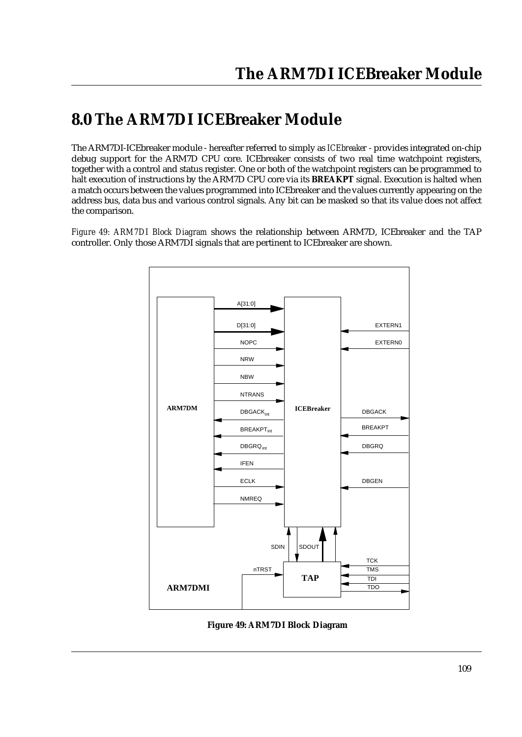# 8.0 The ARM7DI ICEBreaker Module

The ARM7DI-ICEbreaker module - hereafter referred to simply as *ICEbreaker* - provides integrated on-chip debug support for the ARM7D CPU core. ICEbreaker consists of two real time watchpoint registers, together with a control and status register. One or both of the watchpoint registers can be programmed to halt execution of instructions by the ARM7D CPU core via its **BREAKPT** signal. Execution is halted when a match occurs between the values programmed into ICEbreaker and the values currently appearing on the address bus, data bus and various control signals. Any bit can be masked so that its value does not affect the comparison.

*Figure 49: ARM7DI Block Diagram* shows the relationship between ARM7D, ICEbreaker and the TAP controller. Only those ARM7DI signals that are pertinent to ICEbreaker are shown.

**Figure 49: ARM7DI Block Diagram**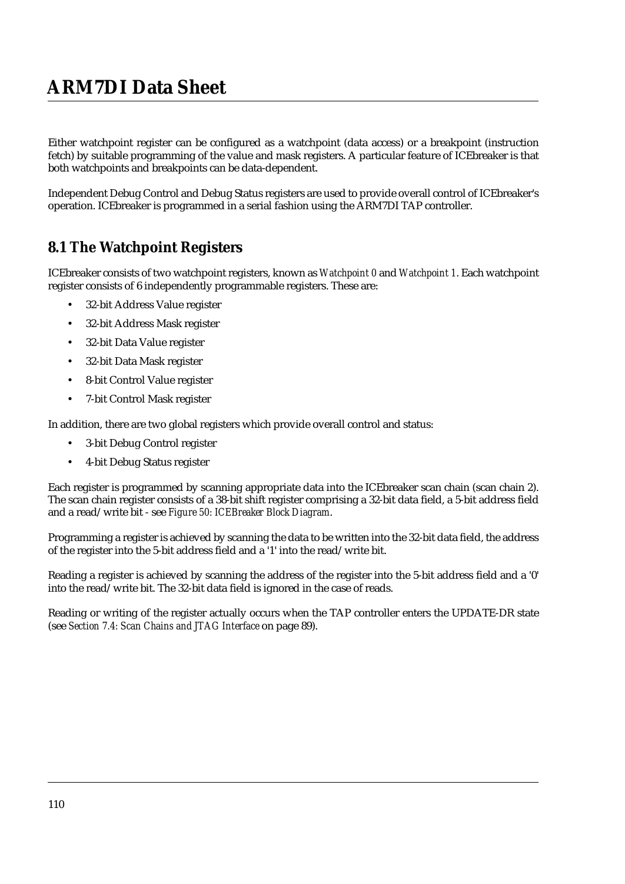Either watchpoint register can be configured as a watchpoint (data access) or a breakpoint (instruction fetch) by suitable programming of the value and mask registers. A particular feature of ICEbreaker is that both watchpoints and breakpoints can be data-dependent.

Independent Debug Control and Debug Status registers are used to provide overall control of ICEbreaker's operation. ICEbreaker is programmed in a serial fashion using the ARM7DI TAP controller.

## 8.1 The Watchpoint Registers

ICEbreaker consists of two watchpoint registers, known as *Watchpoint 0* and *Watchpoint 1*. Each watchpoint register consists of 6 independently programmable registers. These are:

- 32-bit Address Value register
- 32-bit Address Mask register
- 32-bit Data Value register
- 32-bit Data Mask register
- 8-bit Control Value register
- 7-bit Control Mask register

In addition, there are two global registers which provide overall control and status:

- 3-bit Debug Control register
- 4-bit Debug Status register

Each register is programmed by scanning appropriate data into the ICEbreaker scan chain (scan chain 2). The scan chain register consists of a 38-bit shift register comprising a 32-bit data field, a 5-bit address field and a read/write bit - see *Figure 50: ICEBreaker Block Diagram*.

Programming a register is achieved by scanning the data to be written into the 32-bit data field, the address of the register into the 5-bit address field and a '1' into the read/write bit.

Reading a register is achieved by scanning the address of the register into the 5-bit address field and a '0' into the read/write bit. The 32-bit data field is ignored in the case of reads.

Reading or writing of the register actually occurs when the TAP controller enters the UPDATE-DR state (see *Section 7.4: Scan Chains and JTAG Interface* on page 89).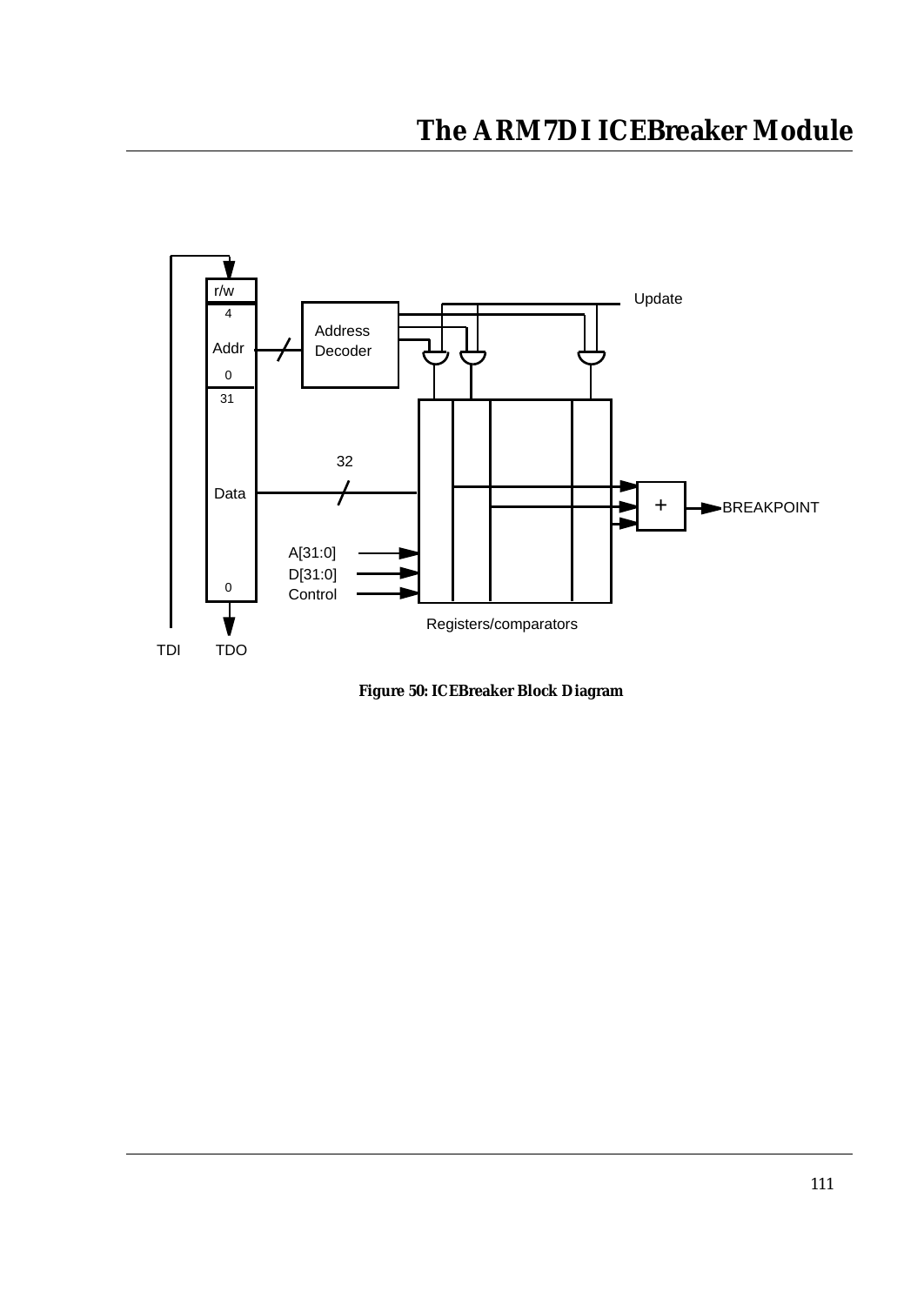**Figure 50: ICEBreaker Block Diagram**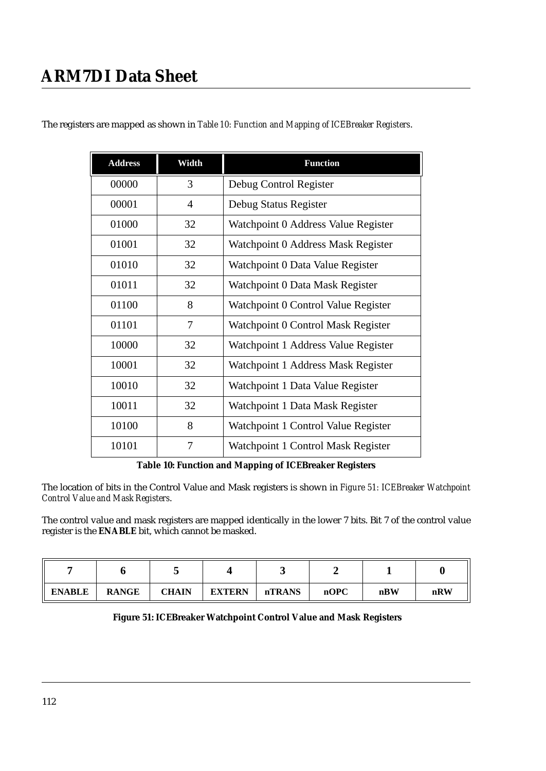The registers are mapped as shown in *Table 10: Function and Mapping of ICEBreaker Registers*.

| Address | Width | Function |
|---|---|---|
| 00000 | 3 | Debug Control Register |
| 00001 | 4 | Debug Status Register |
| 01000 | 32 | Watchpoint 0 Address Value Register |
| 01001 | 32 | Watchpoint 0 Address Mask Register |
| 01010 | 32 | Watchpoint 0 Data Value Register |
| 01011 | 32 | Watchpoint 0 Data Mask Register |
| 01100 | 8 | Watchpoint 0 Control Value Register |
| 01101 | 7 | Watchpoint 0 Control Mask Register |
| 10000 | 32 | Watchpoint 1 Address Value Register |
| 10001 | 32 | Watchpoint 1 Address Mask Register |
| 10010 | 32 | Watchpoint 1 Data Value Register |
| 10011 | 32 | Watchpoint 1 Data Mask Register |
| 10100 | 8 | Watchpoint 1 Control Value Register |
| 10101 | 7 | Watchpoint 1 Control Mask Register |

**Table 10: Function and Mapping of ICEBreaker Registers**

The location of bits in the Control Value and Mask registers is shown in *Figure 51: ICEBreaker Watchpoint Control Value and Mask Registers*.

The control value and mask registers are mapped identically in the lower 7 bits. Bit 7 of the control value register is the **ENABLE** bit, which cannot be masked.

| 7 | 6 | 5 | 4 | 3 | 2 | 1 | 0 |
|---|---|---|---|---|---|---|---|
| ENABLE | RANGE | CHAIN | EXTERN | nTRANS | nOPC | nBW | nRW |

**Figure 51: ICEBreaker Watchpoint Control Value and Mask Registers**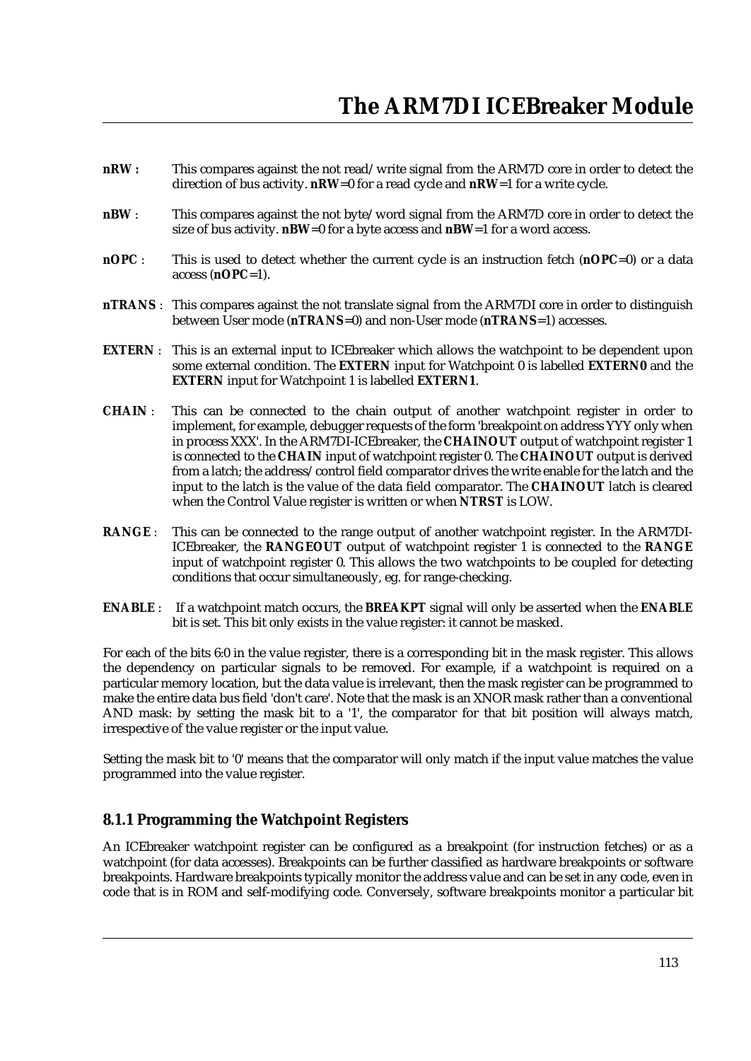**nRW :** This compares against the not read/write signal from the ARM7D core in order to detect the direction of bus activity. **nRW**=0 for a read cycle and **nRW**=1 for a write cycle.

**nBW** : This compares against the not byte/word signal from the ARM7D core in order to detect the size of bus activity. **nBW**=0 for a byte access and **nBW**=1 for a word access.

**nOPC** : This is used to detect whether the current cycle is an instruction fetch (**nOPC**=0) or a data access (**nOPC**=1).

**nTRANS** : This compares against the not translate signal from the ARM7DI core in order to distinguish between User mode (**nTRANS**=0) and non-User mode (**nTRANS**=1) accesses.

**EXTERN** : This is an external input to ICEbreaker which allows the watchpoint to be dependent upon some external condition. The **EXTERN** input for Watchpoint 0 is labelled **EXTERN0** and the **EXTERN** input for Watchpoint 1 is labelled **EXTERN1**.

**CHAIN** : This can be connected to the chain output of another watchpoint register in order to implement, for example, debugger requests of the form 'breakpoint on address YYY only when in process XXX'. In the ARM7DI-ICEbreaker, the **CHAINOUT** output of watchpoint register 1 is connected to the **CHAIN** input of watchpoint register 0. The **CHAINOUT** output is derived from a latch; the address/control field comparator drives the write enable for the latch and the input to the latch is the value of the data field comparator. The **CHAINOUT** latch is cleared when the Control Value register is written or when **NTRST** is LOW.

**RANGE** : This can be connected to the range output of another watchpoint register. In the ARM7DI-ICEbreaker, the **RANGEOUT** output of watchpoint register 1 is connected to the **RANGE** input of watchpoint register 0. This allows the two watchpoints to be coupled for detecting conditions that occur simultaneously, eg. for range-checking.

**ENABLE** : If a watchpoint match occurs, the **BREAKPT** signal will only be asserted when the **ENABLE** bit is set. This bit only exists in the value register: it cannot be masked.

For each of the bits 6:0 in the value register, there is a corresponding bit in the mask register. This allows the dependency on particular signals to be removed. For example, if a watchpoint is required on a particular memory location, but the data value is irrelevant, then the mask register can be programmed to make the entire data bus field 'don't care'. Note that the mask is an XNOR mask rather than a conventional AND mask: by setting the mask bit to a '1', the comparator for that bit position will always match, irrespective of the value register or the input value.

Setting the mask bit to '0' means that the comparator will only match if the input value matches the value programmed into the value register.

### 8.1.1 Programming the Watchpoint Registers

An ICEbreaker watchpoint register can be configured as a breakpoint (for instruction fetches) or as a watchpoint (for data accesses). Breakpoints can be further classified as hardware breakpoints or software breakpoints. Hardware breakpoints typically monitor the address value and can be set in any code, even in code that is in ROM and self-modifying code. Conversely, software breakpoints monitor a particular bit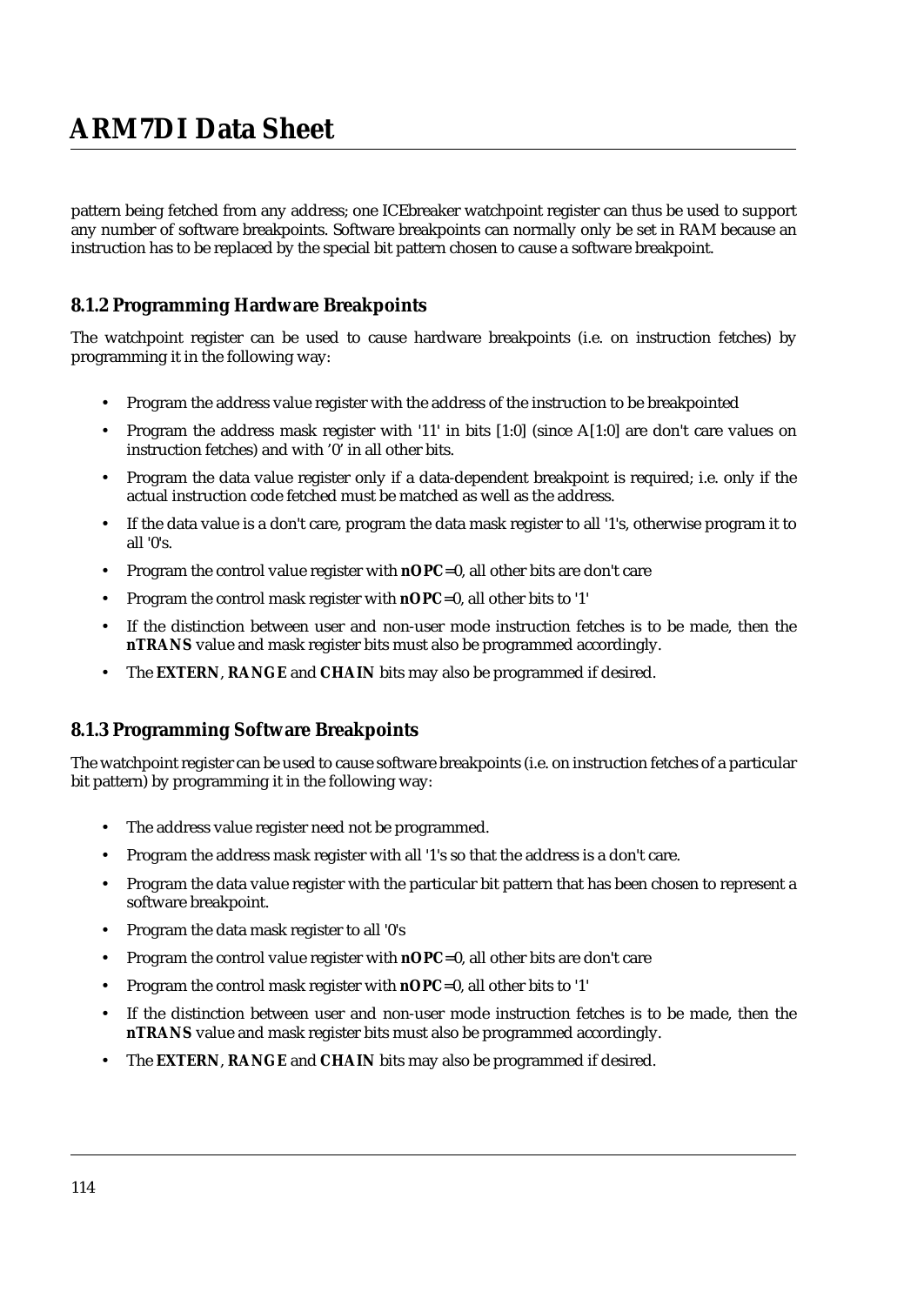pattern being fetched from any address; one ICEbreaker watchpoint register can thus be used to support any number of software breakpoints. Software breakpoints can normally only be set in RAM because an instruction has to be replaced by the special bit pattern chosen to cause a software breakpoint.

### 8.1.2 Programming Hardware Breakpoints

The watchpoint register can be used to cause hardware breakpoints (i.e. on instruction fetches) by programming it in the following way:

- Program the address value register with the address of the instruction to be breakpointed
- Program the address mask register with '11' in bits [1:0] (since A[1:0] are don't care values on instruction fetches) and with '0' in all other bits.
- Program the data value register only if a data-dependent breakpoint is required; i.e. only if the actual instruction code fetched must be matched as well as the address.
- If the data value is a don't care, program the data mask register to all '1's, otherwise program it to all '0's.
- Program the control value register with **nOPC**=0, all other bits are don't care
- Program the control mask register with **nOPC**=0, all other bits to '1'
- If the distinction between user and non-user mode instruction fetches is to be made, then the **nTRANS** value and mask register bits must also be programmed accordingly.
- The **EXTERN**, **RANGE** and **CHAIN** bits may also be programmed if desired.

### 8.1.3 Programming Software Breakpoints

The watchpoint register can be used to cause software breakpoints (i.e. on instruction fetches of a particular bit pattern) by programming it in the following way:

- The address value register need not be programmed.
- Program the address mask register with all '1's so that the address is a don't care.
- Program the data value register with the particular bit pattern that has been chosen to represent a software breakpoint.
- Program the data mask register to all '0's
- Program the control value register with **nOPC**=0, all other bits are don't care
- Program the control mask register with **nOPC**=0, all other bits to '1'
- If the distinction between user and non-user mode instruction fetches is to be made, then the **nTRANS** value and mask register bits must also be programmed accordingly.
- The **EXTERN**, **RANGE** and **CHAIN** bits may also be programmed if desired.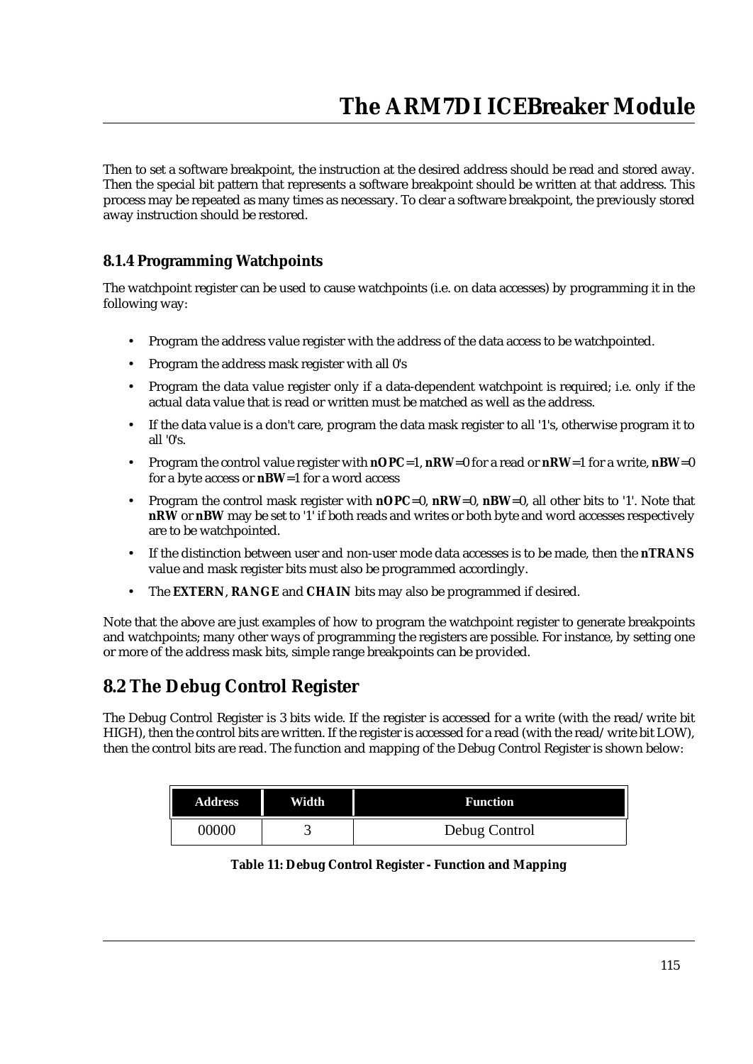Then to set a software breakpoint, the instruction at the desired address should be read and stored away. Then the special bit pattern that represents a software breakpoint should be written at that address. This process may be repeated as many times as necessary. To clear a software breakpoint, the previously stored away instruction should be restored.

### 8.1.4 Programming Watchpoints

The watchpoint register can be used to cause watchpoints (i.e. on data accesses) by programming it in the following way:

- Program the address value register with the address of the data access to be watchpointed.
- Program the address mask register with all 0's
- Program the data value register only if a data-dependent watchpoint is required; i.e. only if the actual data value that is read or written must be matched as well as the address.
- If the data value is a don't care, program the data mask register to all '1's, otherwise program it to all '0's.
- Program the control value register with **nOPC**=1, **nRW**=0 for a read or **nRW**=1 for a write, **nBW**=0 for a byte access or **nBW**=1 for a word access
- Program the control mask register with **nOPC**=0, **nRW**=0, **nBW**=0, all other bits to '1'. Note that **nRW** or **nBW** may be set to '1' if both reads and writes or both byte and word accesses respectively are to be watchpointed.
- If the distinction between user and non-user mode data accesses is to be made, then the **nTRANS** value and mask register bits must also be programmed accordingly.
- The **EXTERN**, **RANGE** and **CHAIN** bits may also be programmed if desired.

Note that the above are just examples of how to program the watchpoint register to generate breakpoints and watchpoints; many other ways of programming the registers are possible. For instance, by setting one or more of the address mask bits, simple range breakpoints can be provided.

## 8.2 The Debug Control Register

The Debug Control Register is 3 bits wide. If the register is accessed for a write (with the read/write bit HIGH), then the control bits are written. If the register is accessed for a read (with the read/write bit LOW), then the control bits are read. The function and mapping of the Debug Control Register is shown below:

| Address | Width | Function |
|---|---|---|
| 00000 | 3 | Debug Control |

**Table 11: Debug Control Register - Function and Mapping**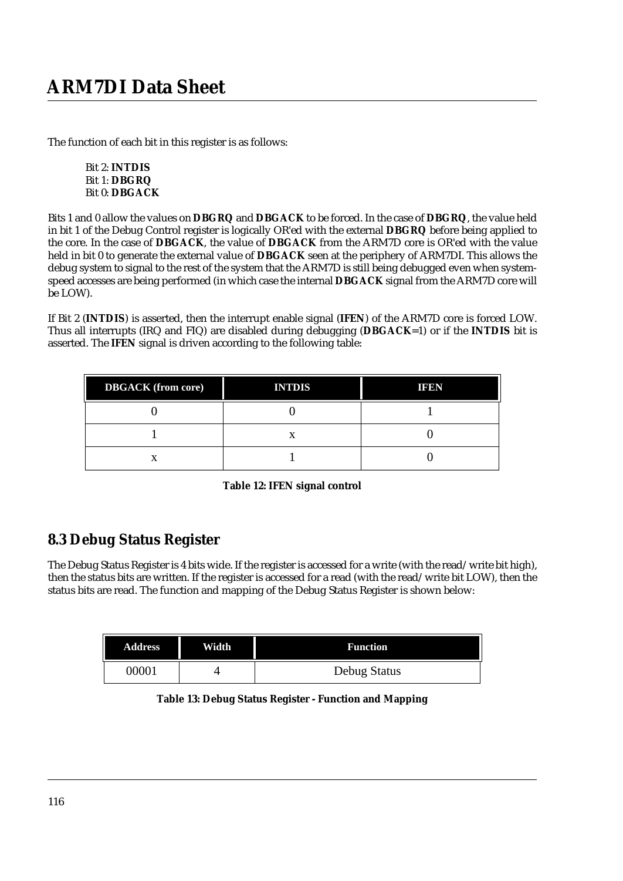The function of each bit in this register is as follows:

Bit 2: **INTDIS**
Bit 1: **DBGRQ**
Bit 0: **DBGACK**

Bits 1 and 0 allow the values on **DBGRQ** and **DBGACK** to be forced. In the case of **DBGRQ**, the value held in bit 1 of the Debug Control register is logically OR'ed with the external **DBGRQ** before being applied to the core. In the case of **DBGACK**, the value of **DBGACK** from the ARM7D core is OR'ed with the value held in bit 0 to generate the external value of **DBGACK** seen at the periphery of ARM7DI. This allows the debug system to signal to the rest of the system that the ARM7D is still being debugged even when system-speed accesses are being performed (in which case the internal **DBGACK** signal from the ARM7D core will be LOW).

If Bit 2 (**INTDIS**) is asserted, then the interrupt enable signal (**IFEN**) of the ARM7D core is forced LOW. Thus all interrupts (IRQ and FIQ) are disabled during debugging (**DBGACK**=1) or if the **INTDIS** bit is asserted. The **IFEN** signal is driven according to the following table:

| DBGACK (from core) | INTDIS | IFEN |
|---|---|---|
| 0 | 0 | 1 |
| 1 | x | 0 |
| x | 1 | 0 |

**Table 12: IFEN signal control**

## 8.3 Debug Status Register

The Debug Status Register is 4 bits wide. If the register is accessed for a write (with the read/write bit high), then the status bits are written. If the register is accessed for a read (with the read/write bit LOW), then the status bits are read. The function and mapping of the Debug Status Register is shown below:

| Address | Width | Function |
|---|---|---|
| 00001 | 4 | Debug Status |

**Table 13: Debug Status Register - Function and Mapping**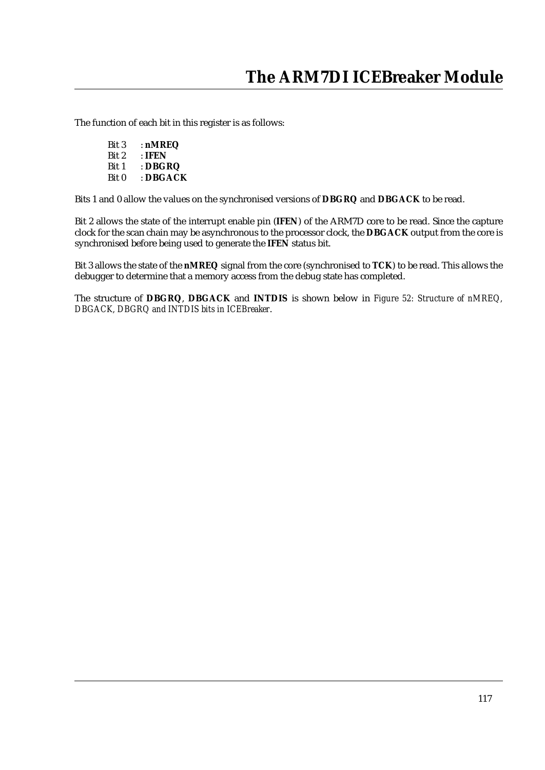The function of each bit in this register is as follows:

Bit 3 : **nMREQ**
Bit 2 : **IFEN**
Bit 1 : **DBGRQ**
Bit 0 : **DBGACK**

Bits 1 and 0 allow the values on the synchronised versions of **DBGRQ** and **DBGACK** to be read.

Bit 2 allows the state of the interrupt enable pin (**IFEN**) of the ARM7D core to be read. Since the capture clock for the scan chain may be asynchronous to the processor clock, the **DBGACK** output from the core is synchronised before being used to generate the **IFEN** status bit.

Bit 3 allows the state of the **nMREQ** signal from the core (synchronised to **TCK**) to be read. This allows the debugger to determine that a memory access from the debug state has completed.

The structure of **DBGRQ**, **DBGACK** and **INTDIS** is shown below in *Figure 52: Structure of nMREQ, DBGACK, DBGRQ and INTDIS bits in ICEBreaker*.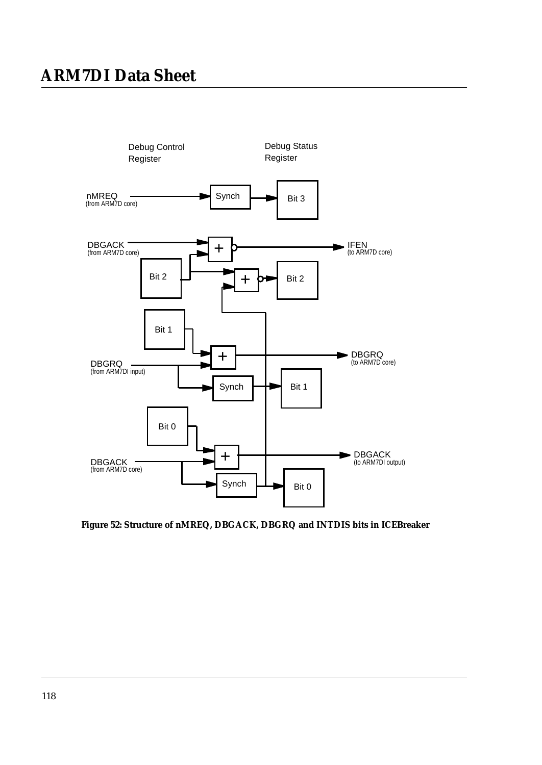Figure 52: Structure of nMREQ, DBGACK, DBGRQ and INTDIS bits in ICEBreaker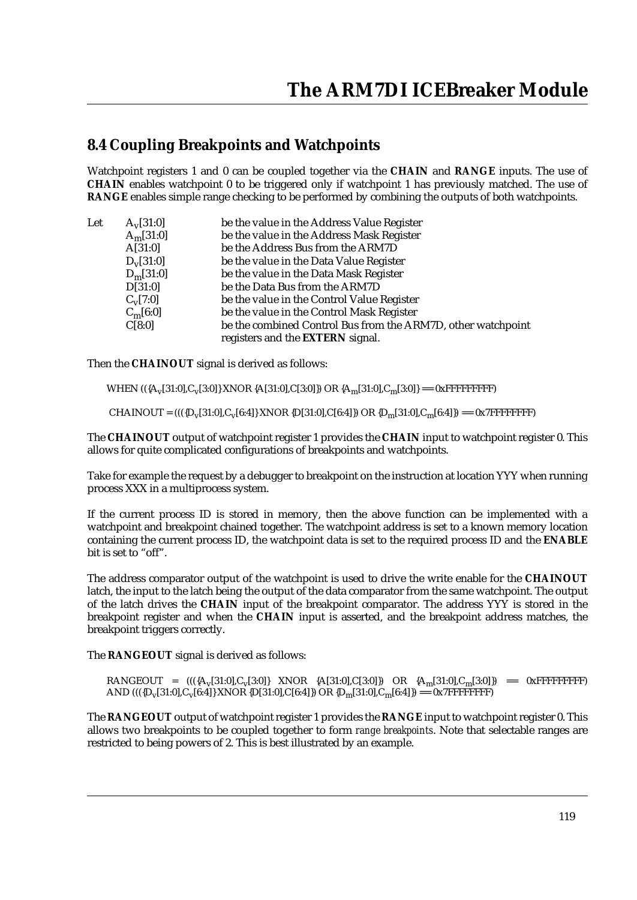## 8.4 Coupling Breakpoints and Watchpoints

Watchpoint registers 1 and 0 can be coupled together via the **CHAIN** and **RANGE** inputs. The use of **CHAIN** enables watchpoint 0 to be triggered only if watchpoint 1 has previously matched. The use of **RANGE** enables simple range checking to be performed by combining the outputs of both watchpoints.

Let

| | |
|---|---|
| $A_v[31:0]$ | be the value in the Address Value Register |
| $A_m[31:0]$ | be the value in the Address Mask Register |
| $A[31:0]$ | be the Address Bus from the ARM7D |
| $D_v[31:0]$ | be the value in the Data Value Register |
| $D_m[31:0]$ | be the value in the Data Mask Register |
| $D[31:0]$ | be the Data Bus from the ARM7D |
| $C_v[7:0]$ | be the value in the Control Value Register |
| $C_m[6:0]$ | be the value in the Control Mask Register |
| $C[8:0]$ | be the combined Control Bus from the ARM7D, other watchpoint registers and the **EXTERN** signal. |

Then the **CHAINOUT** signal is derived as follows:

WHEN $((\{A_v[31:0],C_v[3:0]\}$ XNOR $\{A[31:0],C[3:0]\})$ OR $\{A_m[31:0],C_m[3:0]\}$ == 0xFFFFFFFFF)

CHAINOUT = $(((\{D_v[31:0],C_v[6:4]\}$ XNOR $\{D[31:0],C[6:4]\})$ OR $\{D_m[31:0],C_m[6:4]\})$ == 0x7FFFFFFFF)

The **CHAINOUT** output of watchpoint register 1 provides the **CHAIN** input to watchpoint register 0. This allows for quite complicated configurations of breakpoints and watchpoints.

Take for example the request by a debugger to breakpoint on the instruction at location YYY when running process XXX in a multiprocess system.

If the current process ID is stored in memory, then the above function can be implemented with a watchpoint and breakpoint chained together. The watchpoint address is set to a known memory location containing the current process ID, the watchpoint data is set to the required process ID and the **ENABLE** bit is set to "off".

The address comparator output of the watchpoint is used to drive the write enable for the **CHAINOUT** latch, the input to the latch being the output of the data comparator from the same watchpoint. The output of the latch drives the **CHAIN** input of the breakpoint comparator. The address YYY is stored in the breakpoint register and when the **CHAIN** input is asserted, and the breakpoint address matches, the breakpoint triggers correctly.

The **RANGEOUT** signal is derived as follows:

RANGEOUT = $(((\{A_v[31:0],C_v[3:0]\}$ XNOR $\{A[31:0],C[3:0]\})$ OR $\{A_m[31:0],C_m[3:0]\})$ == 0xFFFFFFFFF) AND $(((\{D_v[31:0],C_v[6:4]\}$ XNOR $\{D[31:0],C[6:4]\})$ OR $\{D_m[31:0],C_m[6:4]\})$ == 0x7FFFFFFFF)

The **RANGEOUT** output of watchpoint register 1 provides the **RANGE** input to watchpoint register 0. This allows two breakpoints to be coupled together to form *range breakpoints*. Note that selectable ranges are restricted to being powers of 2. This is best illustrated by an example.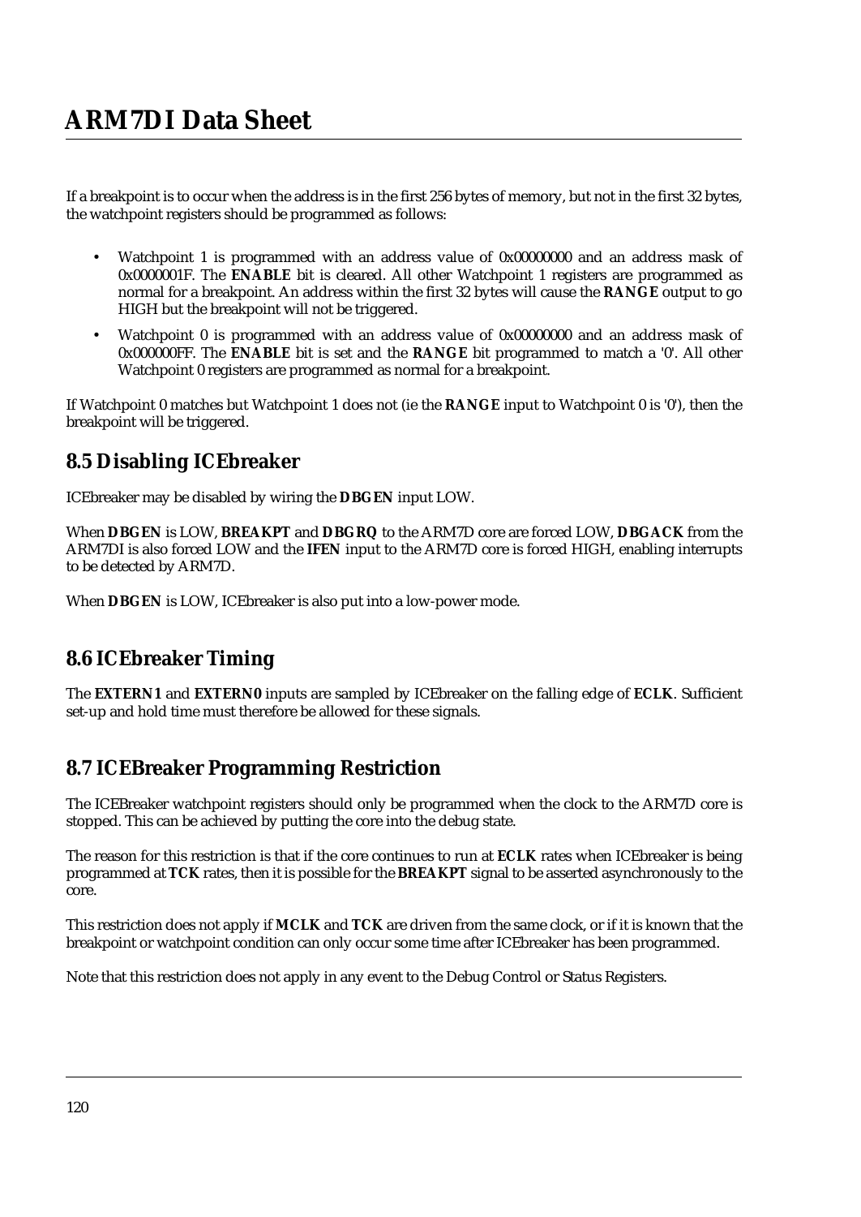If a breakpoint is to occur when the address is in the first 256 bytes of memory, but not in the first 32 bytes, the watchpoint registers should be programmed as follows:

- Watchpoint 1 is programmed with an address value of 0x00000000 and an address mask of 0x0000001F. The **ENABLE** bit is cleared. All other Watchpoint 1 registers are programmed as normal for a breakpoint. An address within the first 32 bytes will cause the **RANGE** output to go HIGH but the breakpoint will not be triggered.
- Watchpoint 0 is programmed with an address value of 0x00000000 and an address mask of 0x000000FF. The **ENABLE** bit is set and the **RANGE** bit programmed to match a '0'. All other Watchpoint 0 registers are programmed as normal for a breakpoint.

If Watchpoint 0 matches but Watchpoint 1 does not (ie the **RANGE** input to Watchpoint 0 is '0'), then the breakpoint will be triggered.

## 8.5 Disabling ICEbreaker

ICEbreaker may be disabled by wiring the **DBGEN** input LOW.

When **DBGEN** is LOW, **BREAKPT** and **DBGRQ** to the ARM7D core are forced LOW, **DBGACK** from the ARM7DI is also forced LOW and the **IFEN** input to the ARM7D core is forced HIGH, enabling interrupts to be detected by ARM7D.

When **DBGEN** is LOW, ICEbreaker is also put into a low-power mode.

## 8.6 ICEbreaker Timing

The **EXTERN1** and **EXTERN0** inputs are sampled by ICEbreaker on the falling edge of **ECLK**. Sufficient set-up and hold time must therefore be allowed for these signals.

## 8.7 ICEBreaker Programming Restriction

The ICEBreaker watchpoint registers should only be programmed when the clock to the ARM7D core is stopped. This can be achieved by putting the core into the debug state.

The reason for this restriction is that if the core continues to run at **ECLK** rates when ICEbreaker is being programmed at **TCK** rates, then it is possible for the **BREAKPT** signal to be asserted asynchronously to the core.

This restriction does not apply if **MCLK** and **TCK** are driven from the same clock, or if it is known that the breakpoint or watchpoint condition can only occur some time after ICEbreaker has been programmed.

Note that this restriction does not apply in any event to the Debug Control or Status Registers.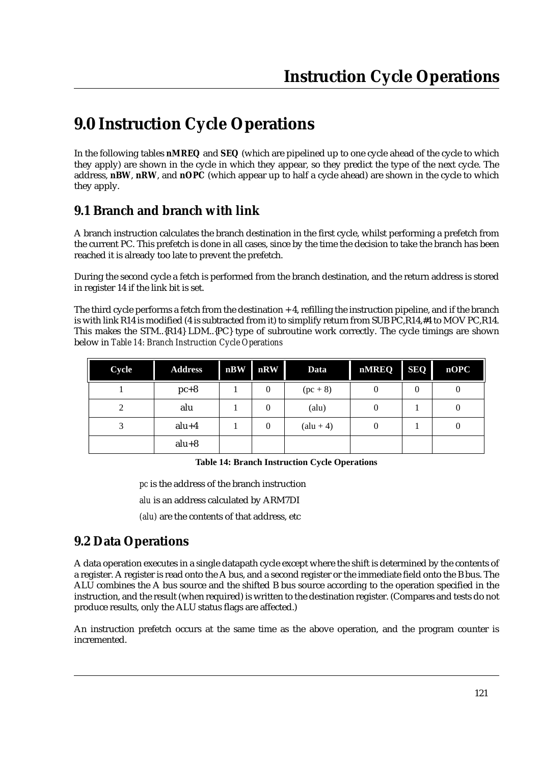# 9.0 Instruction Cycle Operations

In the following tables **nMREQ** and **SEQ** (which are pipelined up to one cycle ahead of the cycle to which they apply) are shown in the cycle in which they appear, so they predict the type of the next cycle. The address, **nBW**, **nRW**, and **nOPC** (which appear up to half a cycle ahead) are shown in the cycle to which they apply.

## 9.1 Branch and branch with link

A branch instruction calculates the branch destination in the first cycle, whilst performing a prefetch from the current PC. This prefetch is done in all cases, since by the time the decision to take the branch has been reached it is already too late to prevent the prefetch.

During the second cycle a fetch is performed from the branch destination, and the return address is stored in register 14 if the link bit is set.

The third cycle performs a fetch from the destination + 4, refilling the instruction pipeline, and if the branch is with link R14 is modified (4 is subtracted from it) to simplify return from SUB PC,R14,#4 to MOV PC,R14. This makes the STM..{R14} LDM..{PC} type of subroutine work correctly. The cycle timings are shown below in *Table 14: Branch Instruction Cycle Operations*

| Cycle | Address | nBW | nRW | Data | nMREQ | SEQ | nOPC |
|---|---|---|---|---|---|---|---|
| 1 | pc+8 | 1 | 0 | (pc + 8) | 0 | 0 | 0 |
| 2 | alu | 1 | 0 | (alu) | 0 | 1 | 0 |
| 3 | alu+4 | 1 | 0 | (alu + 4) | 0 | 1 | 0 |
| | alu+8 | | | | | | |

**Table 14: Branch Instruction Cycle Operations**

*pc* is the address of the branch instruction

*alu* is an address calculated by ARM7DI

*(alu)* are the contents of that address, etc

## 9.2 Data Operations

A data operation executes in a single datapath cycle except where the shift is determined by the contents of a register. A register is read onto the A bus, and a second register or the immediate field onto the B bus. The ALU combines the A bus source and the shifted B bus source according to the operation specified in the instruction, and the result (when required) is written to the destination register. (Compares and tests do not produce results, only the ALU status flags are affected.)

An instruction prefetch occurs at the same time as the above operation, and the program counter is incremented.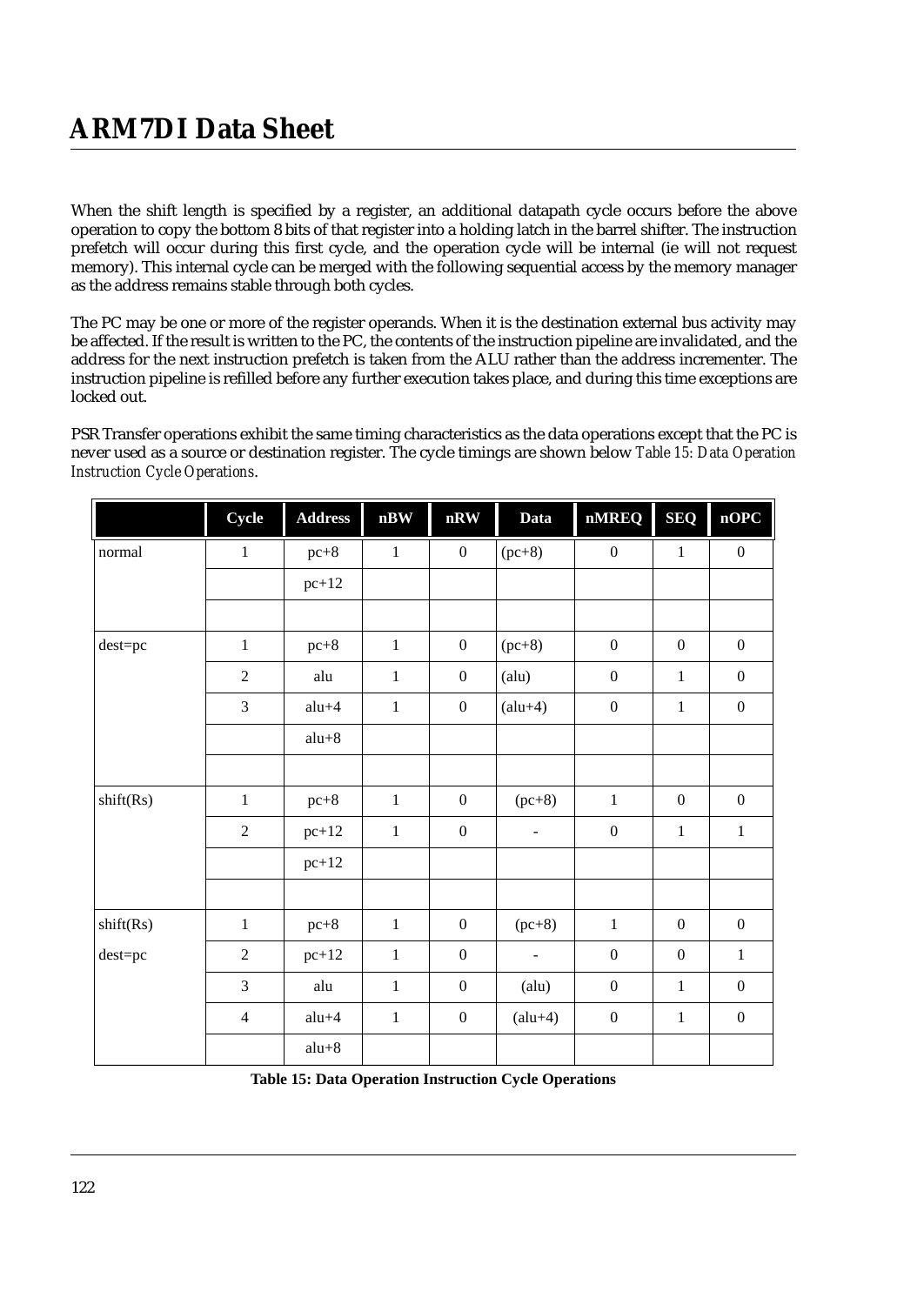When the shift length is specified by a register, an additional datapath cycle occurs before the above operation to copy the bottom 8 bits of that register into a holding latch in the barrel shifter. The instruction prefetch will occur during this first cycle, and the operation cycle will be internal (ie will not request memory). This internal cycle can be merged with the following sequential access by the memory manager as the address remains stable through both cycles.

The PC may be one or more of the register operands. When it is the destination external bus activity may be affected. If the result is written to the PC, the contents of the instruction pipeline are invalidated, and the address for the next instruction prefetch is taken from the ALU rather than the address incrementer. The instruction pipeline is refilled before any further execution takes place, and during this time exceptions are locked out.

PSR Transfer operations exhibit the same timing characteristics as the data operations except that the PC is never used as a source or destination register. The cycle timings are shown below *Table 15: Data Operation Instruction Cycle Operations*.

| | Cycle | Address | nBW | nRW | Data | nMREQ | SEQ | nOPC |
|---|---|---|---|---|---|---|---|---|
| normal | 1 | pc+8 | 1 | 0 | (pc+8) | 0 | 1 | 0 |
| | | pc+12 | | | | | | |
| | | | | | | | | |
| dest=pc | 1 | pc+8 | 1 | 0 | (pc+8) | 0 | 0 | 0 |
| | 2 | alu | 1 | 0 | (alu) | 0 | 1 | 0 |
| | 3 | alu+4 | 1 | 0 | (alu+4) | 0 | 1 | 0 |
| | | alu+8 | | | | | | |
| | | | | | | | | |
| shift(Rs) | 1 | pc+8 | 1 | 0 | (pc+8) | 1 | 0 | 0 |
| | 2 | pc+12 | 1 | 0 | - | 0 | 1 | 1 |
| | | pc+12 | | | | | | |
| | | | | | | | | |
| shift(Rs) | 1 | pc+8 | 1 | 0 | (pc+8) | 1 | 0 | 0 |
| dest=pc | 2 | pc+12 | 1 | 0 | - | 0 | 0 | 1 |
| | 3 | alu | 1 | 0 | (alu) | 0 | 1 | 0 |
| | 4 | alu+4 | 1 | 0 | (alu+4) | 0 | 1 | 0 |
| | | alu+8 | | | | | | |

**Table 15: Data Operation Instruction Cycle Operations**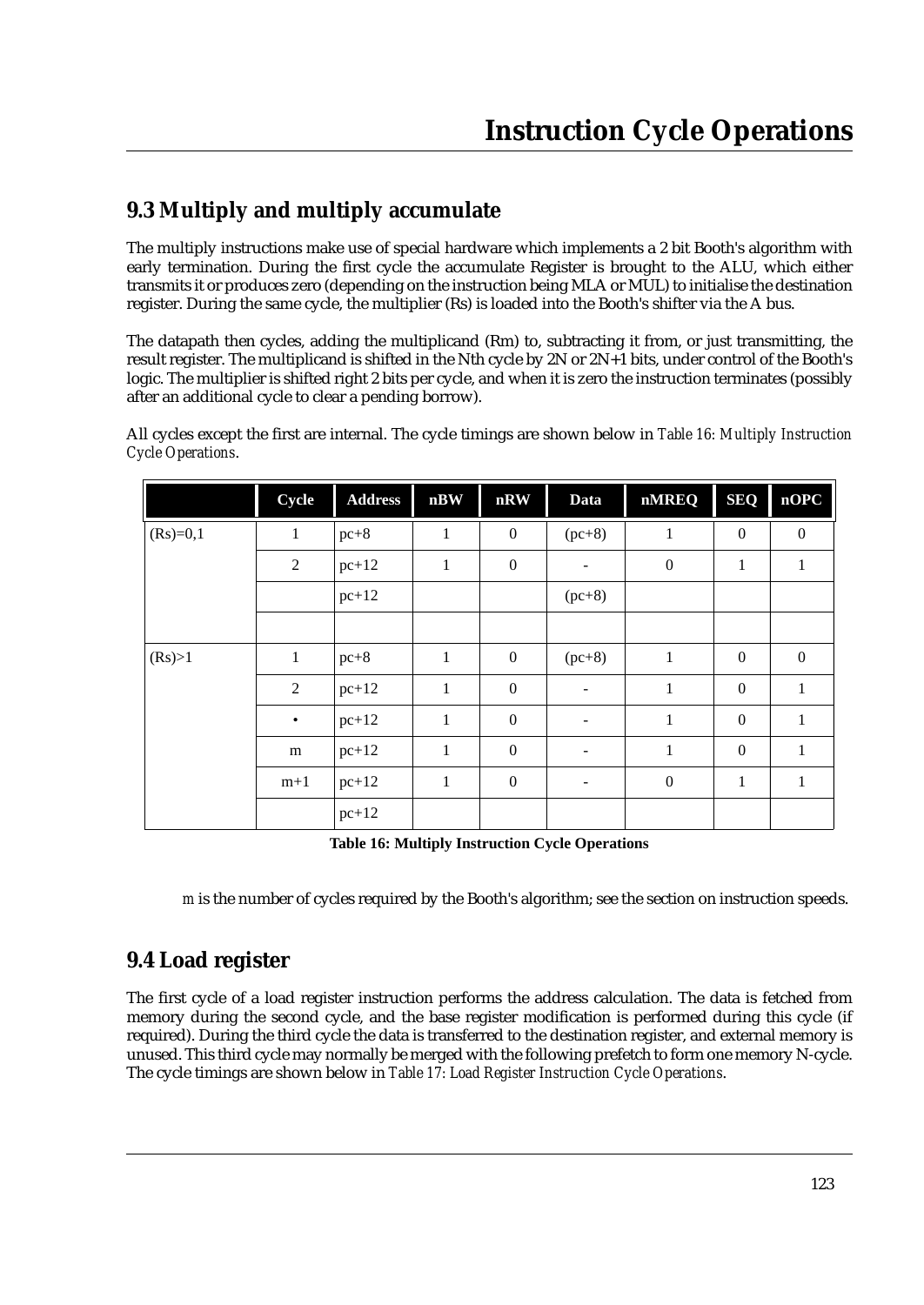## 9.3 Multiply and multiply accumulate

The multiply instructions make use of special hardware which implements a 2 bit Booth's algorithm with early termination. During the first cycle the accumulate Register is brought to the ALU, which either transmits it or produces zero (depending on the instruction being MLA or MUL) to initialise the destination register. During the same cycle, the multiplier (Rs) is loaded into the Booth's shifter via the A bus.

The datapath then cycles, adding the multiplicand (Rm) to, subtracting it from, or just transmitting, the result register. The multiplicand is shifted in the Nth cycle by 2N or 2N+1 bits, under control of the Booth's logic. The multiplier is shifted right 2 bits per cycle, and when it is zero the instruction terminates (possibly after an additional cycle to clear a pending borrow).

All cycles except the first are internal. The cycle timings are shown below in *Table 16: Multiply Instruction Cycle Operations*.

| | Cycle | Address | nBW | nRW | Data | nMREQ | SEQ | nOPC |
|---|---|---|---|---|---|---|---|---|
| (Rs)=0,1 | 1 | pc+8 | 1 | 0 | (pc+8) | 1 | 0 | 0 |
| | 2 | pc+12 | 1 | 0 | - | 0 | 1 | 1 |
| | | pc+12 | | | (pc+8) | | | |
| | | | | | | | | |
| (Rs)>1 | 1 | pc+8 | 1 | 0 | (pc+8) | 1 | 0 | 0 |
| | 2 | pc+12 | 1 | 0 | - | 1 | 0 | 1 |
| | • | pc+12 | 1 | 0 | - | 1 | 0 | 1 |
| | m | pc+12 | 1 | 0 | - | 1 | 0 | 1 |
| | m+1 | pc+12 | 1 | 0 | - | 0 | 1 | 1 |
| | | pc+12 | | | | | | |

**Table 16: Multiply Instruction Cycle Operations**

*m* is the number of cycles required by the Booth's algorithm; see the section on instruction speeds.

## 9.4 Load register

The first cycle of a load register instruction performs the address calculation. The data is fetched from memory during the second cycle, and the base register modification is performed during this cycle (if required). During the third cycle the data is transferred to the destination register, and external memory is unused. This third cycle may normally be merged with the following prefetch to form one memory N-cycle. The cycle timings are shown below in *Table 17: Load Register Instruction Cycle Operations*.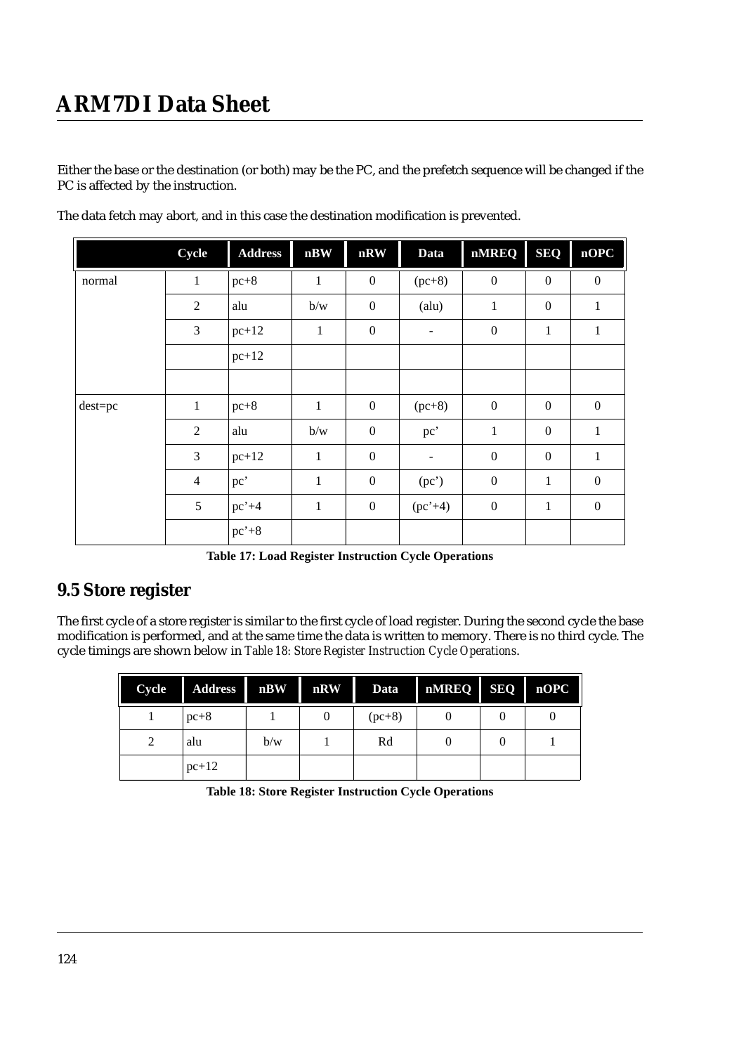Either the base or the destination (or both) may be the PC, and the prefetch sequence will be changed if the PC is affected by the instruction.

The data fetch may abort, and in this case the destination modification is prevented.

| | Cycle | Address | nBW | nRW | Data | nMREQ | SEQ | nOPC |
|---|---|---|---|---|---|---|---|---|
| normal | 1 | pc+8 | 1 | 0 | (pc+8) | 0 | 0 | 0 |
| | 2 | alu | b/w | 0 | (alu) | 1 | 0 | 1 |
| | 3 | pc+12 | 1 | 0 | - | 0 | 1 | 1 |
| | | pc+12 | | | | | | |
| | | | | | | | | |
| dest=pc | 1 | pc+8 | 1 | 0 | (pc+8) | 0 | 0 | 0 |
| | 2 | alu | b/w | 0 | pc' | 1 | 0 | 1 |
| | 3 | pc+12 | 1 | 0 | - | 0 | 0 | 1 |
| | 4 | pc' | 1 | 0 | (pc') | 0 | 1 | 0 |
| | 5 | pc'+4 | 1 | 0 | (pc'+4) | 0 | 1 | 0 |
| | | pc'+8 | | | | | | |

**Table 17: Load Register Instruction Cycle Operations**

## 9.5 Store register

The first cycle of a store register is similar to the first cycle of load register. During the second cycle the base modification is performed, and at the same time the data is written to memory. There is no third cycle. The cycle timings are shown below in *Table 18: Store Register Instruction Cycle Operations*.

| Cycle | Address | nBW | nRW | Data | nMREQ | SEQ | nOPC |
|---|---|---|---|---|---|---|---|
| 1 | pc+8 | 1 | 0 | (pc+8) | 0 | 0 | 0 |
| 2 | alu | b/w | 1 | Rd | 0 | 0 | 1 |
| | pc+12 | | | | | | |

**Table 18: Store Register Instruction Cycle Operations**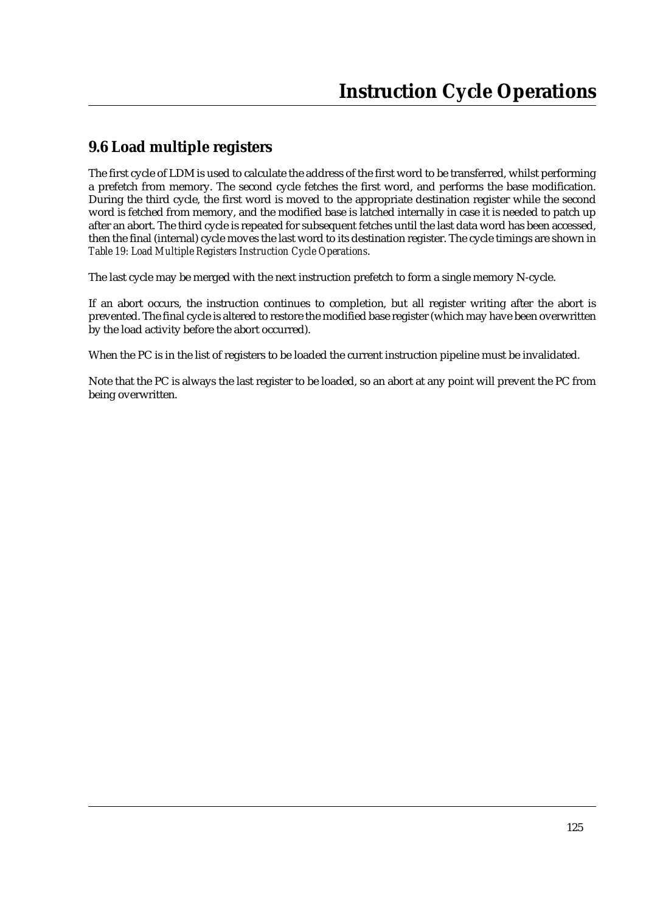## 9.6 Load multiple registers

The first cycle of LDM is used to calculate the address of the first word to be transferred, whilst performing a prefetch from memory. The second cycle fetches the first word, and performs the base modification. During the third cycle, the first word is moved to the appropriate destination register while the second word is fetched from memory, and the modified base is latched internally in case it is needed to patch up after an abort. The third cycle is repeated for subsequent fetches until the last data word has been accessed, then the final (internal) cycle moves the last word to its destination register. The cycle timings are shown in *Table 19: Load Multiple Registers Instruction Cycle Operations*.

The last cycle may be merged with the next instruction prefetch to form a single memory N-cycle.

If an abort occurs, the instruction continues to completion, but all register writing after the abort is prevented. The final cycle is altered to restore the modified base register (which may have been overwritten by the load activity before the abort occurred).

When the PC is in the list of registers to be loaded the current instruction pipeline must be invalidated.

Note that the PC is always the last register to be loaded, so an abort at any point will prevent the PC from being overwritten.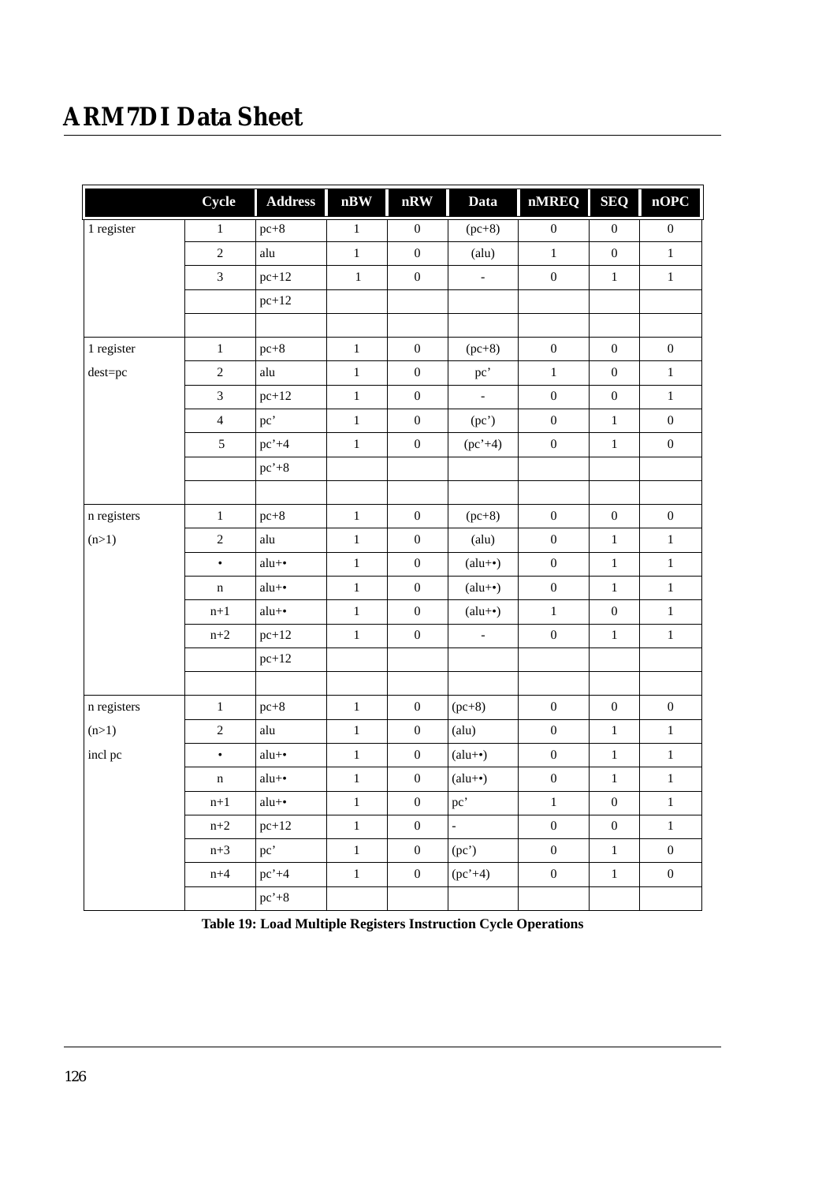| | Cycle | Address | nBW | nRW | Data | nMREQ | SEQ | nOPC |
|---|---|---|---|---|---|---|---|---|
| 1 register | 1 | pc+8 | 1 | 0 | (pc+8) | 0 | 0 | 0 |
| | 2 | alu | 1 | 0 | (alu) | 1 | 0 | 1 |
| | 3 | pc+12 | 1 | 0 | - | 0 | 1 | 1 |
| | | pc+12 | | | | | | |
| | | | | | | | | |
| 1 register | 1 | pc+8 | 1 | 0 | (pc+8) | 0 | 0 | 0 |
| dest=pc | 2 | alu | 1 | 0 | pc’ | 1 | 0 | 1 |
| | 3 | pc+12 | 1 | 0 | - | 0 | 0 | 1 |
| | 4 | pc’ | 1 | 0 | (pc’) | 0 | 1 | 0 |
| | 5 | pc’+4 | 1 | 0 | (pc’+4) | 0 | 1 | 0 |
| | | pc’+8 | | | | | | |
| | | | | | | | | |
| n registers | 1 | pc+8 | 1 | 0 | (pc+8) | 0 | 0 | 0 |
| (n>1) | 2 | alu | 1 | 0 | (alu) | 0 | 1 | 1 |
| | • | alu+• | 1 | 0 | (alu+•) | 0 | 1 | 1 |
| | n | alu+• | 1 | 0 | (alu+•) | 0 | 1 | 1 |
| | n+1 | alu+• | 1 | 0 | (alu+•) | 1 | 0 | 1 |
| | n+2 | pc+12 | 1 | 0 | - | 0 | 1 | 1 |
| | | pc+12 | | | | | | |
| | | | | | | | | |
| n registers | 1 | pc+8 | 1 | 0 | (pc+8) | 0 | 0 | 0 |
| (n>1) | 2 | alu | 1 | 0 | (alu) | 0 | 1 | 1 |
| incl pc | • | alu+• | 1 | 0 | (alu+•) | 0 | 1 | 1 |
| | n | alu+• | 1 | 0 | (alu+•) | 0 | 1 | 1 |
| | n+1 | alu+• | 1 | 0 | pc’ | 1 | 0 | 1 |
| | n+2 | pc+12 | 1 | 0 | - | 0 | 0 | 1 |
| | n+3 | pc’ | 1 | 0 | (pc’) | 0 | 1 | 0 |
| | n+4 | pc’+4 | 1 | 0 | (pc’+4) | 0 | 1 | 0 |
| | | pc’+8 | | | | | | |

**Table 19: Load Multiple Registers Instruction Cycle Operations**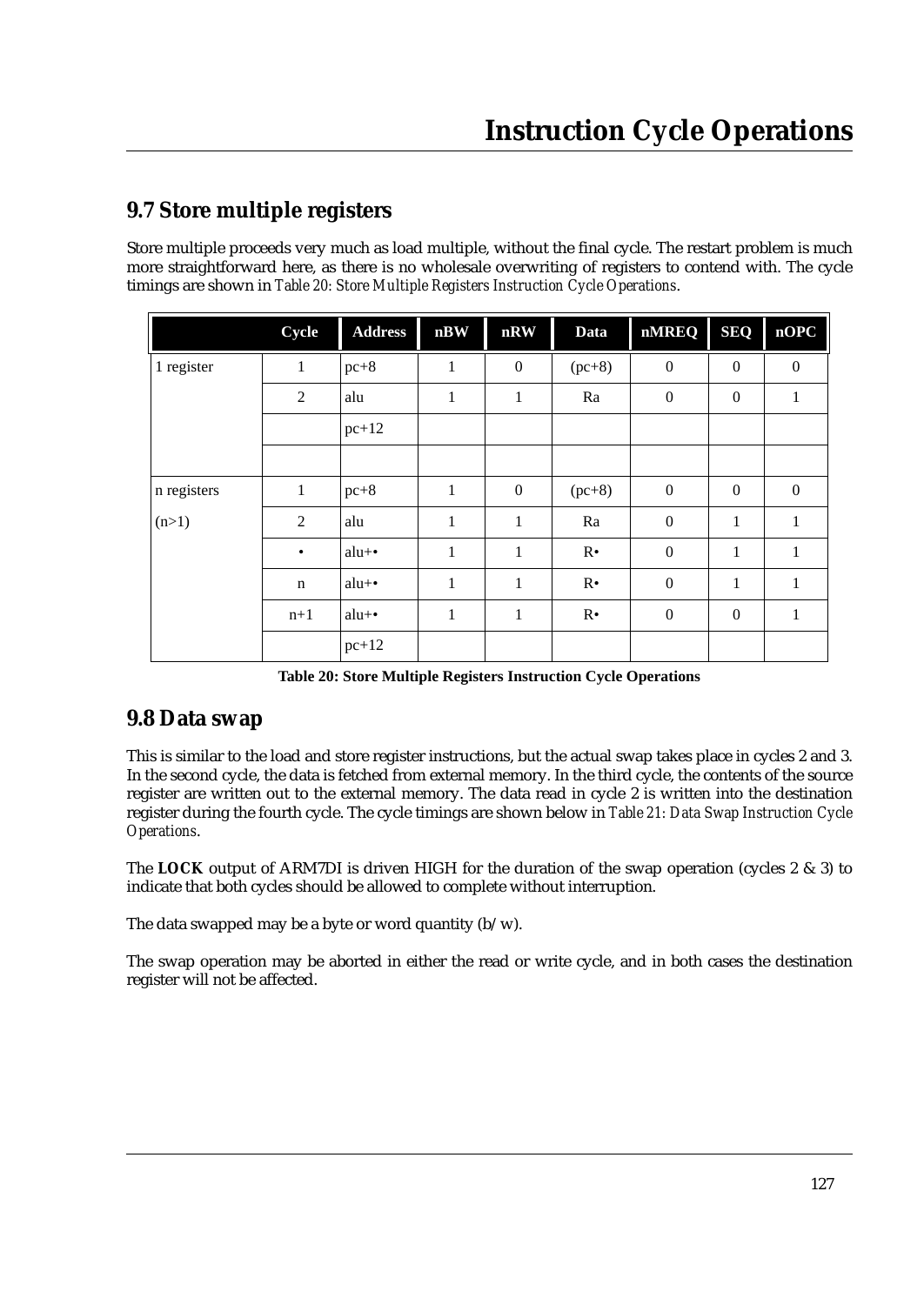## 9.7 Store multiple registers

Store multiple proceeds very much as load multiple, without the final cycle. The restart problem is much more straightforward here, as there is no wholesale overwriting of registers to contend with. The cycle timings are shown in *Table 20: Store Multiple Registers Instruction Cycle Operations*.

| | Cycle | Address | nBW | nRW | Data | nMREQ | SEQ | nOPC |
|---|---|---|---|---|---|---|---|---|
| 1 register | 1 | pc+8 | 1 | 0 | (pc+8) | 0 | 0 | 0 |
| | 2 | alu | 1 | 1 | Ra | 0 | 0 | 1 |
| | | pc+12 | | | | | | |
| | | | | | | | | |
| n registers | 1 | pc+8 | 1 | 0 | (pc+8) | 0 | 0 | 0 |
| (n>1) | 2 | alu | 1 | 1 | Ra | 0 | 1 | 1 |
| | • | alu+• | 1 | 1 | R• | 0 | 1 | 1 |
| | n | alu+• | 1 | 1 | R• | 0 | 1 | 1 |
| | n+1 | alu+• | 1 | 1 | R• | 0 | 0 | 1 |
| | | pc+12 | | | | | | |

**Table 20: Store Multiple Registers Instruction Cycle Operations**

## 9.8 Data swap

This is similar to the load and store register instructions, but the actual swap takes place in cycles 2 and 3. In the second cycle, the data is fetched from external memory. In the third cycle, the contents of the source register are written out to the external memory. The data read in cycle 2 is written into the destination register during the fourth cycle. The cycle timings are shown below in *Table 21: Data Swap Instruction Cycle Operations*.

The **LOCK** output of ARM7DI is driven HIGH for the duration of the swap operation (cycles 2 & 3) to indicate that both cycles should be allowed to complete without interruption.

The data swapped may be a byte or word quantity (b/w).

The swap operation may be aborted in either the read or write cycle, and in both cases the destination register will not be affected.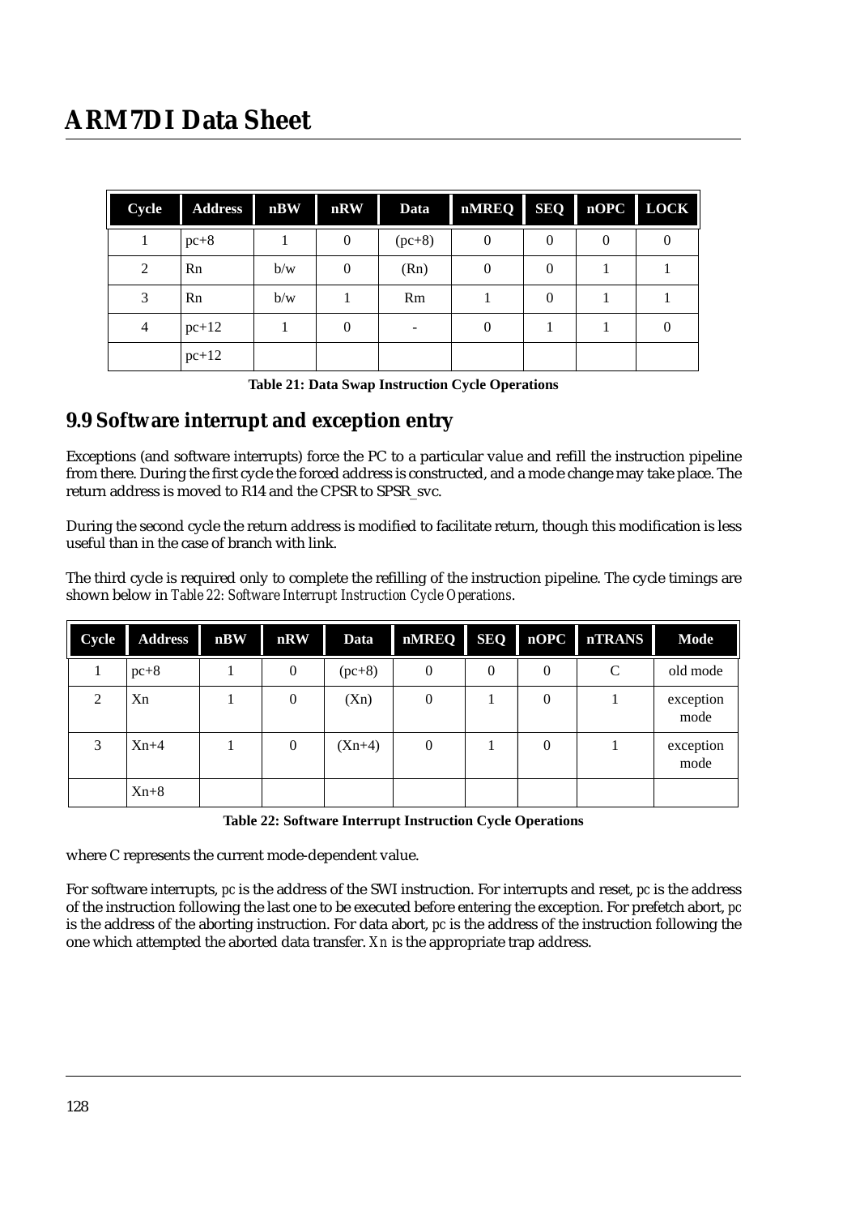| Cycle | Address | nBW | nRW | Data | nMREQ | SEQ | nOPC | LOCK |
|---|---|---|---|---|---|---|---|---|
| 1 | pc+8 | 1 | 0 | (pc+8) | 0 | 0 | 0 | 0 |
| 2 | Rn | b/w | 0 | (Rn) | 0 | 0 | 1 | 1 |
| 3 | Rn | b/w | 1 | Rm | 1 | 0 | 1 | 1 |
| 4 | pc+12 | 1 | 0 | - | 0 | 1 | 1 | 0 |
| | pc+12 | | | | | | | |

**Table 21: Data Swap Instruction Cycle Operations**

## 9.9 Software interrupt and exception entry

Exceptions (and software interrupts) force the PC to a particular value and refill the instruction pipeline from there. During the first cycle the forced address is constructed, and a mode change may take place. The return address is moved to R14 and the CPSR to SPSR_svc.

During the second cycle the return address is modified to facilitate return, though this modification is less useful than in the case of branch with link.

The third cycle is required only to complete the refilling of the instruction pipeline. The cycle timings are shown below in *Table 22: Software Interrupt Instruction Cycle Operations*.

| Cycle | Address | nBW | nRW | Data | nMREQ | SEQ | nOPC | nTRANS | Mode |
|---|---|---|---|---|---|---|---|---|---|
| 1 | pc+8 | 1 | 0 | (pc+8) | 0 | 0 | 0 | C | old mode |
| 2 | Xn | 1 | 0 | (Xn) | 0 | 1 | 0 | 1 | exception mode |
| 3 | Xn+4 | 1 | 0 | (Xn+4) | 0 | 1 | 0 | 1 | exception mode |
| | Xn+8 | | | | | | | | |

**Table 22: Software Interrupt Instruction Cycle Operations**

where C represents the current mode-dependent value.

For software interrupts, *pc* is the address of the SWI instruction. For interrupts and reset, *pc* is the address of the instruction following the last one to be executed before entering the exception. For prefetch abort, *pc* is the address of the aborting instruction. For data abort, *pc* is the address of the instruction following the one which attempted the aborted data transfer. *Xn* is the appropriate trap address.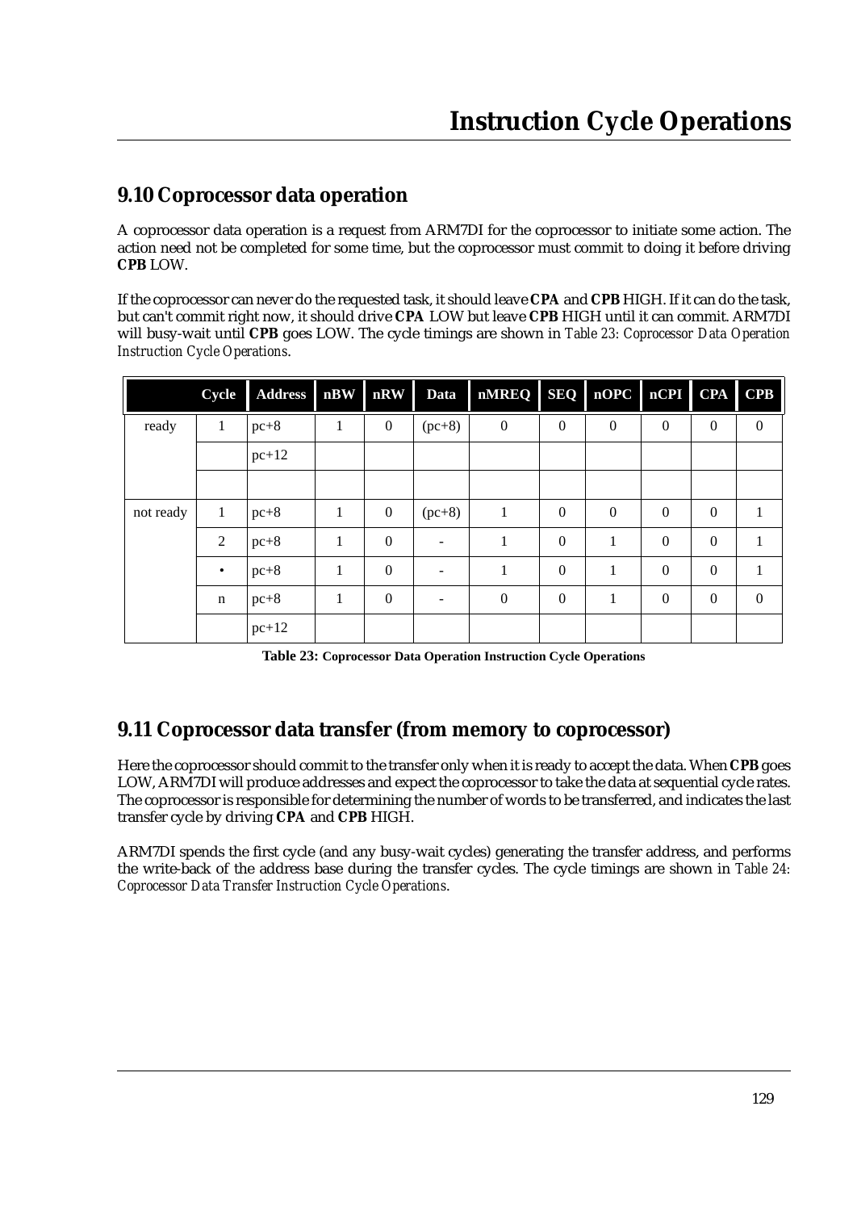## 9.10 Coprocessor data operation

A coprocessor data operation is a request from ARM7DI for the coprocessor to initiate some action. The action need not be completed for some time, but the coprocessor must commit to doing it before driving **CPB** LOW.

If the coprocessor can never do the requested task, it should leave **CPA** and **CPB** HIGH. If it can do the task, but can't commit right now, it should drive **CPA** LOW but leave **CPB** HIGH until it can commit. ARM7DI will busy-wait until **CPB** goes LOW. The cycle timings are shown in *Table 23: Coprocessor Data Operation Instruction Cycle Operations*.

| | Cycle | Address | nBW | nRW | Data | nMREQ | SEQ | nOPC | nCPI | CPA | CPB |
|---|---|---|---|---|---|---|---|---|---|---|---|
| ready | 1 | pc+8 | 1 | 0 | (pc+8) | 0 | 0 | 0 | 0 | 0 | 0 |
| | | pc+12 | | | | | | | | | |
| | | | | | | | | | | | |
| not ready | 1 | pc+8 | 1 | 0 | (pc+8) | 1 | 0 | 0 | 0 | 0 | 1 |
| | 2 | pc+8 | 1 | 0 | - | 1 | 0 | 1 | 0 | 0 | 1 |
| | • | pc+8 | 1 | 0 | - | 1 | 0 | 1 | 0 | 0 | 1 |
| | n | pc+8 | 1 | 0 | - | 0 | 0 | 1 | 0 | 0 | 0 |
| | | pc+12 | | | | | | | | | |

**Table 23: Coprocessor Data Operation Instruction Cycle Operations**

## 9.11 Coprocessor data transfer (from memory to coprocessor)

Here the coprocessor should commit to the transfer only when it is ready to accept the data. When **CPB** goes LOW, ARM7DI will produce addresses and expect the coprocessor to take the data at sequential cycle rates. The coprocessor is responsible for determining the number of words to be transferred, and indicates the last transfer cycle by driving **CPA** and **CPB** HIGH.

ARM7DI spends the first cycle (and any busy-wait cycles) generating the transfer address, and performs the write-back of the address base during the transfer cycles. The cycle timings are shown in *Table 24: Coprocessor Data Transfer Instruction Cycle Operations*.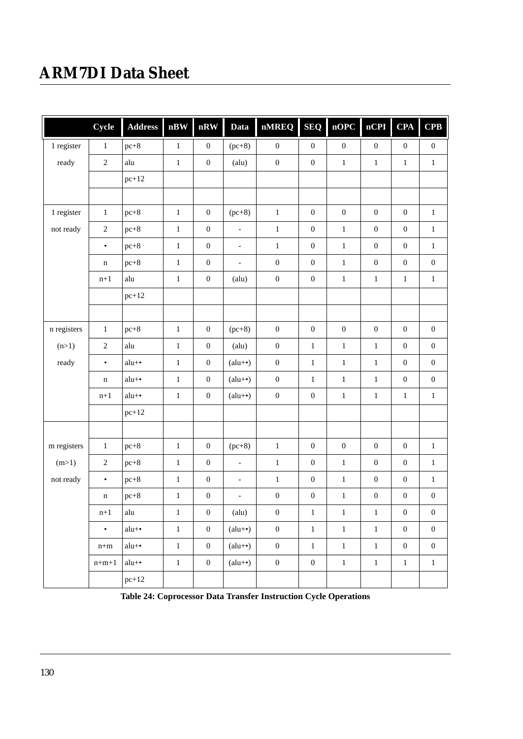| | Cycle | Address | nBW | nRW | Data | nMREQ | SEQ | nOPC | nCPI | CPA | CPB |
|---|---|---|---|---|---|---|---|---|---|---|---|
| 1 register | 1 | pc+8 | 1 | 0 | (pc+8) | 0 | 0 | 0 | 0 | 0 | 0 |
| ready | 2 | alu | 1 | 0 | (alu) | 0 | 0 | 1 | 1 | 1 | 1 |
| | | pc+12 | | | | | | | | | |
| | | | | | | | | | | | |
| 1 register | 1 | pc+8 | 1 | 0 | (pc+8) | 1 | 0 | 0 | 0 | 0 | 1 |
| not ready | 2 | pc+8 | 1 | 0 | - | 1 | 0 | 1 | 0 | 0 | 1 |
| | • | pc+8 | 1 | 0 | - | 1 | 0 | 1 | 0 | 0 | 1 |
| | n | pc+8 | 1 | 0 | - | 0 | 0 | 1 | 0 | 0 | 0 |
| | n+1 | alu | 1 | 0 | (alu) | 0 | 0 | 1 | 1 | 1 | 1 |
| | | pc+12 | | | | | | | | | |
| | | | | | | | | | | | |
| n registers | 1 | pc+8 | 1 | 0 | (pc+8) | 0 | 0 | 0 | 0 | 0 | 0 |
| (n>1) | 2 | alu | 1 | 0 | (alu) | 0 | 1 | 1 | 1 | 0 | 0 |
| ready | • | alu+• | 1 | 0 | (alu+•) | 0 | 1 | 1 | 1 | 0 | 0 |
| | n | alu+• | 1 | 0 | (alu+•) | 0 | 1 | 1 | 1 | 0 | 0 |
| | n+1 | alu+• | 1 | 0 | (alu+•) | 0 | 0 | 1 | 1 | 1 | 1 |
| | | pc+12 | | | | | | | | | |
| | | | | | | | | | | | |
| m registers | 1 | pc+8 | 1 | 0 | (pc+8) | 1 | 0 | 0 | 0 | 0 | 1 |
| (m>1) | 2 | pc+8 | 1 | 0 | - | 1 | 0 | 1 | 0 | 0 | 1 |
| not ready | • | pc+8 | 1 | 0 | - | 1 | 0 | 1 | 0 | 0 | 1 |
| | n | pc+8 | 1 | 0 | - | 0 | 0 | 1 | 0 | 0 | 0 |
| | n+1 | alu | 1 | 0 | (alu) | 0 | 1 | 1 | 1 | 0 | 0 |
| | • | alu+• | 1 | 0 | (alu+•) | 0 | 1 | 1 | 1 | 0 | 0 |
| | n+m | alu+• | 1 | 0 | (alu+•) | 0 | 1 | 1 | 1 | 0 | 0 |
| | n+m+1 | alu+• | 1 | 0 | (alu+•) | 0 | 0 | 1 | 1 | 1 | 1 |
| | | pc+12 | | | | | | | | | |

**Table 24: Coprocessor Data Transfer Instruction Cycle Operations**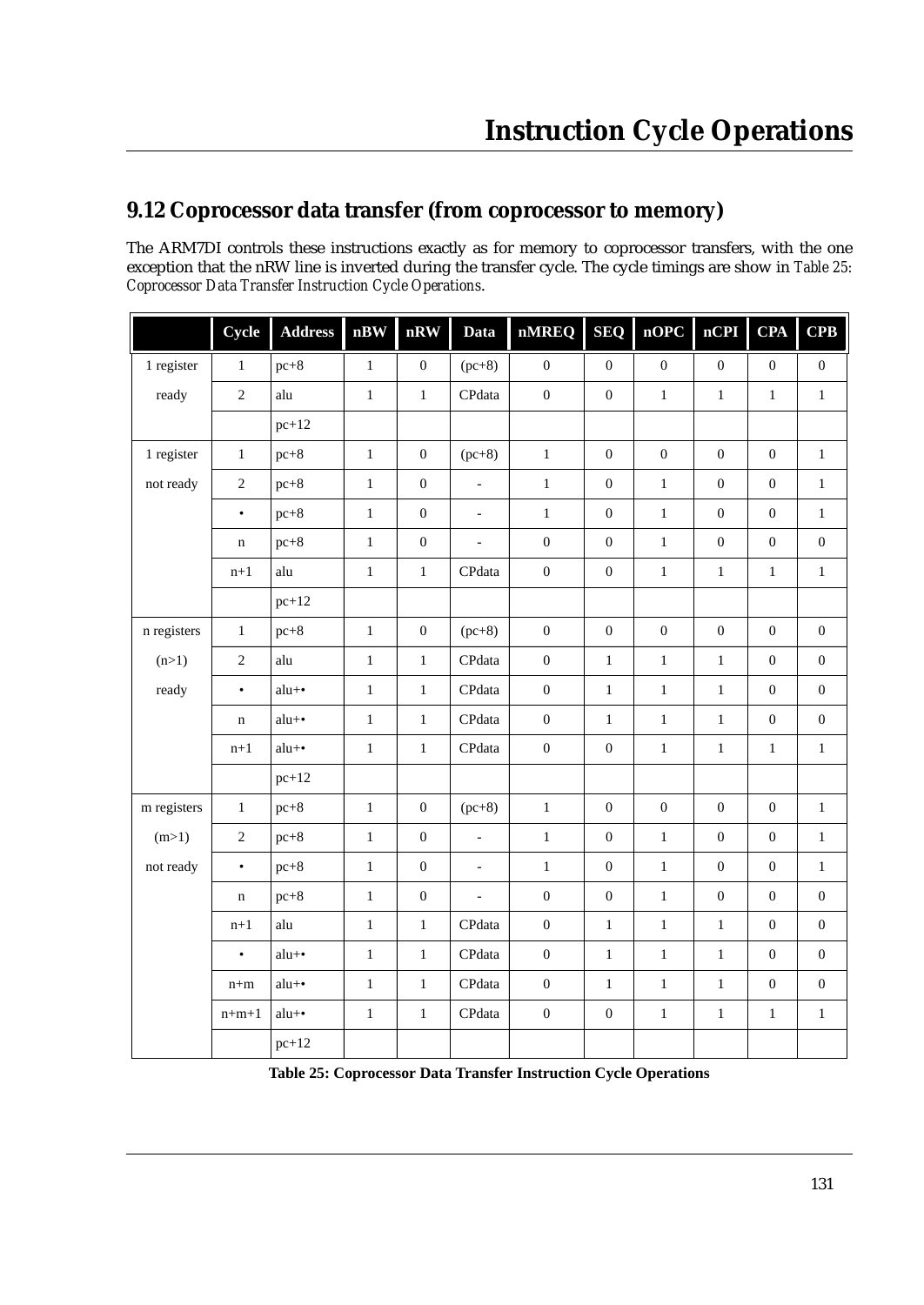## 9.12 Coprocessor data transfer (from coprocessor to memory)

The ARM7DI controls these instructions exactly as for memory to coprocessor transfers, with the one exception that the nRW line is inverted during the transfer cycle. The cycle timings are show in *Table 25: Coprocessor Data Transfer Instruction Cycle Operations*.

| | Cycle | Address | nBW | nRW | Data | nMREQ | SEQ | nOPC | nCPI | CPA | CPB |
|---|---|---|---|---|---|---|---|---|---|---|---|
| 1 register | 1 | pc+8 | 1 | 0 | (pc+8) | 0 | 0 | 0 | 0 | 0 | 0 |
| ready | 2 | alu | 1 | 1 | CPdata | 0 | 0 | 1 | 1 | 1 | 1 |
| | | pc+12 | | | | | | | | | |
| 1 register | 1 | pc+8 | 1 | 0 | (pc+8) | 1 | 0 | 0 | 0 | 0 | 1 |
| not ready | 2 | pc+8 | 1 | 0 | - | 1 | 0 | 1 | 0 | 0 | 1 |
| | • | pc+8 | 1 | 0 | - | 1 | 0 | 1 | 0 | 0 | 1 |
| | n | pc+8 | 1 | 0 | - | 0 | 0 | 1 | 0 | 0 | 0 |
| | n+1 | alu | 1 | 1 | CPdata | 0 | 0 | 1 | 1 | 1 | 1 |
| | | pc+12 | | | | | | | | | |
| n registers | 1 | pc+8 | 1 | 0 | (pc+8) | 0 | 0 | 0 | 0 | 0 | 0 |
| (n>1) | 2 | alu | 1 | 1 | CPdata | 0 | 1 | 1 | 1 | 0 | 0 |
| ready | • | alu+• | 1 | 1 | CPdata | 0 | 1 | 1 | 1 | 0 | 0 |
| | n | alu+• | 1 | 1 | CPdata | 0 | 1 | 1 | 1 | 0 | 0 |
| | n+1 | alu+• | 1 | 1 | CPdata | 0 | 0 | 1 | 1 | 1 | 1 |
| | | pc+12 | | | | | | | | | |
| m registers | 1 | pc+8 | 1 | 0 | (pc+8) | 1 | 0 | 0 | 0 | 0 | 1 |
| (m>1) | 2 | pc+8 | 1 | 0 | - | 1 | 0 | 1 | 0 | 0 | 1 |
| not ready | • | pc+8 | 1 | 0 | - | 1 | 0 | 1 | 0 | 0 | 1 |
| | n | pc+8 | 1 | 0 | - | 0 | 0 | 1 | 0 | 0 | 0 |
| | n+1 | alu | 1 | 1 | CPdata | 0 | 1 | 1 | 1 | 0 | 0 |
| | • | alu+• | 1 | 1 | CPdata | 0 | 1 | 1 | 1 | 0 | 0 |
| | n+m | alu+• | 1 | 1 | CPdata | 0 | 1 | 1 | 1 | 0 | 0 |
| | n+m+1 | alu+• | 1 | 1 | CPdata | 0 | 0 | 1 | 1 | 1 | 1 |
| | | pc+12 | | | | | | | | | |

**Table 25: Coprocessor Data Transfer Instruction Cycle Operations**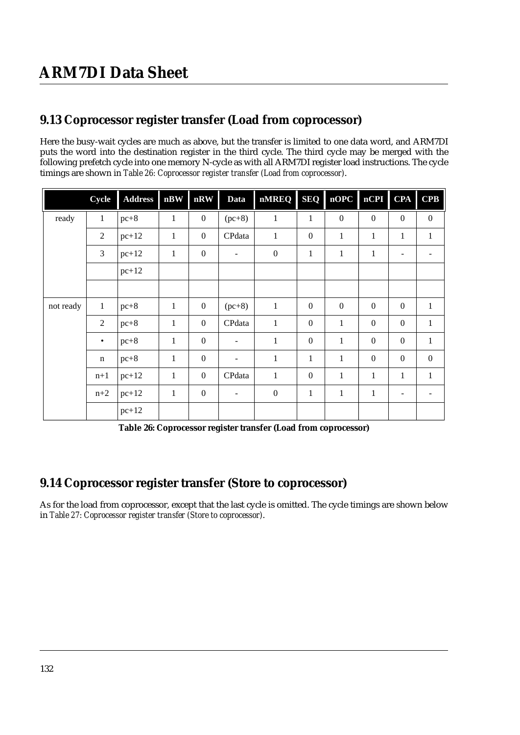## 9.13 Coprocessor register transfer (Load from coprocessor)

Here the busy-wait cycles are much as above, but the transfer is limited to one data word, and ARM7DI puts the word into the destination register in the third cycle. The third cycle may be merged with the following prefetch cycle into one memory N-cycle as with all ARM7DI register load instructions. The cycle timings are shown in *Table 26: Coprocessor register transfer (Load from coprocessor)*.

| | Cycle | Address | nBW | nRW | Data | nMREQ | SEQ | nOPC | nCPI | CPA | CPB |
|---|---|---|---|---|---|---|---|---|---|---|---|
| ready | 1 | pc+8 | 1 | 0 | (pc+8) | 1 | 1 | 0 | 0 | 0 | 0 |
| | 2 | pc+12 | 1 | 0 | CPdata | 1 | 0 | 1 | 1 | 1 | 1 |
| | 3 | pc+12 | 1 | 0 | - | 0 | 1 | 1 | 1 | - | - |
| | | pc+12 | | | | | | | | | |
| | | | | | | | | | | | |
| not ready | 1 | pc+8 | 1 | 0 | (pc+8) | 1 | 0 | 0 | 0 | 0 | 1 |
| | 2 | pc+8 | 1 | 0 | CPdata | 1 | 0 | 1 | 0 | 0 | 1 |
| | • | pc+8 | 1 | 0 | - | 1 | 0 | 1 | 0 | 0 | 1 |
| | n | pc+8 | 1 | 0 | - | 1 | 1 | 1 | 0 | 0 | 0 |
| | n+1 | pc+12 | 1 | 0 | CPdata | 1 | 0 | 1 | 1 | 1 | 1 |
| | n+2 | pc+12 | 1 | 0 | - | 0 | 1 | 1 | 1 | - | - |
| | | pc+12 | | | | | | | | | |

**Table 26: Coprocessor register transfer (Load from coprocessor)**

## 9.14 Coprocessor register transfer (Store to coprocessor)

As for the load from coprocessor, except that the last cycle is omitted. The cycle timings are shown below in *Table 27: Coprocessor register transfer (Store to coprocessor)*.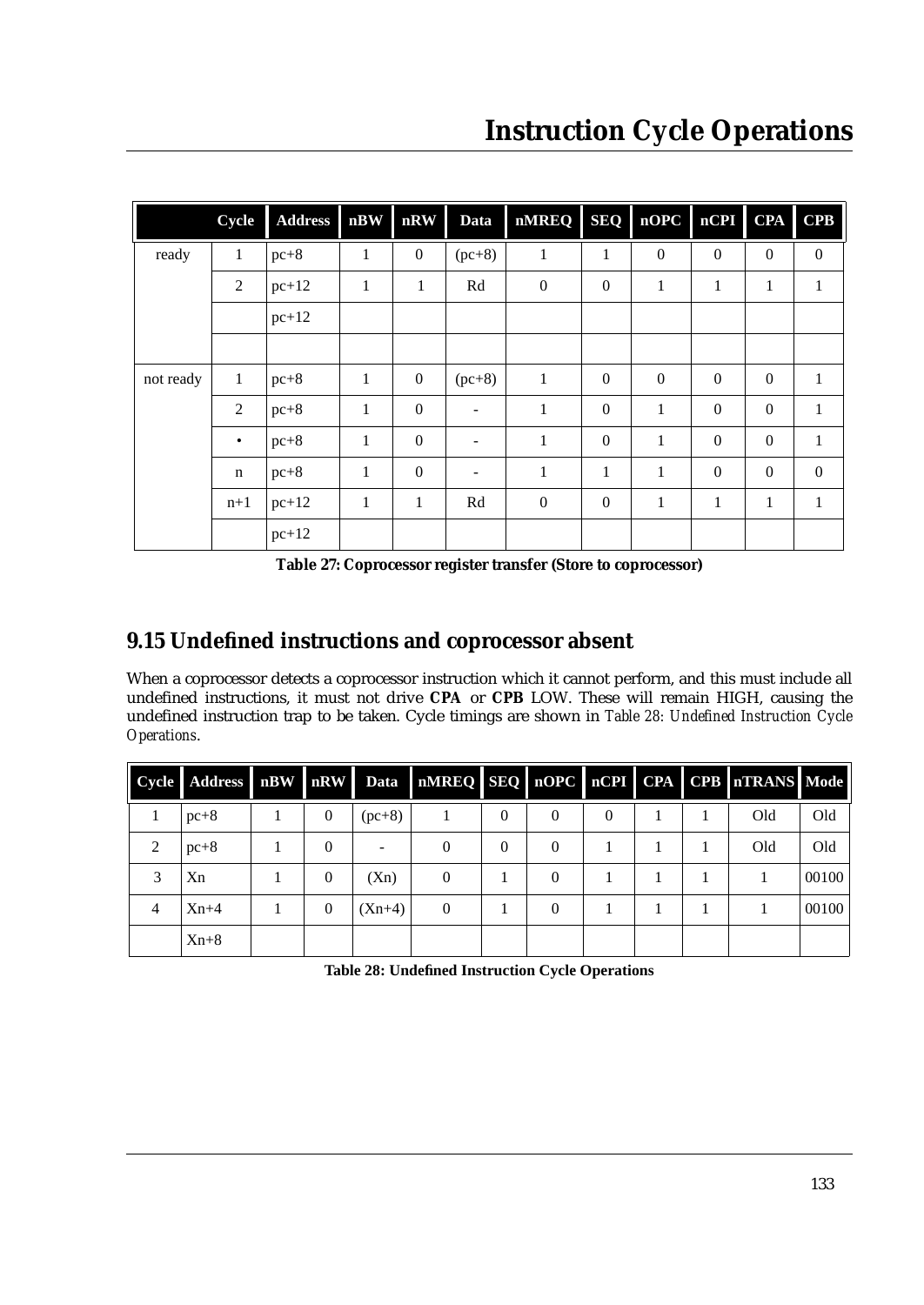|  | Cycle | Address | nBW | nRW | Data | nMREQ | SEQ | nOPC | nCPI | CPA | CPB |
|---|---|---|---|---|---|---|---|---|---|---|---|
| ready | 1 | pc+8 | 1 | 0 | (pc+8) | 1 | 1 | 0 | 0 | 0 | 0 |
|  | 2 | pc+12 | 1 | 1 | Rd | 0 | 0 | 1 | 1 | 1 | 1 |
|  |  | pc+12 |  |  |  |  |  |  |  |  |  |
|  |  |  |  |  |  |  |  |  |  |  |  |
| not ready | 1 | pc+8 | 1 | 0 | (pc+8) | 1 | 0 | 0 | 0 | 0 | 1 |
|  | 2 | pc+8 | 1 | 0 | - | 1 | 0 | 1 | 0 | 0 | 1 |
|  | • | pc+8 | 1 | 0 | - | 1 | 0 | 1 | 0 | 0 | 1 |
|  | n | pc+8 | 1 | 0 | - | 1 | 1 | 1 | 0 | 0 | 0 |
|  | n+1 | pc+12 | 1 | 1 | Rd | 0 | 0 | 1 | 1 | 1 | 1 |
|  |  | pc+12 |  |  |  |  |  |  |  |  |  |

**Table 27: Coprocessor register transfer (Store to coprocessor)**

## 9.15 Undefined instructions and coprocessor absent

When a coprocessor detects a coprocessor instruction which it cannot perform, and this must include all undefined instructions, it must not drive **CPA** or **CPB** LOW. These will remain HIGH, causing the undefined instruction trap to be taken. Cycle timings are shown in *Table 28: Undefined Instruction Cycle Operations*.

| Cycle | Address | nBW | nRW | Data | nMREQ | SEQ | nOPC | nCPI | CPA | CPB | nTRANS | Mode |
|---|---|---|---|---|---|---|---|---|---|---|---|---|
| 1 | pc+8 | 1 | 0 | (pc+8) | 1 | 0 | 0 | 0 | 1 | 1 | Old | Old |
| 2 | pc+8 | 1 | 0 | - | 0 | 0 | 0 | 1 | 1 | 1 | Old | Old |
| 3 | Xn | 1 | 0 | (Xn) | 0 | 1 | 0 | 1 | 1 | 1 | 1 | 00100 |
| 4 | Xn+4 | 1 | 0 | (Xn+4) | 0 | 1 | 0 | 1 | 1 | 1 | 1 | 00100 |
|  | Xn+8 |  |  |  |  |  |  |  |  |  |  |  |

**Table 28: Undefined Instruction Cycle Operations**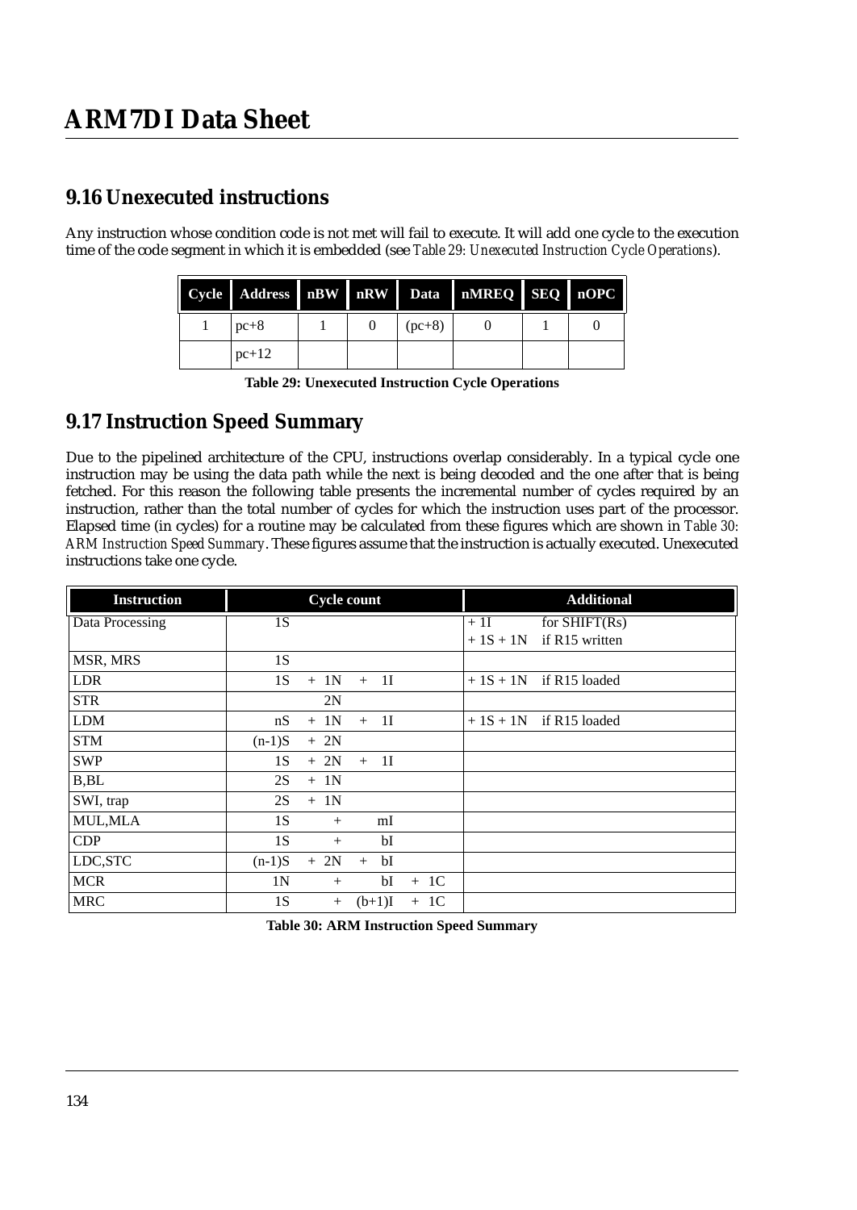## 9.16 Unexecuted instructions

Any instruction whose condition code is not met will fail to execute. It will add one cycle to the execution time of the code segment in which it is embedded (see *Table 29: Unexecuted Instruction Cycle Operations*).

| Cycle | Address | nBW | nRW | Data | nMREQ | SEQ | nOPC |
|---|---|---|---|---|---|---|---|
| 1 | pc+8 | 1 | 0 | (pc+8) | 0 | 1 | 0 |
| | pc+12 | | | | | | |

**Table 29: Unexecuted Instruction Cycle Operations**

## 9.17 Instruction Speed Summary

Due to the pipelined architecture of the CPU, instructions overlap considerably. In a typical cycle one instruction may be using the data path while the next is being decoded and the one after that is being fetched. For this reason the following table presents the incremental number of cycles required by an instruction, rather than the total number of cycles for which the instruction uses part of the processor. Elapsed time (in cycles) for a routine may be calculated from these figures which are shown in *Table 30: ARM Instruction Speed Summary*. These figures assume that the instruction is actually executed. Unexecuted instructions take one cycle.

| Instruction | Cycle count | Additional |
|---|---|---|
| Data Processing | 1S | + 1I for SHIFT(Rs)<br>+ 1S + 1N if R15 written |
| MSR, MRS | 1S | |
| LDR | 1S + 1N + 1I | + 1S + 1N if R15 loaded |
| STR | 2N | |
| LDM | nS + 1N + 1I | + 1S + 1N if R15 loaded |
| STM | (n-1)S + 2N | |
| SWP | 1S + 2N + 1I | |
| B,BL | 2S + 1N | |
| SWI, trap | 2S + 1N | |
| MUL,MLA | 1S + mI | |
| CDP | 1S + bI | |
| LDC,STC | (n-1)S + 2N + bI | |
| MCR | 1N + bI + 1C | |
| MRC | 1S + (b+1)I + 1C | |

**Table 30: ARM Instruction Speed Summary**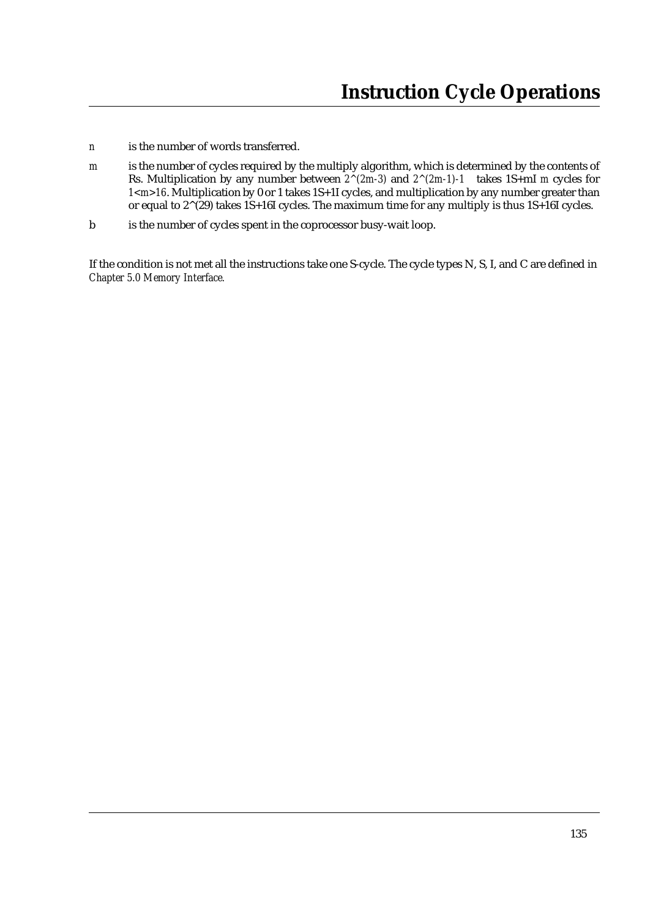*n* is the number of words transferred.

*m* is the number of cycles required by the multiply algorithm, which is determined by the contents of Rs. Multiplication by any number between $2^{(2m-3)}$ and $2^{(2m-1)}-1$ takes 1S+mI *m* cycles for $1<m>16$. Multiplication by 0 or 1 takes 1S+1I cycles, and multiplication by any number greater than or equal to $2^{(29)}$ takes 1S+16I cycles. The maximum time for any multiply is thus 1S+16I cycles.

b is the number of cycles spent in the coprocessor busy-wait loop.

If the condition is not met all the instructions take one S-cycle. The cycle types N, S, I, and C are defined in *Chapter 5.0 Memory Interface*.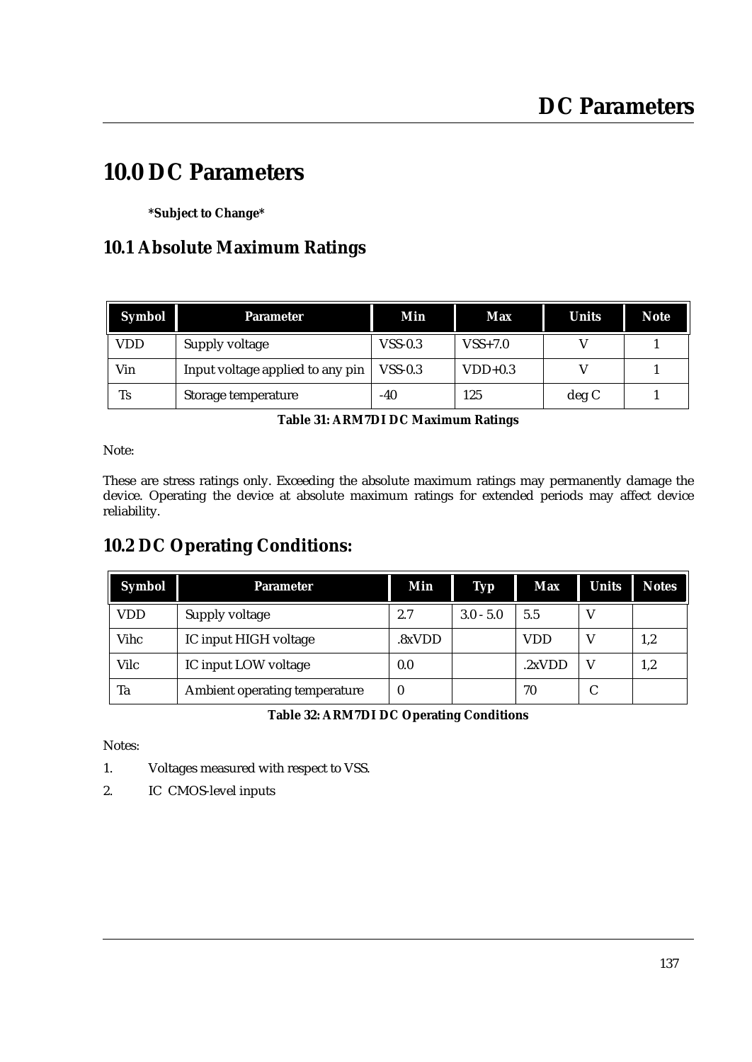# 10.0 DC Parameters

**\*Subject to Change\***

## 10.1 Absolute Maximum Ratings

| Symbol | Parameter | Min | Max | Units | Note |
|---|---|---|---|---|---|
| VDD | Supply voltage | VSS-0.3 | VSS+7.0 | V | 1 |
| Vin | Input voltage applied to any pin | VSS-0.3 | VDD+0.3 | V | 1 |
| Ts | Storage temperature | -40 | 125 | deg C | 1 |

**Table 31: ARM7DI DC Maximum Ratings**

Note:

These are stress ratings only. Exceeding the absolute maximum ratings may permanently damage the device. Operating the device at absolute maximum ratings for extended periods may affect device reliability.

## 10.2 DC Operating Conditions:

| Symbol | Parameter | Min | Typ | Max | Units | Notes |
|---|---|---|---|---|---|---|
| VDD | Supply voltage | 2.7 | 3.0 - 5.0 | 5.5 | V | |
| Vihc | IC input HIGH voltage | .8xVDD | | VDD | V | 1,2 |
| Vilc | IC input LOW voltage | 0.0 | | .2xVDD | V | 1,2 |
| Ta | Ambient operating temperature | 0 | | 70 | C | |

**Table 32: ARM7DI DC Operating Conditions**

Notes:

1. Voltages measured with respect to VSS.
2. IC CMOS-level inputs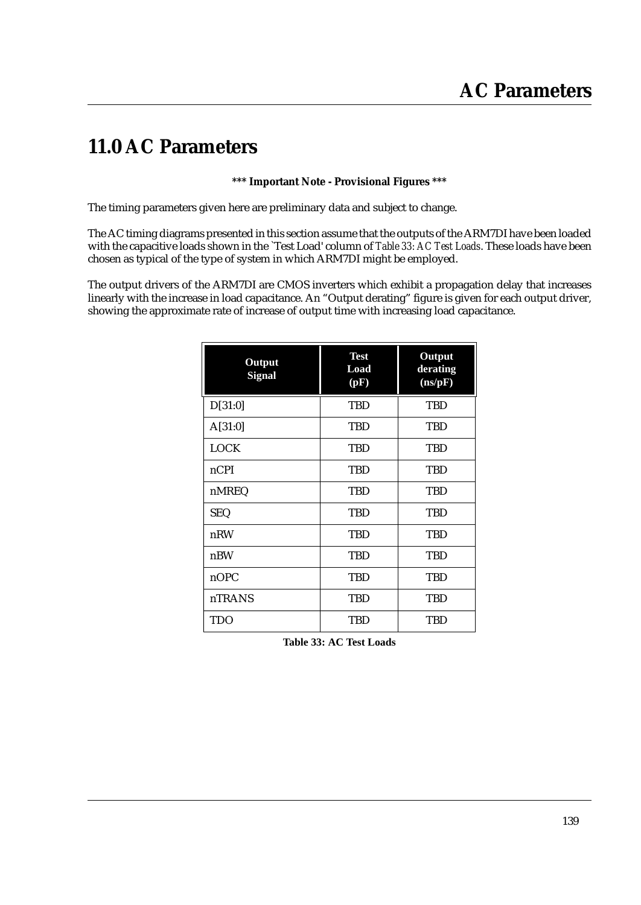# 11.0 AC Parameters

**\*\*\* Important Note - Provisional Figures \*\*\***

The timing parameters given here are preliminary data and subject to change.

The AC timing diagrams presented in this section assume that the outputs of the ARM7DI have been loaded with the capacitive loads shown in the `Test Load' column of *Table 33: AC Test Loads*. These loads have been chosen as typical of the type of system in which ARM7DI might be employed.

The output drivers of the ARM7DI are CMOS inverters which exhibit a propagation delay that increases linearly with the increase in load capacitance. An "Output derating" figure is given for each output driver, showing the approximate rate of increase of output time with increasing load capacitance.

| Output Signal | Test Load (pF) | Output derating (ns/pF) |
|---|---|---|
| D[31:0] | TBD | TBD |
| A[31:0] | TBD | TBD |
| LOCK | TBD | TBD |
| nCPI | TBD | TBD |
| nMREQ | TBD | TBD |
| SEQ | TBD | TBD |
| nRW | TBD | TBD |
| nBW | TBD | TBD |
| nOPC | TBD | TBD |
| nTRANS | TBD | TBD |
| TDO | TBD | TBD |

**Table 33: AC Test Loads**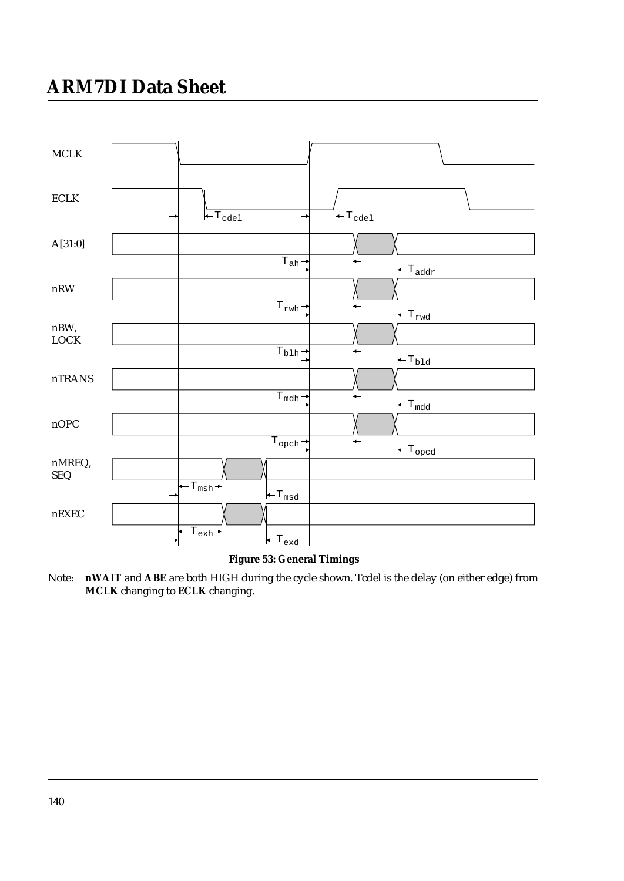| MCLK | |
|---|---|
| ECLK | $T_{cdel}$, $T_{cdel}$ |
| A[31:0] | $T_{ah}$, $T_{addr}$ |
| nRW | $T_{rwh}$, $T_{rwd}$ |
| nBW, LOCK | $T_{blh}$, $T_{bld}$ |
| nTRANS | $T_{mdh}$, $T_{mdd}$ |
| nOPC | $T_{opch}$, $T_{opcd}$ |
| nMREQ, SEQ | $T_{msh}$, $T_{msd}$ |
| nEXEC | $T_{exh}$, $T_{exd}$ |

**Figure 53: General Timings**

Note: **nWAIT** and **ABE** are both HIGH during the cycle shown. Tcdel is the delay (on either edge) from **MCLK** changing to **ECLK** changing.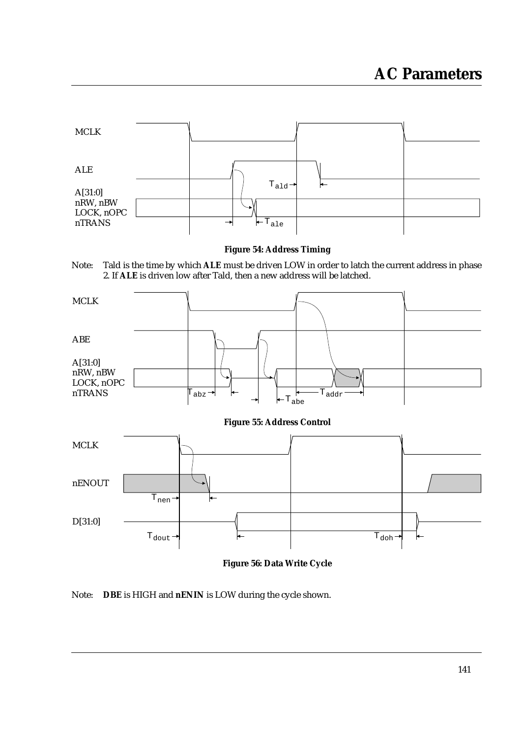# AC Parameters

**Figure 54: Address Timing**

Note: Tald is the time by which **ALE** must be driven LOW in order to latch the current address in phase 2. If **ALE** is driven low after Tald, then a new address will be latched.

**Figure 55: Address Control**

**Figure 56: Data Write Cycle**

Note: **DBE** is HIGH and **nENIN** is LOW during the cycle shown.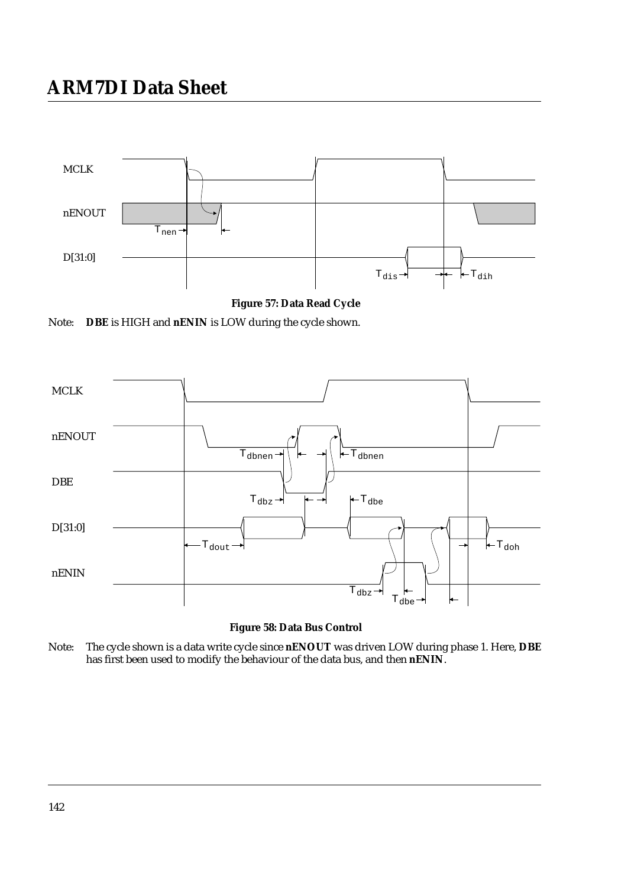**Figure 57: Data Read Cycle**

Note: **DBE** is HIGH and **nENIN** is LOW during the cycle shown.

**Figure 58: Data Bus Control**

Note: The cycle shown is a data write cycle since **nENOUT** was driven LOW during phase 1. Here, **DBE** has first been used to modify the behaviour of the data bus, and then **nENIN**.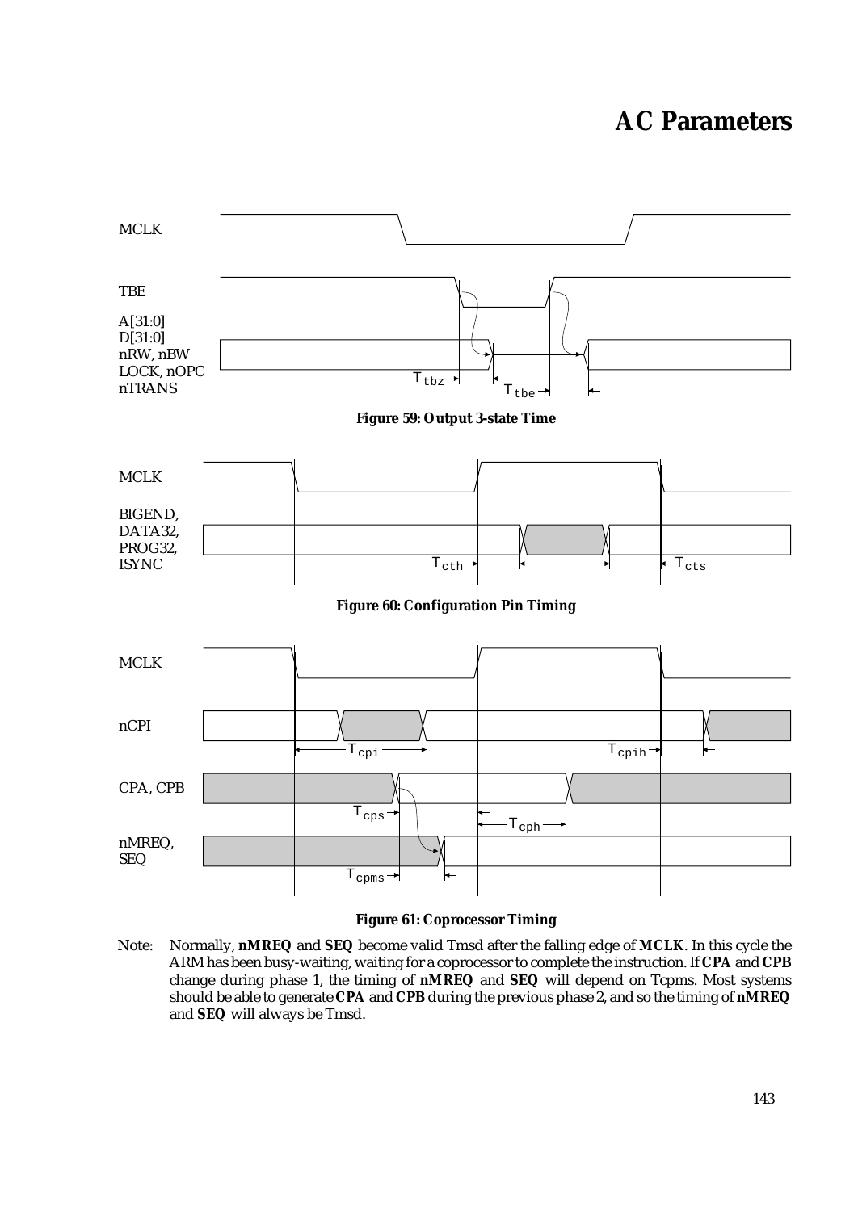# AC Parameters

**Figure 59: Output 3-state Time**

**Figure 60: Configuration Pin Timing**

**Figure 61: Coprocessor Timing**

Note: Normally, **nMREQ** and **SEQ** become valid Tmsd after the falling edge of **MCLK**. In this cycle the ARM has been busy-waiting, waiting for a coprocessor to complete the instruction. If **CPA** and **CPB** change during phase 1, the timing of **nMREQ** and **SEQ** will depend on Tcpms. Most systems should be able to generate **CPA** and **CPB** during the previous phase 2, and so the timing of **nMREQ** and **SEQ** will always be Tmsd.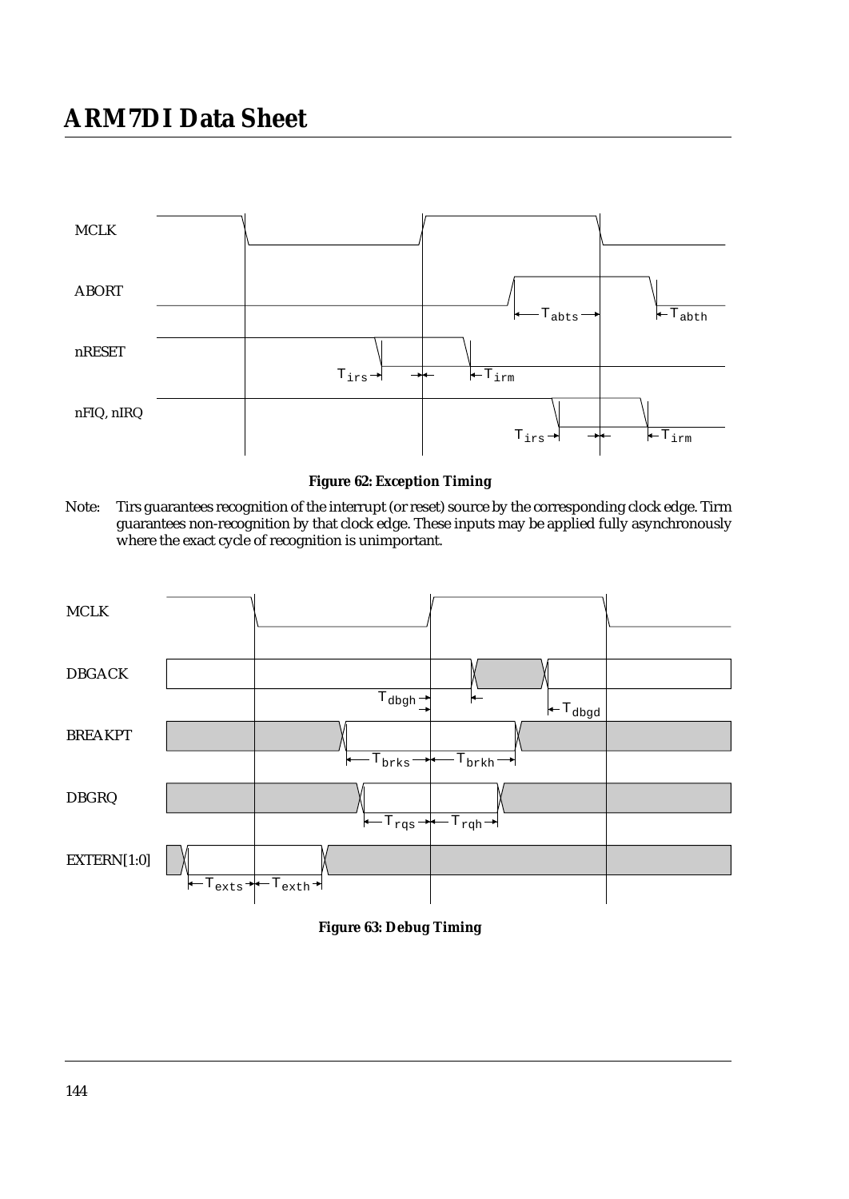**Figure 62: Exception Timing**

Note: Tirs guarantees recognition of the interrupt (or reset) source by the corresponding clock edge. Tirm guarantees non-recognition by that clock edge. These inputs may be applied fully asynchronously where the exact cycle of recognition is unimportant.

**Figure 63: Debug Timing**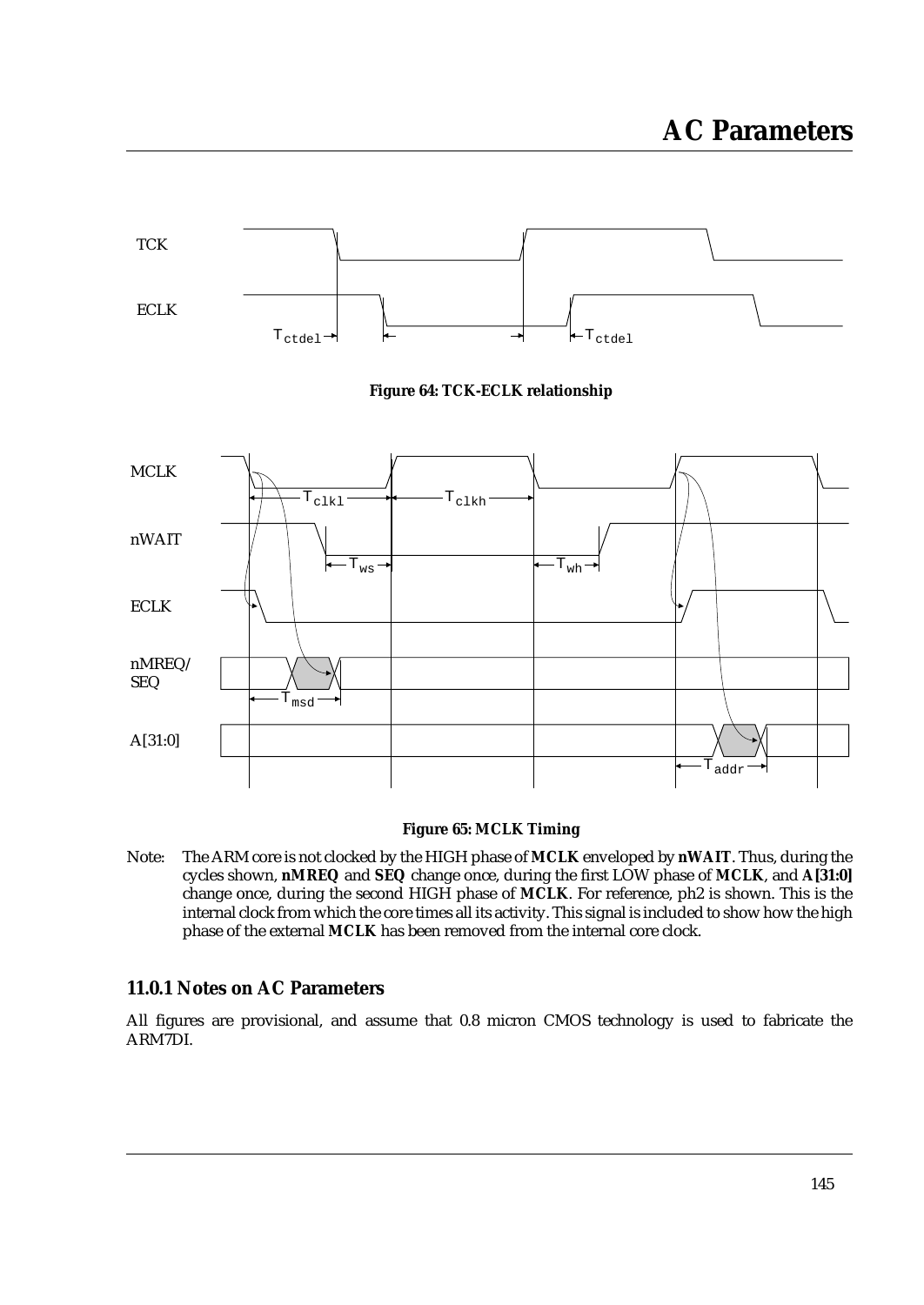Figure 64: TCK-ECLK relationship

Figure 65: MCLK Timing

Note: The ARM core is not clocked by the HIGH phase of **MCLK** enveloped by **nWAIT**. Thus, during the cycles shown, **nMREQ** and **SEQ** change once, during the first LOW phase of **MCLK**, and **A[31:0]** change once, during the second HIGH phase of **MCLK**. For reference, ph2 is shown. This is the internal clock from which the core times all its activity. This signal is included to show how the high phase of the external **MCLK** has been removed from the internal core clock.

### 11.0.1 Notes on AC Parameters

All figures are provisional, and assume that 0.8 micron CMOS technology is used to fabricate the ARM7DI.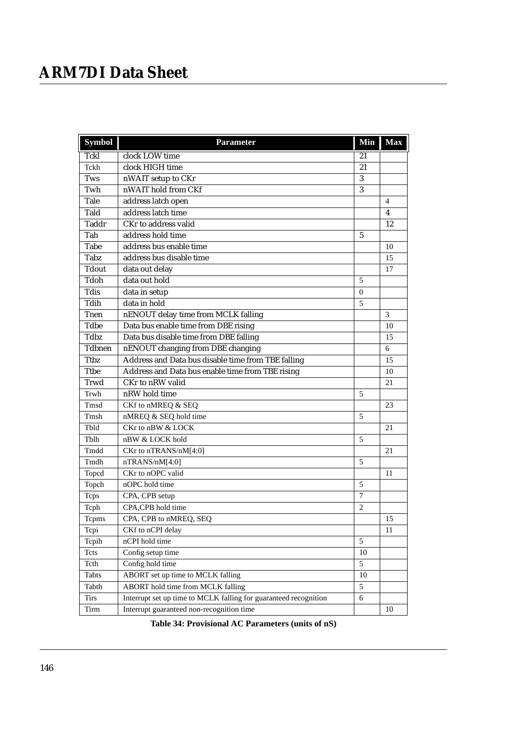| Symbol | Parameter | Min | Max |
|---|---|---|---|
| Tckl | clock LOW time | 21 | |
| Tckh | clock HIGH time | 21 | |
| Tws | nWAIT setup to CKr | 3 | |
| Twh | nWAIT hold from CKf | 3 | |
| Tale | address latch open | | 4 |
| Tald | address latch time | | 4 |
| Taddr | CKr to address valid | | 12 |
| Tah | address hold time | 5 | |
| Tabe | address bus enable time | | 10 |
| Tabz | address bus disable time | | 15 |
| Tdout | data out delay | | 17 |
| Tdoh | data out hold | 5 | |
| Tdis | data in setup | 0 | |
| Tdih | data in hold | 5 | |
| Tnen | nENOUT delay time from MCLK falling | | 3 |
| Tdbe | Data bus enable time from DBE rising | | 10 |
| Tdbz | Data bus disable time from DBE falling | | 15 |
| Tdbnen | nENOUT changing from DBE changing | | 6 |
| Ttbz | Address and Data bus disable time from TBE falling | | 15 |
| Ttbe | Address and Data bus enable time from TBE rising | | 10 |
| Trwd | CKr to nRW valid | | 21 |
| Trwh | nRW hold time | 5 | |
| Tmsd | CKf to nMREQ & SEQ | | 23 |
| Tmsh | nMREQ & SEQ hold time | 5 | |
| Tbld | CKr to nBW & LOCK | | 21 |
| Tblh | nBW & LOCK hold | 5 | |
| Tmdd | CKr to nTRANS/nM[4:0] | | 21 |
| Tmdh | nTRANS/nM[4:0] | 5 | |
| Topcd | CKr to nOPC valid | | 11 |
| Topch | nOPC hold time | 5 | |
| Tcps | CPA, CPB setup | 7 | |
| Tcph | CPA,CPB hold time | 2 | |
| Tcpms | CPA, CPB to nMREQ, SEQ | | 15 |
| Tcpi | CKf to nCPI delay | | 11 |
| Tcpih | nCPI hold time | 5 | |
| Tcts | Config setup time | 10 | |
| Tcth | Config hold time | 5 | |
| Tabts | ABORT set up time to MCLK falling | 10 | |
| Tabth | ABORT hold time from MCLK falling | 5 | |
| Tirs | Interrupt set up time to MCLK falling for guaranteed recognition | 6 | |
| Tirm | Interrupt guaranteed non-recognition time | | 10 |

**Table 34: Provisional AC Parameters (units of nS)**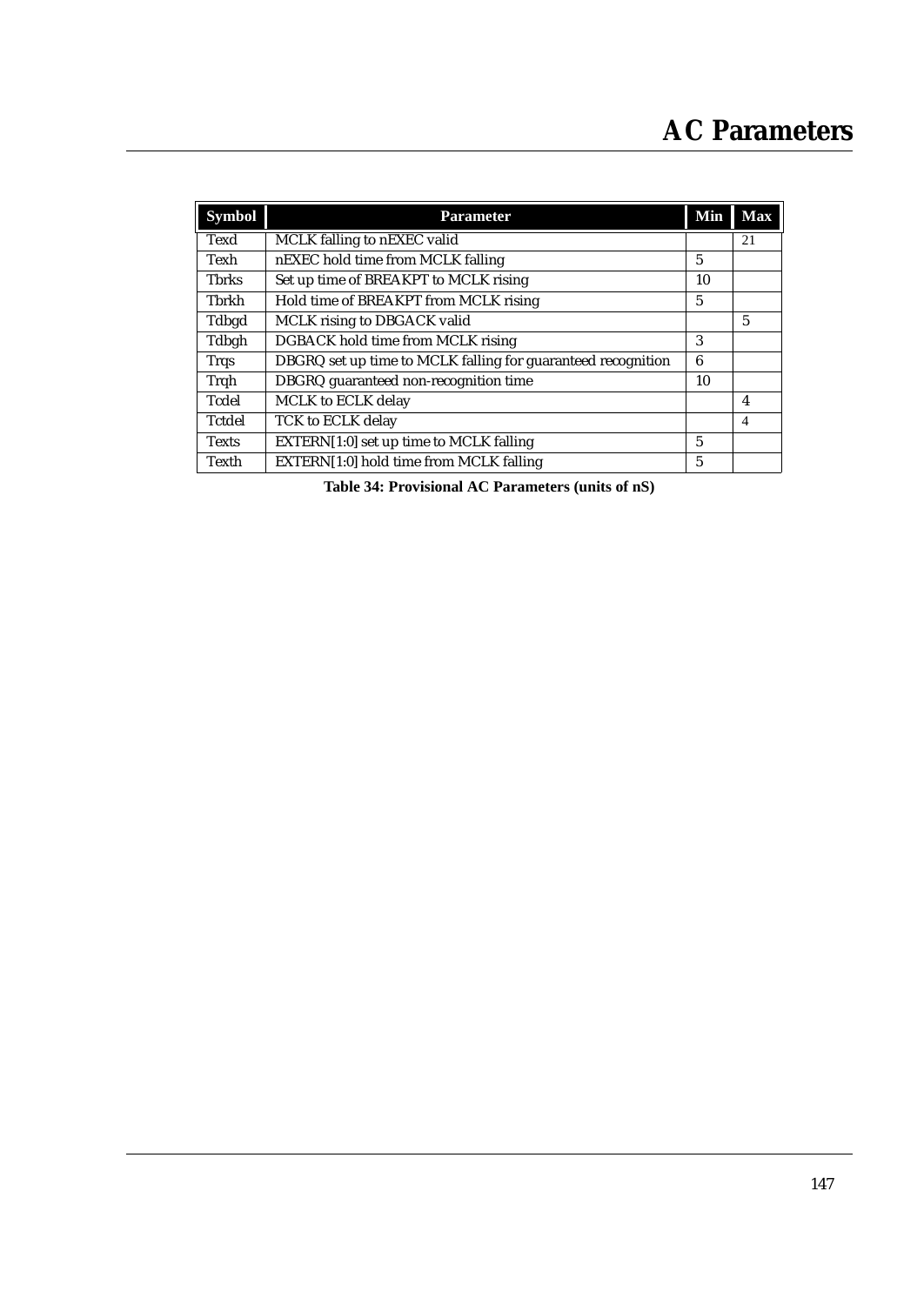| Symbol | Parameter | Min | Max |
|---|---|---|---|
| Texd | MCLK falling to nEXEC valid | | 21 |
| Texh | nEXEC hold time from MCLK falling | 5 | |
| Tbrks | Set up time of BREAKPT to MCLK rising | 10 | |
| Tbrkh | Hold time of BREAKPT from MCLK rising | 5 | |
| Tdbgd | MCLK rising to DBGACK valid | | 5 |
| Tdbgh | DGBACK hold time from MCLK rising | 3 | |
| Trqs | DBGRQ set up time to MCLK falling for guaranteed recognition | 6 | |
| Trqh | DBGRQ guaranteed non-recognition time | 10 | |
| Tcdel | MCLK to ECLK delay | | 4 |
| Tctdel | TCK to ECLK delay | | 4 |
| Texts | EXTERN[1:0] set up time to MCLK falling | 5 | |
| Texth | EXTERN[1:0] hold time from MCLK falling | 5 | |

**Table 34: Provisional AC Parameters (units of nS)**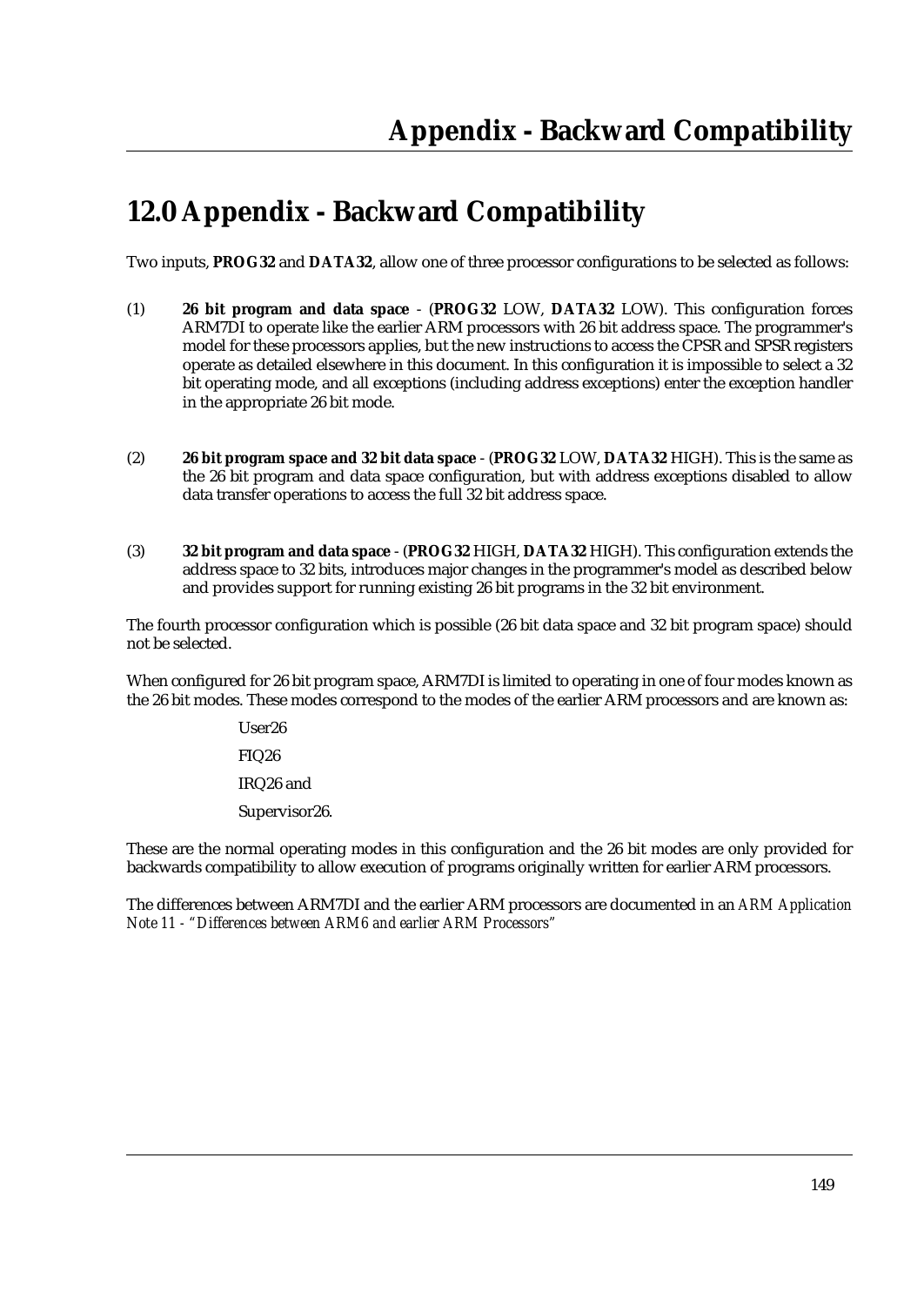# 12.0 Appendix - Backward Compatibility

Two inputs, **PROG32** and **DATA32**, allow one of three processor configurations to be selected as follows:

(1) **26 bit program and data space** - (**PROG32** LOW, **DATA32** LOW). This configuration forces ARM7DI to operate like the earlier ARM processors with 26 bit address space. The programmer's model for these processors applies, but the new instructions to access the CPSR and SPSR registers operate as detailed elsewhere in this document. In this configuration it is impossible to select a 32 bit operating mode, and all exceptions (including address exceptions) enter the exception handler in the appropriate 26 bit mode.

(2) **26 bit program space and 32 bit data space** - (**PROG32** LOW, **DATA32** HIGH). This is the same as the 26 bit program and data space configuration, but with address exceptions disabled to allow data transfer operations to access the full 32 bit address space.

(3) **32 bit program and data space** - (**PROG32** HIGH, **DATA32** HIGH). This configuration extends the address space to 32 bits, introduces major changes in the programmer's model as described below and provides support for running existing 26 bit programs in the 32 bit environment.

The fourth processor configuration which is possible (26 bit data space and 32 bit program space) should not be selected.

When configured for 26 bit program space, ARM7DI is limited to operating in one of four modes known as the 26 bit modes. These modes correspond to the modes of the earlier ARM processors and are known as:

User26

FIQ26

IRQ26 and

Supervisor26.

These are the normal operating modes in this configuration and the 26 bit modes are only provided for backwards compatibility to allow execution of programs originally written for earlier ARM processors.

The differences between ARM7DI and the earlier ARM processors are documented in an *ARM Application Note 11 - "Differences between ARM6 and earlier ARM Processors"*